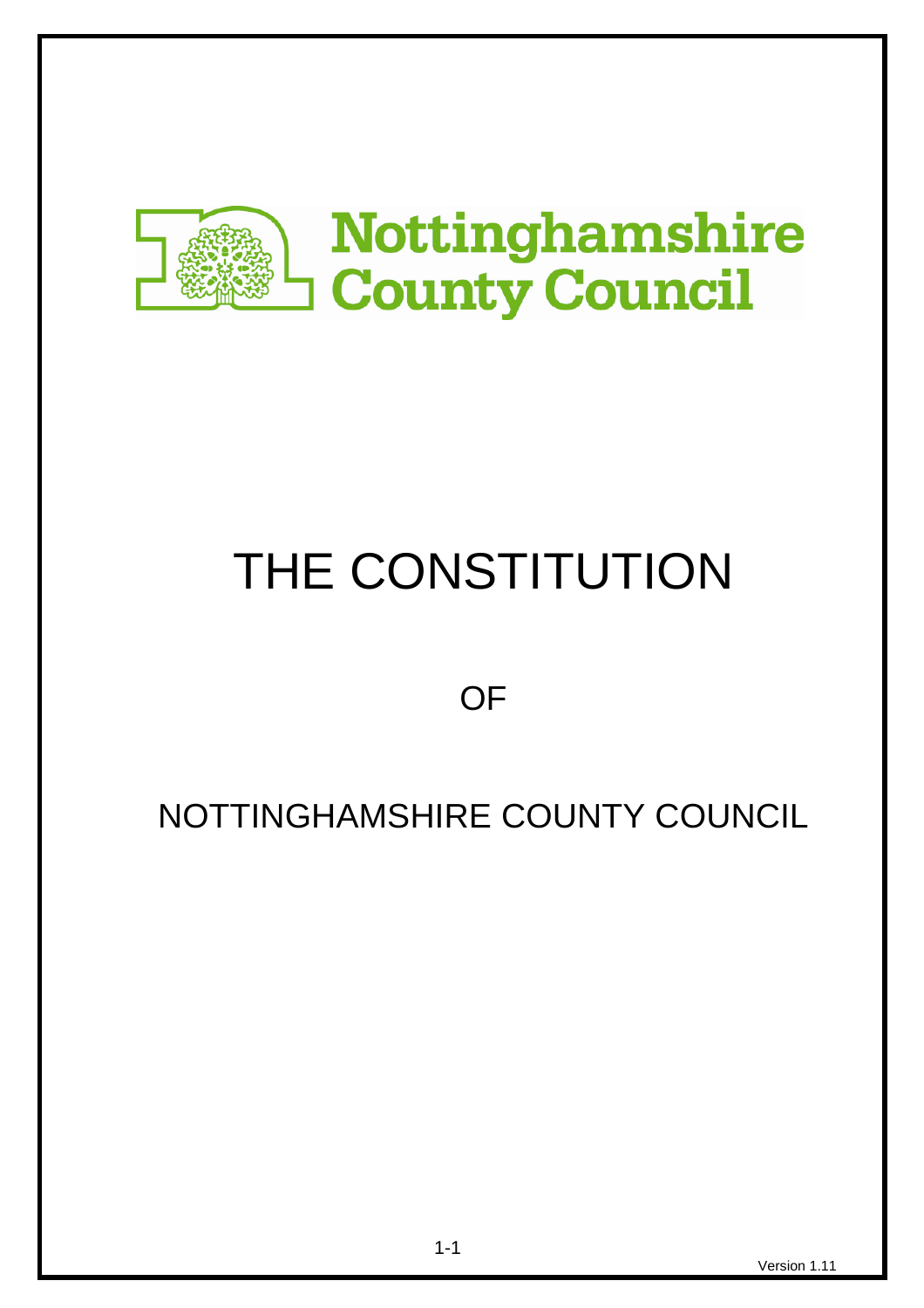Nottinghamshire County Council

# THE CONSTITUTION

OF

NOTTINGHAMSHIRE COUNTY COUNCIL

Version 1.11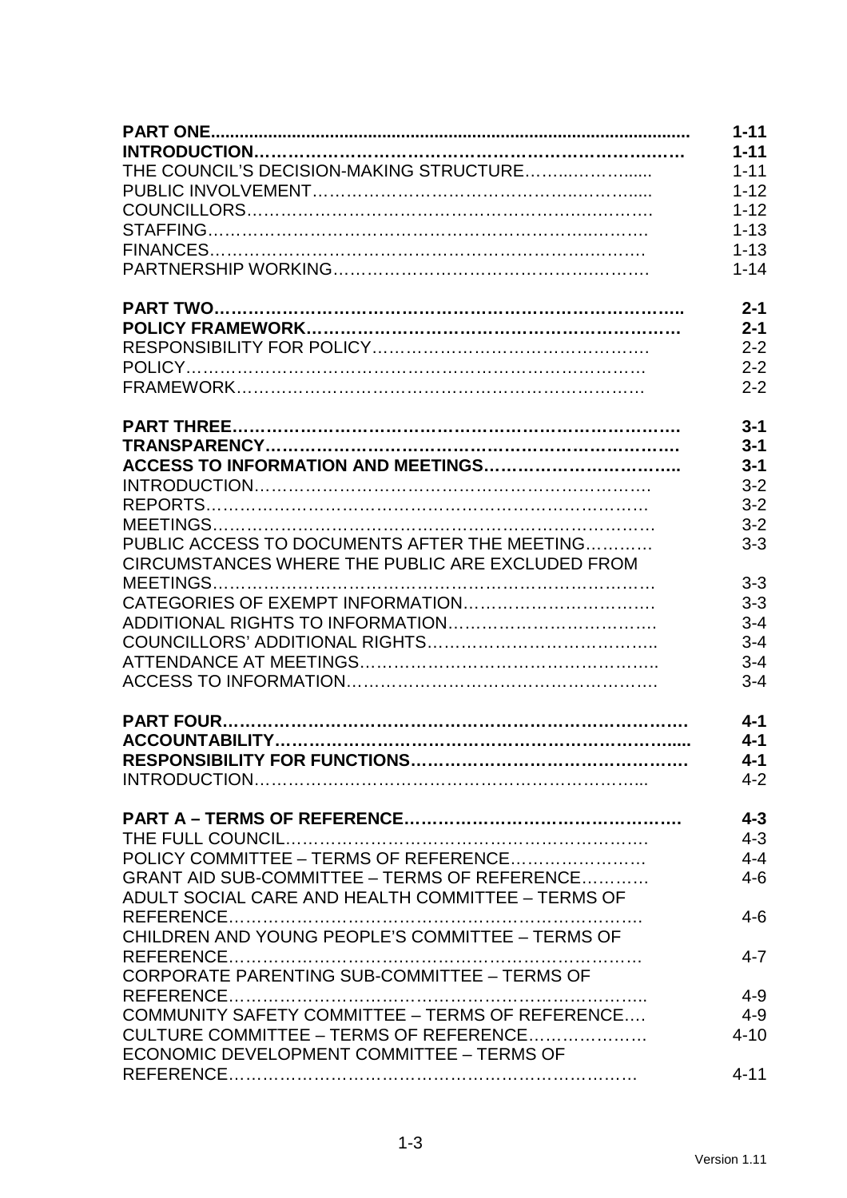| | |
|---|---|
| **PART ONE** | **1-11** |
| **INTRODUCTION** | **1-11** |
| THE COUNCIL'S DECISION-MAKING STRUCTURE | 1-11 |
| PUBLIC INVOLVEMENT | 1-12 |
| COUNCILLORS | 1-12 |
| STAFFING | 1-13 |
| FINANCES | 1-13 |
| PARTNERSHIP WORKING | 1-14 |
| | |
| **PART TWO** | **2-1** |
| **POLICY FRAMEWORK** | **2-1** |
| RESPONSIBILITY FOR POLICY | 2-2 |
| POLICY | 2-2 |
| FRAMEWORK | 2-2 |
| | |
| **PART THREE** | **3-1** |
| **TRANSPARENCY** | **3-1** |
| **ACCESS TO INFORMATION AND MEETINGS** | **3-1** |
| INTRODUCTION | 3-2 |
| REPORTS | 3-2 |
| MEETINGS | 3-2 |
| PUBLIC ACCESS TO DOCUMENTS AFTER THE MEETING | 3-3 |
| CIRCUMSTANCES WHERE THE PUBLIC ARE EXCLUDED FROM MEETINGS | 3-3 |
| CATEGORIES OF EXEMPT INFORMATION | 3-3 |
| ADDITIONAL RIGHTS TO INFORMATION | 3-4 |
| COUNCILLORS' ADDITIONAL RIGHTS | 3-4 |
| ATTENDANCE AT MEETINGS | 3-4 |
| ACCESS TO INFORMATION | 3-4 |
| | |
| **PART FOUR** | **4-1** |
| **ACCOUNTABILITY** | **4-1** |
| **RESPONSIBILITY FOR FUNCTIONS** | **4-1** |
| INTRODUCTION | 4-2 |
| | |
| **PART A – TERMS OF REFERENCE** | **4-3** |
| THE FULL COUNCIL | 4-3 |
| POLICY COMMITTEE – TERMS OF REFERENCE | 4-4 |
| GRANT AID SUB-COMMITTEE – TERMS OF REFERENCE | 4-6 |
| ADULT SOCIAL CARE AND HEALTH COMMITTEE – TERMS OF REFERENCE | 4-6 |
| CHILDREN AND YOUNG PEOPLE'S COMMITTEE – TERMS OF REFERENCE | 4-7 |
| CORPORATE PARENTING SUB-COMMITTEE – TERMS OF REFERENCE | 4-9 |
| COMMUNITY SAFETY COMMITTEE – TERMS OF REFERENCE | 4-9 |
| CULTURE COMMITTEE – TERMS OF REFERENCE | 4-10 |
| ECONOMIC DEVELOPMENT COMMITTEE – TERMS OF REFERENCE | 4-11 |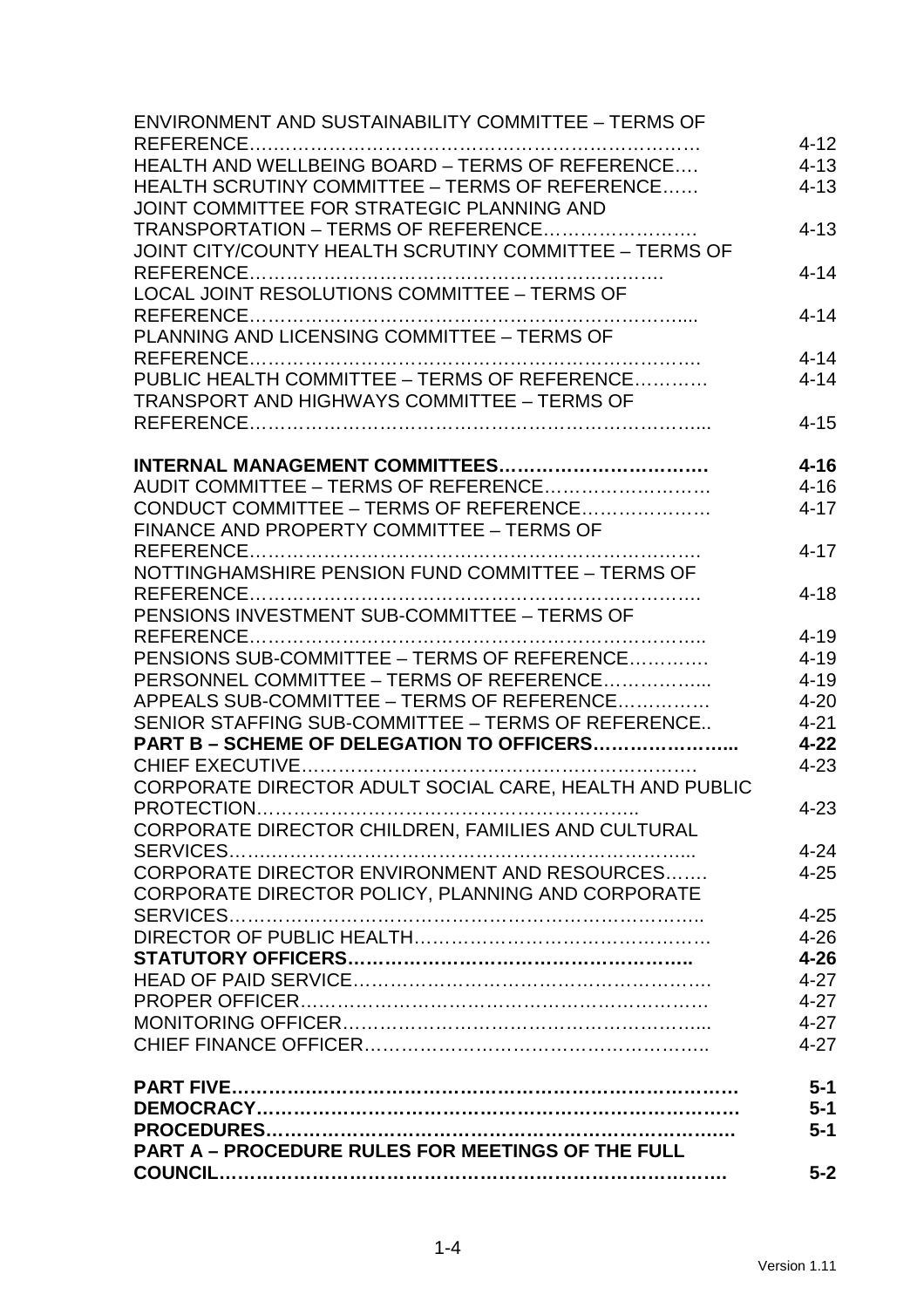| | |
|---|---|
| ENVIRONMENT AND SUSTAINABILITY COMMITTEE – TERMS OF REFERENCE………………………………………………………… | 4-12 |
| HEALTH AND WELLBEING BOARD – TERMS OF REFERENCE…. | 4-13 |
| HEALTH SCRUTINY COMMITTEE – TERMS OF REFERENCE…… | 4-13 |
| JOINT COMMITTEE FOR STRATEGIC PLANNING AND TRANSPORTATION – TERMS OF REFERENCE……………………. | 4-13 |
| JOINT CITY/COUNTY HEALTH SCRUTINY COMMITTEE – TERMS OF REFERENCE………………………………………………………. | 4-14 |
| LOCAL JOINT RESOLUTIONS COMMITTEE – TERMS OF REFERENCE…………………………………………………………... | 4-14 |
| PLANNING AND LICENSING COMMITTEE – TERMS OF REFERENCE………………………………………………………………. | 4-14 |
| PUBLIC HEALTH COMMITTEE – TERMS OF REFERENCE………… | 4-14 |
| TRANSPORT AND HIGHWAYS COMMITTEE – TERMS OF REFERENCE……………………………………………………………... | 4-15 |
| **INTERNAL MANAGEMENT COMMITTEES……………………………** | **4-16** |
| AUDIT COMMITTEE – TERMS OF REFERENCE……………………… | 4-16 |
| CONDUCT COMMITTEE – TERMS OF REFERENCE………………… | 4-17 |
| FINANCE AND PROPERTY COMMITTEE – TERMS OF REFERENCE………………………………………………………………. | 4-17 |
| NOTTINGHAMSHIRE PENSION FUND COMMITTEE – TERMS OF REFERENCE………………………………………………………………. | 4-18 |
| PENSIONS INVESTMENT SUB-COMMITTEE – TERMS OF REFERENCE……………………………………………………………….. | 4-19 |
| PENSIONS SUB-COMMITTEE – TERMS OF REFERENCE…………. | 4-19 |
| PERSONNEL COMMITTEE – TERMS OF REFERENCE……………... | 4-19 |
| APPEALS SUB-COMMITTEE – TERMS OF REFERENCE…………… | 4-20 |
| SENIOR STAFFING SUB-COMMITTEE – TERMS OF REFERENCE.. | 4-21 |
| **PART B – SCHEME OF DELEGATION TO OFFICERS…………………...** | **4-22** |
| CHIEF EXECUTIVE………………………………………………………. | 4-23 |
| CORPORATE DIRECTOR ADULT SOCIAL CARE, HEALTH AND PUBLIC PROTECTION……………………………………………………….. | 4-23 |
| CORPORATE DIRECTOR CHILDREN, FAMILIES AND CULTURAL SERVICES………………………………………………………………... | 4-24 |
| CORPORATE DIRECTOR ENVIRONMENT AND RESOURCES……. | 4-25 |
| CORPORATE DIRECTOR POLICY, PLANNING AND CORPORATE SERVICES……………………………………………………………….. | 4-25 |
| DIRECTOR OF PUBLIC HEALTH…………………………………………. | 4-26 |
| **STATUTORY OFFICERS………………………………………………..** | **4-26** |
| HEAD OF PAID SERVICE………………………………………………… | 4-27 |
| PROPER OFFICER………………………………………………………. | 4-27 |
| MONITORING OFFICER………………………………………………... | 4-27 |
| CHIEF FINANCE OFFICER……………………………………………….. | 4-27 |
| **PART FIVE…………………………………………………………………….** | **5-1** |
| **DEMOCRACY………………………………………………………………….** | **5-1** |
| **PROCEDURES……………………………………………………………….** | **5-1** |
| **PART A – PROCEDURE RULES FOR MEETINGS OF THE FULL COUNCIL…………………………………………………………………….** | **5-2** |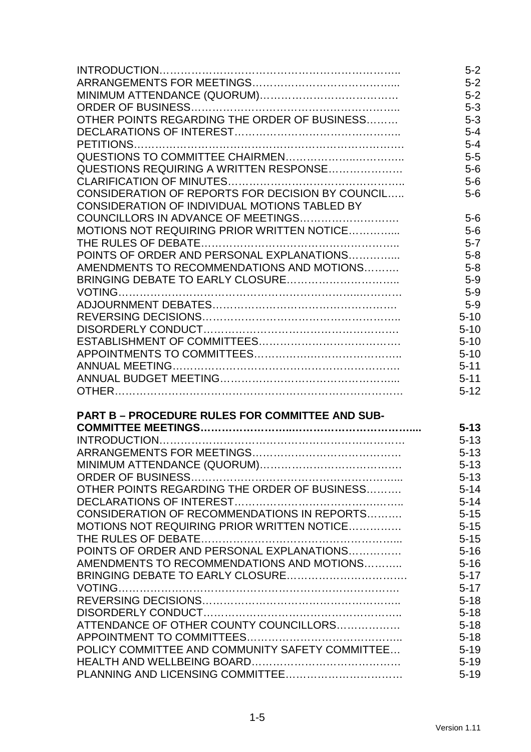| | |
|---|---|
| INTRODUCTION…………………………………………………………. | 5-2 |
| ARRANGEMENTS FOR MEETINGS………………………………….... | 5-2 |
| MINIMUM ATTENDANCE (QUORUM)………………………………… | 5-2 |
| ORDER OF BUSINESS……………………………………………….. | 5-3 |
| OTHER POINTS REGARDING THE ORDER OF BUSINESS……… | 5-3 |
| DECLARATIONS OF INTEREST……………………………………….. | 5-4 |
| PETITIONS……………………………………………………………. | 5-4 |
| QUESTIONS TO COMMITTEE CHAIRMEN………………………….. | 5-5 |
| QUESTIONS REQUIRING A WRITTEN RESPONSE………………… | 5-6 |
| CLARIFICATION OF MINUTES………………………………………….. | 5-6 |
| CONSIDERATION OF REPORTS FOR DECISION BY COUNCIL….. | 5-6 |
| CONSIDERATION OF INDIVIDUAL MOTIONS TABLED BY COUNCILLORS IN ADVANCE OF MEETINGS……………………… | 5-6 |
| MOTIONS NOT REQUIRING PRIOR WRITTEN NOTICE………….... | 5-6 |
| THE RULES OF DEBATE……………………………………………….. | 5-7 |
| POINTS OF ORDER AND PERSONAL EXPLANATIONS…………... | 5-8 |
| AMENDMENTS TO RECOMMENDATIONS AND MOTIONS……… | 5-8 |
| BRINGING DEBATE TO EARLY CLOSURE………………………….. | 5-9 |
| VOTING…………………………………………………………………. | 5-9 |
| ADJOURNMENT DEBATES……………………………………………. | 5-9 |
| REVERSING DECISIONS……………………………………………….. | 5-10 |
| DISORDERLY CONDUCT………………………………………………. | 5-10 |
| ESTABLISHMENT OF COMMITTEES………………………………. | 5-10 |
| APPOINTMENTS TO COMMITTEES………………………………….. | 5-10 |
| ANNUAL MEETING……………………………………………………. | 5-11 |
| ANNUAL BUDGET MEETING………………………………………... | 5-11 |
| OTHER…………………………………………………………………. | 5-12 |
| | |
| **PART B – PROCEDURE RULES FOR COMMITTEE AND SUB-COMMITTEE MEETINGS…………………………………………………....** | **5-13** |
| INTRODUCTION……………………………………………………………… | 5-13 |
| ARRANGEMENTS FOR MEETINGS…………………………………… | 5-13 |
| MINIMUM ATTENDANCE (QUORUM)………………………………… | 5-13 |
| ORDER OF BUSINESS…………………………………………………... | 5-13 |
| OTHER POINTS REGARDING THE ORDER OF BUSINESS………. | 5-14 |
| DECLARATIONS OF INTEREST……………………………………….. | 5-14 |
| CONSIDERATION OF RECOMMENDATIONS IN REPORTS……… | 5-15 |
| MOTIONS NOT REQUIRING PRIOR WRITTEN NOTICE…………… | 5-15 |
| THE RULES OF DEBATE………………………………………………... | 5-15 |
| POINTS OF ORDER AND PERSONAL EXPLANATIONS…………… | 5-16 |
| AMENDMENTS TO RECOMMENDATIONS AND MOTIONS……….. | 5-16 |
| BRINGING DEBATE TO EARLY CLOSURE……………………………. | 5-17 |
| VOTING……………………………………………………………………. | 5-17 |
| REVERSING DECISIONS……………………………………………….. | 5-18 |
| DISORDERLY CONDUCT……………………………………………….. | 5-18 |
| ATTENDANCE OF OTHER COUNTY COUNCILLORS……………… | 5-18 |
| APPOINTMENT TO COMMITTEES…………………………………….. | 5-18 |
| POLICY COMMITTEE AND COMMUNITY SAFETY COMMITTEE… | 5-19 |
| HEALTH AND WELLBEING BOARD…………………………………… | 5-19 |
| PLANNING AND LICENSING COMMITTEE…………………………… | 5-19 |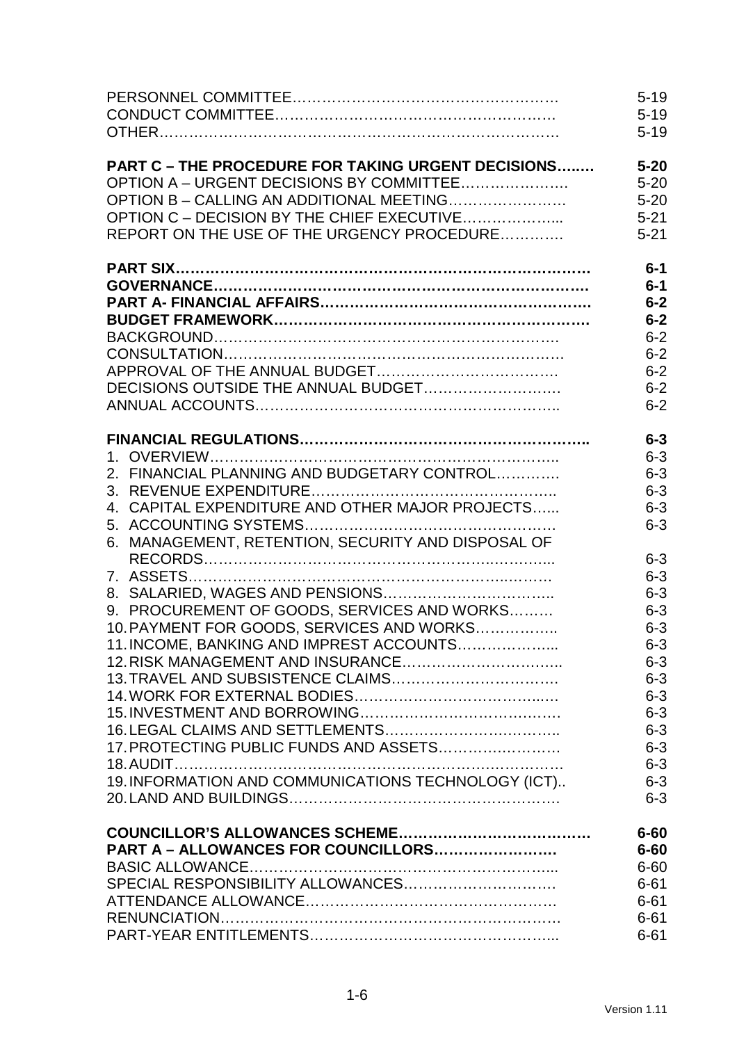| | |
|---|---|
| PERSONNEL COMMITTEE…………………………………………… | 5-19 |
| CONDUCT COMMITTEE……………………………………………… | 5-19 |
| OTHER………………………………………………………………… | 5-19 |
| | |
| **PART C – THE PROCEDURE FOR TAKING URGENT DECISIONS……..** | **5-20** |
| OPTION A – URGENT DECISIONS BY COMMITTEE…………………. | 5-20 |
| OPTION B – CALLING AN ADDITIONAL MEETING……………………. | 5-20 |
| OPTION C – DECISION BY THE CHIEF EXECUTIVE………………... | 5-21 |
| REPORT ON THE USE OF THE URGENCY PROCEDURE………… | 5-21 |
| | |
| **PART SIX…………………………………………………………………….** | **6-1** |
| **GOVERNANCE……………………………………………………………** | **6-1** |
| **PART A- FINANCIAL AFFAIRS…………………………………………….** | **6-2** |
| **BUDGET FRAMEWORK…………………………………………………….** | **6-2** |
| BACKGROUND………………………………………………………… | 6-2 |
| CONSULTATION………………………………………………………… | 6-2 |
| APPROVAL OF THE ANNUAL BUDGET………………………………. | 6-2 |
| DECISIONS OUTSIDE THE ANNUAL BUDGET………………………. | 6-2 |
| ANNUAL ACCOUNTS………………………………………………….. | 6-2 |
| | |
| **FINANCIAL REGULATIONS………………………………………………..** | **6-3** |
| 1. OVERVIEW…………………………………………………………….. | 6-3 |
| 2. FINANCIAL PLANNING AND BUDGETARY CONTROL…………. | 6-3 |
| 3. REVENUE EXPENDITURE……………………………………………….. | 6-3 |
| 4. CAPITAL EXPENDITURE AND OTHER MAJOR PROJECTS…... | 6-3 |
| 5. ACCOUNTING SYSTEMS…………………………………………… | 6-3 |
| 6. MANAGEMENT, RETENTION, SECURITY AND DISPOSAL OF RECORDS………………………………………………………... | 6-3 |
| 7. ASSETS………………………………………………………………. | 6-3 |
| 8. SALARIED, WAGES AND PENSIONS…………………………….. | 6-3 |
| 9. PROCUREMENT OF GOODS, SERVICES AND WORKS……… | 6-3 |
| 10. PAYMENT FOR GOODS, SERVICES AND WORKS…………….. | 6-3 |
| 11. INCOME, BANKING AND IMPREST ACCOUNTS………………... | 6-3 |
| 12. RISK MANAGEMENT AND INSURANCE………………………….. | 6-3 |
| 13. TRAVEL AND SUBSISTENCE CLAIMS…………………………. | 6-3 |
| 14. WORK FOR EXTERNAL BODIES………………………………..… | 6-3 |
| 15. INVESTMENT AND BORROWING………………………………… | 6-3 |
| 16. LEGAL CLAIMS AND SETTLEMENTS…………………………….. | 6-3 |
| 17. PROTECTING PUBLIC FUNDS AND ASSETS…………………. | 6-3 |
| 18. AUDIT…………………………………………………………………… | 6-3 |
| 19. INFORMATION AND COMMUNICATIONS TECHNOLOGY (ICT).. | 6-3 |
| 20. LAND AND BUILDINGS………………………………………………. | 6-3 |
| | |
| **COUNCILLOR'S ALLOWANCES SCHEME……………………………….** | **6-60** |
| **PART A – ALLOWANCES FOR COUNCILLORS…………………….** | **6-60** |
| BASIC ALLOWANCE…………………………………………………... | 6-60 |
| SPECIAL RESPONSIBILITY ALLOWANCES…………………………. | 6-61 |
| ATTENDANCE ALLOWANCE………………………………………… | 6-61 |
| RENUNCIATION………………………………………………………… | 6-61 |
| PART-YEAR ENTITLEMENTS………………………………………... | 6-61 |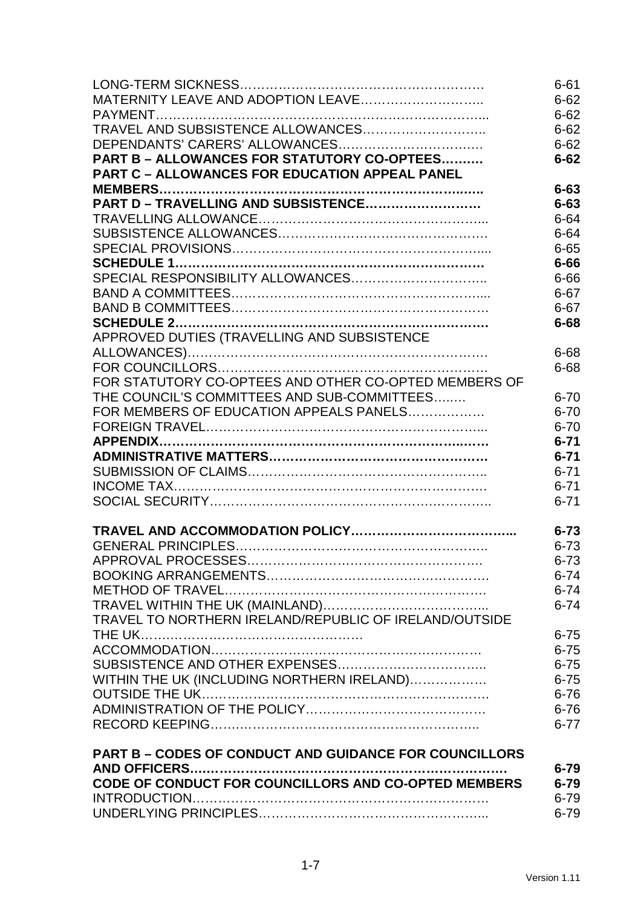| | |
|---|---|
| LONG-TERM SICKNESS………………………………………………… | 6-61 |
| MATERNITY LEAVE AND ADOPTION LEAVE……………………….. | 6-62 |
| PAYMENT……………………………………………………………….. | 6-62 |
| TRAVEL AND SUBSISTENCE ALLOWANCES……………………….. | 6-62 |
| DEPENDANTS' CARERS' ALLOWANCES……………………………. | 6-62 |
| **PART B – ALLOWANCES FOR STATUTORY CO-OPTEES………** | **6-62** |
| **PART C – ALLOWANCES FOR EDUCATION APPEAL PANEL MEMBERS……………………………………………………………..** | **6-63** |
| **PART D – TRAVELLING AND SUBSISTENCE………………………** | **6-63** |
| TRAVELLING ALLOWANCE……………………………………………... | 6-64 |
| SUBSISTENCE ALLOWANCES……………………………………….. | 6-64 |
| SPECIAL PROVISIONS…………………………………………………... | 6-65 |
| **SCHEDULE 1……………………………………………………………** | **6-66** |
| SPECIAL RESPONSIBILITY ALLOWANCES……………………….. | 6-66 |
| BAND A COMMITTEES…………………………………………………... | 6-67 |
| BAND B COMMITTEES…………………………………………………. | 6-67 |
| **SCHEDULE 2……………………………………………………………** | **6-68** |
| APPROVED DUTIES (TRAVELLING AND SUBSISTENCE ALLOWANCES)………………………………………………………… | 6-68 |
| FOR COUNCILLORS……………………………………………………. | 6-68 |
| FOR STATUTORY CO-OPTEES AND OTHER CO-OPTED MEMBERS OF THE COUNCIL'S COMMITTEES AND SUB-COMMITTEES…..… | 6-70 |
| FOR MEMBERS OF EDUCATION APPEALS PANELS………………. | 6-70 |
| FOREIGN TRAVEL……………………………………………………... | 6-70 |
| **APPENDIX……………………………………………………………….** | **6-71** |
| **ADMINISTRATIVE MATTERS…………………………………………** | **6-71** |
| SUBMISSION OF CLAIMS……………………………………………….. | 6-71 |
| INCOME TAX………………………………………………………………. | 6-71 |
| SOCIAL SECURITY……………………………………………………….. | 6-71 |
| | |
| **TRAVEL AND ACCOMMODATION POLICY………………………………...** | **6-73** |
| GENERAL PRINCIPLES………………………………………………….. | 6-73 |
| APPROVAL PROCESSES………………………………………………. | 6-73 |
| BOOKING ARRANGEMENTS…………………………………………….. | 6-74 |
| METHOD OF TRAVEL……………………………………………………. | 6-74 |
| TRAVEL WITHIN THE UK (MAINLAND)……………………………….... | 6-74 |
| TRAVEL TO NORTHERN IRELAND/REPUBLIC OF IRELAND/OUTSIDE THE UK……………………………………………. | 6-75 |
| ACCOMMODATION………………………………………………………. | 6-75 |
| SUBSISTENCE AND OTHER EXPENSES…………………………….. | 6-75 |
| WITHIN THE UK (INCLUDING NORTHERN IRELAND)……………… | 6-75 |
| OUTSIDE THE UK………………………………………………………. | 6-76 |
| ADMINISTRATION OF THE POLICY…………………………………… | 6-76 |
| RECORD KEEPING……………………………………………………….. | 6-77 |
| | |
| **PART B – CODES OF CONDUCT AND GUIDANCE FOR COUNCILLORS AND OFFICERS………………………………………………………………** | **6-79** |
| **CODE OF CONDUCT FOR COUNCILLORS AND CO-OPTED MEMBERS** | **6-79** |
| INTRODUCTION……………………………………………………………. | 6-79 |
| UNDERLYING PRINCIPLES…………………………………………….. | 6-79 |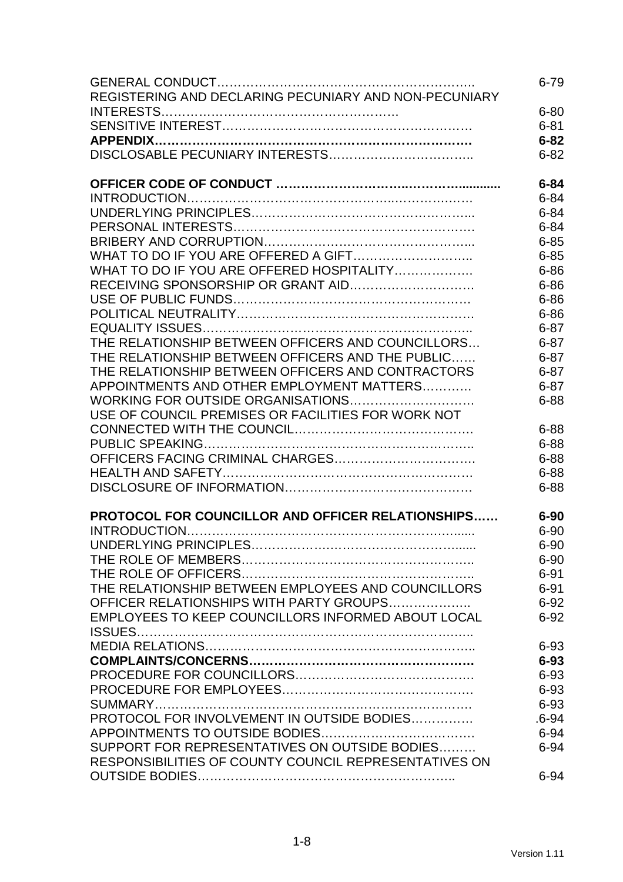| | |
|---|---|
| GENERAL CONDUCT…………………………………………………….. | 6-79 |
| REGISTERING AND DECLARING PECUNIARY AND NON-PECUNIARY INTERESTS…………………………………………………. | 6-80 |
| SENSITIVE INTEREST…………………………………………………. | 6-81 |
| **APPENDIX………………………………………………………………** | **6-82** |
| DISCLOSABLE PECUNIARY INTERESTS…………………………….. | 6-82 |
| | |
| **OFFICER CODE OF CONDUCT ……………………….……………..........** | **6-84** |
| INTRODUCTION……………………………………..……………… | 6-84 |
| UNDERLYING PRINCIPLES……………………………………………... | 6-84 |
| PERSONAL INTERESTS………………………………………………… | 6-84 |
| BRIBERY AND CORRUPTION…………………………………………... | 6-85 |
| WHAT TO DO IF YOU ARE OFFERED A GIFT……………………….. | 6-85 |
| WHAT TO DO IF YOU ARE OFFERED HOSPITALITY………………. | 6-86 |
| RECEIVING SPONSORSHIP OR GRANT AID………………………… | 6-86 |
| USE OF PUBLIC FUNDS……………………………………………… | 6-86 |
| POLITICAL NEUTRALITY………………………………………………. | 6-86 |
| EQUALITY ISSUES……………………………………………………. | 6-87 |
| THE RELATIONSHIP BETWEEN OFFICERS AND COUNCILLORS… | 6-87 |
| THE RELATIONSHIP BETWEEN OFFICERS AND THE PUBLIC…… | 6-87 |
| THE RELATIONSHIP BETWEEN OFFICERS AND CONTRACTORS | 6-87 |
| APPOINTMENTS AND OTHER EMPLOYMENT MATTERS………… | 6-87 |
| WORKING FOR OUTSIDE ORGANISATIONS………………………… | 6-88 |
| USE OF COUNCIL PREMISES OR FACILITIES FOR WORK NOT CONNECTED WITH THE COUNCIL……………………………………. | 6-88 |
| PUBLIC SPEAKING……………………………………………………….. | 6-88 |
| OFFICERS FACING CRIMINAL CHARGES……………………………. | 6-88 |
| HEALTH AND SAFETY…………………………………………………… | 6-88 |
| DISCLOSURE OF INFORMATION……………………………………… | 6-88 |
| | |
| **PROTOCOL FOR COUNCILLOR AND OFFICER RELATIONSHIPS……** | **6-90** |
| INTRODUCTION…………………………………………………………..... | 6-90 |
| UNDERLYING PRINCIPLES……………………………………………...... | 6-90 |
| THE ROLE OF MEMBERS………………………………………………. | 6-90 |
| THE ROLE OF OFFICERS……………………………………………….. | 6-91 |
| THE RELATIONSHIP BETWEEN EMPLOYEES AND COUNCILLORS | 6-91 |
| OFFICER RELATIONSHIPS WITH PARTY GROUPS……………….. | 6-92 |
| EMPLOYEES TO KEEP COUNCILLORS INFORMED ABOUT LOCAL ISSUES…………………………………………………………………….. | 6-92 |
| MEDIA RELATIONS……………………………………………………….. | 6-93 |
| **COMPLAINTS/CONCERNS………………………………………………** | **6-93** |
| PROCEDURE FOR COUNCILLORS……………………………………. | 6-93 |
| PROCEDURE FOR EMPLOYEES……………………………………… | 6-93 |
| SUMMARY………………………………………………………………… | 6-93 |
| PROTOCOL FOR INVOLVEMENT IN OUTSIDE BODIES………….. | .6-94 |
| APPOINTMENTS TO OUTSIDE BODIES………………………………. | 6-94 |
| SUPPORT FOR REPRESENTATIVES ON OUTSIDE BODIES……… | 6-94 |
| RESPONSIBILITIES OF COUNTY COUNCIL REPRESENTATIVES ON OUTSIDE BODIES…………………………………………………….. | 6-94 |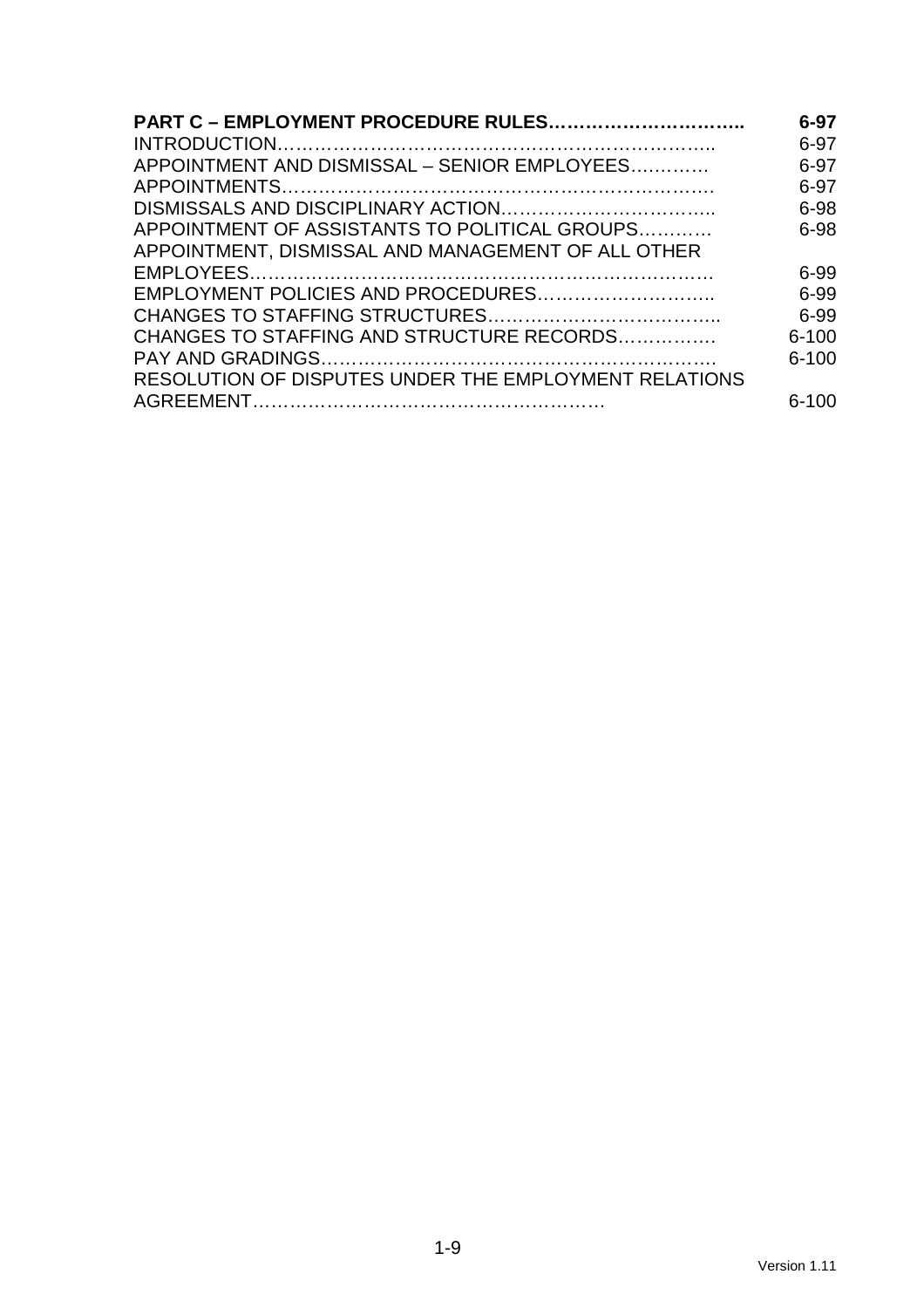| | |
|---|---|
| **PART C – EMPLOYMENT PROCEDURE RULES…………………………..** | **6-97** |
| INTRODUCTION……………………………………………………………….. | 6-97 |
| APPOINTMENT AND DISMISSAL – SENIOR EMPLOYEES………… | 6-97 |
| APPOINTMENTS………………………………………………………………. | 6-97 |
| DISMISSALS AND DISCIPLINARY ACTION…………………………….. | 6-98 |
| APPOINTMENT OF ASSISTANTS TO POLITICAL GROUPS………… | 6-98 |
| APPOINTMENT, DISMISSAL AND MANAGEMENT OF ALL OTHER EMPLOYEES………………………………………………………………. | 6-99 |
| EMPLOYMENT POLICIES AND PROCEDURES……………………….. | 6-99 |
| CHANGES TO STAFFING STRUCTURES……………………………….. | 6-99 |
| CHANGES TO STAFFING AND STRUCTURE RECORDS……………. | 6-100 |
| PAY AND GRADINGS……………………………………………………… | 6-100 |
| RESOLUTION OF DISPUTES UNDER THE EMPLOYMENT RELATIONS AGREEMENT…………………………………………………. | 6-100 |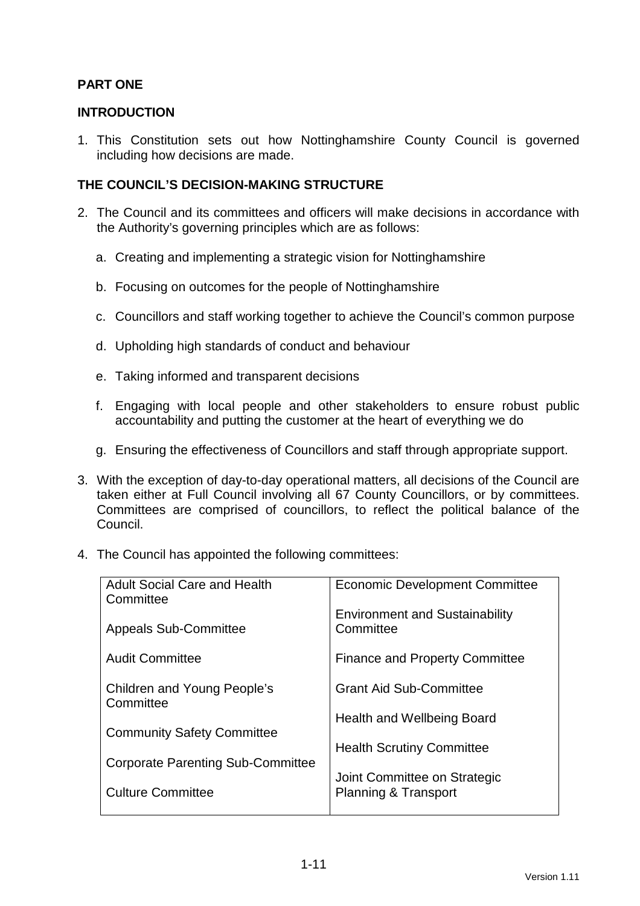# PART ONE

## INTRODUCTION

1. This Constitution sets out how Nottinghamshire County Council is governed including how decisions are made.

## THE COUNCIL'S DECISION-MAKING STRUCTURE

2. The Council and its committees and officers will make decisions in accordance with the Authority's governing principles which are as follows:

   a. Creating and implementing a strategic vision for Nottinghamshire

   b. Focusing on outcomes for the people of Nottinghamshire

   c. Councillors and staff working together to achieve the Council's common purpose

   d. Upholding high standards of conduct and behaviour

   e. Taking informed and transparent decisions

   f. Engaging with local people and other stakeholders to ensure robust public accountability and putting the customer at the heart of everything we do

   g. Ensuring the effectiveness of Councillors and staff through appropriate support.

3. With the exception of day-to-day operational matters, all decisions of the Council are taken either at Full Council involving all 67 County Councillors, or by committees. Committees are comprised of councillors, to reflect the political balance of the Council.

4. The Council has appointed the following committees:

| | |
|---|---|
| Adult Social Care and Health Committee | Economic Development Committee |
| Appeals Sub-Committee | Environment and Sustainability Committee |
| Audit Committee | Finance and Property Committee |
| Children and Young People's Committee | Grant Aid Sub-Committee |
| Community Safety Committee | Health and Wellbeing Board |
| Corporate Parenting Sub-Committee | Health Scrutiny Committee |
| Culture Committee | Joint Committee on Strategic Planning & Transport |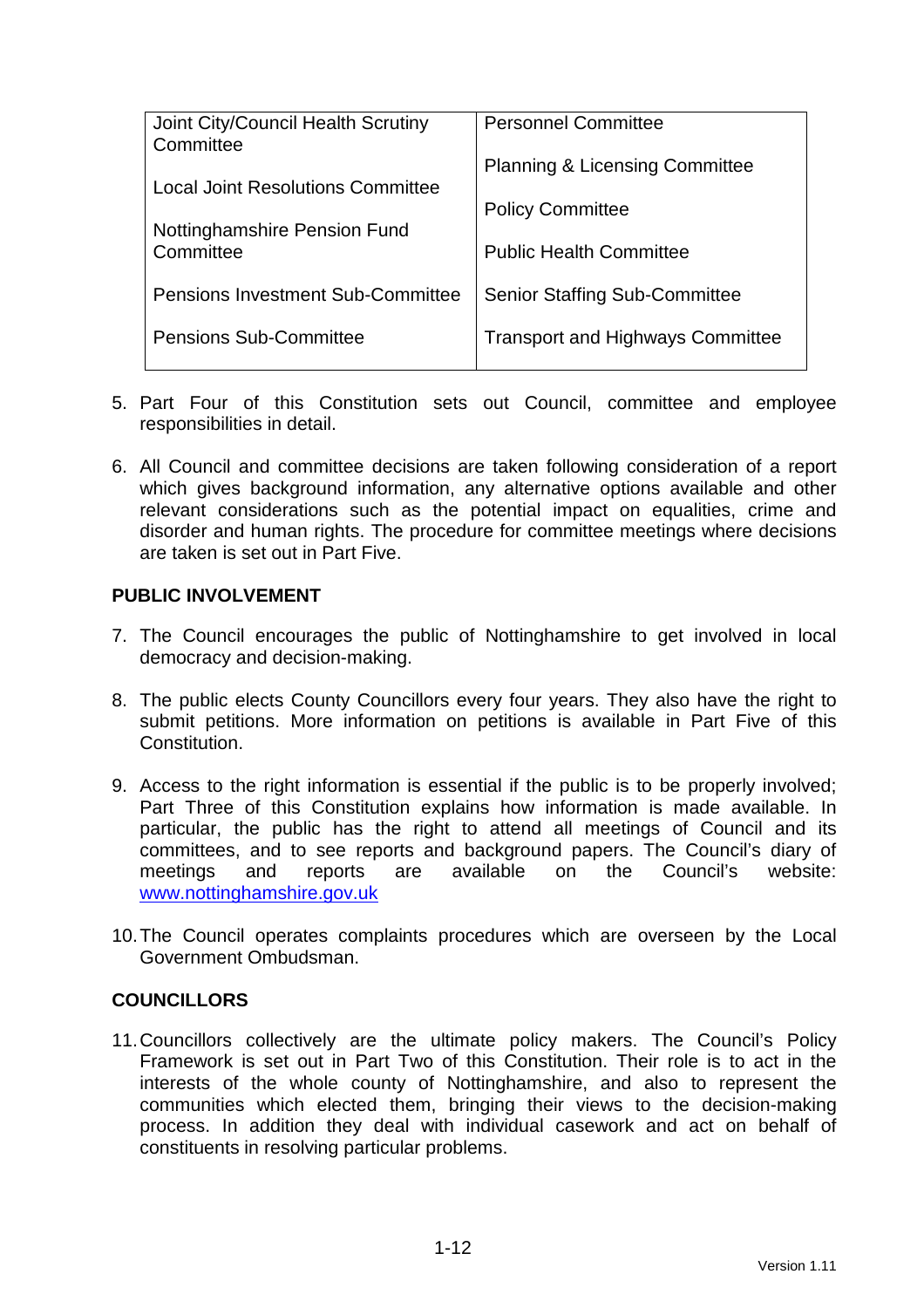| Joint City/Council Health Scrutiny Committee | Personnel Committee |
|---|---|
| Local Joint Resolutions Committee | Planning & Licensing Committee |
| Nottinghamshire Pension Fund Committee | Policy Committee |
| | Public Health Committee |
| Pensions Investment Sub-Committee | Senior Staffing Sub-Committee |
| Pensions Sub-Committee | Transport and Highways Committee |

5. Part Four of this Constitution sets out Council, committee and employee responsibilities in detail.

6. All Council and committee decisions are taken following consideration of a report which gives background information, any alternative options available and other relevant considerations such as the potential impact on equalities, crime and disorder and human rights. The procedure for committee meetings where decisions are taken is set out in Part Five.

## PUBLIC INVOLVEMENT

7. The Council encourages the public of Nottinghamshire to get involved in local democracy and decision-making.

8. The public elects County Councillors every four years. They also have the right to submit petitions. More information on petitions is available in Part Five of this Constitution.

9. Access to the right information is essential if the public is to be properly involved; Part Three of this Constitution explains how information is made available. In particular, the public has the right to attend all meetings of Council and its committees, and to see reports and background papers. The Council's diary of meetings and reports are available on the Council's website: www.nottinghamshire.gov.uk

10. The Council operates complaints procedures which are overseen by the Local Government Ombudsman.

## COUNCILLORS

11. Councillors collectively are the ultimate policy makers. The Council's Policy Framework is set out in Part Two of this Constitution. Their role is to act in the interests of the whole county of Nottinghamshire, and also to represent the communities which elected them, bringing their views to the decision-making process. In addition they deal with individual casework and act on behalf of constituents in resolving particular problems.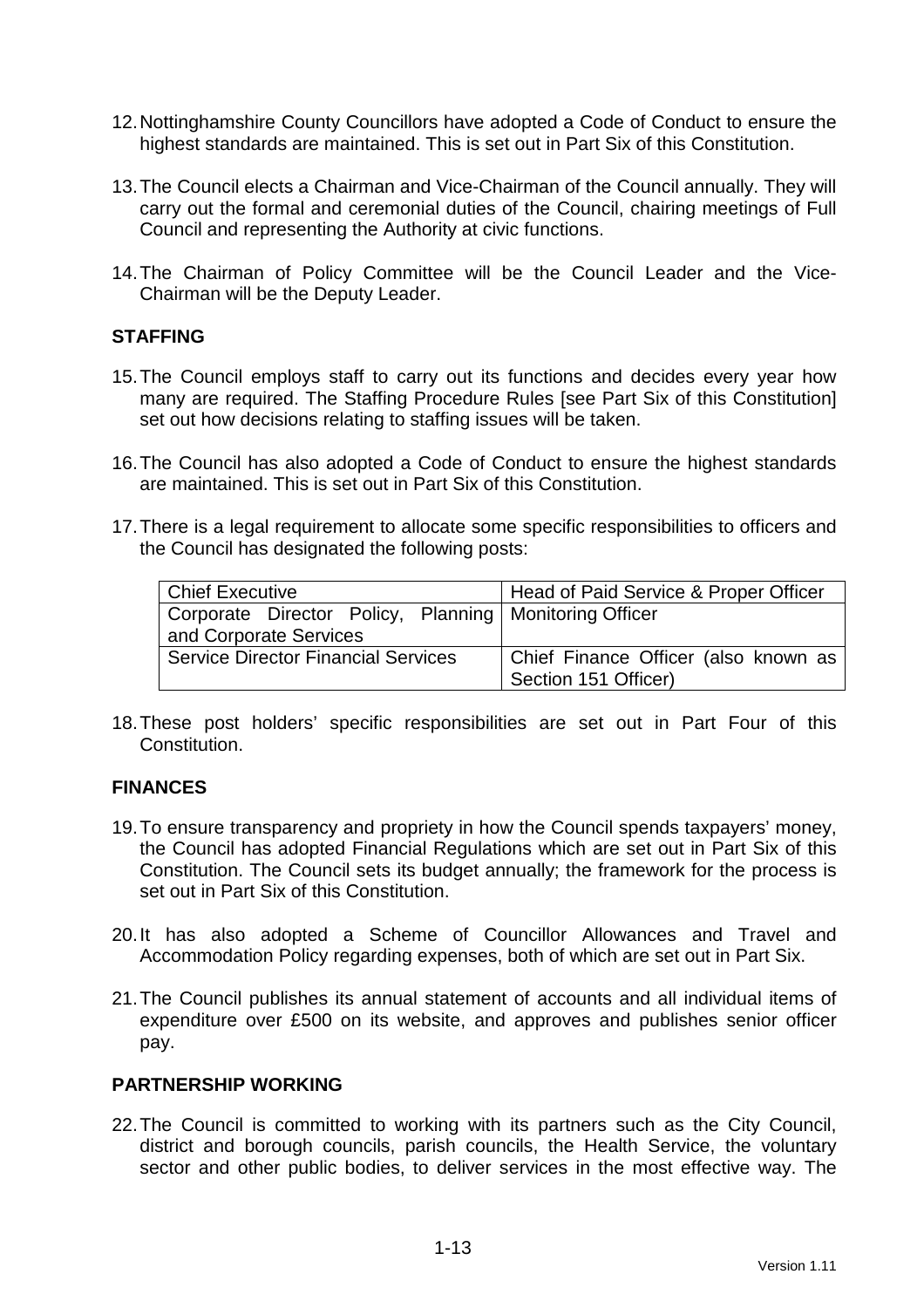12. Nottinghamshire County Councillors have adopted a Code of Conduct to ensure the highest standards are maintained. This is set out in Part Six of this Constitution.

13. The Council elects a Chairman and Vice-Chairman of the Council annually. They will carry out the formal and ceremonial duties of the Council, chairing meetings of Full Council and representing the Authority at civic functions.

14. The Chairman of Policy Committee will be the Council Leader and the Vice-Chairman will be the Deputy Leader.

**STAFFING**

15. The Council employs staff to carry out its functions and decides every year how many are required. The Staffing Procedure Rules [see Part Six of this Constitution] set out how decisions relating to staffing issues will be taken.

16. The Council has also adopted a Code of Conduct to ensure the highest standards are maintained. This is set out in Part Six of this Constitution.

17. There is a legal requirement to allocate some specific responsibilities to officers and the Council has designated the following posts:

| Chief Executive | Head of Paid Service & Proper Officer |
|---|---|
| Corporate Director Policy, Planning and Corporate Services | Monitoring Officer |
| Service Director Financial Services | Chief Finance Officer (also known as Section 151 Officer) |

18. These post holders' specific responsibilities are set out in Part Four of this Constitution.

**FINANCES**

19. To ensure transparency and propriety in how the Council spends taxpayers' money, the Council has adopted Financial Regulations which are set out in Part Six of this Constitution. The Council sets its budget annually; the framework for the process is set out in Part Six of this Constitution.

20. It has also adopted a Scheme of Councillor Allowances and Travel and Accommodation Policy regarding expenses, both of which are set out in Part Six.

21. The Council publishes its annual statement of accounts and all individual items of expenditure over £500 on its website, and approves and publishes senior officer pay.

**PARTNERSHIP WORKING**

22. The Council is committed to working with its partners such as the City Council, district and borough councils, parish councils, the Health Service, the voluntary sector and other public bodies, to deliver services in the most effective way. The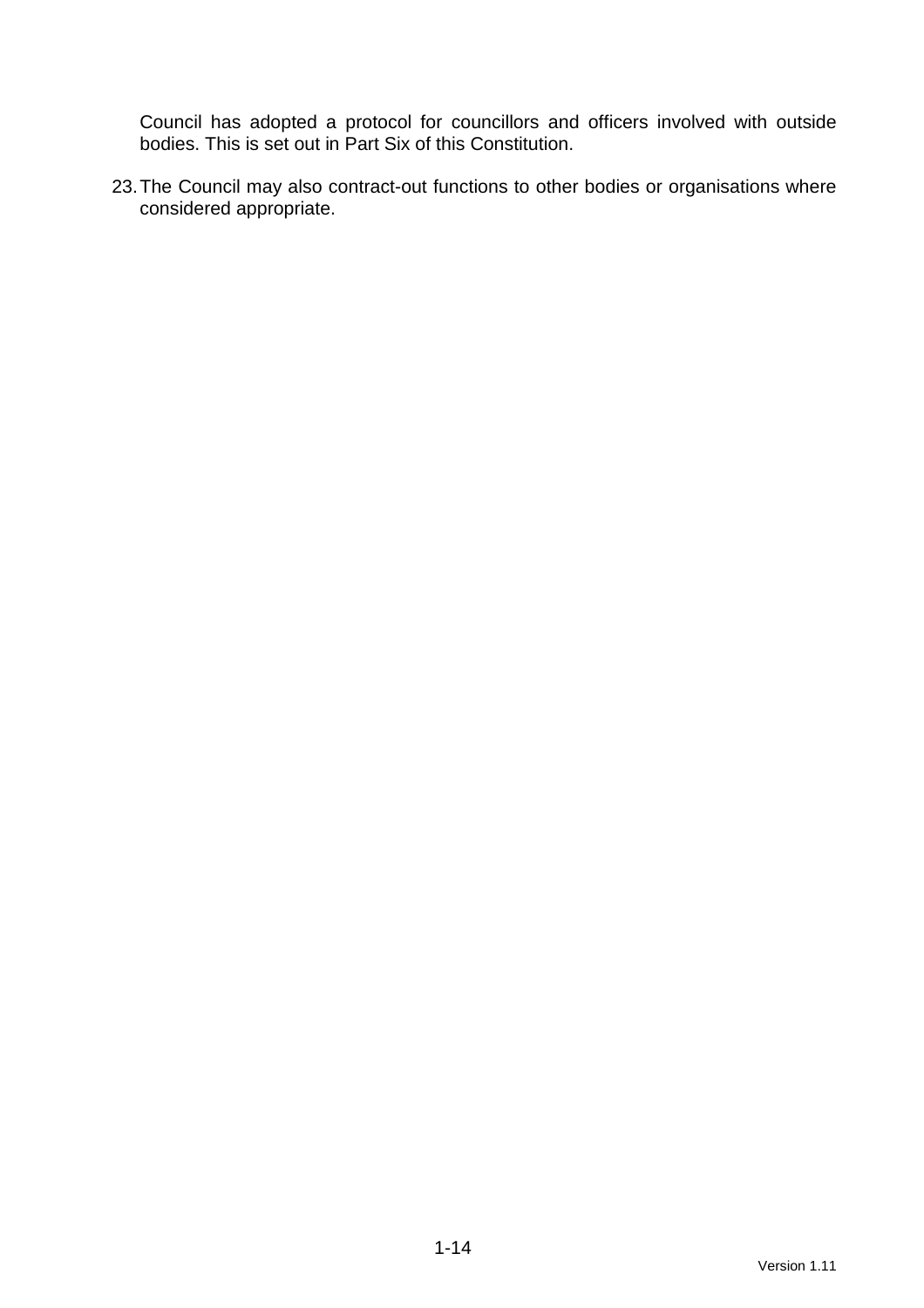Council has adopted a protocol for councillors and officers involved with outside bodies. This is set out in Part Six of this Constitution.

23. The Council may also contract-out functions to other bodies or organisations where considered appropriate.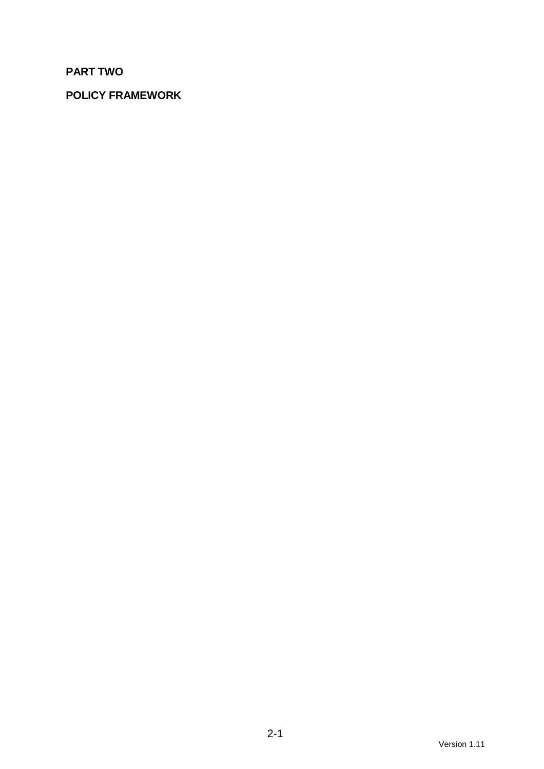# PART TWO

## POLICY FRAMEWORK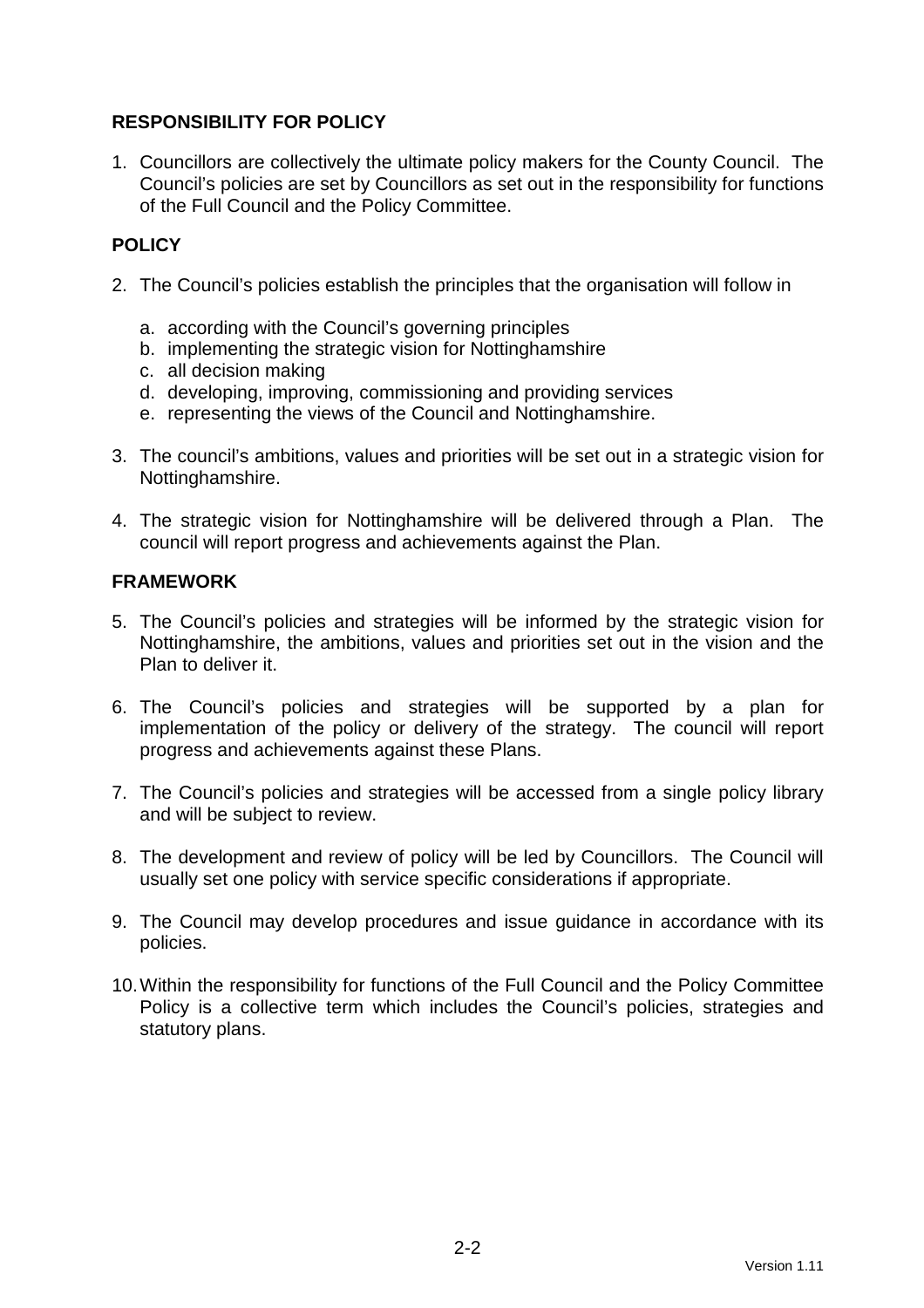## RESPONSIBILITY FOR POLICY

1. Councillors are collectively the ultimate policy makers for the County Council. The Council's policies are set by Councillors as set out in the responsibility for functions of the Full Council and the Policy Committee.

## POLICY

2. The Council's policies establish the principles that the organisation will follow in
   a. according with the Council's governing principles
   b. implementing the strategic vision for Nottinghamshire
   c. all decision making
   d. developing, improving, commissioning and providing services
   e. representing the views of the Council and Nottinghamshire.

3. The council's ambitions, values and priorities will be set out in a strategic vision for Nottinghamshire.

4. The strategic vision for Nottinghamshire will be delivered through a Plan. The council will report progress and achievements against the Plan.

## FRAMEWORK

5. The Council's policies and strategies will be informed by the strategic vision for Nottinghamshire, the ambitions, values and priorities set out in the vision and the Plan to deliver it.

6. The Council's policies and strategies will be supported by a plan for implementation of the policy or delivery of the strategy. The council will report progress and achievements against these Plans.

7. The Council's policies and strategies will be accessed from a single policy library and will be subject to review.

8. The development and review of policy will be led by Councillors. The Council will usually set one policy with service specific considerations if appropriate.

9. The Council may develop procedures and issue guidance in accordance with its policies.

10. Within the responsibility for functions of the Full Council and the Policy Committee Policy is a collective term which includes the Council's policies, strategies and statutory plans.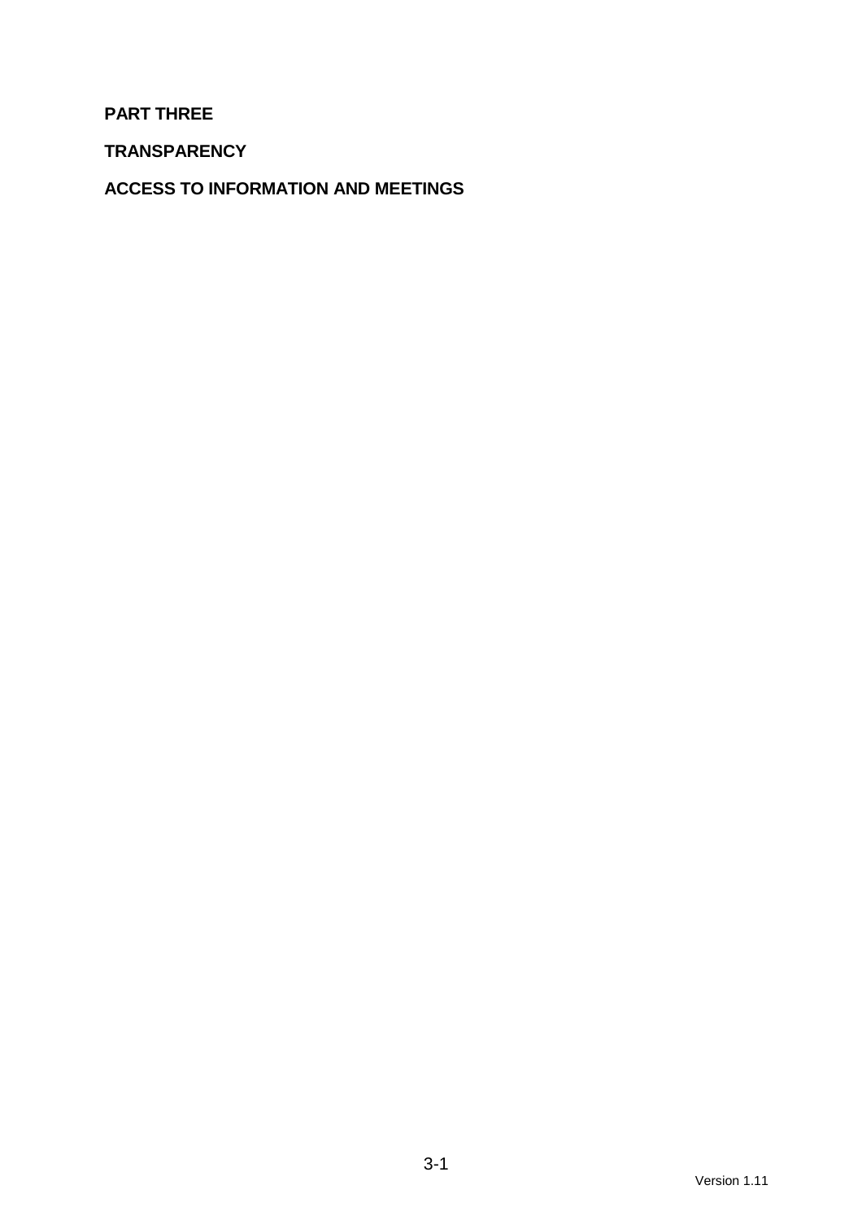# PART THREE

## TRANSPARENCY

## ACCESS TO INFORMATION AND MEETINGS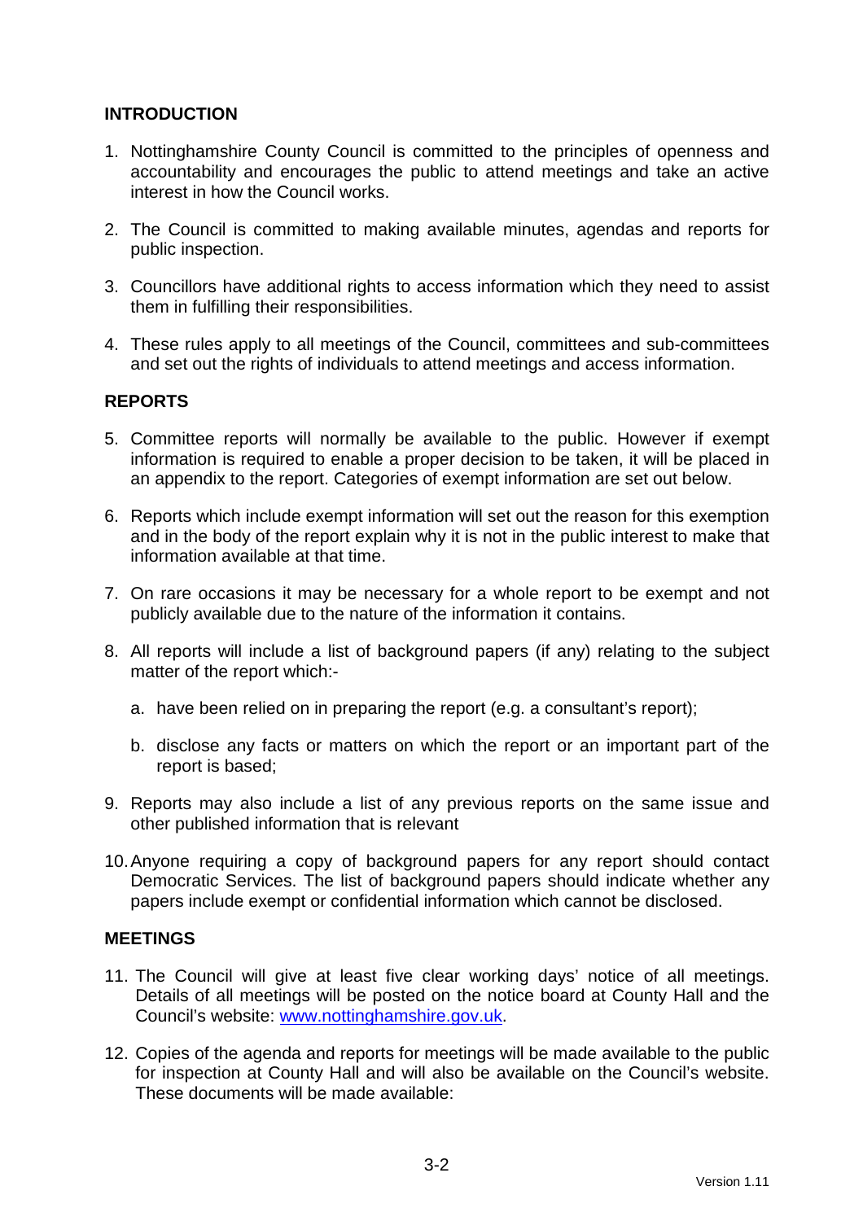## INTRODUCTION

1. Nottinghamshire County Council is committed to the principles of openness and accountability and encourages the public to attend meetings and take an active interest in how the Council works.

2. The Council is committed to making available minutes, agendas and reports for public inspection.

3. Councillors have additional rights to access information which they need to assist them in fulfilling their responsibilities.

4. These rules apply to all meetings of the Council, committees and sub-committees and set out the rights of individuals to attend meetings and access information.

## REPORTS

5. Committee reports will normally be available to the public. However if exempt information is required to enable a proper decision to be taken, it will be placed in an appendix to the report. Categories of exempt information are set out below.

6. Reports which include exempt information will set out the reason for this exemption and in the body of the report explain why it is not in the public interest to make that information available at that time.

7. On rare occasions it may be necessary for a whole report to be exempt and not publicly available due to the nature of the information it contains.

8. All reports will include a list of background papers (if any) relating to the subject matter of the report which:-

   a. have been relied on in preparing the report (e.g. a consultant's report);

   b. disclose any facts or matters on which the report or an important part of the report is based;

9. Reports may also include a list of any previous reports on the same issue and other published information that is relevant

10. Anyone requiring a copy of background papers for any report should contact Democratic Services. The list of background papers should indicate whether any papers include exempt or confidential information which cannot be disclosed.

## MEETINGS

11. The Council will give at least five clear working days' notice of all meetings. Details of all meetings will be posted on the notice board at County Hall and the Council's website: www.nottinghamshire.gov.uk.

12. Copies of the agenda and reports for meetings will be made available to the public for inspection at County Hall and will also be available on the Council's website. These documents will be made available: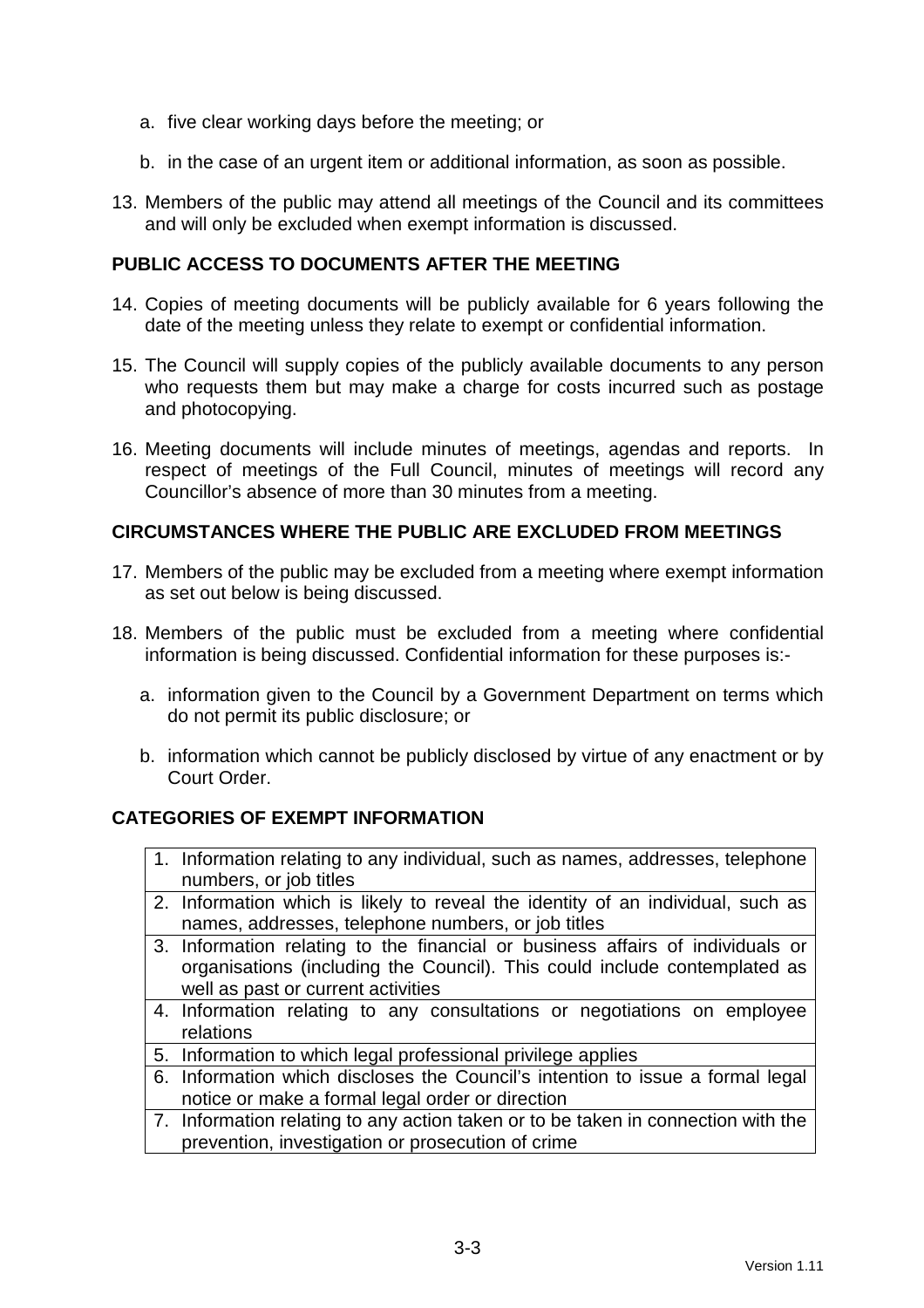a. five clear working days before the meeting; or

b. in the case of an urgent item or additional information, as soon as possible.

13. Members of the public may attend all meetings of the Council and its committees and will only be excluded when exempt information is discussed.

## PUBLIC ACCESS TO DOCUMENTS AFTER THE MEETING

14. Copies of meeting documents will be publicly available for 6 years following the date of the meeting unless they relate to exempt or confidential information.

15. The Council will supply copies of the publicly available documents to any person who requests them but may make a charge for costs incurred such as postage and photocopying.

16. Meeting documents will include minutes of meetings, agendas and reports. In respect of meetings of the Full Council, minutes of meetings will record any Councillor's absence of more than 30 minutes from a meeting.

## CIRCUMSTANCES WHERE THE PUBLIC ARE EXCLUDED FROM MEETINGS

17. Members of the public may be excluded from a meeting where exempt information as set out below is being discussed.

18. Members of the public must be excluded from a meeting where confidential information is being discussed. Confidential information for these purposes is:-

    a. information given to the Council by a Government Department on terms which do not permit its public disclosure; or

    b. information which cannot be publicly disclosed by virtue of any enactment or by Court Order.

## CATEGORIES OF EXEMPT INFORMATION

| |
|---|
| 1. Information relating to any individual, such as names, addresses, telephone numbers, or job titles |
| 2. Information which is likely to reveal the identity of an individual, such as names, addresses, telephone numbers, or job titles |
| 3. Information relating to the financial or business affairs of individuals or organisations (including the Council). This could include contemplated as well as past or current activities |
| 4. Information relating to any consultations or negotiations on employee relations |
| 5. Information to which legal professional privilege applies |
| 6. Information which discloses the Council's intention to issue a formal legal notice or make a formal legal order or direction |
| 7. Information relating to any action taken or to be taken in connection with the prevention, investigation or prosecution of crime |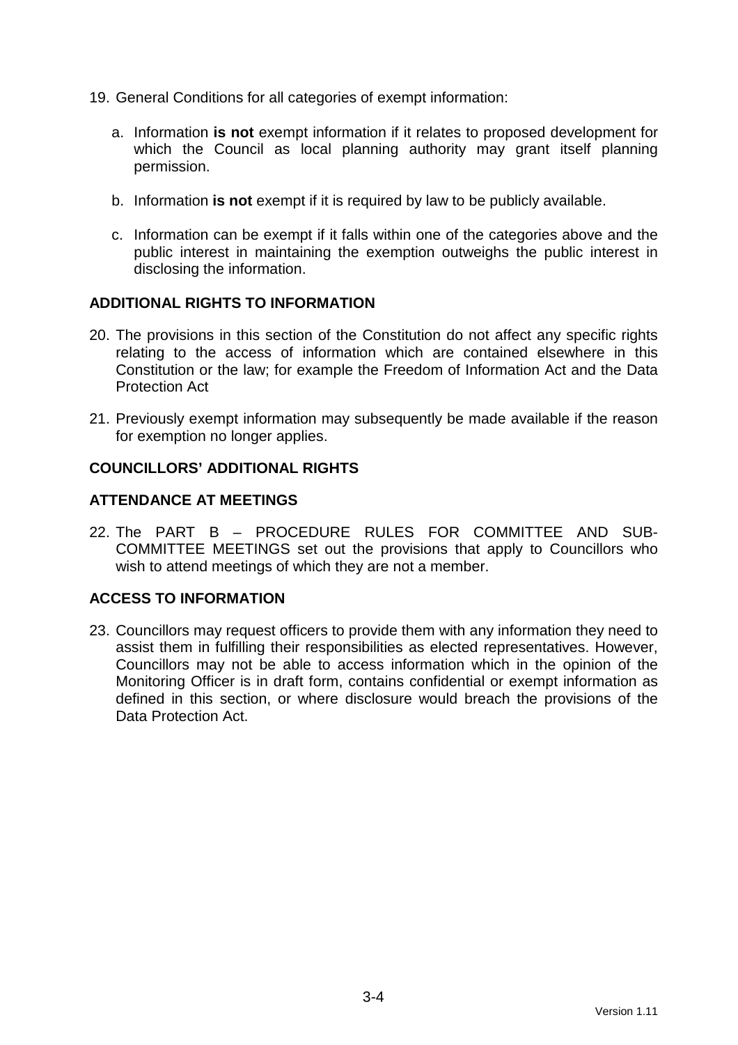19. General Conditions for all categories of exempt information:

    a. Information **is not** exempt information if it relates to proposed development for which the Council as local planning authority may grant itself planning permission.

    b. Information **is not** exempt if it is required by law to be publicly available.

    c. Information can be exempt if it falls within one of the categories above and the public interest in maintaining the exemption outweighs the public interest in disclosing the information.

## ADDITIONAL RIGHTS TO INFORMATION

20. The provisions in this section of the Constitution do not affect any specific rights relating to the access of information which are contained elsewhere in this Constitution or the law; for example the Freedom of Information Act and the Data Protection Act

21. Previously exempt information may subsequently be made available if the reason for exemption no longer applies.

## COUNCILLORS' ADDITIONAL RIGHTS

## ATTENDANCE AT MEETINGS

22. The PART B – PROCEDURE RULES FOR COMMITTEE AND SUB-COMMITTEE MEETINGS set out the provisions that apply to Councillors who wish to attend meetings of which they are not a member.

## ACCESS TO INFORMATION

23. Councillors may request officers to provide them with any information they need to assist them in fulfilling their responsibilities as elected representatives. However, Councillors may not be able to access information which in the opinion of the Monitoring Officer is in draft form, contains confidential or exempt information as defined in this section, or where disclosure would breach the provisions of the Data Protection Act.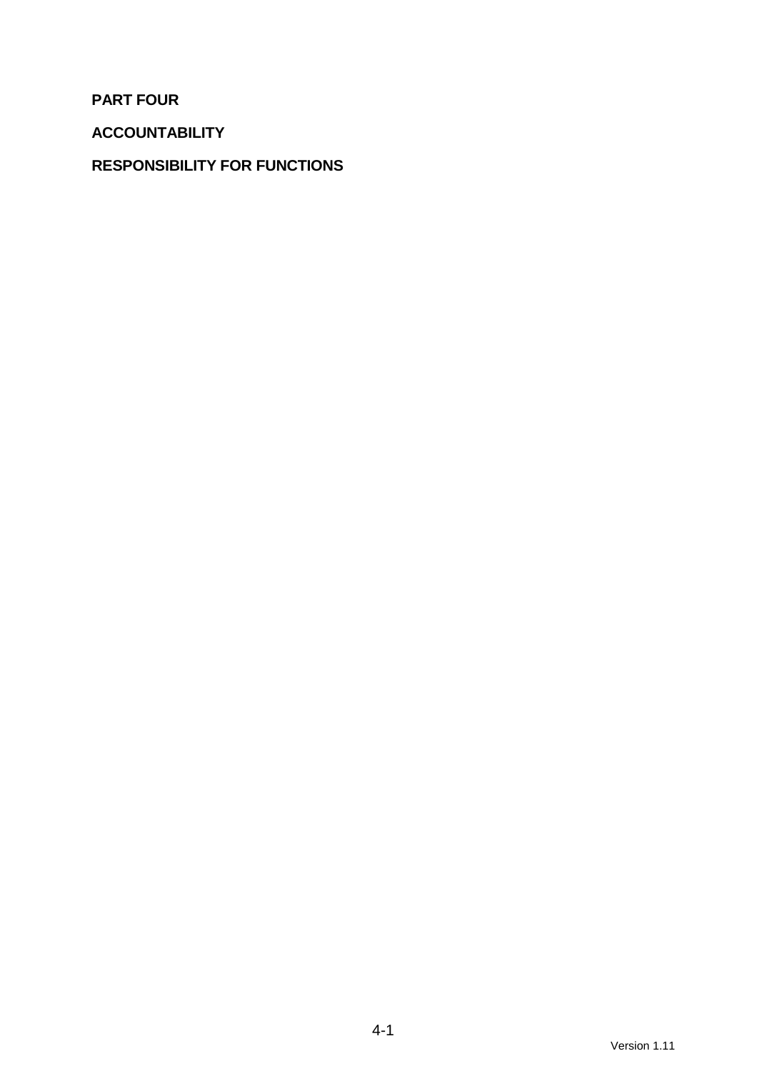# PART FOUR

## ACCOUNTABILITY

## RESPONSIBILITY FOR FUNCTIONS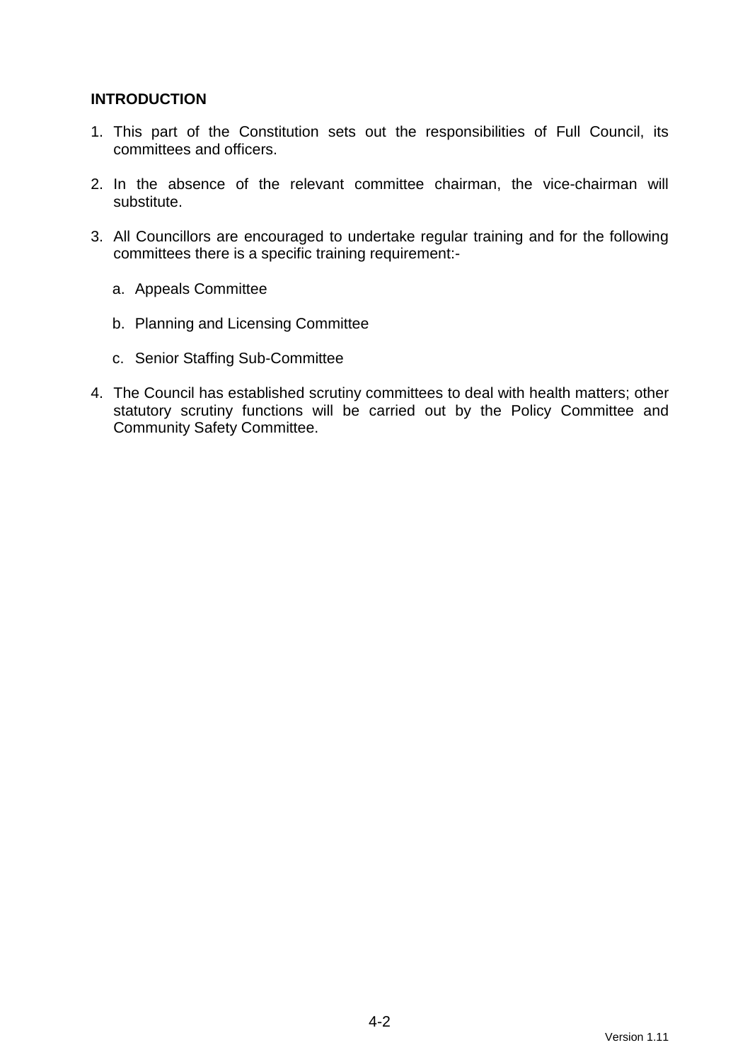## INTRODUCTION

1. This part of the Constitution sets out the responsibilities of Full Council, its committees and officers.

2. In the absence of the relevant committee chairman, the vice-chairman will substitute.

3. All Councillors are encouraged to undertake regular training and for the following committees there is a specific training requirement:-

   a. Appeals Committee

   b. Planning and Licensing Committee

   c. Senior Staffing Sub-Committee

4. The Council has established scrutiny committees to deal with health matters; other statutory scrutiny functions will be carried out by the Policy Committee and Community Safety Committee.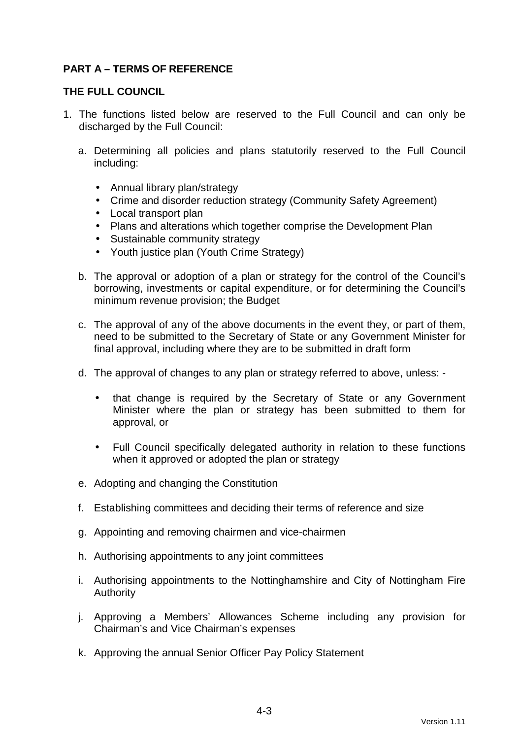## PART A – TERMS OF REFERENCE

### THE FULL COUNCIL

1. The functions listed below are reserved to the Full Council and can only be discharged by the Full Council:

   a. Determining all policies and plans statutorily reserved to the Full Council including:

      - Annual library plan/strategy
      - Crime and disorder reduction strategy (Community Safety Agreement)
      - Local transport plan
      - Plans and alterations which together comprise the Development Plan
      - Sustainable community strategy
      - Youth justice plan (Youth Crime Strategy)

   b. The approval or adoption of a plan or strategy for the control of the Council's borrowing, investments or capital expenditure, or for determining the Council's minimum revenue provision; the Budget

   c. The approval of any of the above documents in the event they, or part of them, need to be submitted to the Secretary of State or any Government Minister for final approval, including where they are to be submitted in draft form

   d. The approval of changes to any plan or strategy referred to above, unless: -

      - that change is required by the Secretary of State or any Government Minister where the plan or strategy has been submitted to them for approval, or

      - Full Council specifically delegated authority in relation to these functions when it approved or adopted the plan or strategy

   e. Adopting and changing the Constitution

   f. Establishing committees and deciding their terms of reference and size

   g. Appointing and removing chairmen and vice-chairmen

   h. Authorising appointments to any joint committees

   i. Authorising appointments to the Nottinghamshire and City of Nottingham Fire Authority

   j. Approving a Members' Allowances Scheme including any provision for Chairman's and Vice Chairman's expenses

   k. Approving the annual Senior Officer Pay Policy Statement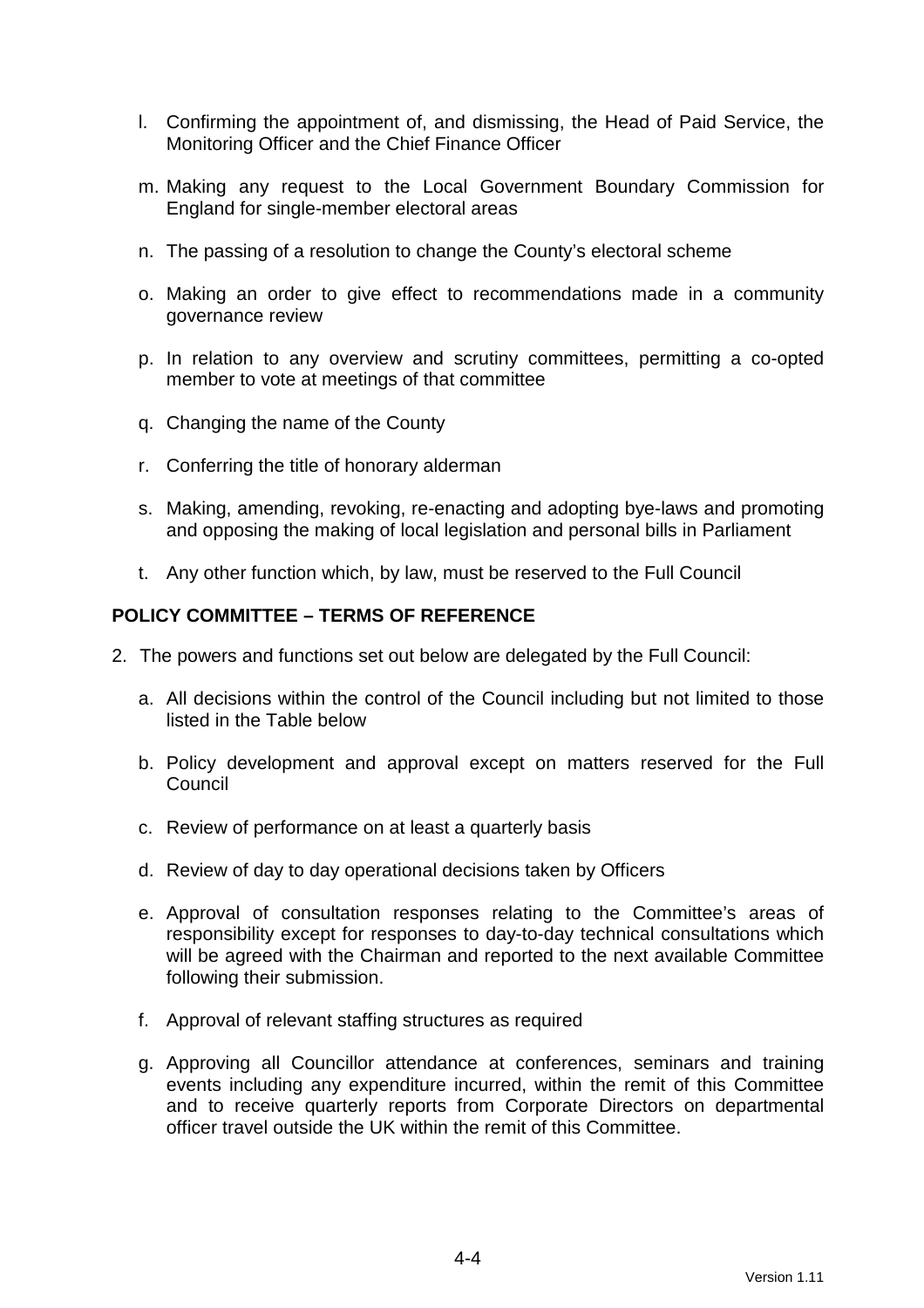l. Confirming the appointment of, and dismissing, the Head of Paid Service, the Monitoring Officer and the Chief Finance Officer

m. Making any request to the Local Government Boundary Commission for England for single-member electoral areas

n. The passing of a resolution to change the County's electoral scheme

o. Making an order to give effect to recommendations made in a community governance review

p. In relation to any overview and scrutiny committees, permitting a co-opted member to vote at meetings of that committee

q. Changing the name of the County

r. Conferring the title of honorary alderman

s. Making, amending, revoking, re-enacting and adopting bye-laws and promoting and opposing the making of local legislation and personal bills in Parliament

t. Any other function which, by law, must be reserved to the Full Council

## POLICY COMMITTEE – TERMS OF REFERENCE

2. The powers and functions set out below are delegated by the Full Council:

   a. All decisions within the control of the Council including but not limited to those listed in the Table below

   b. Policy development and approval except on matters reserved for the Full Council

   c. Review of performance on at least a quarterly basis

   d. Review of day to day operational decisions taken by Officers

   e. Approval of consultation responses relating to the Committee's areas of responsibility except for responses to day-to-day technical consultations which will be agreed with the Chairman and reported to the next available Committee following their submission.

   f. Approval of relevant staffing structures as required

   g. Approving all Councillor attendance at conferences, seminars and training events including any expenditure incurred, within the remit of this Committee and to receive quarterly reports from Corporate Directors on departmental officer travel outside the UK within the remit of this Committee.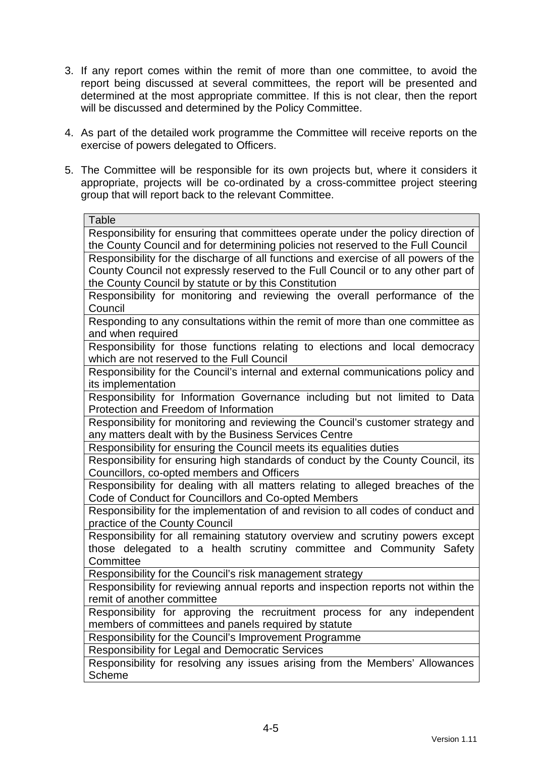3. If any report comes within the remit of more than one committee, to avoid the report being discussed at several committees, the report will be presented and determined at the most appropriate committee. If this is not clear, then the report will be discussed and determined by the Policy Committee.

4. As part of the detailed work programme the Committee will receive reports on the exercise of powers delegated to Officers.

5. The Committee will be responsible for its own projects but, where it considers it appropriate, projects will be co-ordinated by a cross-committee project steering group that will report back to the relevant Committee.

| Table |
| --- |
| Responsibility for ensuring that committees operate under the policy direction of the County Council and for determining policies not reserved to the Full Council |
| Responsibility for the discharge of all functions and exercise of all powers of the County Council not expressly reserved to the Full Council or to any other part of the County Council by statute or by this Constitution |
| Responsibility for monitoring and reviewing the overall performance of the Council |
| Responding to any consultations within the remit of more than one committee as and when required |
| Responsibility for those functions relating to elections and local democracy which are not reserved to the Full Council |
| Responsibility for the Council's internal and external communications policy and its implementation |
| Responsibility for Information Governance including but not limited to Data Protection and Freedom of Information |
| Responsibility for monitoring and reviewing the Council's customer strategy and any matters dealt with by the Business Services Centre |
| Responsibility for ensuring the Council meets its equalities duties |
| Responsibility for ensuring high standards of conduct by the County Council, its Councillors, co-opted members and Officers |
| Responsibility for dealing with all matters relating to alleged breaches of the Code of Conduct for Councillors and Co-opted Members |
| Responsibility for the implementation of and revision to all codes of conduct and practice of the County Council |
| Responsibility for all remaining statutory overview and scrutiny powers except those delegated to a health scrutiny committee and Community Safety Committee |
| Responsibility for the Council's risk management strategy |
| Responsibility for reviewing annual reports and inspection reports not within the remit of another committee |
| Responsibility for approving the recruitment process for any independent members of committees and panels required by statute |
| Responsibility for the Council's Improvement Programme |
| Responsibility for Legal and Democratic Services |
| Responsibility for resolving any issues arising from the Members' Allowances Scheme |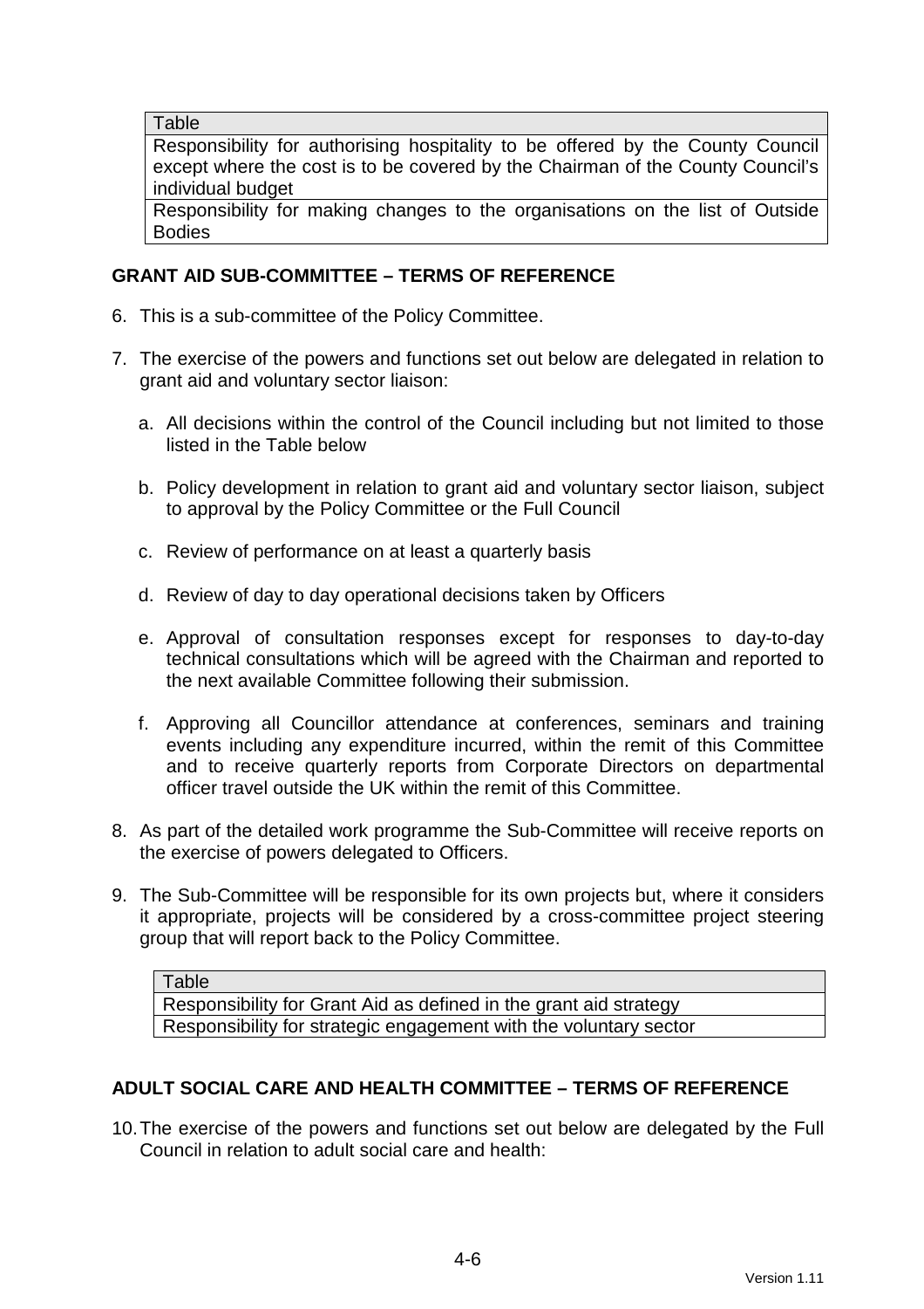| Table |
| --- |
| Responsibility for authorising hospitality to be offered by the County Council except where the cost is to be covered by the Chairman of the County Council's individual budget |
| Responsibility for making changes to the organisations on the list of Outside Bodies |

## GRANT AID SUB-COMMITTEE – TERMS OF REFERENCE

6. This is a sub-committee of the Policy Committee.

7. The exercise of the powers and functions set out below are delegated in relation to grant aid and voluntary sector liaison:

   a. All decisions within the control of the Council including but not limited to those listed in the Table below

   b. Policy development in relation to grant aid and voluntary sector liaison, subject to approval by the Policy Committee or the Full Council

   c. Review of performance on at least a quarterly basis

   d. Review of day to day operational decisions taken by Officers

   e. Approval of consultation responses except for responses to day-to-day technical consultations which will be agreed with the Chairman and reported to the next available Committee following their submission.

   f. Approving all Councillor attendance at conferences, seminars and training events including any expenditure incurred, within the remit of this Committee and to receive quarterly reports from Corporate Directors on departmental officer travel outside the UK within the remit of this Committee.

8. As part of the detailed work programme the Sub-Committee will receive reports on the exercise of powers delegated to Officers.

9. The Sub-Committee will be responsible for its own projects but, where it considers it appropriate, projects will be considered by a cross-committee project steering group that will report back to the Policy Committee.

| Table |
| --- |
| Responsibility for Grant Aid as defined in the grant aid strategy |
| Responsibility for strategic engagement with the voluntary sector |

## ADULT SOCIAL CARE AND HEALTH COMMITTEE – TERMS OF REFERENCE

10. The exercise of the powers and functions set out below are delegated by the Full Council in relation to adult social care and health: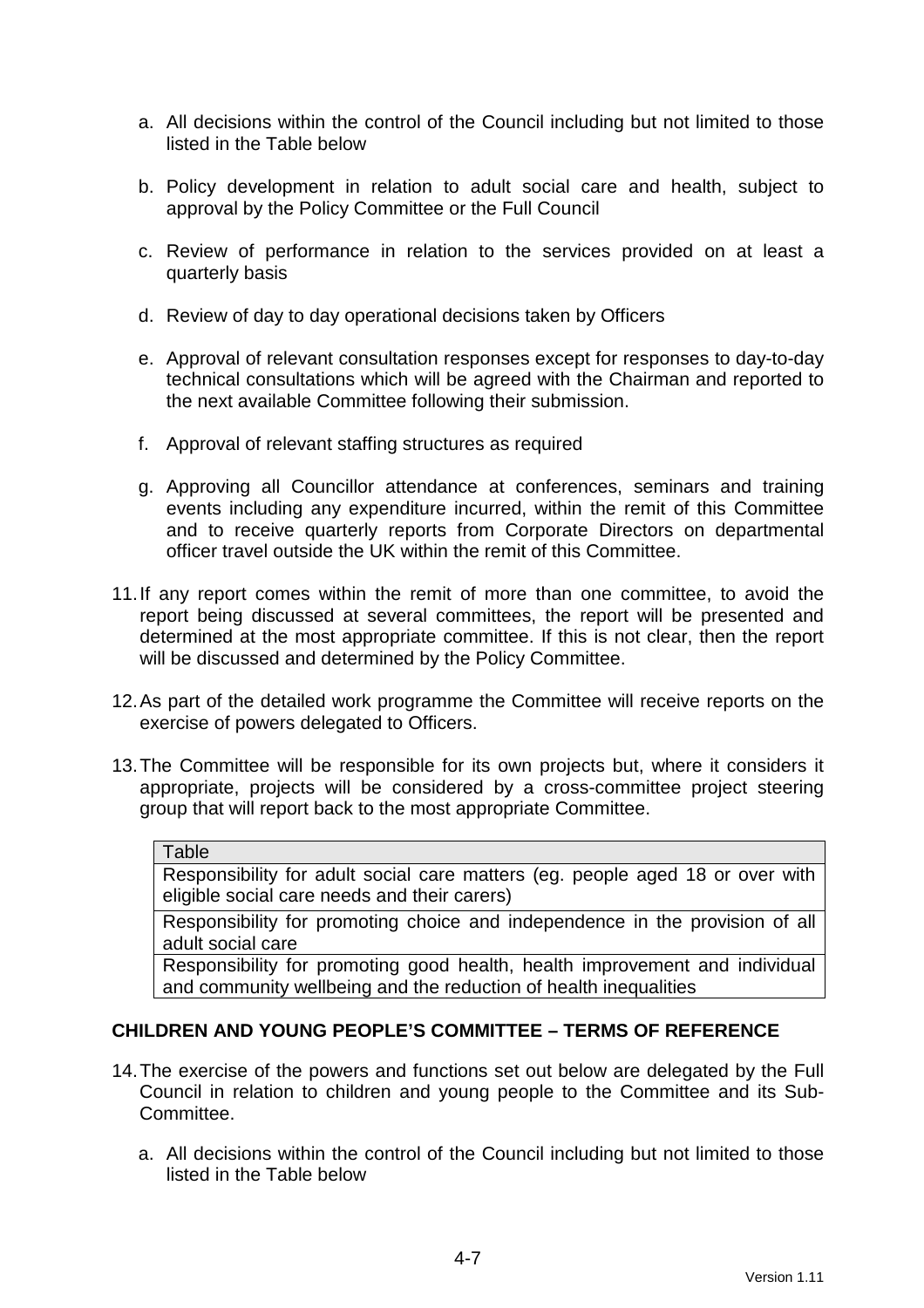a. All decisions within the control of the Council including but not limited to those listed in the Table below

b. Policy development in relation to adult social care and health, subject to approval by the Policy Committee or the Full Council

c. Review of performance in relation to the services provided on at least a quarterly basis

d. Review of day to day operational decisions taken by Officers

e. Approval of relevant consultation responses except for responses to day-to-day technical consultations which will be agreed with the Chairman and reported to the next available Committee following their submission.

f. Approval of relevant staffing structures as required

g. Approving all Councillor attendance at conferences, seminars and training events including any expenditure incurred, within the remit of this Committee and to receive quarterly reports from Corporate Directors on departmental officer travel outside the UK within the remit of this Committee.

11. If any report comes within the remit of more than one committee, to avoid the report being discussed at several committees, the report will be presented and determined at the most appropriate committee. If this is not clear, then the report will be discussed and determined by the Policy Committee.

12. As part of the detailed work programme the Committee will receive reports on the exercise of powers delegated to Officers.

13. The Committee will be responsible for its own projects but, where it considers it appropriate, projects will be considered by a cross-committee project steering group that will report back to the most appropriate Committee.

| Table |
|---|
| Responsibility for adult social care matters (eg. people aged 18 or over with eligible social care needs and their carers) |
| Responsibility for promoting choice and independence in the provision of all adult social care |
| Responsibility for promoting good health, health improvement and individual and community wellbeing and the reduction of health inequalities |

**CHILDREN AND YOUNG PEOPLE'S COMMITTEE – TERMS OF REFERENCE**

14. The exercise of the powers and functions set out below are delegated by the Full Council in relation to children and young people to the Committee and its Sub-Committee.

a. All decisions within the control of the Council including but not limited to those listed in the Table below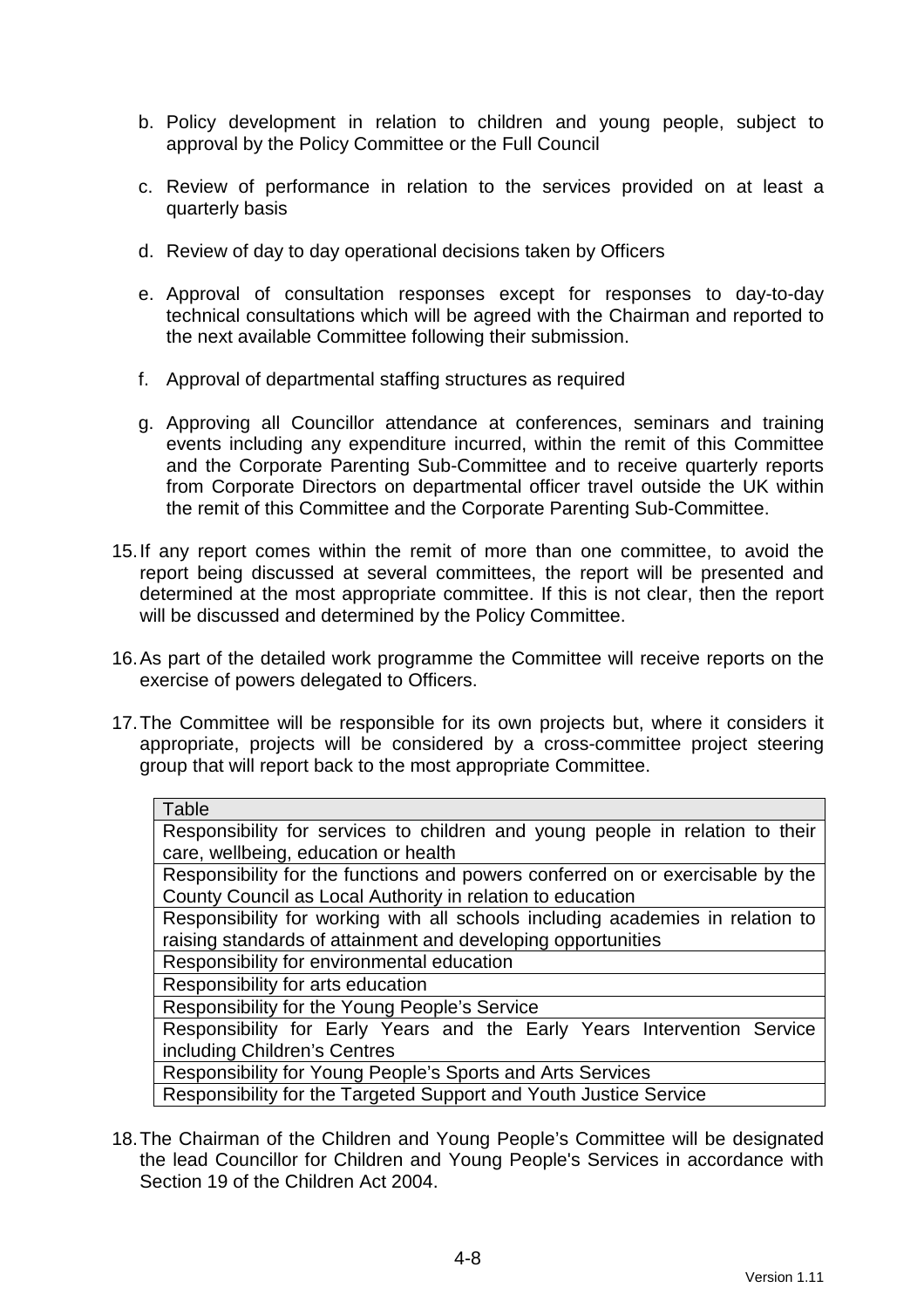b. Policy development in relation to children and young people, subject to approval by the Policy Committee or the Full Council

c. Review of performance in relation to the services provided on at least a quarterly basis

d. Review of day to day operational decisions taken by Officers

e. Approval of consultation responses except for responses to day-to-day technical consultations which will be agreed with the Chairman and reported to the next available Committee following their submission.

f. Approval of departmental staffing structures as required

g. Approving all Councillor attendance at conferences, seminars and training events including any expenditure incurred, within the remit of this Committee and the Corporate Parenting Sub-Committee and to receive quarterly reports from Corporate Directors on departmental officer travel outside the UK within the remit of this Committee and the Corporate Parenting Sub-Committee.

15. If any report comes within the remit of more than one committee, to avoid the report being discussed at several committees, the report will be presented and determined at the most appropriate committee. If this is not clear, then the report will be discussed and determined by the Policy Committee.

16. As part of the detailed work programme the Committee will receive reports on the exercise of powers delegated to Officers.

17. The Committee will be responsible for its own projects but, where it considers it appropriate, projects will be considered by a cross-committee project steering group that will report back to the most appropriate Committee.

| Table |
|---|
| Responsibility for services to children and young people in relation to their care, wellbeing, education or health |
| Responsibility for the functions and powers conferred on or exercisable by the County Council as Local Authority in relation to education |
| Responsibility for working with all schools including academies in relation to raising standards of attainment and developing opportunities |
| Responsibility for environmental education |
| Responsibility for arts education |
| Responsibility for the Young People's Service |
| Responsibility for Early Years and the Early Years Intervention Service including Children's Centres |
| Responsibility for Young People's Sports and Arts Services |
| Responsibility for the Targeted Support and Youth Justice Service |

18. The Chairman of the Children and Young People's Committee will be designated the lead Councillor for Children and Young People's Services in accordance with Section 19 of the Children Act 2004.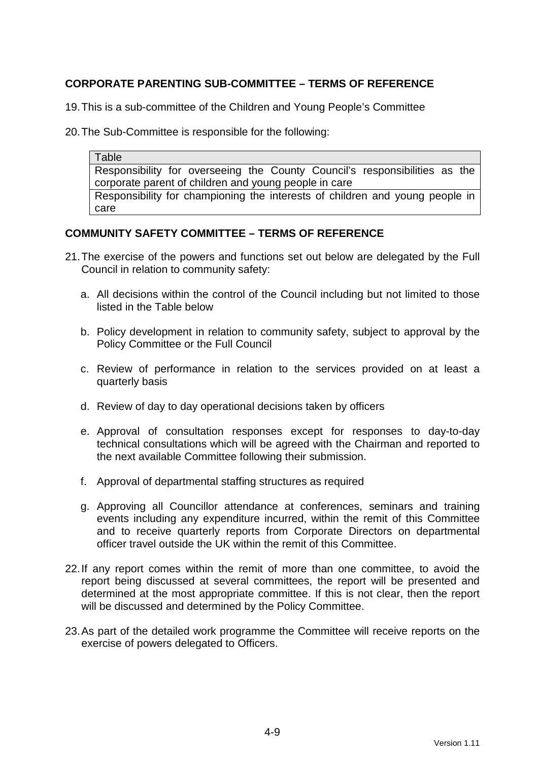## CORPORATE PARENTING SUB-COMMITTEE – TERMS OF REFERENCE

19. This is a sub-committee of the Children and Young People's Committee

20. The Sub-Committee is responsible for the following:

| Table |
| --- |
| Responsibility for overseeing the County Council's responsibilities as the corporate parent of children and young people in care |
| Responsibility for championing the interests of children and young people in care |

## COMMUNITY SAFETY COMMITTEE – TERMS OF REFERENCE

21. The exercise of the powers and functions set out below are delegated by the Full Council in relation to community safety:

    a. All decisions within the control of the Council including but not limited to those listed in the Table below

    b. Policy development in relation to community safety, subject to approval by the Policy Committee or the Full Council

    c. Review of performance in relation to the services provided on at least a quarterly basis

    d. Review of day to day operational decisions taken by officers

    e. Approval of consultation responses except for responses to day-to-day technical consultations which will be agreed with the Chairman and reported to the next available Committee following their submission.

    f. Approval of departmental staffing structures as required

    g. Approving all Councillor attendance at conferences, seminars and training events including any expenditure incurred, within the remit of this Committee and to receive quarterly reports from Corporate Directors on departmental officer travel outside the UK within the remit of this Committee.

22. If any report comes within the remit of more than one committee, to avoid the report being discussed at several committees, the report will be presented and determined at the most appropriate committee. If this is not clear, then the report will be discussed and determined by the Policy Committee.

23. As part of the detailed work programme the Committee will receive reports on the exercise of powers delegated to Officers.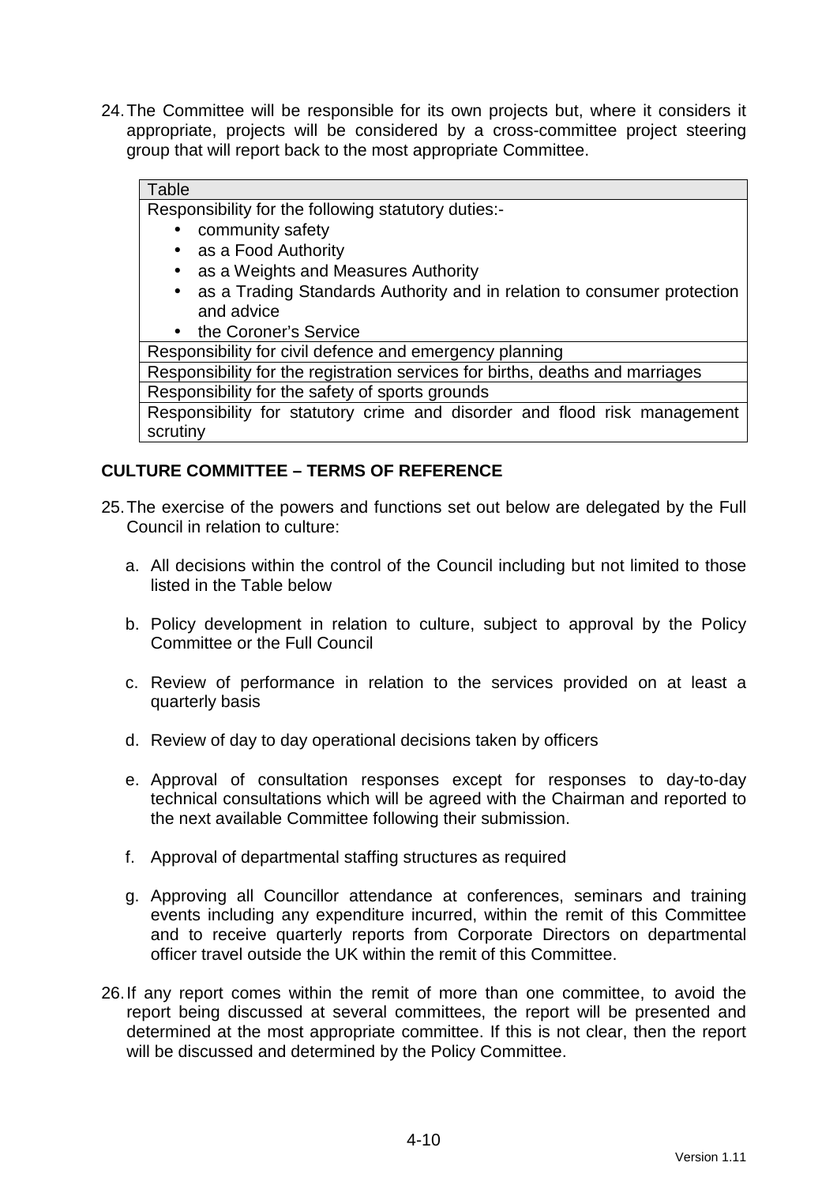24. The Committee will be responsible for its own projects but, where it considers it appropriate, projects will be considered by a cross-committee project steering group that will report back to the most appropriate Committee.

| Table |
| --- |
| Responsibility for the following statutory duties:-<br>• community safety<br>• as a Food Authority<br>• as a Weights and Measures Authority<br>• as a Trading Standards Authority and in relation to consumer protection and advice<br>• the Coroner's Service |
| Responsibility for civil defence and emergency planning |
| Responsibility for the registration services for births, deaths and marriages |
| Responsibility for the safety of sports grounds |
| Responsibility for statutory crime and disorder and flood risk management scrutiny |

## CULTURE COMMITTEE – TERMS OF REFERENCE

25. The exercise of the powers and functions set out below are delegated by the Full Council in relation to culture:

    a. All decisions within the control of the Council including but not limited to those listed in the Table below

    b. Policy development in relation to culture, subject to approval by the Policy Committee or the Full Council

    c. Review of performance in relation to the services provided on at least a quarterly basis

    d. Review of day to day operational decisions taken by officers

    e. Approval of consultation responses except for responses to day-to-day technical consultations which will be agreed with the Chairman and reported to the next available Committee following their submission.

    f. Approval of departmental staffing structures as required

    g. Approving all Councillor attendance at conferences, seminars and training events including any expenditure incurred, within the remit of this Committee and to receive quarterly reports from Corporate Directors on departmental officer travel outside the UK within the remit of this Committee.

26. If any report comes within the remit of more than one committee, to avoid the report being discussed at several committees, the report will be presented and determined at the most appropriate committee. If this is not clear, then the report will be discussed and determined by the Policy Committee.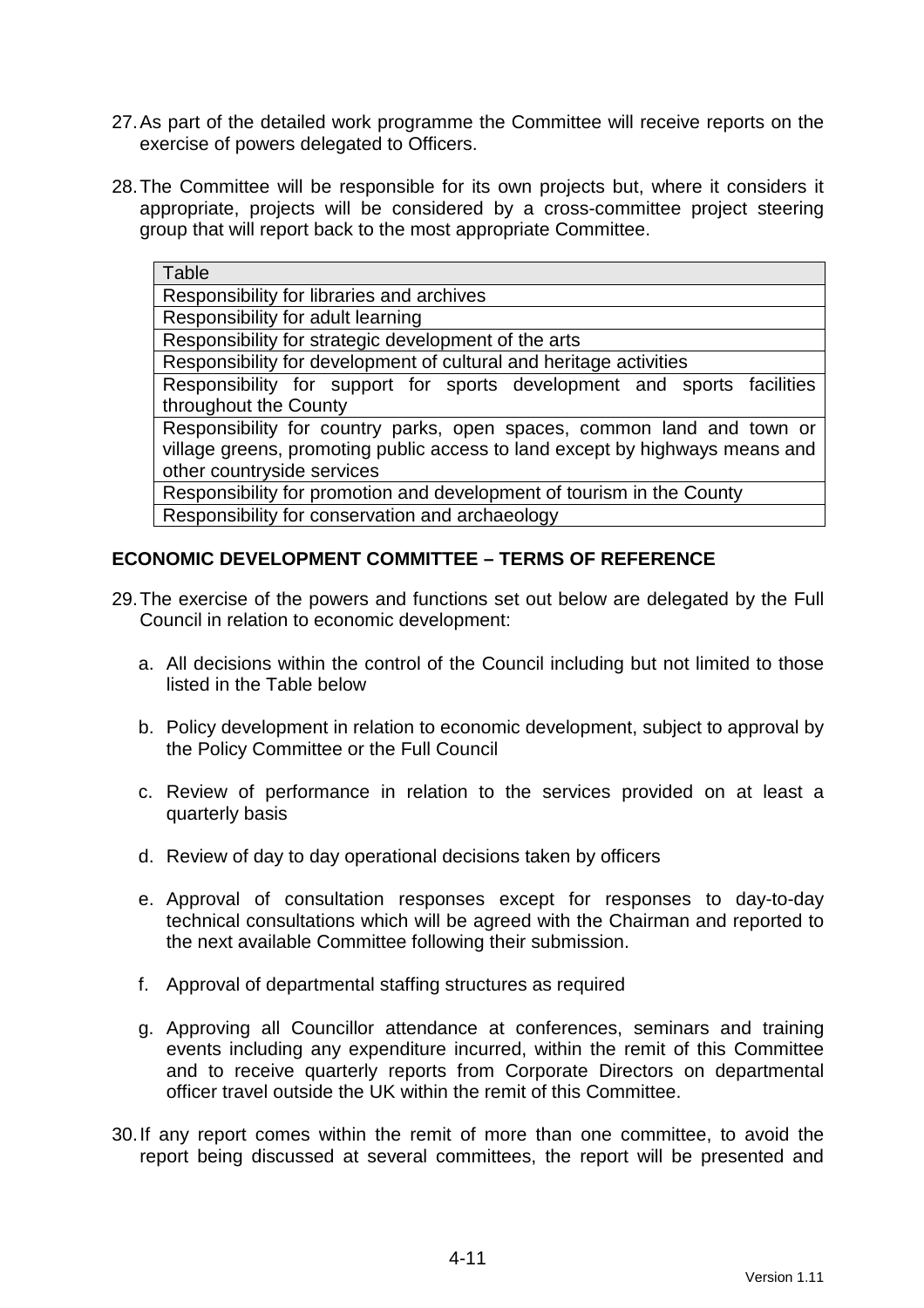27. As part of the detailed work programme the Committee will receive reports on the exercise of powers delegated to Officers.

28. The Committee will be responsible for its own projects but, where it considers it appropriate, projects will be considered by a cross-committee project steering group that will report back to the most appropriate Committee.

| Table |
| --- |
| Responsibility for libraries and archives |
| Responsibility for adult learning |
| Responsibility for strategic development of the arts |
| Responsibility for development of cultural and heritage activities |
| Responsibility for support for sports development and sports facilities throughout the County |
| Responsibility for country parks, open spaces, common land and town or village greens, promoting public access to land except by highways means and other countryside services |
| Responsibility for promotion and development of tourism in the County |
| Responsibility for conservation and archaeology |

## ECONOMIC DEVELOPMENT COMMITTEE – TERMS OF REFERENCE

29. The exercise of the powers and functions set out below are delegated by the Full Council in relation to economic development:

    a. All decisions within the control of the Council including but not limited to those listed in the Table below

    b. Policy development in relation to economic development, subject to approval by the Policy Committee or the Full Council

    c. Review of performance in relation to the services provided on at least a quarterly basis

    d. Review of day to day operational decisions taken by officers

    e. Approval of consultation responses except for responses to day-to-day technical consultations which will be agreed with the Chairman and reported to the next available Committee following their submission.

    f. Approval of departmental staffing structures as required

    g. Approving all Councillor attendance at conferences, seminars and training events including any expenditure incurred, within the remit of this Committee and to receive quarterly reports from Corporate Directors on departmental officer travel outside the UK within the remit of this Committee.

30. If any report comes within the remit of more than one committee, to avoid the report being discussed at several committees, the report will be presented and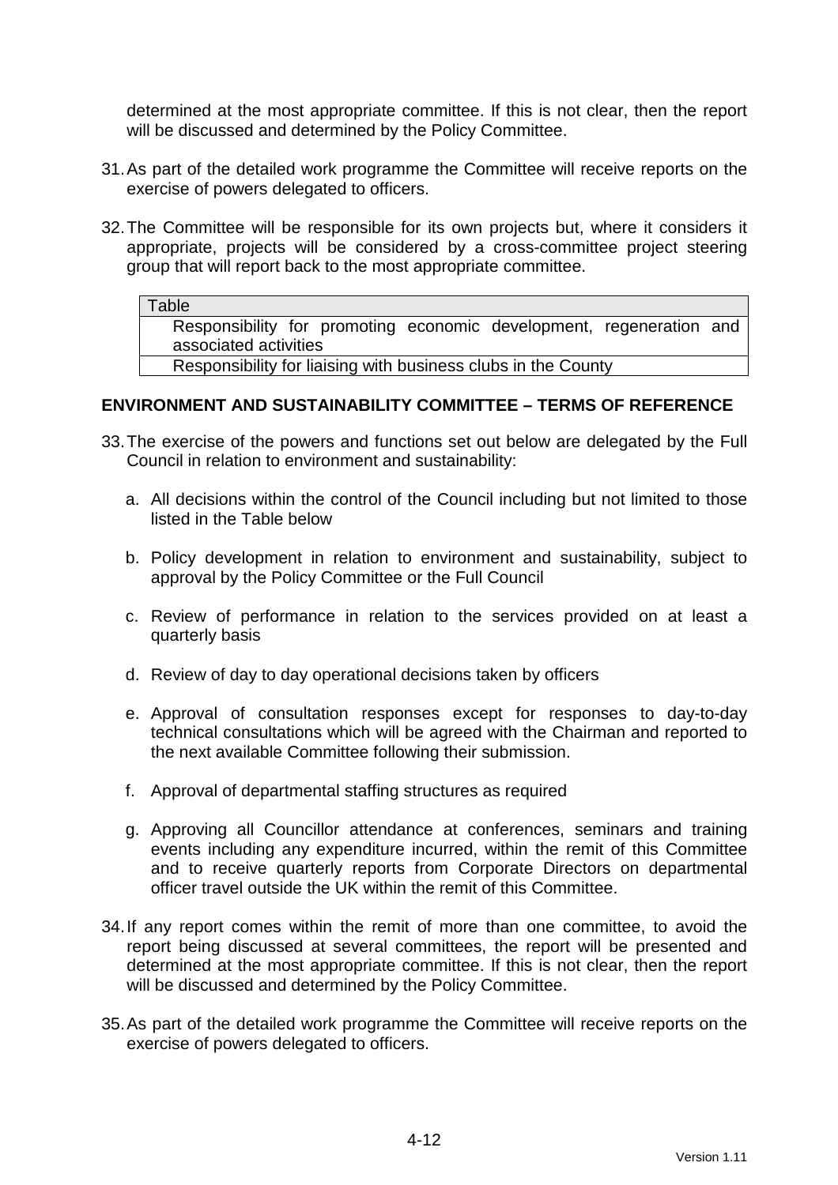determined at the most appropriate committee. If this is not clear, then the report will be discussed and determined by the Policy Committee.

31. As part of the detailed work programme the Committee will receive reports on the exercise of powers delegated to officers.

32. The Committee will be responsible for its own projects but, where it considers it appropriate, projects will be considered by a cross-committee project steering group that will report back to the most appropriate committee.

| Table |
|---|
| Responsibility for promoting economic development, regeneration and associated activities |
| Responsibility for liaising with business clubs in the County |

**ENVIRONMENT AND SUSTAINABILITY COMMITTEE – TERMS OF REFERENCE**

33. The exercise of the powers and functions set out below are delegated by the Full Council in relation to environment and sustainability:

    a. All decisions within the control of the Council including but not limited to those listed in the Table below

    b. Policy development in relation to environment and sustainability, subject to approval by the Policy Committee or the Full Council

    c. Review of performance in relation to the services provided on at least a quarterly basis

    d. Review of day to day operational decisions taken by officers

    e. Approval of consultation responses except for responses to day-to-day technical consultations which will be agreed with the Chairman and reported to the next available Committee following their submission.

    f. Approval of departmental staffing structures as required

    g. Approving all Councillor attendance at conferences, seminars and training events including any expenditure incurred, within the remit of this Committee and to receive quarterly reports from Corporate Directors on departmental officer travel outside the UK within the remit of this Committee.

34. If any report comes within the remit of more than one committee, to avoid the report being discussed at several committees, the report will be presented and determined at the most appropriate committee. If this is not clear, then the report will be discussed and determined by the Policy Committee.

35. As part of the detailed work programme the Committee will receive reports on the exercise of powers delegated to officers.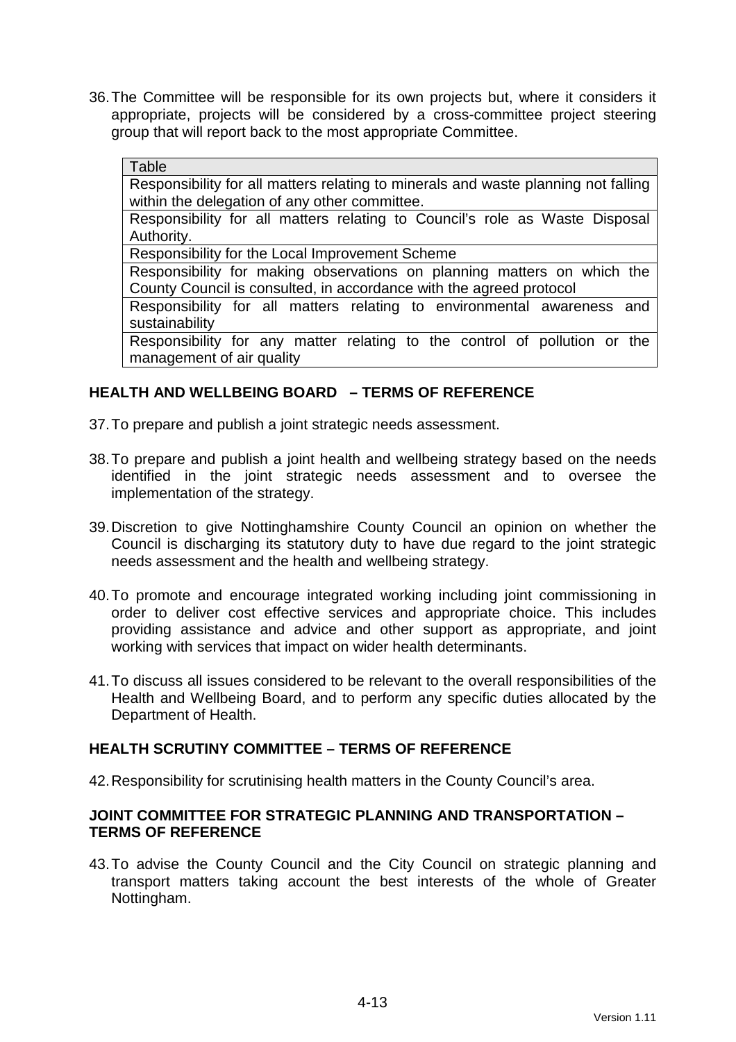36. The Committee will be responsible for its own projects but, where it considers it appropriate, projects will be considered by a cross-committee project steering group that will report back to the most appropriate Committee.

| Table |
|---|
| Responsibility for all matters relating to minerals and waste planning not falling within the delegation of any other committee. |
| Responsibility for all matters relating to Council's role as Waste Disposal Authority. |
| Responsibility for the Local Improvement Scheme |
| Responsibility for making observations on planning matters on which the County Council is consulted, in accordance with the agreed protocol |
| Responsibility for all matters relating to environmental awareness and sustainability |
| Responsibility for any matter relating to the control of pollution or the management of air quality |

**HEALTH AND WELLBEING BOARD – TERMS OF REFERENCE**

37. To prepare and publish a joint strategic needs assessment.

38. To prepare and publish a joint health and wellbeing strategy based on the needs identified in the joint strategic needs assessment and to oversee the implementation of the strategy.

39. Discretion to give Nottinghamshire County Council an opinion on whether the Council is discharging its statutory duty to have due regard to the joint strategic needs assessment and the health and wellbeing strategy.

40. To promote and encourage integrated working including joint commissioning in order to deliver cost effective services and appropriate choice. This includes providing assistance and advice and other support as appropriate, and joint working with services that impact on wider health determinants.

41. To discuss all issues considered to be relevant to the overall responsibilities of the Health and Wellbeing Board, and to perform any specific duties allocated by the Department of Health.

**HEALTH SCRUTINY COMMITTEE – TERMS OF REFERENCE**

42. Responsibility for scrutinising health matters in the County Council's area.

**JOINT COMMITTEE FOR STRATEGIC PLANNING AND TRANSPORTATION – TERMS OF REFERENCE**

43. To advise the County Council and the City Council on strategic planning and transport matters taking account the best interests of the whole of Greater Nottingham.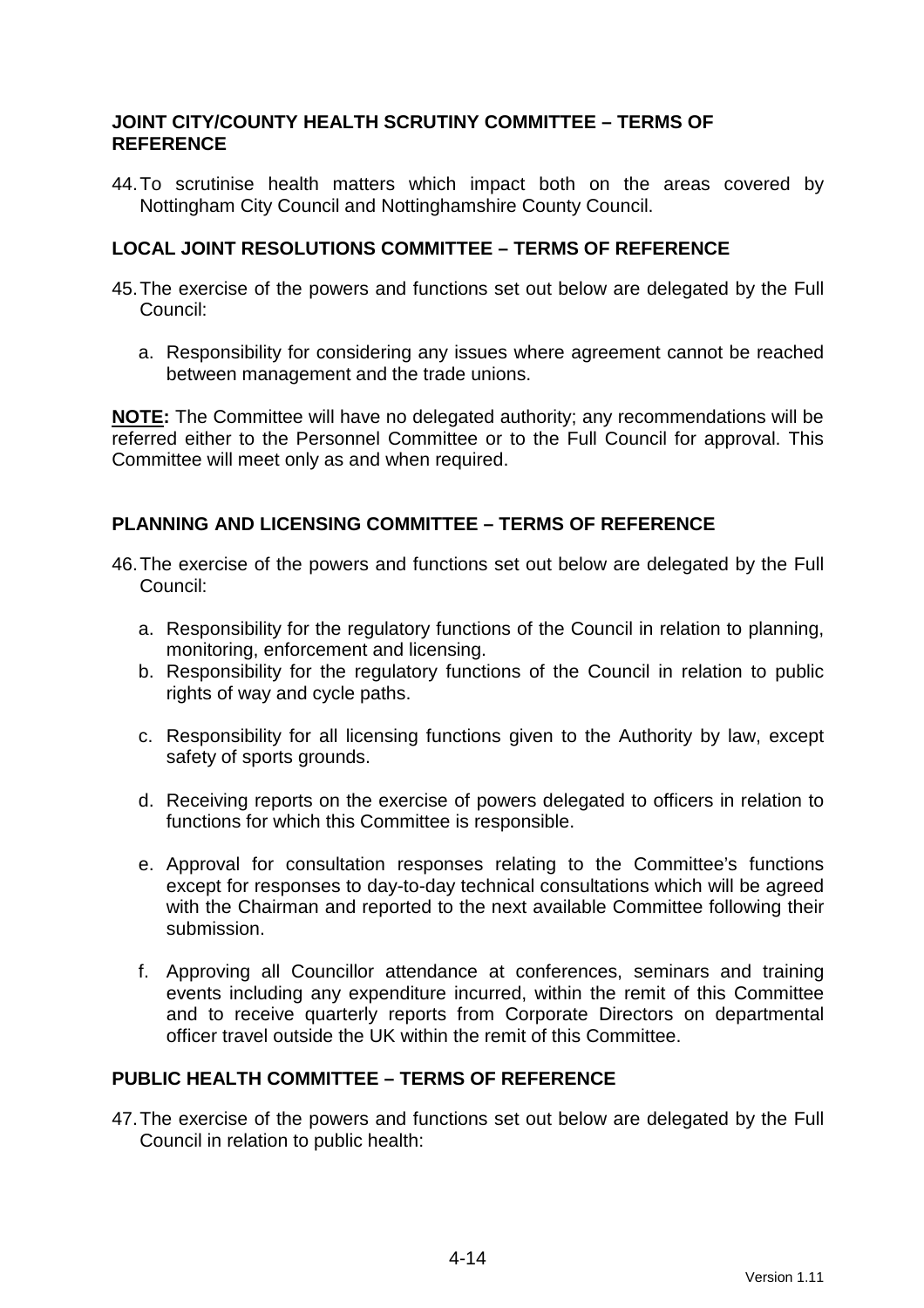**JOINT CITY/COUNTY HEALTH SCRUTINY COMMITTEE – TERMS OF REFERENCE**

44. To scrutinise health matters which impact both on the areas covered by Nottingham City Council and Nottinghamshire County Council.

**LOCAL JOINT RESOLUTIONS COMMITTEE – TERMS OF REFERENCE**

45. The exercise of the powers and functions set out below are delegated by the Full Council:

    a. Responsibility for considering any issues where agreement cannot be reached between management and the trade unions.

**NOTE:** The Committee will have no delegated authority; any recommendations will be referred either to the Personnel Committee or to the Full Council for approval. This Committee will meet only as and when required.

**PLANNING AND LICENSING COMMITTEE – TERMS OF REFERENCE**

46. The exercise of the powers and functions set out below are delegated by the Full Council:

    a. Responsibility for the regulatory functions of the Council in relation to planning, monitoring, enforcement and licensing.
    b. Responsibility for the regulatory functions of the Council in relation to public rights of way and cycle paths.
    c. Responsibility for all licensing functions given to the Authority by law, except safety of sports grounds.
    d. Receiving reports on the exercise of powers delegated to officers in relation to functions for which this Committee is responsible.
    e. Approval for consultation responses relating to the Committee's functions except for responses to day-to-day technical consultations which will be agreed with the Chairman and reported to the next available Committee following their submission.
    f. Approving all Councillor attendance at conferences, seminars and training events including any expenditure incurred, within the remit of this Committee and to receive quarterly reports from Corporate Directors on departmental officer travel outside the UK within the remit of this Committee.

**PUBLIC HEALTH COMMITTEE – TERMS OF REFERENCE**

47. The exercise of the powers and functions set out below are delegated by the Full Council in relation to public health: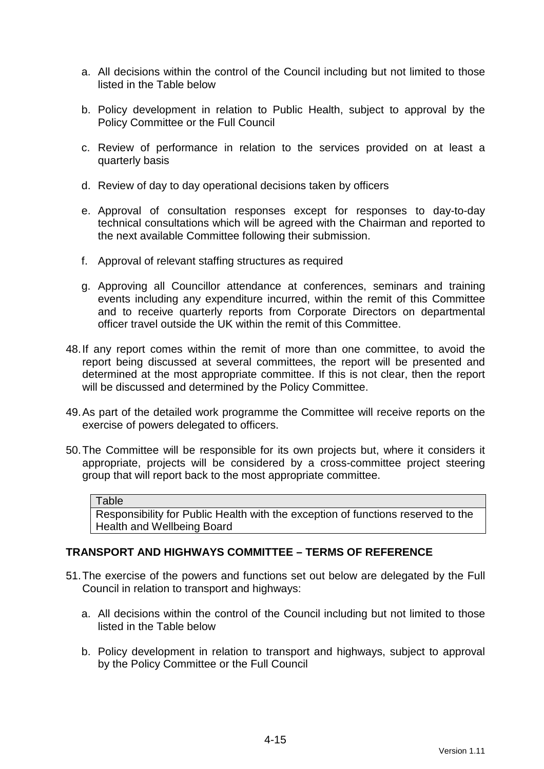a. All decisions within the control of the Council including but not limited to those listed in the Table below

b. Policy development in relation to Public Health, subject to approval by the Policy Committee or the Full Council

c. Review of performance in relation to the services provided on at least a quarterly basis

d. Review of day to day operational decisions taken by officers

e. Approval of consultation responses except for responses to day-to-day technical consultations which will be agreed with the Chairman and reported to the next available Committee following their submission.

f. Approval of relevant staffing structures as required

g. Approving all Councillor attendance at conferences, seminars and training events including any expenditure incurred, within the remit of this Committee and to receive quarterly reports from Corporate Directors on departmental officer travel outside the UK within the remit of this Committee.

48. If any report comes within the remit of more than one committee, to avoid the report being discussed at several committees, the report will be presented and determined at the most appropriate committee. If this is not clear, then the report will be discussed and determined by the Policy Committee.

49. As part of the detailed work programme the Committee will receive reports on the exercise of powers delegated to officers.

50. The Committee will be responsible for its own projects but, where it considers it appropriate, projects will be considered by a cross-committee project steering group that will report back to the most appropriate committee.

| Table |
| --- |
| Responsibility for Public Health with the exception of functions reserved to the Health and Wellbeing Board |

## TRANSPORT AND HIGHWAYS COMMITTEE – TERMS OF REFERENCE

51. The exercise of the powers and functions set out below are delegated by the Full Council in relation to transport and highways:

a. All decisions within the control of the Council including but not limited to those listed in the Table below

b. Policy development in relation to transport and highways, subject to approval by the Policy Committee or the Full Council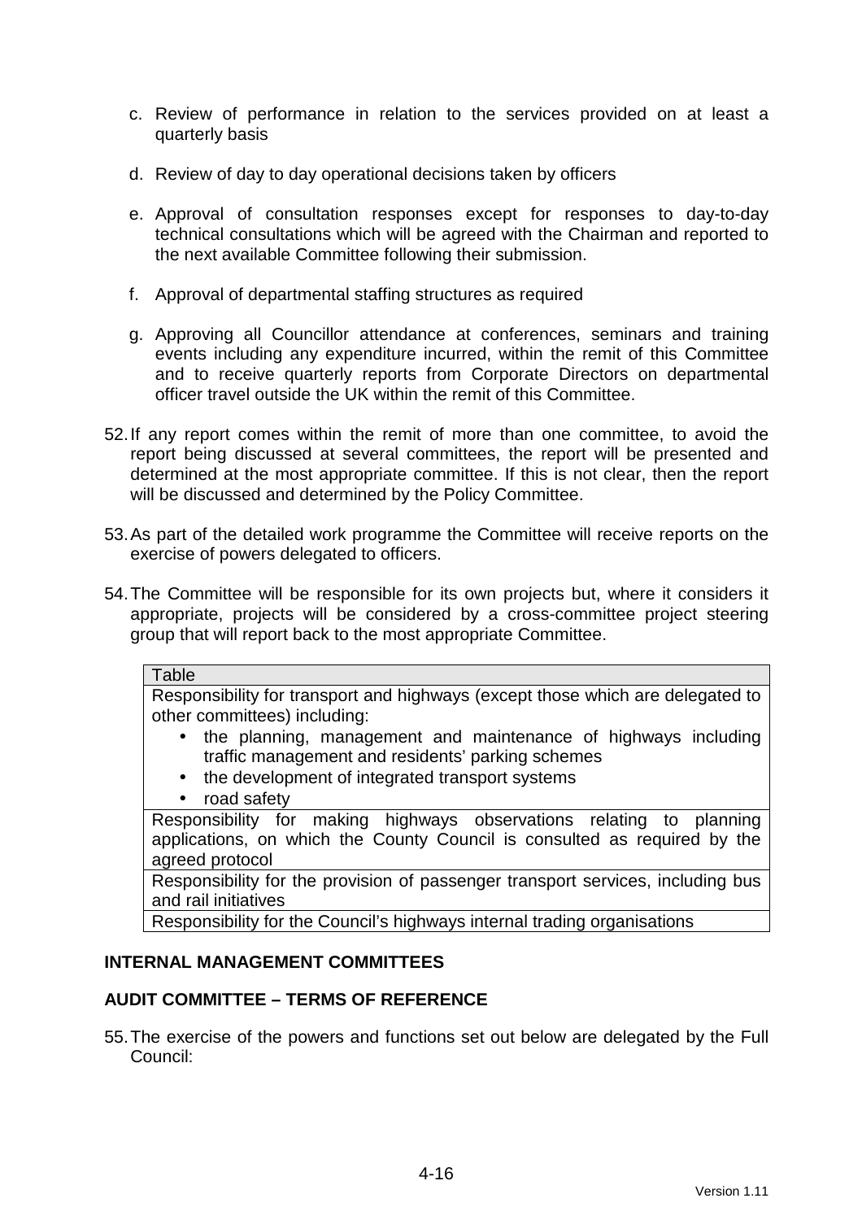c. Review of performance in relation to the services provided on at least a quarterly basis

d. Review of day to day operational decisions taken by officers

e. Approval of consultation responses except for responses to day-to-day technical consultations which will be agreed with the Chairman and reported to the next available Committee following their submission.

f. Approval of departmental staffing structures as required

g. Approving all Councillor attendance at conferences, seminars and training events including any expenditure incurred, within the remit of this Committee and to receive quarterly reports from Corporate Directors on departmental officer travel outside the UK within the remit of this Committee.

52. If any report comes within the remit of more than one committee, to avoid the report being discussed at several committees, the report will be presented and determined at the most appropriate committee. If this is not clear, then the report will be discussed and determined by the Policy Committee.

53. As part of the detailed work programme the Committee will receive reports on the exercise of powers delegated to officers.

54. The Committee will be responsible for its own projects but, where it considers it appropriate, projects will be considered by a cross-committee project steering group that will report back to the most appropriate Committee.

| Table |
|---|
| Responsibility for transport and highways (except those which are delegated to other committees) including: <br> • the planning, management and maintenance of highways including traffic management and residents' parking schemes <br> • the development of integrated transport systems <br> • road safety |
| Responsibility for making highways observations relating to planning applications, on which the County Council is consulted as required by the agreed protocol |
| Responsibility for the provision of passenger transport services, including bus and rail initiatives |
| Responsibility for the Council's highways internal trading organisations |

## INTERNAL MANAGEMENT COMMITTEES

## AUDIT COMMITTEE – TERMS OF REFERENCE

55. The exercise of the powers and functions set out below are delegated by the Full Council: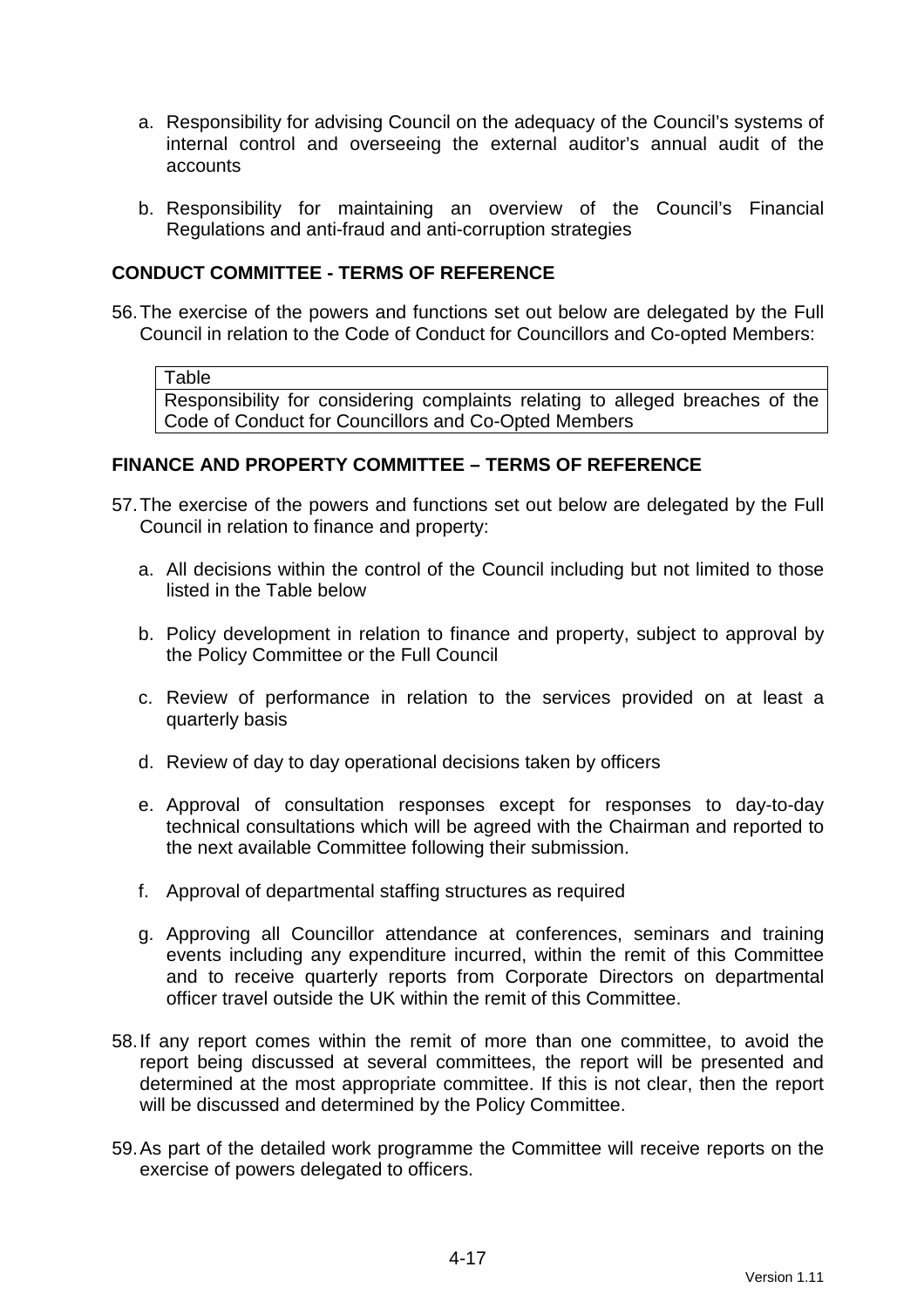a. Responsibility for advising Council on the adequacy of the Council's systems of internal control and overseeing the external auditor's annual audit of the accounts

b. Responsibility for maintaining an overview of the Council's Financial Regulations and anti-fraud and anti-corruption strategies

## CONDUCT COMMITTEE - TERMS OF REFERENCE

56. The exercise of the powers and functions set out below are delegated by the Full Council in relation to the Code of Conduct for Councillors and Co-opted Members:

| Table |
|---|
| Responsibility for considering complaints relating to alleged breaches of the Code of Conduct for Councillors and Co-Opted Members |

## FINANCE AND PROPERTY COMMITTEE – TERMS OF REFERENCE

57. The exercise of the powers and functions set out below are delegated by the Full Council in relation to finance and property:

    a. All decisions within the control of the Council including but not limited to those listed in the Table below

    b. Policy development in relation to finance and property, subject to approval by the Policy Committee or the Full Council

    c. Review of performance in relation to the services provided on at least a quarterly basis

    d. Review of day to day operational decisions taken by officers

    e. Approval of consultation responses except for responses to day-to-day technical consultations which will be agreed with the Chairman and reported to the next available Committee following their submission.

    f. Approval of departmental staffing structures as required

    g. Approving all Councillor attendance at conferences, seminars and training events including any expenditure incurred, within the remit of this Committee and to receive quarterly reports from Corporate Directors on departmental officer travel outside the UK within the remit of this Committee.

58. If any report comes within the remit of more than one committee, to avoid the report being discussed at several committees, the report will be presented and determined at the most appropriate committee. If this is not clear, then the report will be discussed and determined by the Policy Committee.

59. As part of the detailed work programme the Committee will receive reports on the exercise of powers delegated to officers.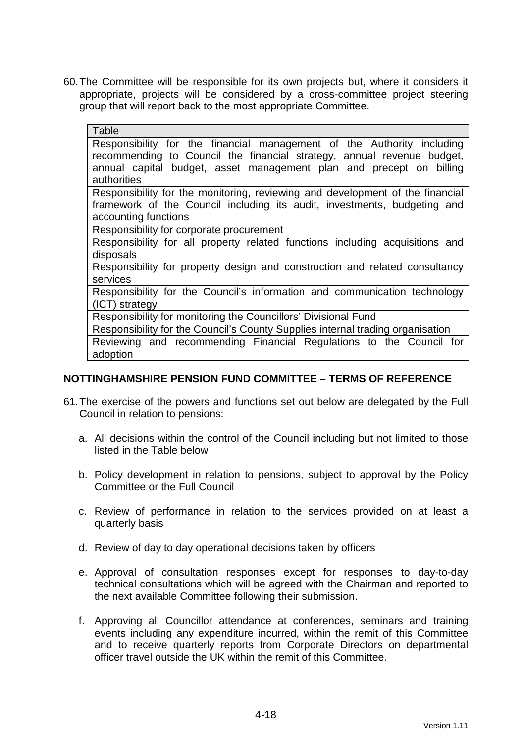60. The Committee will be responsible for its own projects but, where it considers it appropriate, projects will be considered by a cross-committee project steering group that will report back to the most appropriate Committee.

| Table |
| --- |
| Responsibility for the financial management of the Authority including recommending to Council the financial strategy, annual revenue budget, annual capital budget, asset management plan and precept on billing authorities |
| Responsibility for the monitoring, reviewing and development of the financial framework of the Council including its audit, investments, budgeting and accounting functions |
| Responsibility for corporate procurement |
| Responsibility for all property related functions including acquisitions and disposals |
| Responsibility for property design and construction and related consultancy services |
| Responsibility for the Council's information and communication technology (ICT) strategy |
| Responsibility for monitoring the Councillors' Divisional Fund |
| Responsibility for the Council's County Supplies internal trading organisation |
| Reviewing and recommending Financial Regulations to the Council for adoption |

## NOTTINGHAMSHIRE PENSION FUND COMMITTEE – TERMS OF REFERENCE

61. The exercise of the powers and functions set out below are delegated by the Full Council in relation to pensions:

    a. All decisions within the control of the Council including but not limited to those listed in the Table below

    b. Policy development in relation to pensions, subject to approval by the Policy Committee or the Full Council

    c. Review of performance in relation to the services provided on at least a quarterly basis

    d. Review of day to day operational decisions taken by officers

    e. Approval of consultation responses except for responses to day-to-day technical consultations which will be agreed with the Chairman and reported to the next available Committee following their submission.

    f. Approving all Councillor attendance at conferences, seminars and training events including any expenditure incurred, within the remit of this Committee and to receive quarterly reports from Corporate Directors on departmental officer travel outside the UK within the remit of this Committee.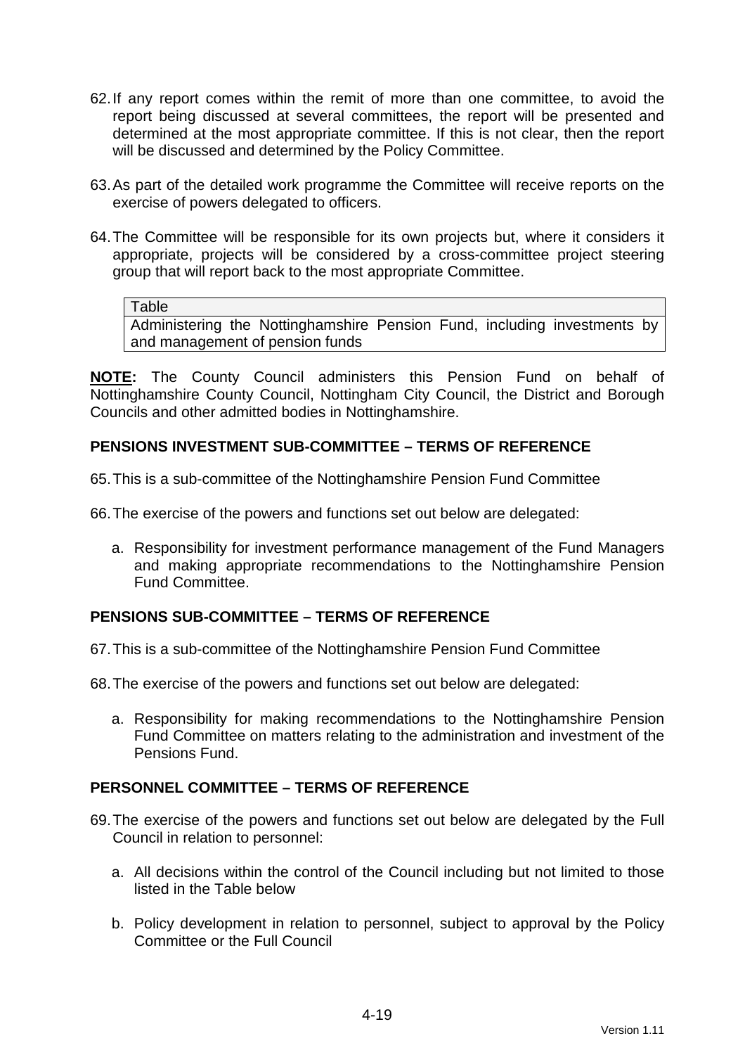62. If any report comes within the remit of more than one committee, to avoid the report being discussed at several committees, the report will be presented and determined at the most appropriate committee. If this is not clear, then the report will be discussed and determined by the Policy Committee.

63. As part of the detailed work programme the Committee will receive reports on the exercise of powers delegated to officers.

64. The Committee will be responsible for its own projects but, where it considers it appropriate, projects will be considered by a cross-committee project steering group that will report back to the most appropriate Committee.

| Table |
|---|
| Administering the Nottinghamshire Pension Fund, including investments by and management of pension funds |

**NOTE:** The County Council administers this Pension Fund on behalf of Nottinghamshire County Council, Nottingham City Council, the District and Borough Councils and other admitted bodies in Nottinghamshire.

## PENSIONS INVESTMENT SUB-COMMITTEE – TERMS OF REFERENCE

65. This is a sub-committee of the Nottinghamshire Pension Fund Committee

66. The exercise of the powers and functions set out below are delegated:

    a. Responsibility for investment performance management of the Fund Managers and making appropriate recommendations to the Nottinghamshire Pension Fund Committee.

## PENSIONS SUB-COMMITTEE – TERMS OF REFERENCE

67. This is a sub-committee of the Nottinghamshire Pension Fund Committee

68. The exercise of the powers and functions set out below are delegated:

    a. Responsibility for making recommendations to the Nottinghamshire Pension Fund Committee on matters relating to the administration and investment of the Pensions Fund.

## PERSONNEL COMMITTEE – TERMS OF REFERENCE

69. The exercise of the powers and functions set out below are delegated by the Full Council in relation to personnel:

    a. All decisions within the control of the Council including but not limited to those listed in the Table below

    b. Policy development in relation to personnel, subject to approval by the Policy Committee or the Full Council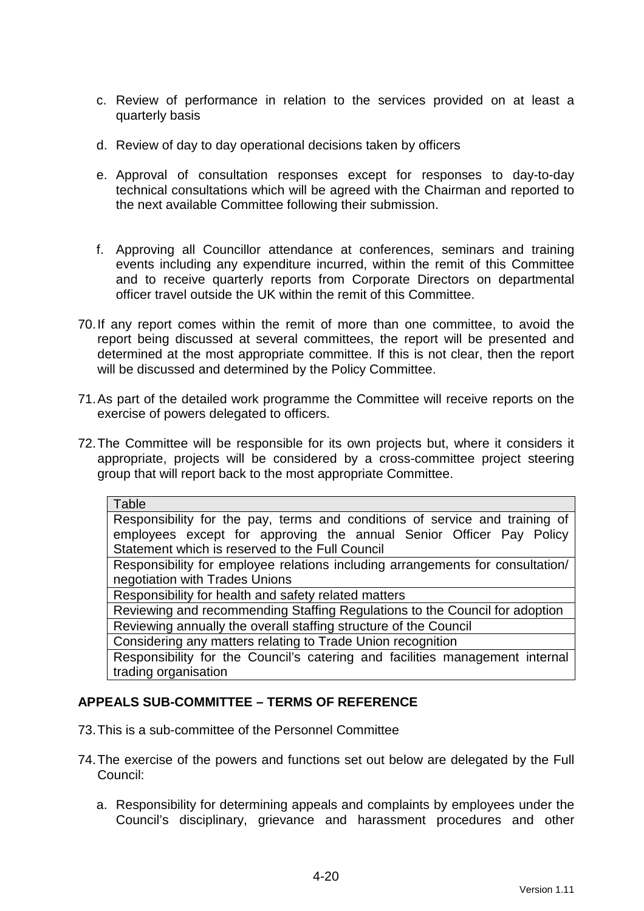c. Review of performance in relation to the services provided on at least a quarterly basis

d. Review of day to day operational decisions taken by officers

e. Approval of consultation responses except for responses to day-to-day technical consultations which will be agreed with the Chairman and reported to the next available Committee following their submission.

f. Approving all Councillor attendance at conferences, seminars and training events including any expenditure incurred, within the remit of this Committee and to receive quarterly reports from Corporate Directors on departmental officer travel outside the UK within the remit of this Committee.

70. If any report comes within the remit of more than one committee, to avoid the report being discussed at several committees, the report will be presented and determined at the most appropriate committee. If this is not clear, then the report will be discussed and determined by the Policy Committee.

71. As part of the detailed work programme the Committee will receive reports on the exercise of powers delegated to officers.

72. The Committee will be responsible for its own projects but, where it considers it appropriate, projects will be considered by a cross-committee project steering group that will report back to the most appropriate Committee.

| Table |
| --- |
| Responsibility for the pay, terms and conditions of service and training of employees except for approving the annual Senior Officer Pay Policy Statement which is reserved to the Full Council |
| Responsibility for employee relations including arrangements for consultation/ negotiation with Trades Unions |
| Responsibility for health and safety related matters |
| Reviewing and recommending Staffing Regulations to the Council for adoption |
| Reviewing annually the overall staffing structure of the Council |
| Considering any matters relating to Trade Union recognition |
| Responsibility for the Council's catering and facilities management internal trading organisation |

## APPEALS SUB-COMMITTEE – TERMS OF REFERENCE

73. This is a sub-committee of the Personnel Committee

74. The exercise of the powers and functions set out below are delegated by the Full Council:

a. Responsibility for determining appeals and complaints by employees under the Council's disciplinary, grievance and harassment procedures and other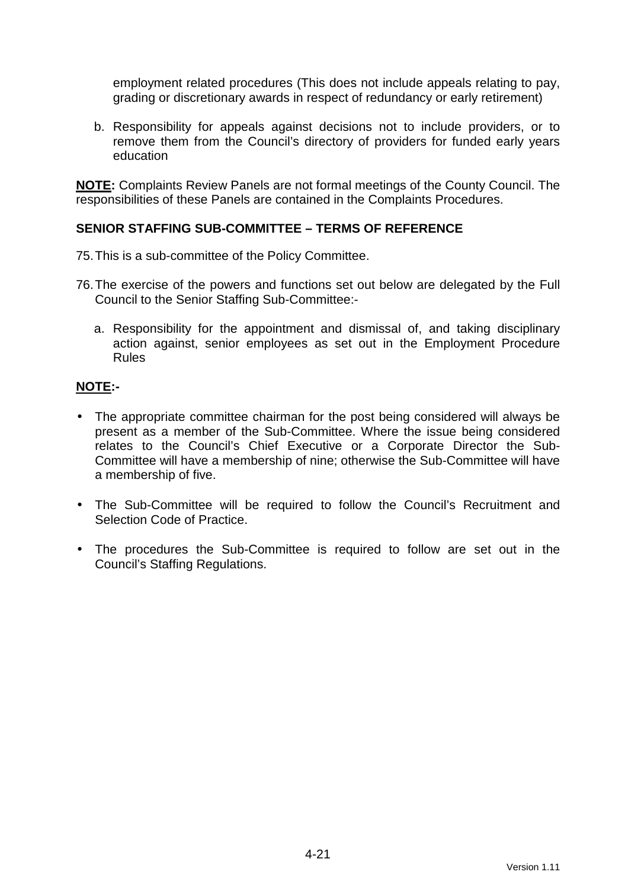employment related procedures (This does not include appeals relating to pay, grading or discretionary awards in respect of redundancy or early retirement)

b. Responsibility for appeals against decisions not to include providers, or to remove them from the Council's directory of providers for funded early years education

**NOTE:** Complaints Review Panels are not formal meetings of the County Council. The responsibilities of these Panels are contained in the Complaints Procedures.

## SENIOR STAFFING SUB-COMMITTEE – TERMS OF REFERENCE

75. This is a sub-committee of the Policy Committee.

76. The exercise of the powers and functions set out below are delegated by the Full Council to the Senior Staffing Sub-Committee:-

   a. Responsibility for the appointment and dismissal of, and taking disciplinary action against, senior employees as set out in the Employment Procedure Rules

**NOTE:-**

- The appropriate committee chairman for the post being considered will always be present as a member of the Sub-Committee. Where the issue being considered relates to the Council's Chief Executive or a Corporate Director the Sub-Committee will have a membership of nine; otherwise the Sub-Committee will have a membership of five.

- The Sub-Committee will be required to follow the Council's Recruitment and Selection Code of Practice.

- The procedures the Sub-Committee is required to follow are set out in the Council's Staffing Regulations.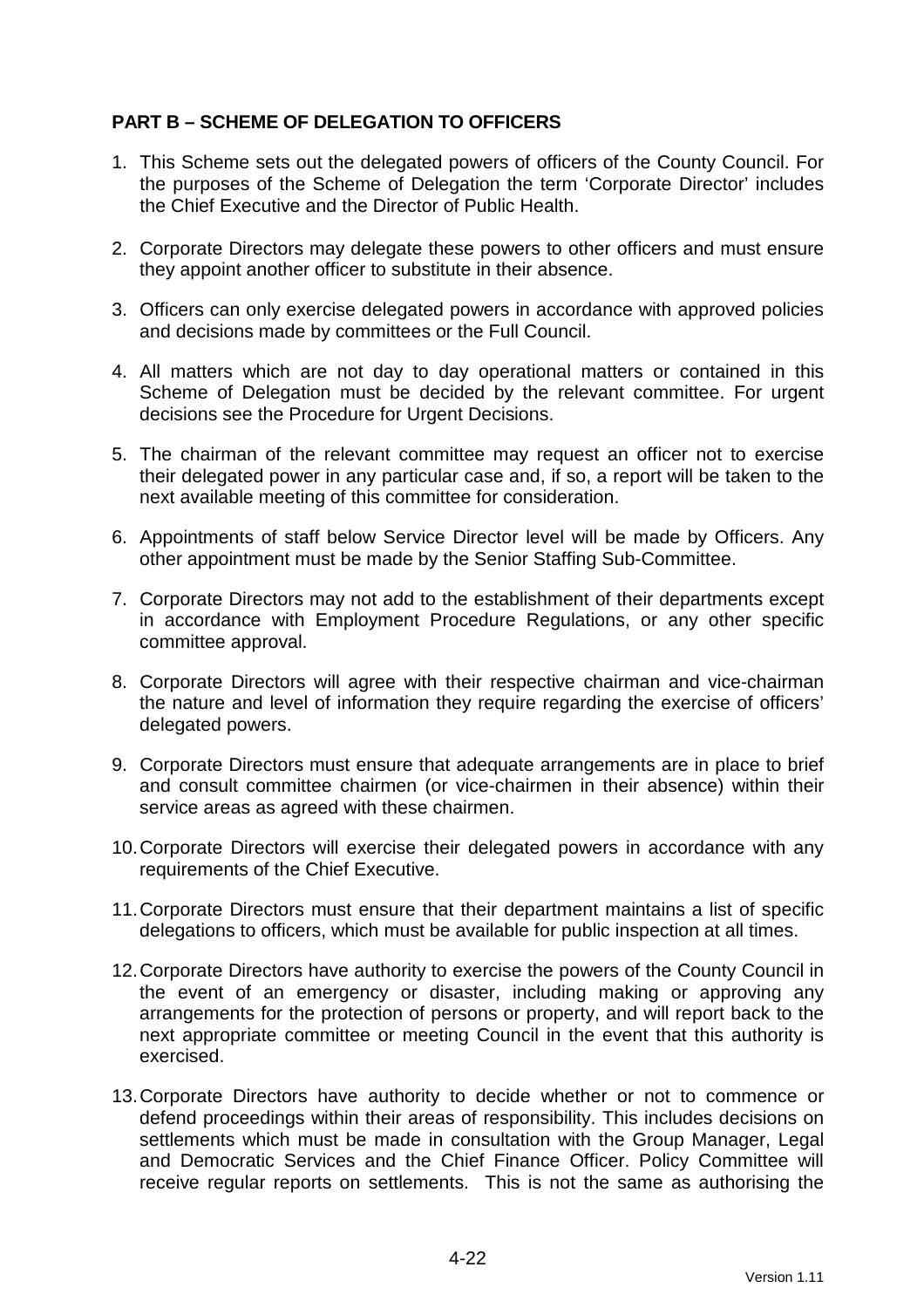**PART B – SCHEME OF DELEGATION TO OFFICERS**

1. This Scheme sets out the delegated powers of officers of the County Council. For the purposes of the Scheme of Delegation the term 'Corporate Director' includes the Chief Executive and the Director of Public Health.

2. Corporate Directors may delegate these powers to other officers and must ensure they appoint another officer to substitute in their absence.

3. Officers can only exercise delegated powers in accordance with approved policies and decisions made by committees or the Full Council.

4. All matters which are not day to day operational matters or contained in this Scheme of Delegation must be decided by the relevant committee. For urgent decisions see the Procedure for Urgent Decisions.

5. The chairman of the relevant committee may request an officer not to exercise their delegated power in any particular case and, if so, a report will be taken to the next available meeting of this committee for consideration.

6. Appointments of staff below Service Director level will be made by Officers. Any other appointment must be made by the Senior Staffing Sub-Committee.

7. Corporate Directors may not add to the establishment of their departments except in accordance with Employment Procedure Regulations, or any other specific committee approval.

8. Corporate Directors will agree with their respective chairman and vice-chairman the nature and level of information they require regarding the exercise of officers' delegated powers.

9. Corporate Directors must ensure that adequate arrangements are in place to brief and consult committee chairmen (or vice-chairmen in their absence) within their service areas as agreed with these chairmen.

10. Corporate Directors will exercise their delegated powers in accordance with any requirements of the Chief Executive.

11. Corporate Directors must ensure that their department maintains a list of specific delegations to officers, which must be available for public inspection at all times.

12. Corporate Directors have authority to exercise the powers of the County Council in the event of an emergency or disaster, including making or approving any arrangements for the protection of persons or property, and will report back to the next appropriate committee or meeting Council in the event that this authority is exercised.

13. Corporate Directors have authority to decide whether or not to commence or defend proceedings within their areas of responsibility. This includes decisions on settlements which must be made in consultation with the Group Manager, Legal and Democratic Services and the Chief Finance Officer. Policy Committee will receive regular reports on settlements. This is not the same as authorising the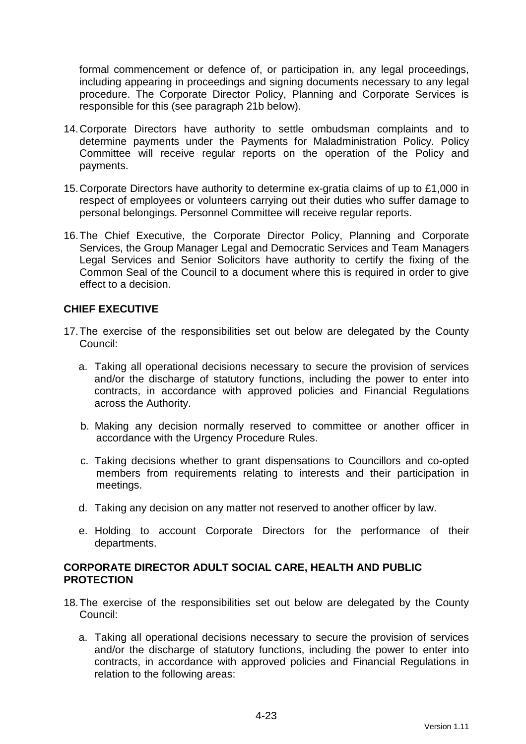formal commencement or defence of, or participation in, any legal proceedings, including appearing in proceedings and signing documents necessary to any legal procedure. The Corporate Director Policy, Planning and Corporate Services is responsible for this (see paragraph 21b below).

14. Corporate Directors have authority to settle ombudsman complaints and to determine payments under the Payments for Maladministration Policy. Policy Committee will receive regular reports on the operation of the Policy and payments.

15. Corporate Directors have authority to determine ex-gratia claims of up to £1,000 in respect of employees or volunteers carrying out their duties who suffer damage to personal belongings. Personnel Committee will receive regular reports.

16. The Chief Executive, the Corporate Director Policy, Planning and Corporate Services, the Group Manager Legal and Democratic Services and Team Managers Legal Services and Senior Solicitors have authority to certify the fixing of the Common Seal of the Council to a document where this is required in order to give effect to a decision.

**CHIEF EXECUTIVE**

17. The exercise of the responsibilities set out below are delegated by the County Council:

    a. Taking all operational decisions necessary to secure the provision of services and/or the discharge of statutory functions, including the power to enter into contracts, in accordance with approved policies and Financial Regulations across the Authority.

    b. Making any decision normally reserved to committee or another officer in accordance with the Urgency Procedure Rules.

    c. Taking decisions whether to grant dispensations to Councillors and co-opted members from requirements relating to interests and their participation in meetings.

    d. Taking any decision on any matter not reserved to another officer by law.

    e. Holding to account Corporate Directors for the performance of their departments.

**CORPORATE DIRECTOR ADULT SOCIAL CARE, HEALTH AND PUBLIC PROTECTION**

18. The exercise of the responsibilities set out below are delegated by the County Council:

    a. Taking all operational decisions necessary to secure the provision of services and/or the discharge of statutory functions, including the power to enter into contracts, in accordance with approved policies and Financial Regulations in relation to the following areas: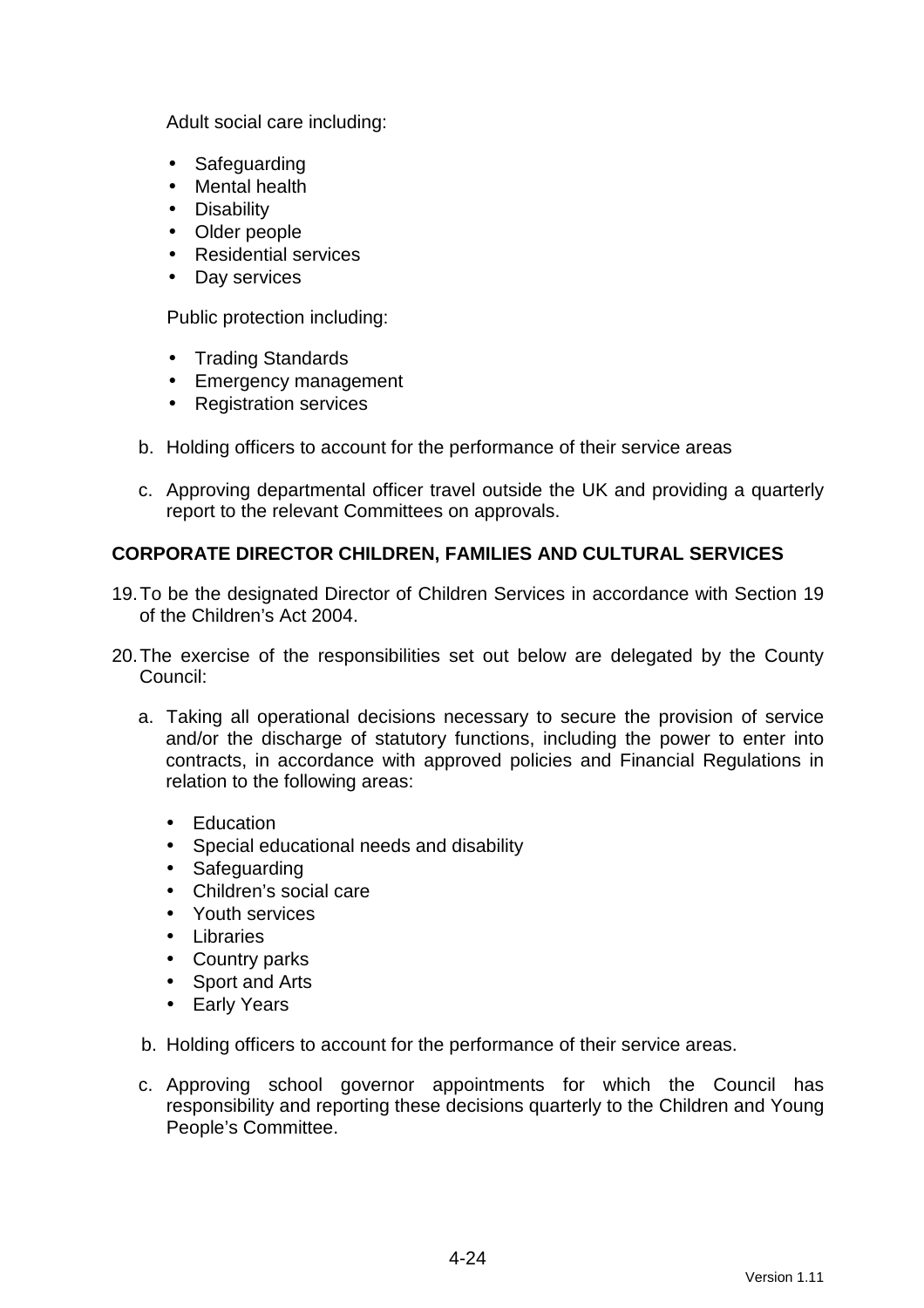Adult social care including:

- Safeguarding
- Mental health
- Disability
- Older people
- Residential services
- Day services

Public protection including:

- Trading Standards
- Emergency management
- Registration services

b. Holding officers to account for the performance of their service areas

c. Approving departmental officer travel outside the UK and providing a quarterly report to the relevant Committees on approvals.

**CORPORATE DIRECTOR CHILDREN, FAMILIES AND CULTURAL SERVICES**

19. To be the designated Director of Children Services in accordance with Section 19 of the Children's Act 2004.

20. The exercise of the responsibilities set out below are delegated by the County Council:

   a. Taking all operational decisions necessary to secure the provision of service and/or the discharge of statutory functions, including the power to enter into contracts, in accordance with approved policies and Financial Regulations in relation to the following areas:

      - Education
      - Special educational needs and disability
      - Safeguarding
      - Children's social care
      - Youth services
      - Libraries
      - Country parks
      - Sport and Arts
      - Early Years

   b. Holding officers to account for the performance of their service areas.

   c. Approving school governor appointments for which the Council has responsibility and reporting these decisions quarterly to the Children and Young People's Committee.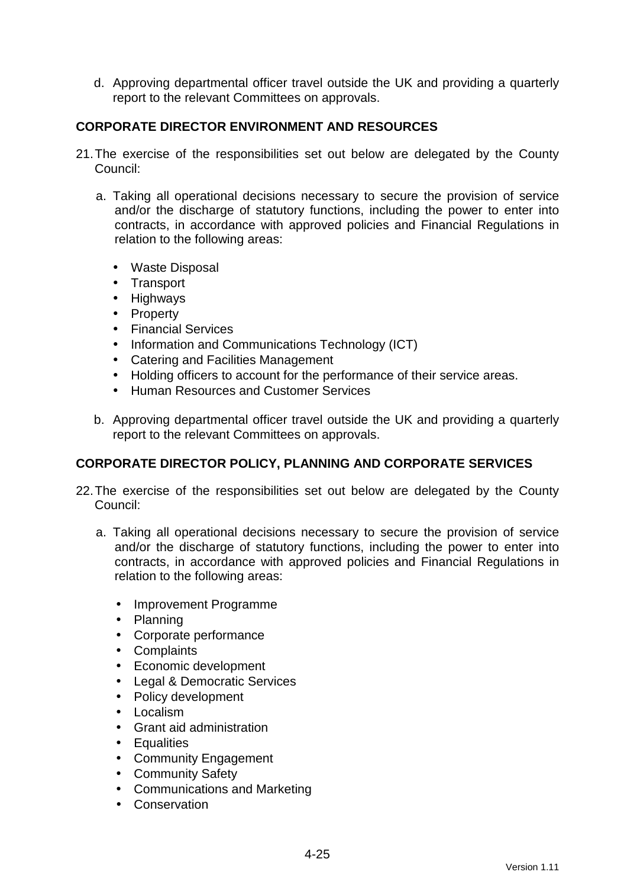d. Approving departmental officer travel outside the UK and providing a quarterly report to the relevant Committees on approvals.

**CORPORATE DIRECTOR ENVIRONMENT AND RESOURCES**

21. The exercise of the responsibilities set out below are delegated by the County Council:

    a. Taking all operational decisions necessary to secure the provision of service and/or the discharge of statutory functions, including the power to enter into contracts, in accordance with approved policies and Financial Regulations in relation to the following areas:

    - Waste Disposal
    - Transport
    - Highways
    - Property
    - Financial Services
    - Information and Communications Technology (ICT)
    - Catering and Facilities Management
    - Holding officers to account for the performance of their service areas.
    - Human Resources and Customer Services

    b. Approving departmental officer travel outside the UK and providing a quarterly report to the relevant Committees on approvals.

**CORPORATE DIRECTOR POLICY, PLANNING AND CORPORATE SERVICES**

22. The exercise of the responsibilities set out below are delegated by the County Council:

    a. Taking all operational decisions necessary to secure the provision of service and/or the discharge of statutory functions, including the power to enter into contracts, in accordance with approved policies and Financial Regulations in relation to the following areas:

    - Improvement Programme
    - Planning
    - Corporate performance
    - Complaints
    - Economic development
    - Legal & Democratic Services
    - Policy development
    - Localism
    - Grant aid administration
    - Equalities
    - Community Engagement
    - Community Safety
    - Communications and Marketing
    - Conservation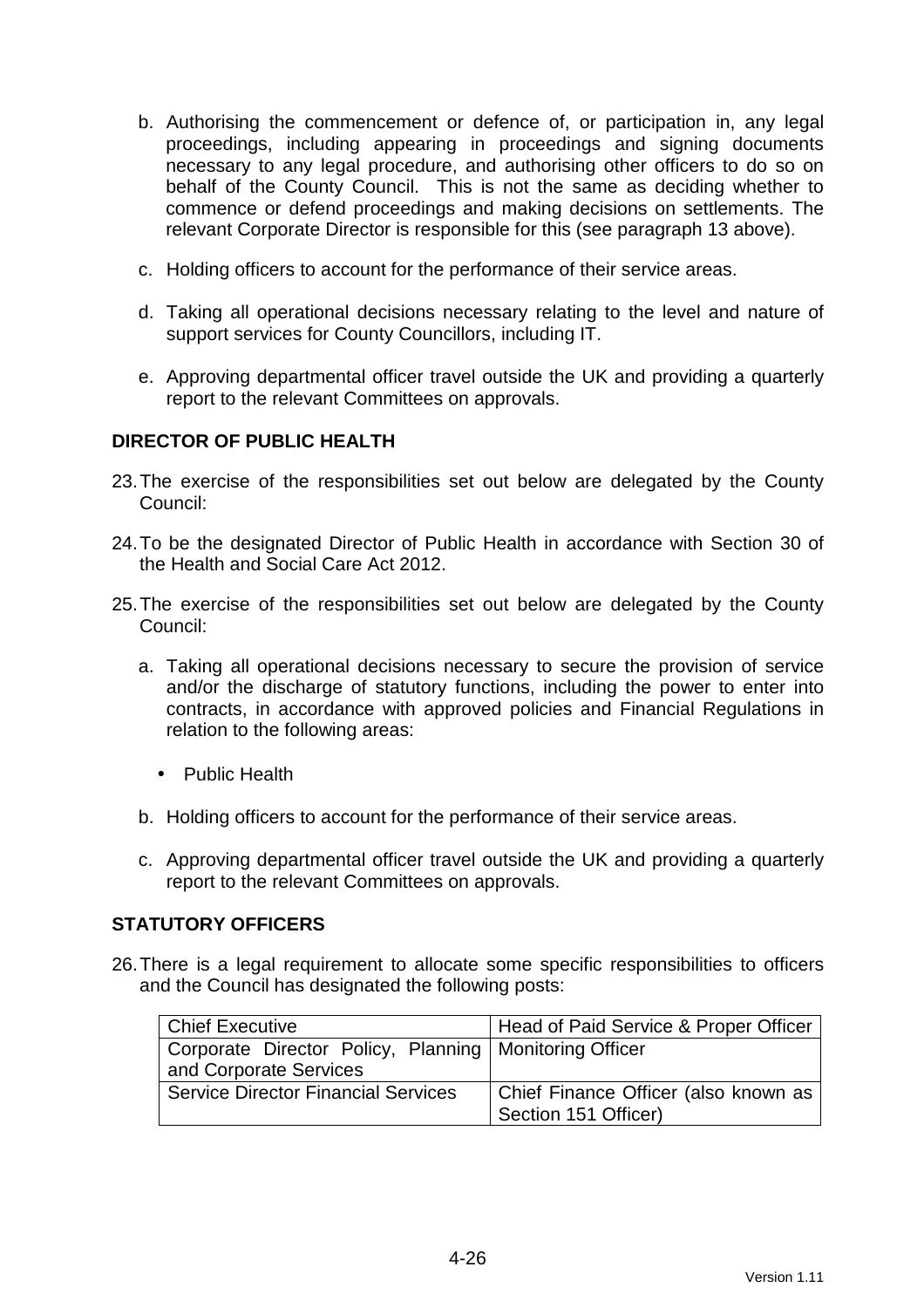b. Authorising the commencement or defence of, or participation in, any legal proceedings, including appearing in proceedings and signing documents necessary to any legal procedure, and authorising other officers to do so on behalf of the County Council. This is not the same as deciding whether to commence or defend proceedings and making decisions on settlements. The relevant Corporate Director is responsible for this (see paragraph 13 above).

c. Holding officers to account for the performance of their service areas.

d. Taking all operational decisions necessary relating to the level and nature of support services for County Councillors, including IT.

e. Approving departmental officer travel outside the UK and providing a quarterly report to the relevant Committees on approvals.

**DIRECTOR OF PUBLIC HEALTH**

23. The exercise of the responsibilities set out below are delegated by the County Council:

24. To be the designated Director of Public Health in accordance with Section 30 of the Health and Social Care Act 2012.

25. The exercise of the responsibilities set out below are delegated by the County Council:

    a. Taking all operational decisions necessary to secure the provision of service and/or the discharge of statutory functions, including the power to enter into contracts, in accordance with approved policies and Financial Regulations in relation to the following areas:

       - Public Health

    b. Holding officers to account for the performance of their service areas.

    c. Approving departmental officer travel outside the UK and providing a quarterly report to the relevant Committees on approvals.

**STATUTORY OFFICERS**

26. There is a legal requirement to allocate some specific responsibilities to officers and the Council has designated the following posts:

| | |
|---|---|
| Chief Executive | Head of Paid Service & Proper Officer |
| Corporate Director Policy, Planning and Corporate Services | Monitoring Officer |
| Service Director Financial Services | Chief Finance Officer (also known as Section 151 Officer) |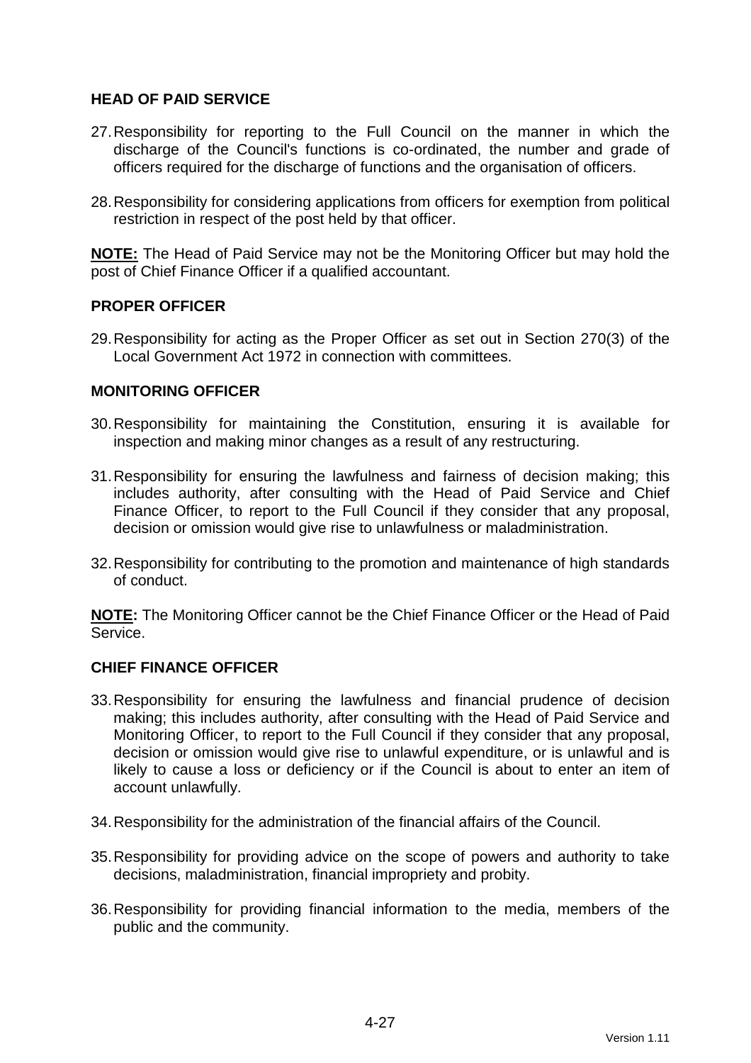### HEAD OF PAID SERVICE

27. Responsibility for reporting to the Full Council on the manner in which the discharge of the Council's functions is co-ordinated, the number and grade of officers required for the discharge of functions and the organisation of officers.

28. Responsibility for considering applications from officers for exemption from political restriction in respect of the post held by that officer.

**NOTE:** The Head of Paid Service may not be the Monitoring Officer but may hold the post of Chief Finance Officer if a qualified accountant.

### PROPER OFFICER

29. Responsibility for acting as the Proper Officer as set out in Section 270(3) of the Local Government Act 1972 in connection with committees.

### MONITORING OFFICER

30. Responsibility for maintaining the Constitution, ensuring it is available for inspection and making minor changes as a result of any restructuring.

31. Responsibility for ensuring the lawfulness and fairness of decision making; this includes authority, after consulting with the Head of Paid Service and Chief Finance Officer, to report to the Full Council if they consider that any proposal, decision or omission would give rise to unlawfulness or maladministration.

32. Responsibility for contributing to the promotion and maintenance of high standards of conduct.

**NOTE:** The Monitoring Officer cannot be the Chief Finance Officer or the Head of Paid Service.

### CHIEF FINANCE OFFICER

33. Responsibility for ensuring the lawfulness and financial prudence of decision making; this includes authority, after consulting with the Head of Paid Service and Monitoring Officer, to report to the Full Council if they consider that any proposal, decision or omission would give rise to unlawful expenditure, or is unlawful and is likely to cause a loss or deficiency or if the Council is about to enter an item of account unlawfully.

34. Responsibility for the administration of the financial affairs of the Council.

35. Responsibility for providing advice on the scope of powers and authority to take decisions, maladministration, financial impropriety and probity.

36. Responsibility for providing financial information to the media, members of the public and the community.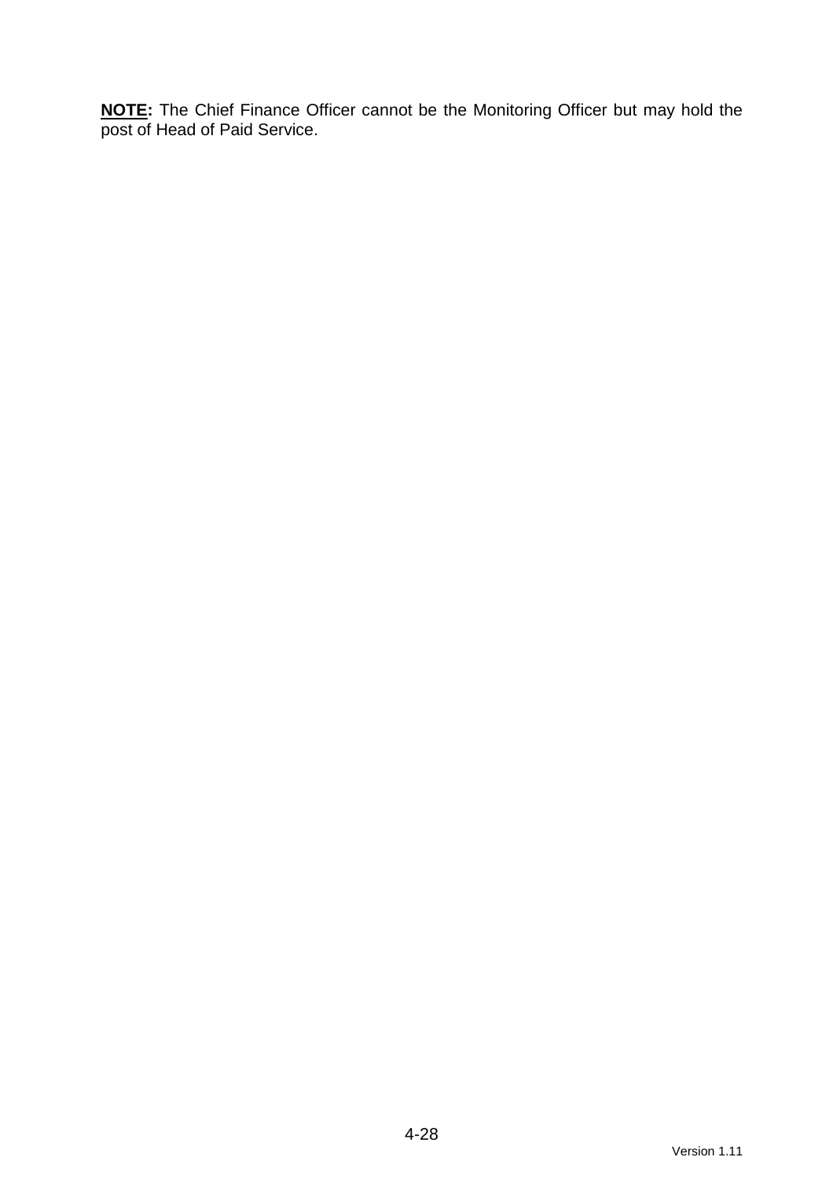**NOTE:** The Chief Finance Officer cannot be the Monitoring Officer but may hold the post of Head of Paid Service.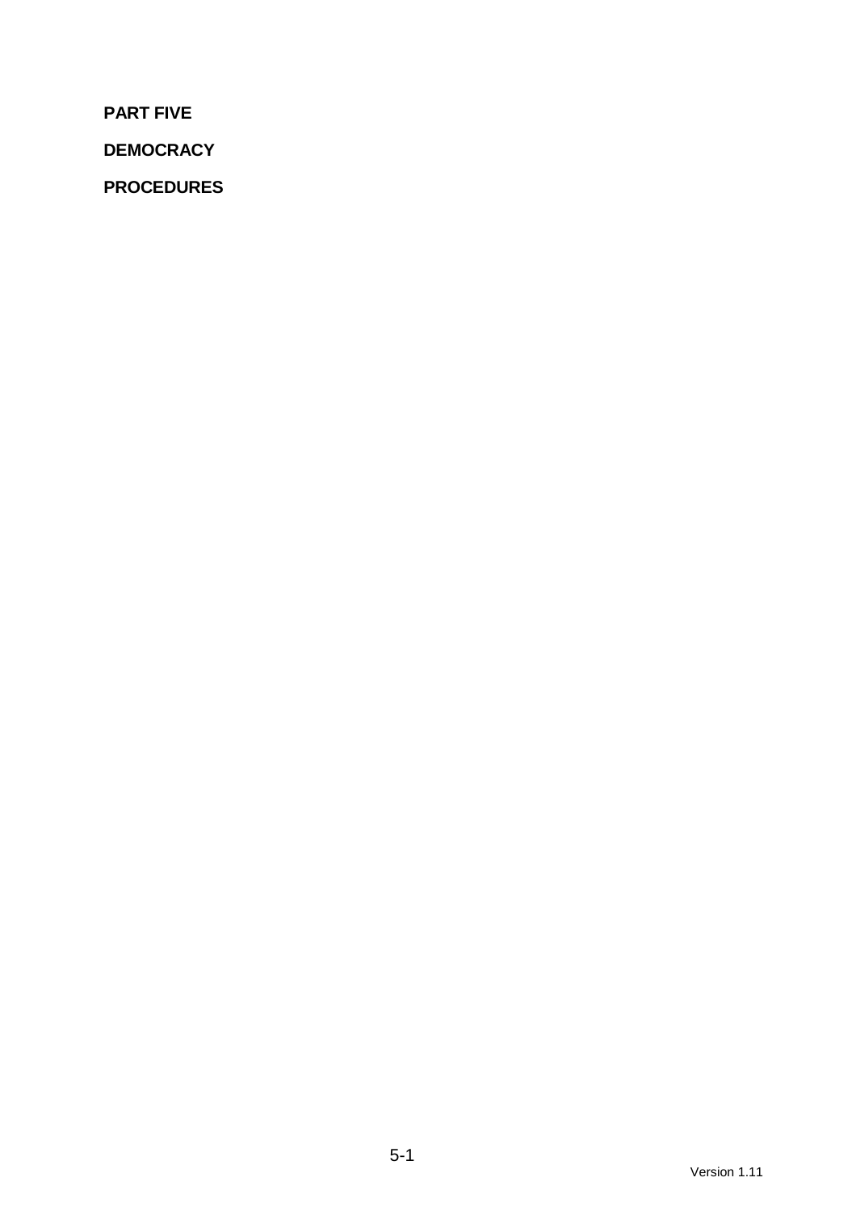**PART FIVE**

**DEMOCRACY**

**PROCEDURES**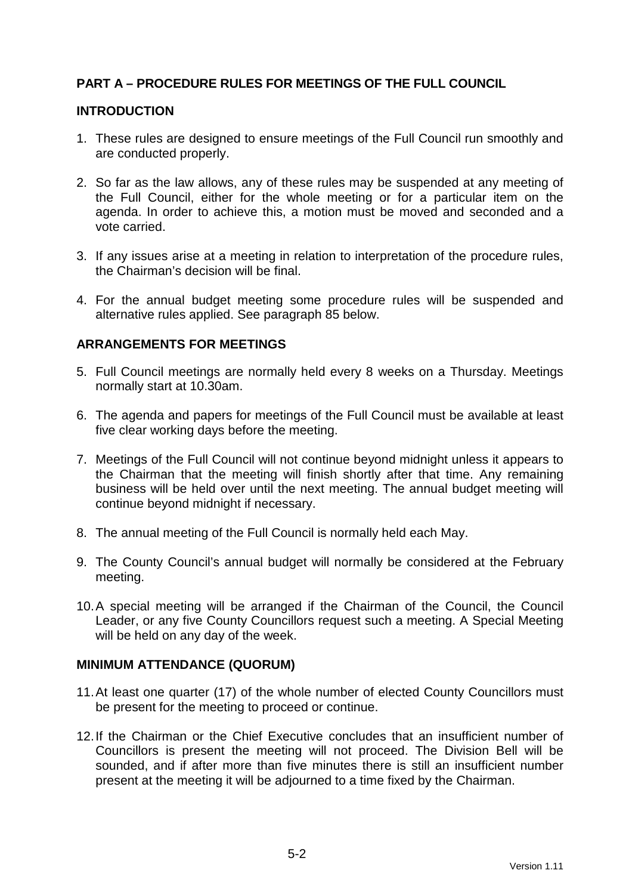## PART A – PROCEDURE RULES FOR MEETINGS OF THE FULL COUNCIL

### INTRODUCTION

1. These rules are designed to ensure meetings of the Full Council run smoothly and are conducted properly.

2. So far as the law allows, any of these rules may be suspended at any meeting of the Full Council, either for the whole meeting or for a particular item on the agenda. In order to achieve this, a motion must be moved and seconded and a vote carried.

3. If any issues arise at a meeting in relation to interpretation of the procedure rules, the Chairman's decision will be final.

4. For the annual budget meeting some procedure rules will be suspended and alternative rules applied. See paragraph 85 below.

### ARRANGEMENTS FOR MEETINGS

5. Full Council meetings are normally held every 8 weeks on a Thursday. Meetings normally start at 10.30am.

6. The agenda and papers for meetings of the Full Council must be available at least five clear working days before the meeting.

7. Meetings of the Full Council will not continue beyond midnight unless it appears to the Chairman that the meeting will finish shortly after that time. Any remaining business will be held over until the next meeting. The annual budget meeting will continue beyond midnight if necessary.

8. The annual meeting of the Full Council is normally held each May.

9. The County Council's annual budget will normally be considered at the February meeting.

10. A special meeting will be arranged if the Chairman of the Council, the Council Leader, or any five County Councillors request such a meeting. A Special Meeting will be held on any day of the week.

### MINIMUM ATTENDANCE (QUORUM)

11. At least one quarter (17) of the whole number of elected County Councillors must be present for the meeting to proceed or continue.

12. If the Chairman or the Chief Executive concludes that an insufficient number of Councillors is present the meeting will not proceed. The Division Bell will be sounded, and if after more than five minutes there is still an insufficient number present at the meeting it will be adjourned to a time fixed by the Chairman.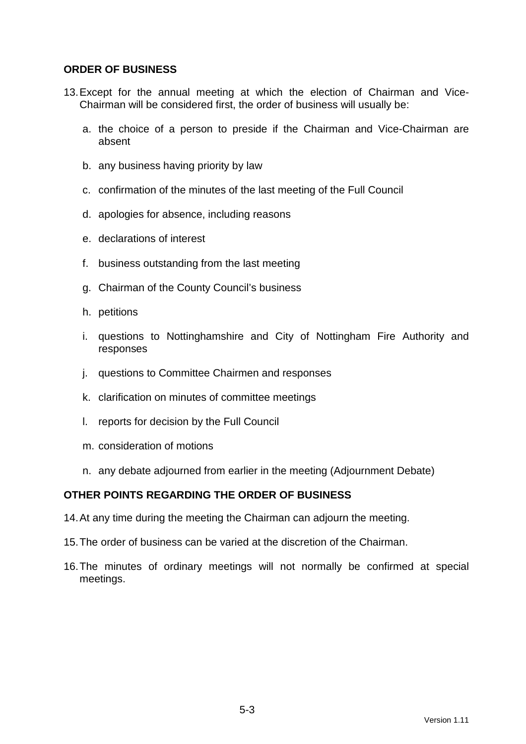## ORDER OF BUSINESS

13. Except for the annual meeting at which the election of Chairman and Vice-Chairman will be considered first, the order of business will usually be:

    a. the choice of a person to preside if the Chairman and Vice-Chairman are absent

    b. any business having priority by law

    c. confirmation of the minutes of the last meeting of the Full Council

    d. apologies for absence, including reasons

    e. declarations of interest

    f. business outstanding from the last meeting

    g. Chairman of the County Council's business

    h. petitions

    i. questions to Nottinghamshire and City of Nottingham Fire Authority and responses

    j. questions to Committee Chairmen and responses

    k. clarification on minutes of committee meetings

    l. reports for decision by the Full Council

    m. consideration of motions

    n. any debate adjourned from earlier in the meeting (Adjournment Debate)

## OTHER POINTS REGARDING THE ORDER OF BUSINESS

14. At any time during the meeting the Chairman can adjourn the meeting.

15. The order of business can be varied at the discretion of the Chairman.

16. The minutes of ordinary meetings will not normally be confirmed at special meetings.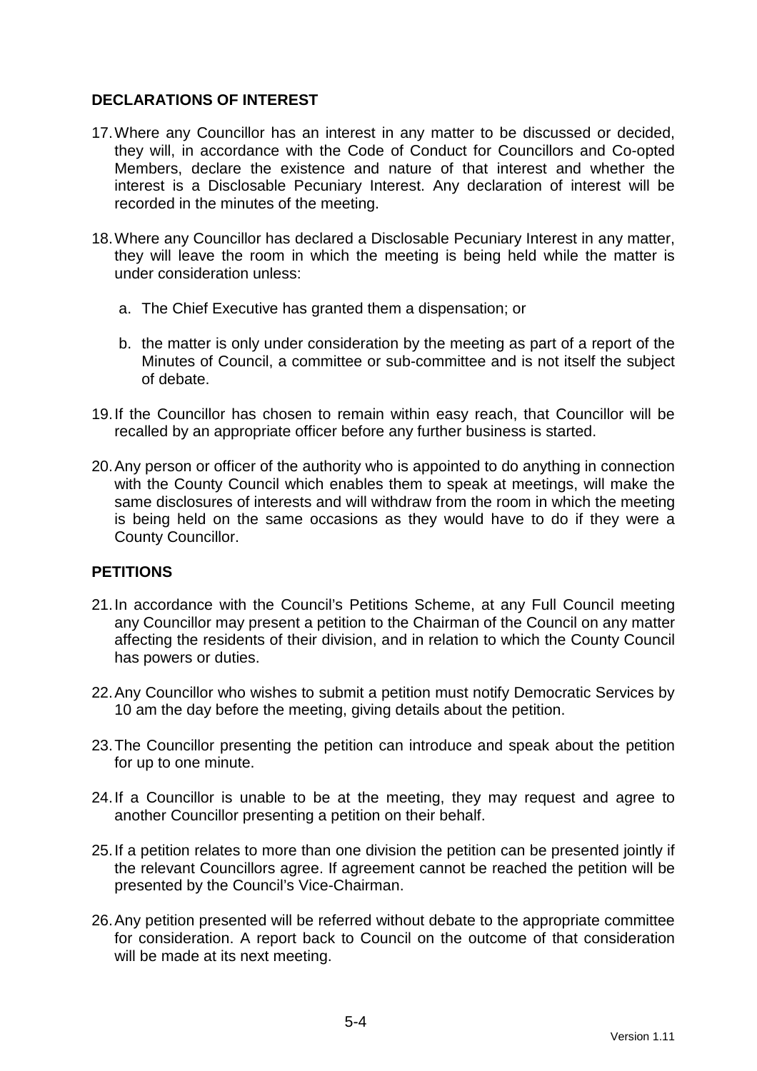## DECLARATIONS OF INTEREST

17. Where any Councillor has an interest in any matter to be discussed or decided, they will, in accordance with the Code of Conduct for Councillors and Co-opted Members, declare the existence and nature of that interest and whether the interest is a Disclosable Pecuniary Interest. Any declaration of interest will be recorded in the minutes of the meeting.

18. Where any Councillor has declared a Disclosable Pecuniary Interest in any matter, they will leave the room in which the meeting is being held while the matter is under consideration unless:

    a. The Chief Executive has granted them a dispensation; or

    b. the matter is only under consideration by the meeting as part of a report of the Minutes of Council, a committee or sub-committee and is not itself the subject of debate.

19. If the Councillor has chosen to remain within easy reach, that Councillor will be recalled by an appropriate officer before any further business is started.

20. Any person or officer of the authority who is appointed to do anything in connection with the County Council which enables them to speak at meetings, will make the same disclosures of interests and will withdraw from the room in which the meeting is being held on the same occasions as they would have to do if they were a County Councillor.

## PETITIONS

21. In accordance with the Council's Petitions Scheme, at any Full Council meeting any Councillor may present a petition to the Chairman of the Council on any matter affecting the residents of their division, and in relation to which the County Council has powers or duties.

22. Any Councillor who wishes to submit a petition must notify Democratic Services by 10 am the day before the meeting, giving details about the petition.

23. The Councillor presenting the petition can introduce and speak about the petition for up to one minute.

24. If a Councillor is unable to be at the meeting, they may request and agree to another Councillor presenting a petition on their behalf.

25. If a petition relates to more than one division the petition can be presented jointly if the relevant Councillors agree. If agreement cannot be reached the petition will be presented by the Council's Vice-Chairman.

26. Any petition presented will be referred without debate to the appropriate committee for consideration. A report back to Council on the outcome of that consideration will be made at its next meeting.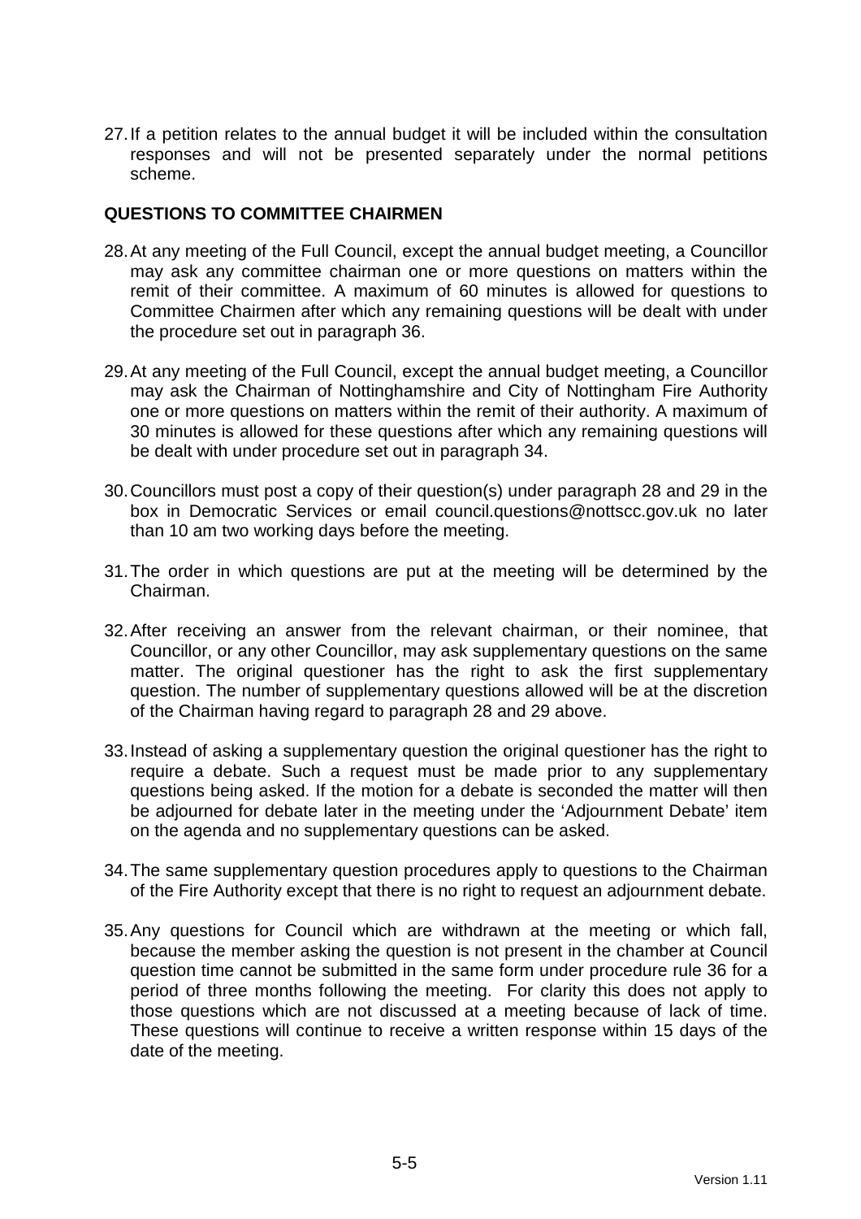27. If a petition relates to the annual budget it will be included within the consultation responses and will not be presented separately under the normal petitions scheme.

**QUESTIONS TO COMMITTEE CHAIRMEN**

28. At any meeting of the Full Council, except the annual budget meeting, a Councillor may ask any committee chairman one or more questions on matters within the remit of their committee. A maximum of 60 minutes is allowed for questions to Committee Chairmen after which any remaining questions will be dealt with under the procedure set out in paragraph 36.

29. At any meeting of the Full Council, except the annual budget meeting, a Councillor may ask the Chairman of Nottinghamshire and City of Nottingham Fire Authority one or more questions on matters within the remit of their authority. A maximum of 30 minutes is allowed for these questions after which any remaining questions will be dealt with under procedure set out in paragraph 34.

30. Councillors must post a copy of their question(s) under paragraph 28 and 29 in the box in Democratic Services or email council.questions@nottscc.gov.uk no later than 10 am two working days before the meeting.

31. The order in which questions are put at the meeting will be determined by the Chairman.

32. After receiving an answer from the relevant chairman, or their nominee, that Councillor, or any other Councillor, may ask supplementary questions on the same matter. The original questioner has the right to ask the first supplementary question. The number of supplementary questions allowed will be at the discretion of the Chairman having regard to paragraph 28 and 29 above.

33. Instead of asking a supplementary question the original questioner has the right to require a debate. Such a request must be made prior to any supplementary questions being asked. If the motion for a debate is seconded the matter will then be adjourned for debate later in the meeting under the 'Adjournment Debate' item on the agenda and no supplementary questions can be asked.

34. The same supplementary question procedures apply to questions to the Chairman of the Fire Authority except that there is no right to request an adjournment debate.

35. Any questions for Council which are withdrawn at the meeting or which fall, because the member asking the question is not present in the chamber at Council question time cannot be submitted in the same form under procedure rule 36 for a period of three months following the meeting. For clarity this does not apply to those questions which are not discussed at a meeting because of lack of time. These questions will continue to receive a written response within 15 days of the date of the meeting.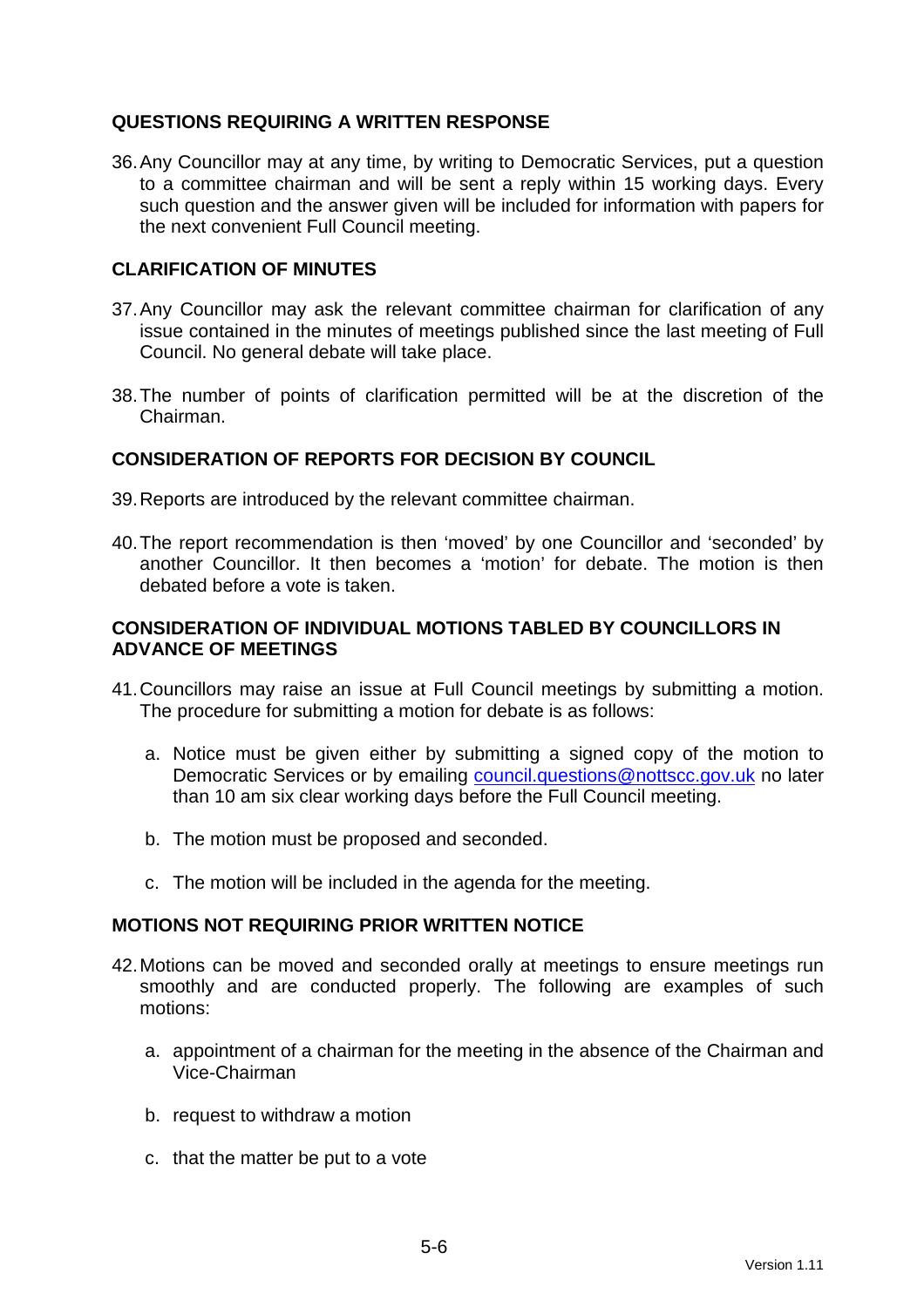## QUESTIONS REQUIRING A WRITTEN RESPONSE

36. Any Councillor may at any time, by writing to Democratic Services, put a question to a committee chairman and will be sent a reply within 15 working days. Every such question and the answer given will be included for information with papers for the next convenient Full Council meeting.

## CLARIFICATION OF MINUTES

37. Any Councillor may ask the relevant committee chairman for clarification of any issue contained in the minutes of meetings published since the last meeting of Full Council. No general debate will take place.

38. The number of points of clarification permitted will be at the discretion of the Chairman.

## CONSIDERATION OF REPORTS FOR DECISION BY COUNCIL

39. Reports are introduced by the relevant committee chairman.

40. The report recommendation is then 'moved' by one Councillor and 'seconded' by another Councillor. It then becomes a 'motion' for debate. The motion is then debated before a vote is taken.

## CONSIDERATION OF INDIVIDUAL MOTIONS TABLED BY COUNCILLORS IN ADVANCE OF MEETINGS

41. Councillors may raise an issue at Full Council meetings by submitting a motion. The procedure for submitting a motion for debate is as follows:

    a. Notice must be given either by submitting a signed copy of the motion to Democratic Services or by emailing council.questions@nottscc.gov.uk no later than 10 am six clear working days before the Full Council meeting.

    b. The motion must be proposed and seconded.

    c. The motion will be included in the agenda for the meeting.

## MOTIONS NOT REQUIRING PRIOR WRITTEN NOTICE

42. Motions can be moved and seconded orally at meetings to ensure meetings run smoothly and are conducted properly. The following are examples of such motions:

    a. appointment of a chairman for the meeting in the absence of the Chairman and Vice-Chairman

    b. request to withdraw a motion

    c. that the matter be put to a vote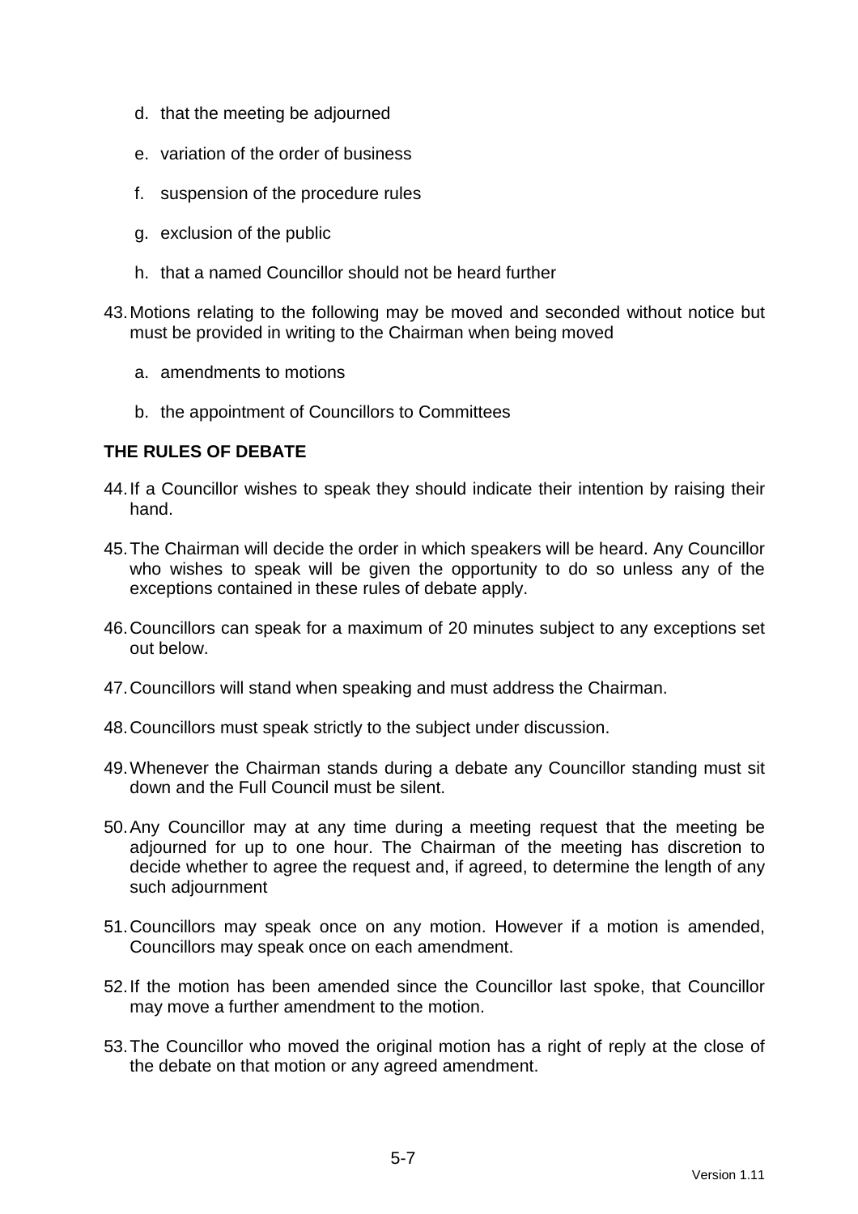d. that the meeting be adjourned

e. variation of the order of business

f. suspension of the procedure rules

g. exclusion of the public

h. that a named Councillor should not be heard further

43. Motions relating to the following may be moved and seconded without notice but must be provided in writing to the Chairman when being moved

    a. amendments to motions

    b. the appointment of Councillors to Committees

**THE RULES OF DEBATE**

44. If a Councillor wishes to speak they should indicate their intention by raising their hand.

45. The Chairman will decide the order in which speakers will be heard. Any Councillor who wishes to speak will be given the opportunity to do so unless any of the exceptions contained in these rules of debate apply.

46. Councillors can speak for a maximum of 20 minutes subject to any exceptions set out below.

47. Councillors will stand when speaking and must address the Chairman.

48. Councillors must speak strictly to the subject under discussion.

49. Whenever the Chairman stands during a debate any Councillor standing must sit down and the Full Council must be silent.

50. Any Councillor may at any time during a meeting request that the meeting be adjourned for up to one hour. The Chairman of the meeting has discretion to decide whether to agree the request and, if agreed, to determine the length of any such adjournment

51. Councillors may speak once on any motion. However if a motion is amended, Councillors may speak once on each amendment.

52. If the motion has been amended since the Councillor last spoke, that Councillor may move a further amendment to the motion.

53. The Councillor who moved the original motion has a right of reply at the close of the debate on that motion or any agreed amendment.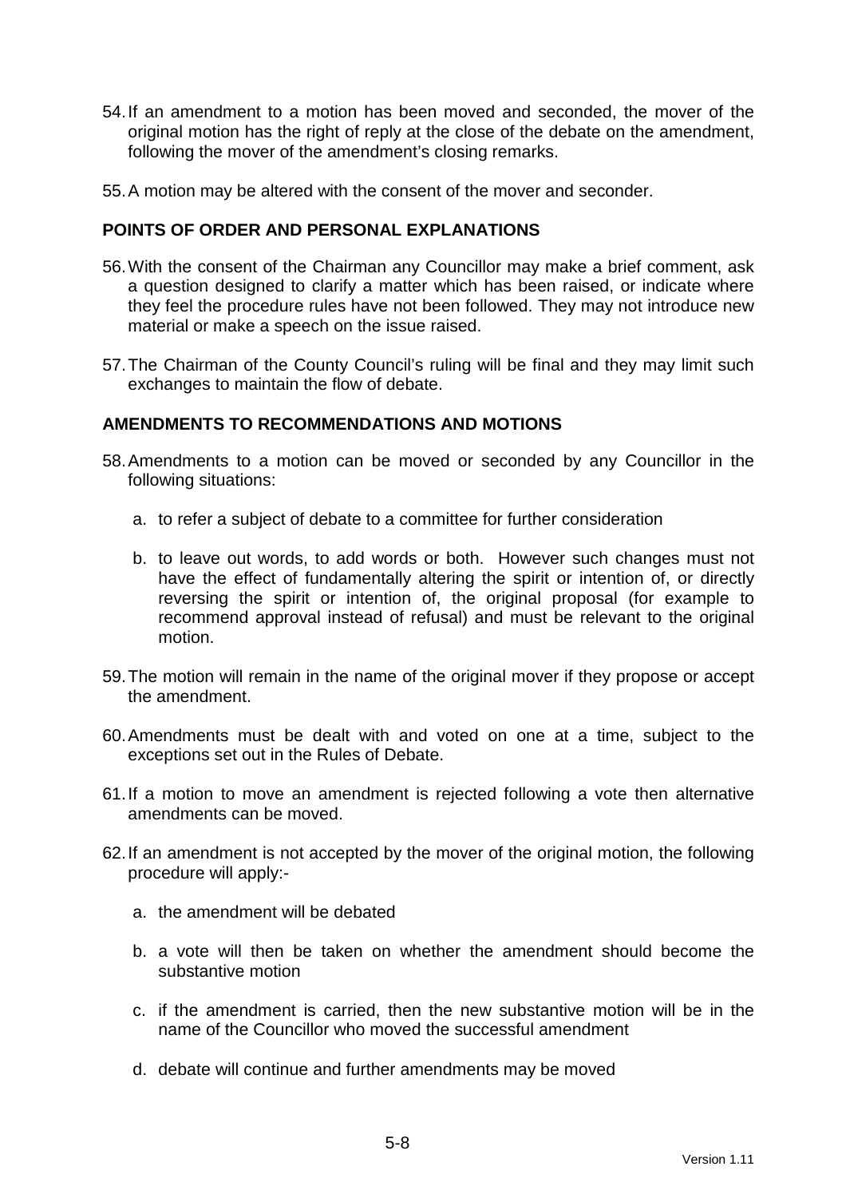54. If an amendment to a motion has been moved and seconded, the mover of the original motion has the right of reply at the close of the debate on the amendment, following the mover of the amendment's closing remarks.

55. A motion may be altered with the consent of the mover and seconder.

## POINTS OF ORDER AND PERSONAL EXPLANATIONS

56. With the consent of the Chairman any Councillor may make a brief comment, ask a question designed to clarify a matter which has been raised, or indicate where they feel the procedure rules have not been followed. They may not introduce new material or make a speech on the issue raised.

57. The Chairman of the County Council's ruling will be final and they may limit such exchanges to maintain the flow of debate.

## AMENDMENTS TO RECOMMENDATIONS AND MOTIONS

58. Amendments to a motion can be moved or seconded by any Councillor in the following situations:

    a. to refer a subject of debate to a committee for further consideration

    b. to leave out words, to add words or both. However such changes must not have the effect of fundamentally altering the spirit or intention of, or directly reversing the spirit or intention of, the original proposal (for example to recommend approval instead of refusal) and must be relevant to the original motion.

59. The motion will remain in the name of the original mover if they propose or accept the amendment.

60. Amendments must be dealt with and voted on one at a time, subject to the exceptions set out in the Rules of Debate.

61. If a motion to move an amendment is rejected following a vote then alternative amendments can be moved.

62. If an amendment is not accepted by the mover of the original motion, the following procedure will apply:-

    a. the amendment will be debated

    b. a vote will then be taken on whether the amendment should become the substantive motion

    c. if the amendment is carried, then the new substantive motion will be in the name of the Councillor who moved the successful amendment

    d. debate will continue and further amendments may be moved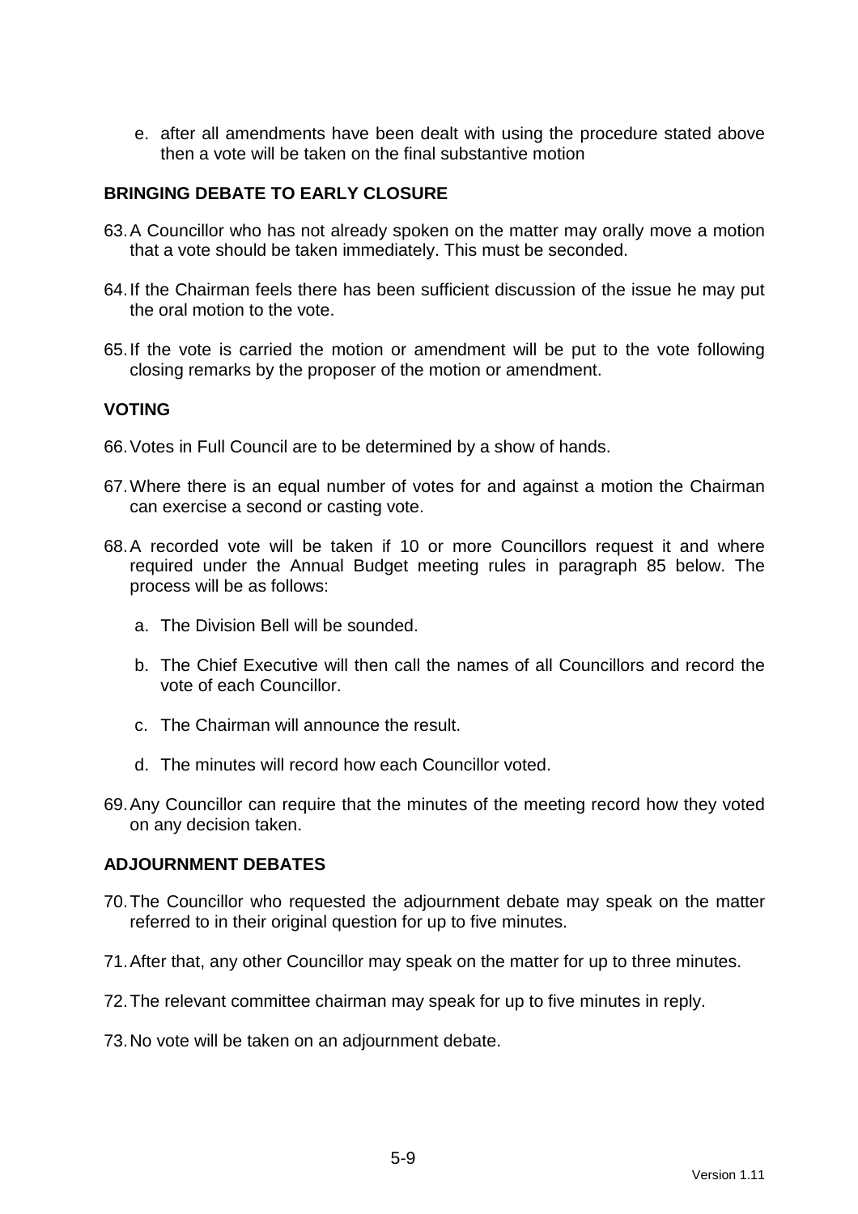e. after all amendments have been dealt with using the procedure stated above then a vote will be taken on the final substantive motion

## BRINGING DEBATE TO EARLY CLOSURE

63. A Councillor who has not already spoken on the matter may orally move a motion that a vote should be taken immediately. This must be seconded.

64. If the Chairman feels there has been sufficient discussion of the issue he may put the oral motion to the vote.

65. If the vote is carried the motion or amendment will be put to the vote following closing remarks by the proposer of the motion or amendment.

## VOTING

66. Votes in Full Council are to be determined by a show of hands.

67. Where there is an equal number of votes for and against a motion the Chairman can exercise a second or casting vote.

68. A recorded vote will be taken if 10 or more Councillors request it and where required under the Annual Budget meeting rules in paragraph 85 below. The process will be as follows:

    a. The Division Bell will be sounded.

    b. The Chief Executive will then call the names of all Councillors and record the vote of each Councillor.

    c. The Chairman will announce the result.

    d. The minutes will record how each Councillor voted.

69. Any Councillor can require that the minutes of the meeting record how they voted on any decision taken.

## ADJOURNMENT DEBATES

70. The Councillor who requested the adjournment debate may speak on the matter referred to in their original question for up to five minutes.

71. After that, any other Councillor may speak on the matter for up to three minutes.

72. The relevant committee chairman may speak for up to five minutes in reply.

73. No vote will be taken on an adjournment debate.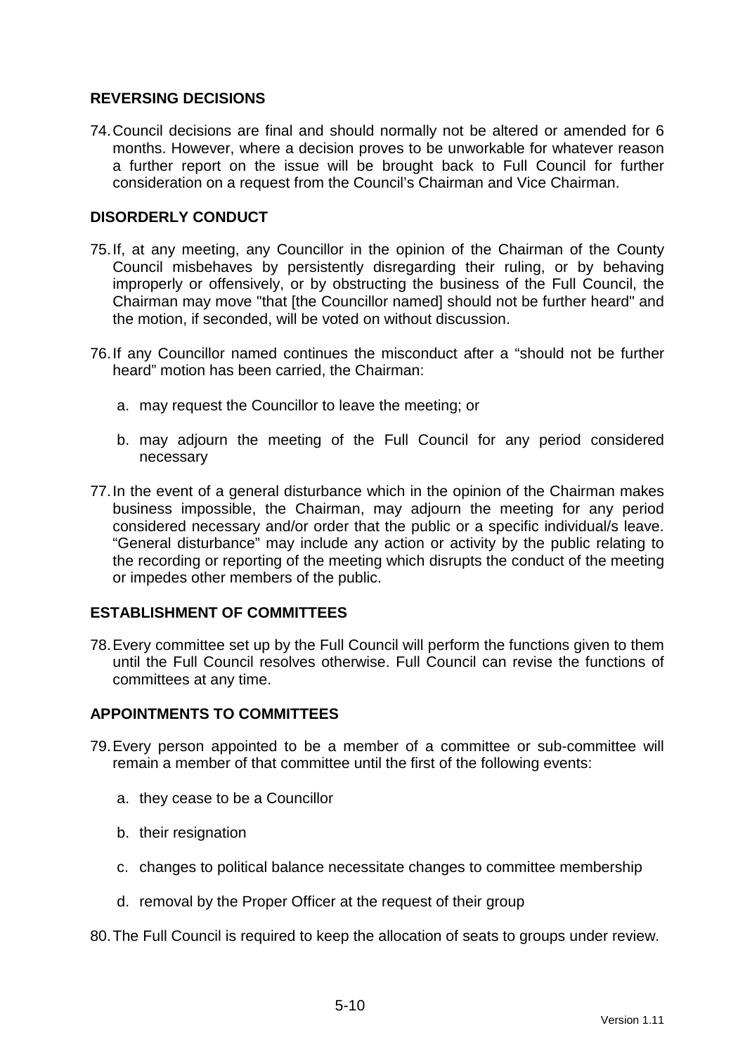## REVERSING DECISIONS

74. Council decisions are final and should normally not be altered or amended for 6 months. However, where a decision proves to be unworkable for whatever reason a further report on the issue will be brought back to Full Council for further consideration on a request from the Council's Chairman and Vice Chairman.

## DISORDERLY CONDUCT

75. If, at any meeting, any Councillor in the opinion of the Chairman of the County Council misbehaves by persistently disregarding their ruling, or by behaving improperly or offensively, or by obstructing the business of the Full Council, the Chairman may move "that [the Councillor named] should not be further heard" and the motion, if seconded, will be voted on without discussion.

76. If any Councillor named continues the misconduct after a "should not be further heard" motion has been carried, the Chairman:

    a. may request the Councillor to leave the meeting; or

    b. may adjourn the meeting of the Full Council for any period considered necessary

77. In the event of a general disturbance which in the opinion of the Chairman makes business impossible, the Chairman, may adjourn the meeting for any period considered necessary and/or order that the public or a specific individual/s leave. "General disturbance" may include any action or activity by the public relating to the recording or reporting of the meeting which disrupts the conduct of the meeting or impedes other members of the public.

## ESTABLISHMENT OF COMMITTEES

78. Every committee set up by the Full Council will perform the functions given to them until the Full Council resolves otherwise. Full Council can revise the functions of committees at any time.

## APPOINTMENTS TO COMMITTEES

79. Every person appointed to be a member of a committee or sub-committee will remain a member of that committee until the first of the following events:

    a. they cease to be a Councillor

    b. their resignation

    c. changes to political balance necessitate changes to committee membership

    d. removal by the Proper Officer at the request of their group

80. The Full Council is required to keep the allocation of seats to groups under review.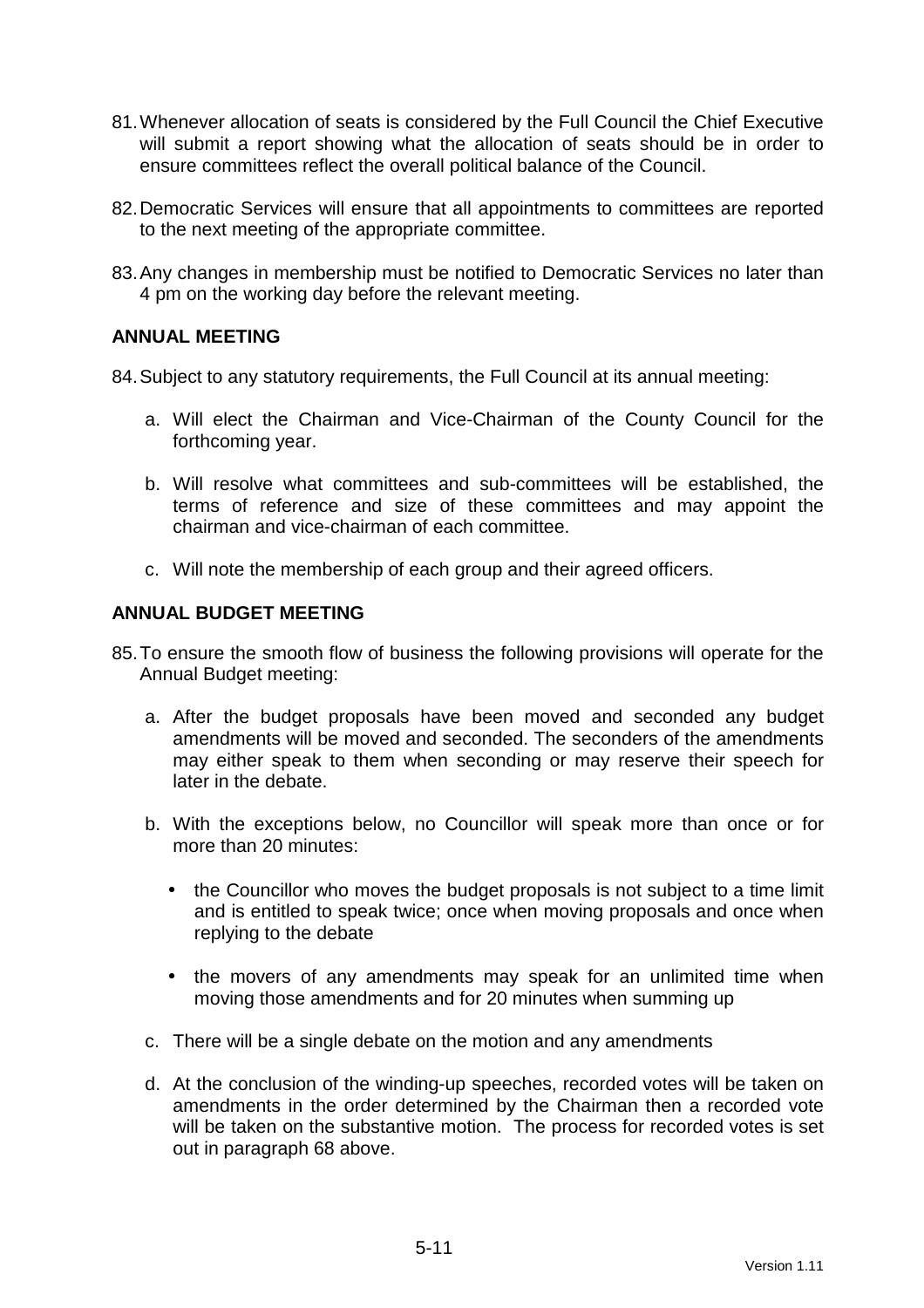81. Whenever allocation of seats is considered by the Full Council the Chief Executive will submit a report showing what the allocation of seats should be in order to ensure committees reflect the overall political balance of the Council.

82. Democratic Services will ensure that all appointments to committees are reported to the next meeting of the appropriate committee.

83. Any changes in membership must be notified to Democratic Services no later than 4 pm on the working day before the relevant meeting.

**ANNUAL MEETING**

84. Subject to any statutory requirements, the Full Council at its annual meeting:

    a. Will elect the Chairman and Vice-Chairman of the County Council for the forthcoming year.

    b. Will resolve what committees and sub-committees will be established, the terms of reference and size of these committees and may appoint the chairman and vice-chairman of each committee.

    c. Will note the membership of each group and their agreed officers.

**ANNUAL BUDGET MEETING**

85. To ensure the smooth flow of business the following provisions will operate for the Annual Budget meeting:

    a. After the budget proposals have been moved and seconded any budget amendments will be moved and seconded. The seconders of the amendments may either speak to them when seconding or may reserve their speech for later in the debate.

    b. With the exceptions below, no Councillor will speak more than once or for more than 20 minutes:

        - the Councillor who moves the budget proposals is not subject to a time limit and is entitled to speak twice; once when moving proposals and once when replying to the debate

        - the movers of any amendments may speak for an unlimited time when moving those amendments and for 20 minutes when summing up

    c. There will be a single debate on the motion and any amendments

    d. At the conclusion of the winding-up speeches, recorded votes will be taken on amendments in the order determined by the Chairman then a recorded vote will be taken on the substantive motion. The process for recorded votes is set out in paragraph 68 above.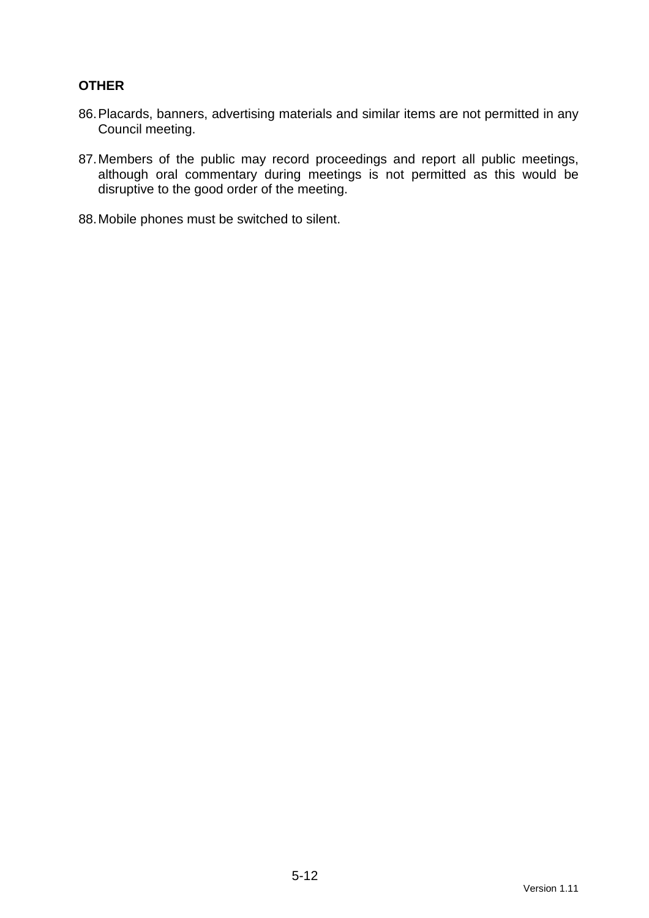**OTHER**

86. Placards, banners, advertising materials and similar items are not permitted in any Council meeting.

87. Members of the public may record proceedings and report all public meetings, although oral commentary during meetings is not permitted as this would be disruptive to the good order of the meeting.

88. Mobile phones must be switched to silent.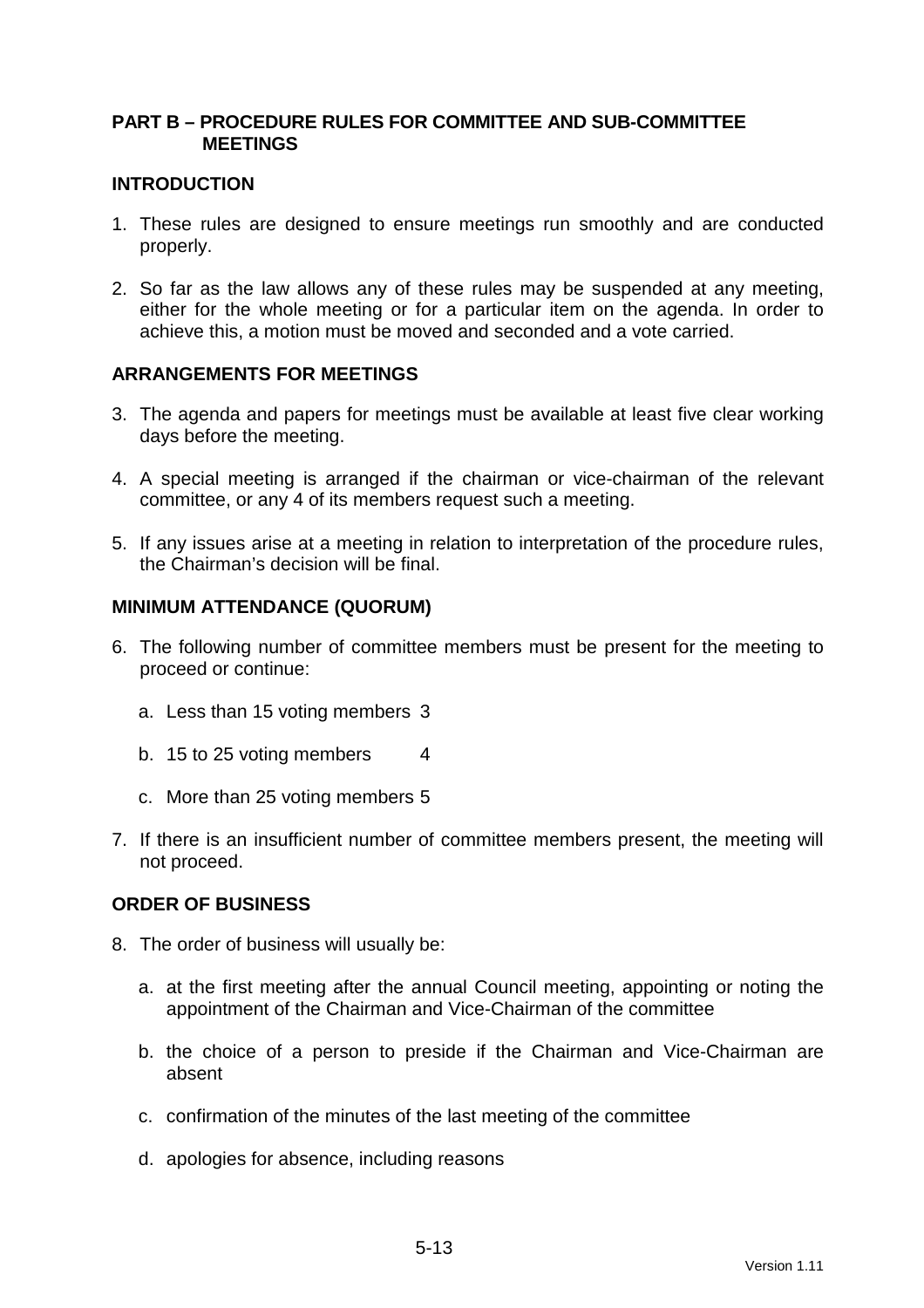## PART B – PROCEDURE RULES FOR COMMITTEE AND SUB-COMMITTEE MEETINGS

### INTRODUCTION

1. These rules are designed to ensure meetings run smoothly and are conducted properly.

2. So far as the law allows any of these rules may be suspended at any meeting, either for the whole meeting or for a particular item on the agenda. In order to achieve this, a motion must be moved and seconded and a vote carried.

### ARRANGEMENTS FOR MEETINGS

3. The agenda and papers for meetings must be available at least five clear working days before the meeting.

4. A special meeting is arranged if the chairman or vice-chairman of the relevant committee, or any 4 of its members request such a meeting.

5. If any issues arise at a meeting in relation to interpretation of the procedure rules, the Chairman's decision will be final.

### MINIMUM ATTENDANCE (QUORUM)

6. The following number of committee members must be present for the meeting to proceed or continue:

   a. Less than 15 voting members 3

   b. 15 to 25 voting members 4

   c. More than 25 voting members 5

7. If there is an insufficient number of committee members present, the meeting will not proceed.

### ORDER OF BUSINESS

8. The order of business will usually be:

   a. at the first meeting after the annual Council meeting, appointing or noting the appointment of the Chairman and Vice-Chairman of the committee

   b. the choice of a person to preside if the Chairman and Vice-Chairman are absent

   c. confirmation of the minutes of the last meeting of the committee

   d. apologies for absence, including reasons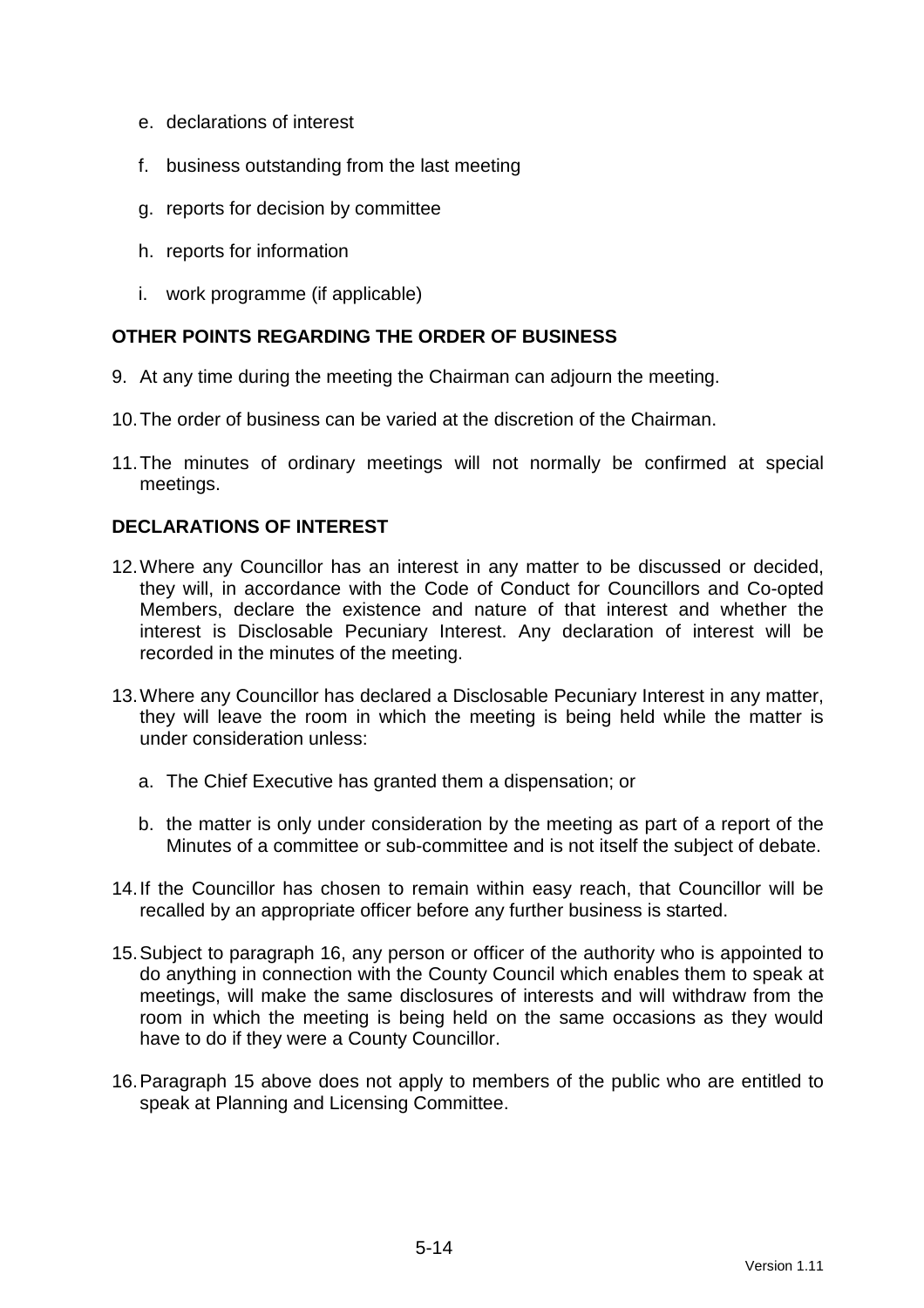e. declarations of interest

f. business outstanding from the last meeting

g. reports for decision by committee

h. reports for information

i. work programme (if applicable)

## OTHER POINTS REGARDING THE ORDER OF BUSINESS

9. At any time during the meeting the Chairman can adjourn the meeting.

10. The order of business can be varied at the discretion of the Chairman.

11. The minutes of ordinary meetings will not normally be confirmed at special meetings.

## DECLARATIONS OF INTEREST

12. Where any Councillor has an interest in any matter to be discussed or decided, they will, in accordance with the Code of Conduct for Councillors and Co-opted Members, declare the existence and nature of that interest and whether the interest is Disclosable Pecuniary Interest. Any declaration of interest will be recorded in the minutes of the meeting.

13. Where any Councillor has declared a Disclosable Pecuniary Interest in any matter, they will leave the room in which the meeting is being held while the matter is under consideration unless:

    a. The Chief Executive has granted them a dispensation; or

    b. the matter is only under consideration by the meeting as part of a report of the Minutes of a committee or sub-committee and is not itself the subject of debate.

14. If the Councillor has chosen to remain within easy reach, that Councillor will be recalled by an appropriate officer before any further business is started.

15. Subject to paragraph 16, any person or officer of the authority who is appointed to do anything in connection with the County Council which enables them to speak at meetings, will make the same disclosures of interests and will withdraw from the room in which the meeting is being held on the same occasions as they would have to do if they were a County Councillor.

16. Paragraph 15 above does not apply to members of the public who are entitled to speak at Planning and Licensing Committee.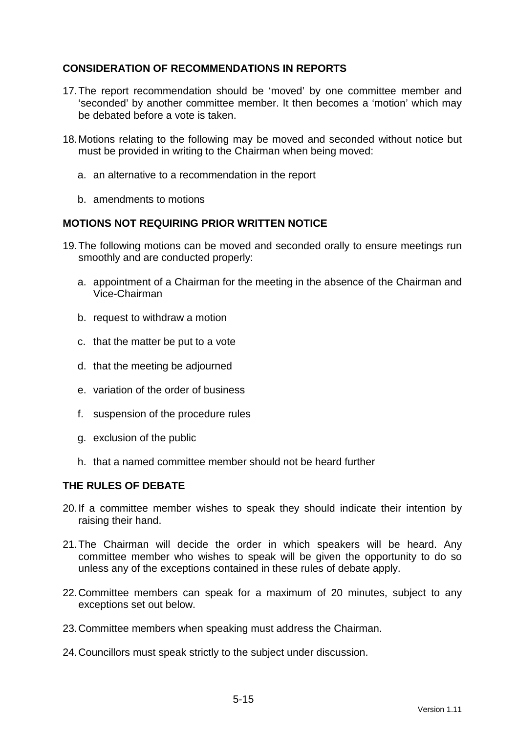## CONSIDERATION OF RECOMMENDATIONS IN REPORTS

17. The report recommendation should be 'moved' by one committee member and 'seconded' by another committee member. It then becomes a 'motion' which may be debated before a vote is taken.

18. Motions relating to the following may be moved and seconded without notice but must be provided in writing to the Chairman when being moved:

    a. an alternative to a recommendation in the report

    b. amendments to motions

## MOTIONS NOT REQUIRING PRIOR WRITTEN NOTICE

19. The following motions can be moved and seconded orally to ensure meetings run smoothly and are conducted properly:

    a. appointment of a Chairman for the meeting in the absence of the Chairman and Vice-Chairman

    b. request to withdraw a motion

    c. that the matter be put to a vote

    d. that the meeting be adjourned

    e. variation of the order of business

    f. suspension of the procedure rules

    g. exclusion of the public

    h. that a named committee member should not be heard further

## THE RULES OF DEBATE

20. If a committee member wishes to speak they should indicate their intention by raising their hand.

21. The Chairman will decide the order in which speakers will be heard. Any committee member who wishes to speak will be given the opportunity to do so unless any of the exceptions contained in these rules of debate apply.

22. Committee members can speak for a maximum of 20 minutes, subject to any exceptions set out below.

23. Committee members when speaking must address the Chairman.

24. Councillors must speak strictly to the subject under discussion.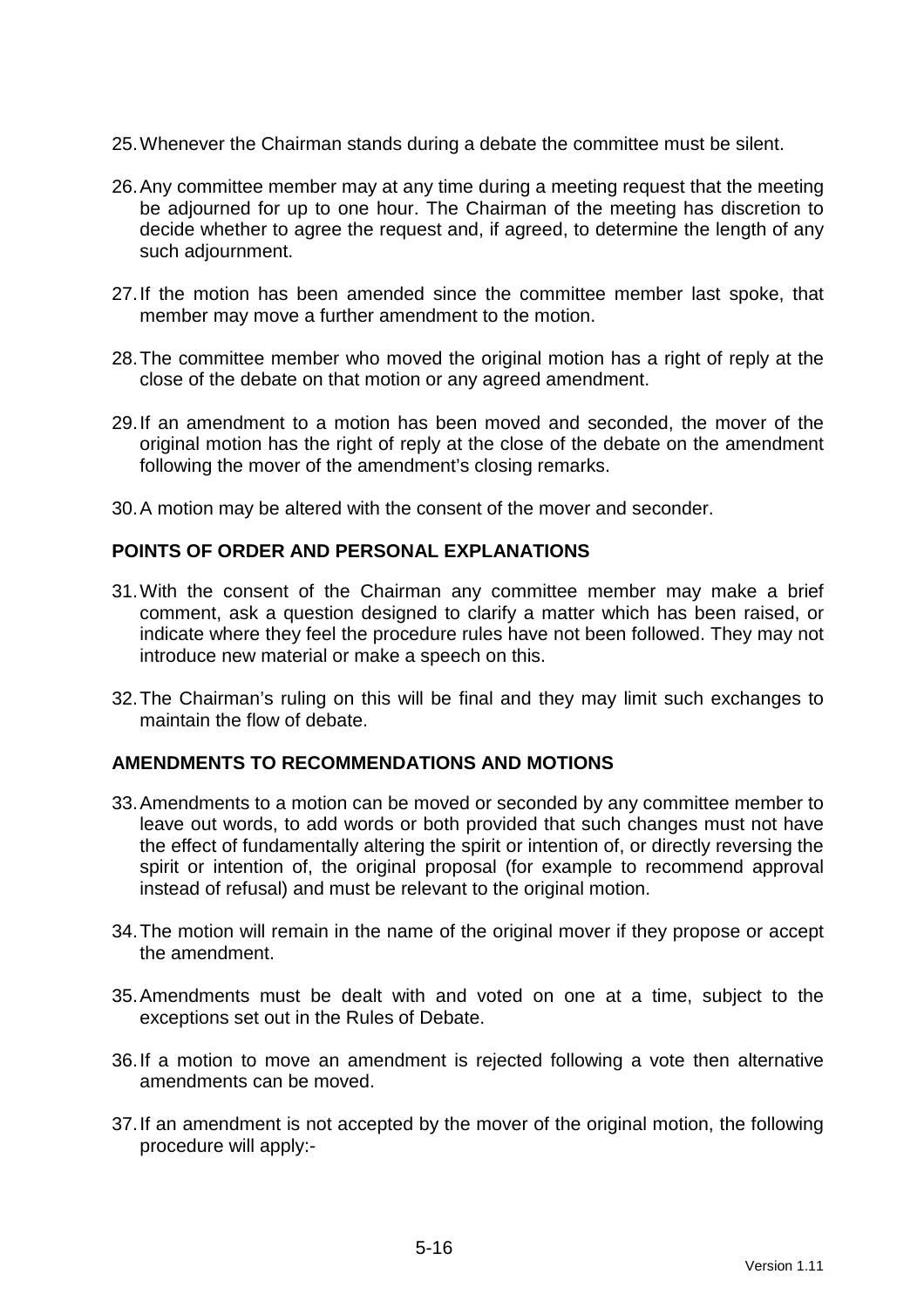25. Whenever the Chairman stands during a debate the committee must be silent.

26. Any committee member may at any time during a meeting request that the meeting be adjourned for up to one hour. The Chairman of the meeting has discretion to decide whether to agree the request and, if agreed, to determine the length of any such adjournment.

27. If the motion has been amended since the committee member last spoke, that member may move a further amendment to the motion.

28. The committee member who moved the original motion has a right of reply at the close of the debate on that motion or any agreed amendment.

29. If an amendment to a motion has been moved and seconded, the mover of the original motion has the right of reply at the close of the debate on the amendment following the mover of the amendment's closing remarks.

30. A motion may be altered with the consent of the mover and seconder.

**POINTS OF ORDER AND PERSONAL EXPLANATIONS**

31. With the consent of the Chairman any committee member may make a brief comment, ask a question designed to clarify a matter which has been raised, or indicate where they feel the procedure rules have not been followed. They may not introduce new material or make a speech on this.

32. The Chairman's ruling on this will be final and they may limit such exchanges to maintain the flow of debate.

**AMENDMENTS TO RECOMMENDATIONS AND MOTIONS**

33. Amendments to a motion can be moved or seconded by any committee member to leave out words, to add words or both provided that such changes must not have the effect of fundamentally altering the spirit or intention of, or directly reversing the spirit or intention of, the original proposal (for example to recommend approval instead of refusal) and must be relevant to the original motion.

34. The motion will remain in the name of the original mover if they propose or accept the amendment.

35. Amendments must be dealt with and voted on one at a time, subject to the exceptions set out in the Rules of Debate.

36. If a motion to move an amendment is rejected following a vote then alternative amendments can be moved.

37. If an amendment is not accepted by the mover of the original motion, the following procedure will apply:-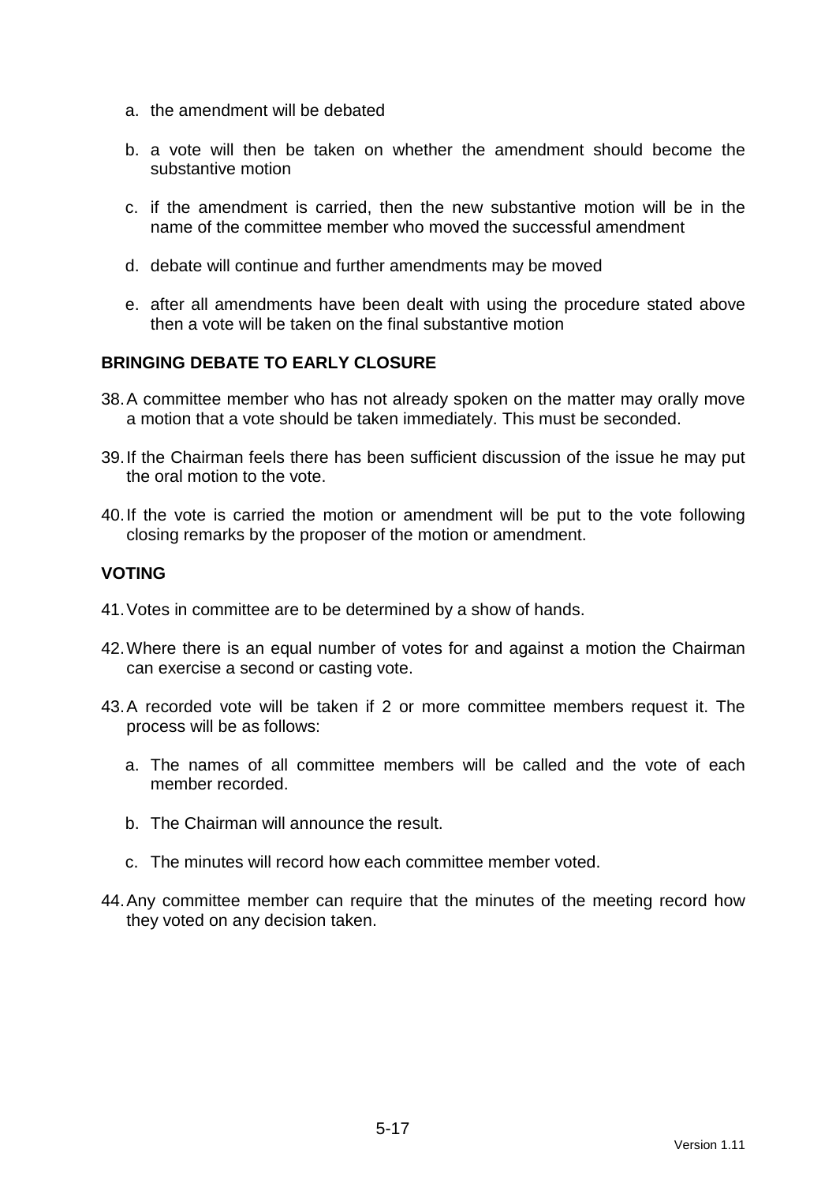a. the amendment will be debated

b. a vote will then be taken on whether the amendment should become the substantive motion

c. if the amendment is carried, then the new substantive motion will be in the name of the committee member who moved the successful amendment

d. debate will continue and further amendments may be moved

e. after all amendments have been dealt with using the procedure stated above then a vote will be taken on the final substantive motion

## BRINGING DEBATE TO EARLY CLOSURE

38. A committee member who has not already spoken on the matter may orally move a motion that a vote should be taken immediately. This must be seconded.

39. If the Chairman feels there has been sufficient discussion of the issue he may put the oral motion to the vote.

40. If the vote is carried the motion or amendment will be put to the vote following closing remarks by the proposer of the motion or amendment.

## VOTING

41. Votes in committee are to be determined by a show of hands.

42. Where there is an equal number of votes for and against a motion the Chairman can exercise a second or casting vote.

43. A recorded vote will be taken if 2 or more committee members request it. The process will be as follows:

    a. The names of all committee members will be called and the vote of each member recorded.

    b. The Chairman will announce the result.

    c. The minutes will record how each committee member voted.

44. Any committee member can require that the minutes of the meeting record how they voted on any decision taken.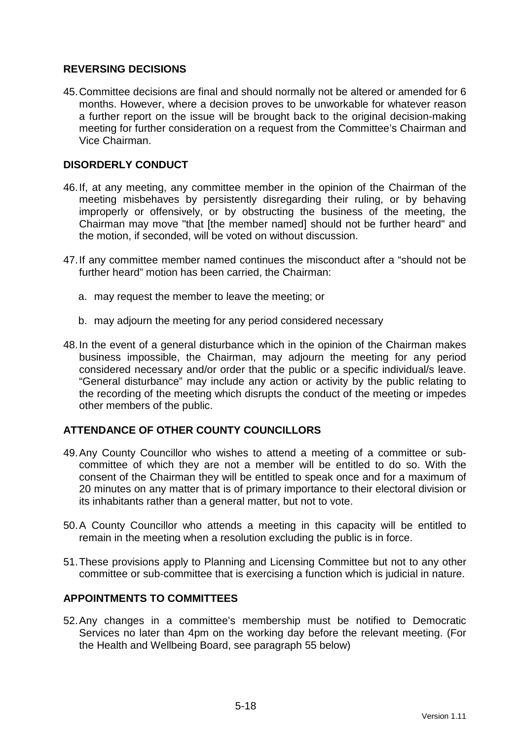## REVERSING DECISIONS

45. Committee decisions are final and should normally not be altered or amended for 6 months. However, where a decision proves to be unworkable for whatever reason a further report on the issue will be brought back to the original decision-making meeting for further consideration on a request from the Committee's Chairman and Vice Chairman.

## DISORDERLY CONDUCT

46. If, at any meeting, any committee member in the opinion of the Chairman of the meeting misbehaves by persistently disregarding their ruling, or by behaving improperly or offensively, or by obstructing the business of the meeting, the Chairman may move "that [the member named] should not be further heard" and the motion, if seconded, will be voted on without discussion.

47. If any committee member named continues the misconduct after a "should not be further heard" motion has been carried, the Chairman:

    a. may request the member to leave the meeting; or

    b. may adjourn the meeting for any period considered necessary

48. In the event of a general disturbance which in the opinion of the Chairman makes business impossible, the Chairman, may adjourn the meeting for any period considered necessary and/or order that the public or a specific individual/s leave. "General disturbance" may include any action or activity by the public relating to the recording of the meeting which disrupts the conduct of the meeting or impedes other members of the public.

## ATTENDANCE OF OTHER COUNTY COUNCILLORS

49. Any County Councillor who wishes to attend a meeting of a committee or sub-committee of which they are not a member will be entitled to do so. With the consent of the Chairman they will be entitled to speak once and for a maximum of 20 minutes on any matter that is of primary importance to their electoral division or its inhabitants rather than a general matter, but not to vote.

50. A County Councillor who attends a meeting in this capacity will be entitled to remain in the meeting when a resolution excluding the public is in force.

51. These provisions apply to Planning and Licensing Committee but not to any other committee or sub-committee that is exercising a function which is judicial in nature.

## APPOINTMENTS TO COMMITTEES

52. Any changes in a committee's membership must be notified to Democratic Services no later than 4pm on the working day before the relevant meeting. (For the Health and Wellbeing Board, see paragraph 55 below)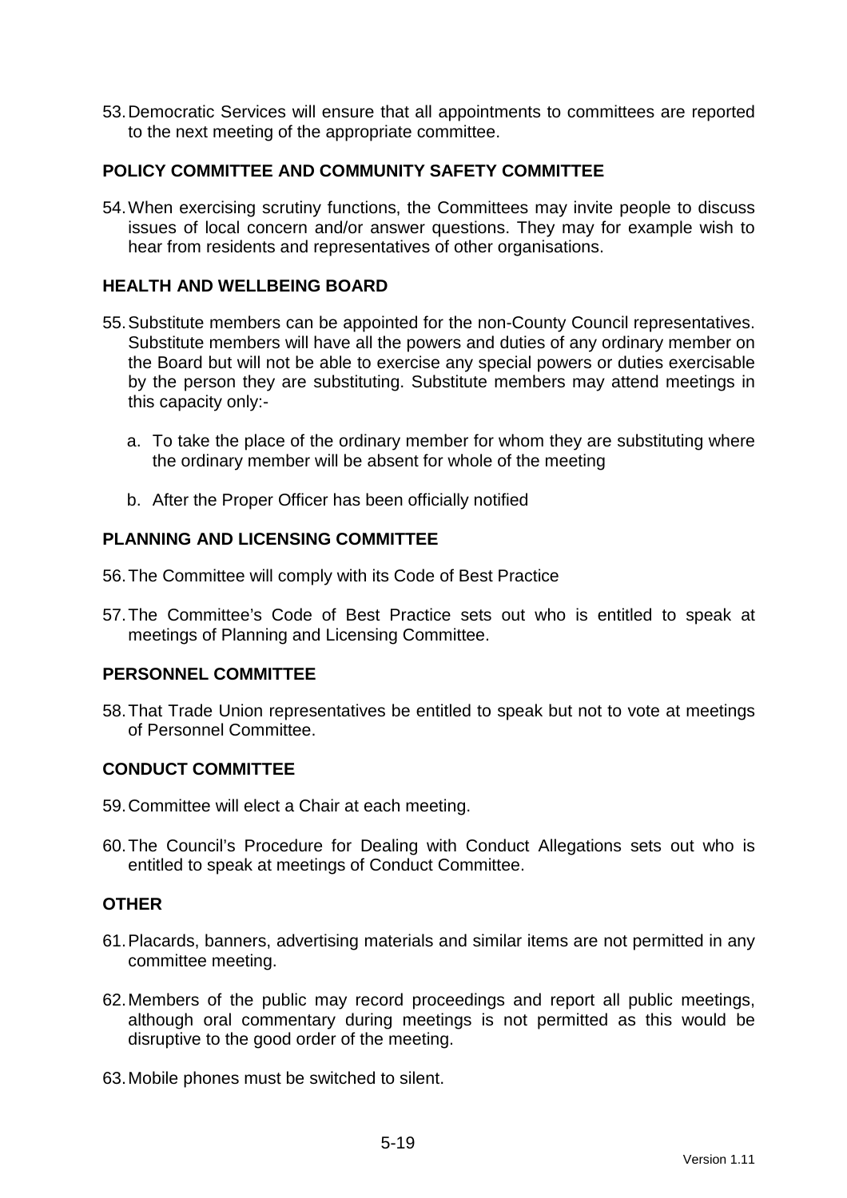53. Democratic Services will ensure that all appointments to committees are reported to the next meeting of the appropriate committee.

**POLICY COMMITTEE AND COMMUNITY SAFETY COMMITTEE**

54. When exercising scrutiny functions, the Committees may invite people to discuss issues of local concern and/or answer questions. They may for example wish to hear from residents and representatives of other organisations.

**HEALTH AND WELLBEING BOARD**

55. Substitute members can be appointed for the non-County Council representatives. Substitute members will have all the powers and duties of any ordinary member on the Board but will not be able to exercise any special powers or duties exercisable by the person they are substituting. Substitute members may attend meetings in this capacity only:-

    a. To take the place of the ordinary member for whom they are substituting where the ordinary member will be absent for whole of the meeting

    b. After the Proper Officer has been officially notified

**PLANNING AND LICENSING COMMITTEE**

56. The Committee will comply with its Code of Best Practice

57. The Committee's Code of Best Practice sets out who is entitled to speak at meetings of Planning and Licensing Committee.

**PERSONNEL COMMITTEE**

58. That Trade Union representatives be entitled to speak but not to vote at meetings of Personnel Committee.

**CONDUCT COMMITTEE**

59. Committee will elect a Chair at each meeting.

60. The Council's Procedure for Dealing with Conduct Allegations sets out who is entitled to speak at meetings of Conduct Committee.

**OTHER**

61. Placards, banners, advertising materials and similar items are not permitted in any committee meeting.

62. Members of the public may record proceedings and report all public meetings, although oral commentary during meetings is not permitted as this would be disruptive to the good order of the meeting.

63. Mobile phones must be switched to silent.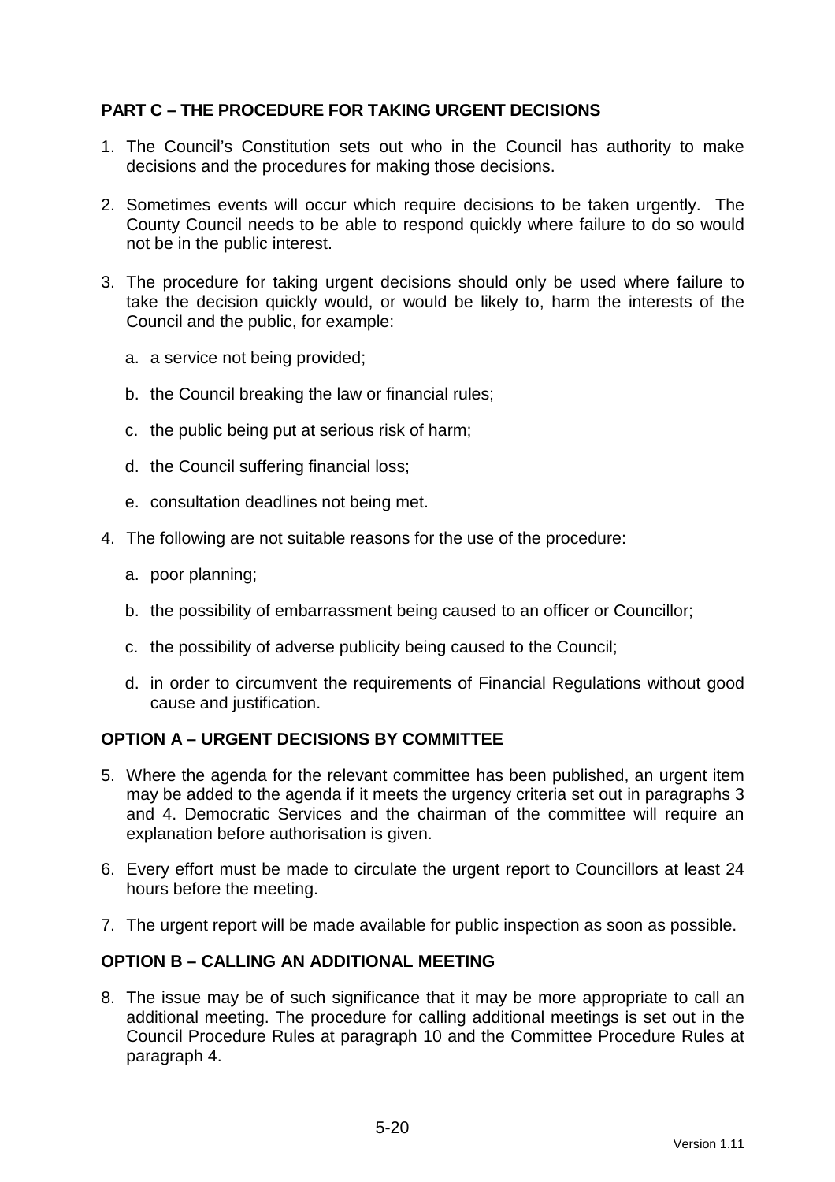## PART C – THE PROCEDURE FOR TAKING URGENT DECISIONS

1. The Council's Constitution sets out who in the Council has authority to make decisions and the procedures for making those decisions.

2. Sometimes events will occur which require decisions to be taken urgently. The County Council needs to be able to respond quickly where failure to do so would not be in the public interest.

3. The procedure for taking urgent decisions should only be used where failure to take the decision quickly would, or would be likely to, harm the interests of the Council and the public, for example:

   a. a service not being provided;

   b. the Council breaking the law or financial rules;

   c. the public being put at serious risk of harm;

   d. the Council suffering financial loss;

   e. consultation deadlines not being met.

4. The following are not suitable reasons for the use of the procedure:

   a. poor planning;

   b. the possibility of embarrassment being caused to an officer or Councillor;

   c. the possibility of adverse publicity being caused to the Council;

   d. in order to circumvent the requirements of Financial Regulations without good cause and justification.

### OPTION A – URGENT DECISIONS BY COMMITTEE

5. Where the agenda for the relevant committee has been published, an urgent item may be added to the agenda if it meets the urgency criteria set out in paragraphs 3 and 4. Democratic Services and the chairman of the committee will require an explanation before authorisation is given.

6. Every effort must be made to circulate the urgent report to Councillors at least 24 hours before the meeting.

7. The urgent report will be made available for public inspection as soon as possible.

### OPTION B – CALLING AN ADDITIONAL MEETING

8. The issue may be of such significance that it may be more appropriate to call an additional meeting. The procedure for calling additional meetings is set out in the Council Procedure Rules at paragraph 10 and the Committee Procedure Rules at paragraph 4.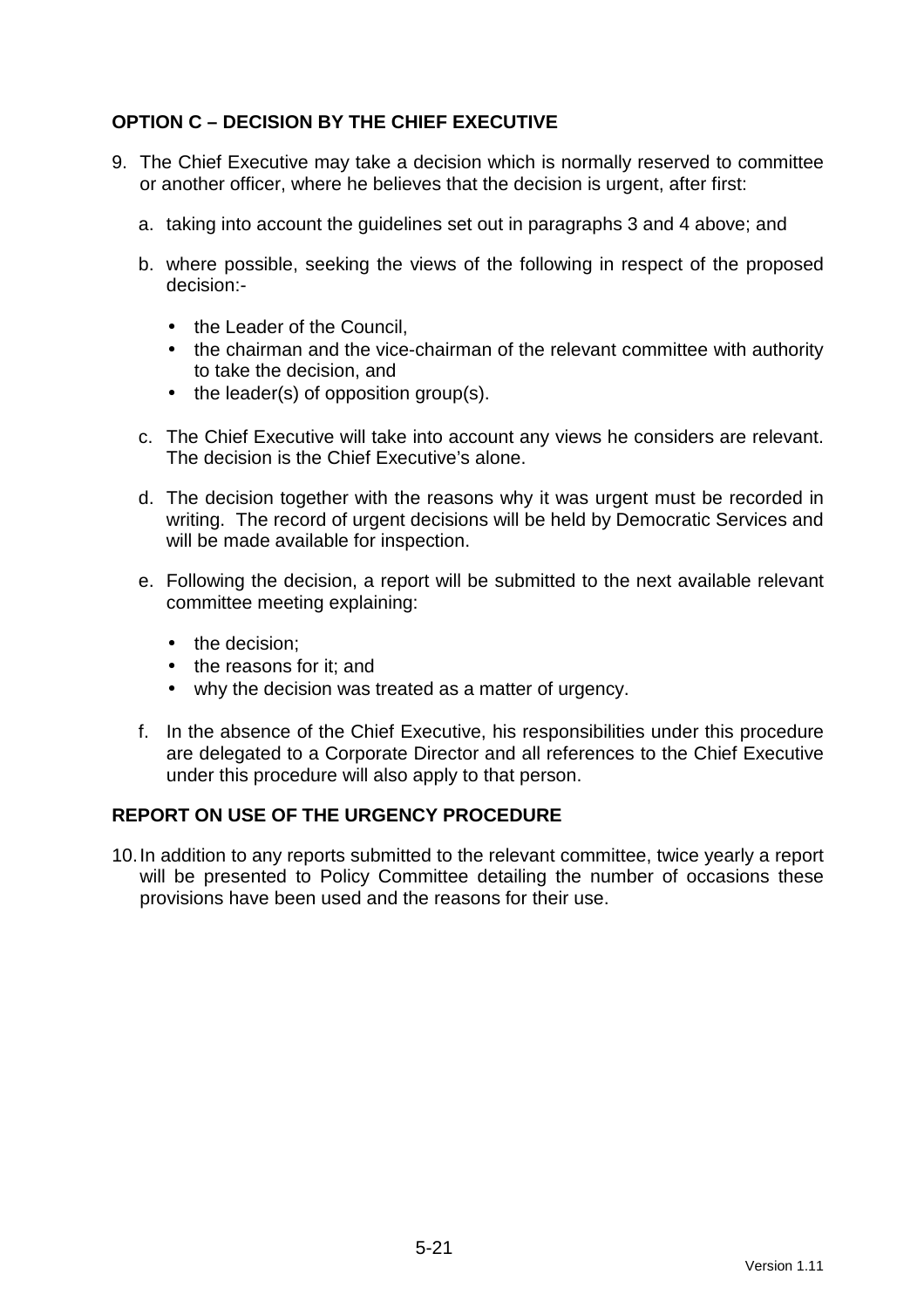## OPTION C – DECISION BY THE CHIEF EXECUTIVE

9. The Chief Executive may take a decision which is normally reserved to committee or another officer, where he believes that the decision is urgent, after first:

   a. taking into account the guidelines set out in paragraphs 3 and 4 above; and

   b. where possible, seeking the views of the following in respect of the proposed decision:-

      - the Leader of the Council,
      - the chairman and the vice-chairman of the relevant committee with authority to take the decision, and
      - the leader(s) of opposition group(s).

   c. The Chief Executive will take into account any views he considers are relevant. The decision is the Chief Executive's alone.

   d. The decision together with the reasons why it was urgent must be recorded in writing. The record of urgent decisions will be held by Democratic Services and will be made available for inspection.

   e. Following the decision, a report will be submitted to the next available relevant committee meeting explaining:

      - the decision;
      - the reasons for it; and
      - why the decision was treated as a matter of urgency.

   f. In the absence of the Chief Executive, his responsibilities under this procedure are delegated to a Corporate Director and all references to the Chief Executive under this procedure will also apply to that person.

## REPORT ON USE OF THE URGENCY PROCEDURE

10. In addition to any reports submitted to the relevant committee, twice yearly a report will be presented to Policy Committee detailing the number of occasions these provisions have been used and the reasons for their use.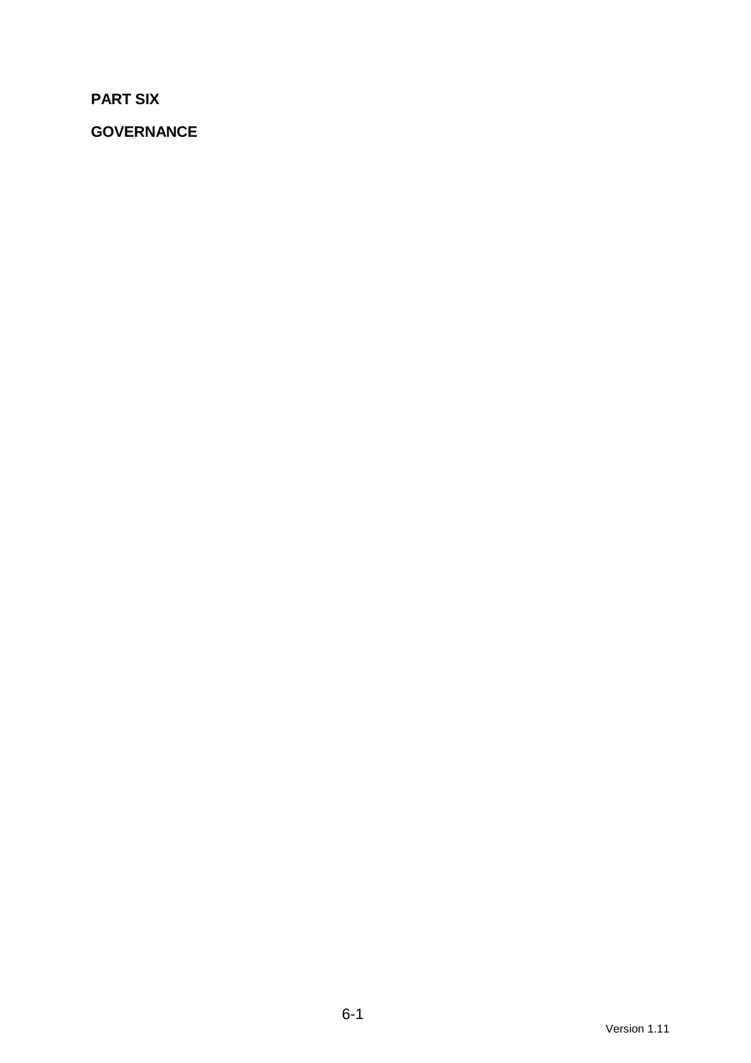# PART SIX

## GOVERNANCE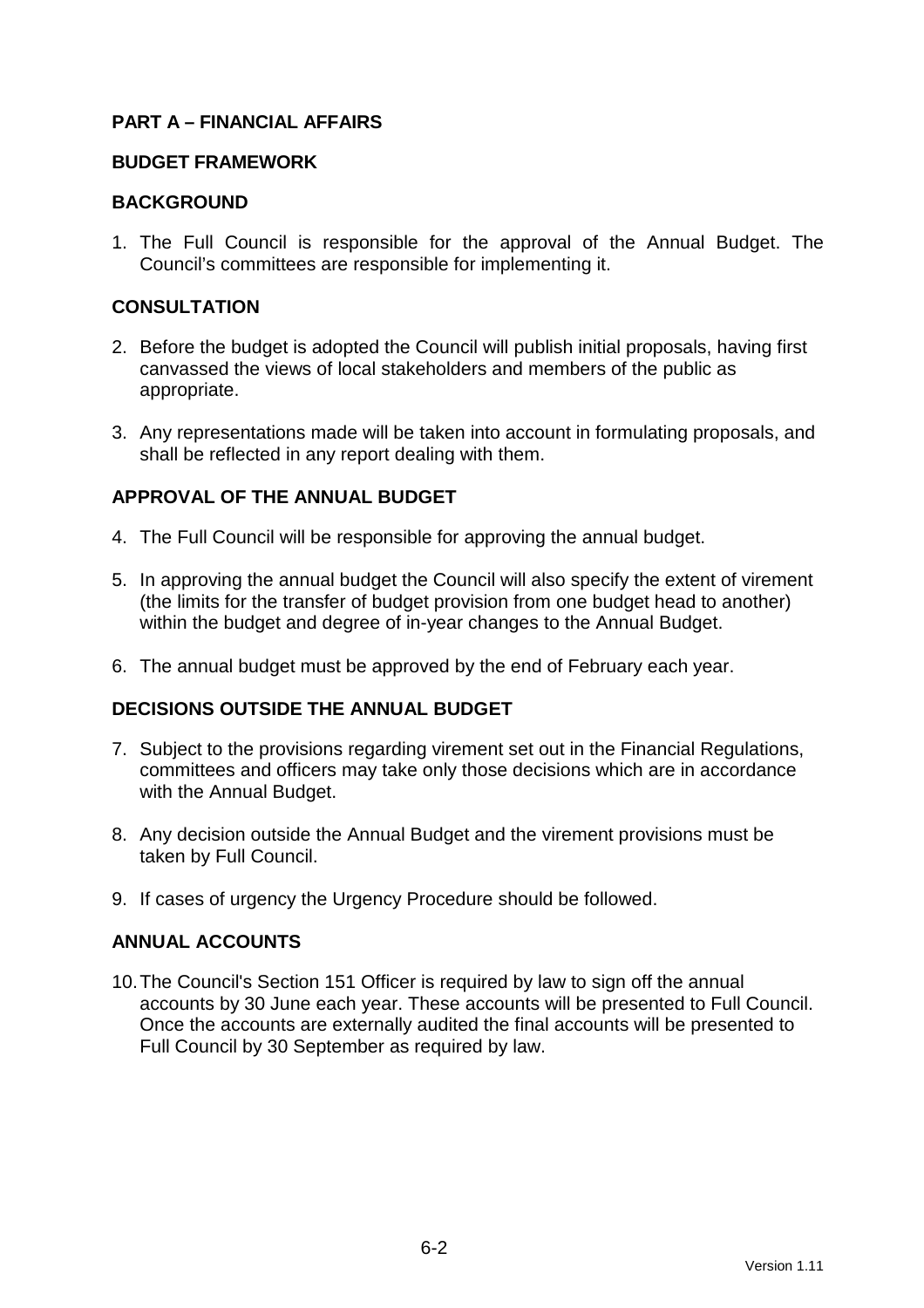## PART A – FINANCIAL AFFAIRS

### BUDGET FRAMEWORK

### BACKGROUND

1. The Full Council is responsible for the approval of the Annual Budget. The Council's committees are responsible for implementing it.

### CONSULTATION

2. Before the budget is adopted the Council will publish initial proposals, having first canvassed the views of local stakeholders and members of the public as appropriate.

3. Any representations made will be taken into account in formulating proposals, and shall be reflected in any report dealing with them.

### APPROVAL OF THE ANNUAL BUDGET

4. The Full Council will be responsible for approving the annual budget.

5. In approving the annual budget the Council will also specify the extent of virement (the limits for the transfer of budget provision from one budget head to another) within the budget and degree of in-year changes to the Annual Budget.

6. The annual budget must be approved by the end of February each year.

### DECISIONS OUTSIDE THE ANNUAL BUDGET

7. Subject to the provisions regarding virement set out in the Financial Regulations, committees and officers may take only those decisions which are in accordance with the Annual Budget.

8. Any decision outside the Annual Budget and the virement provisions must be taken by Full Council.

9. If cases of urgency the Urgency Procedure should be followed.

### ANNUAL ACCOUNTS

10. The Council's Section 151 Officer is required by law to sign off the annual accounts by 30 June each year. These accounts will be presented to Full Council. Once the accounts are externally audited the final accounts will be presented to Full Council by 30 September as required by law.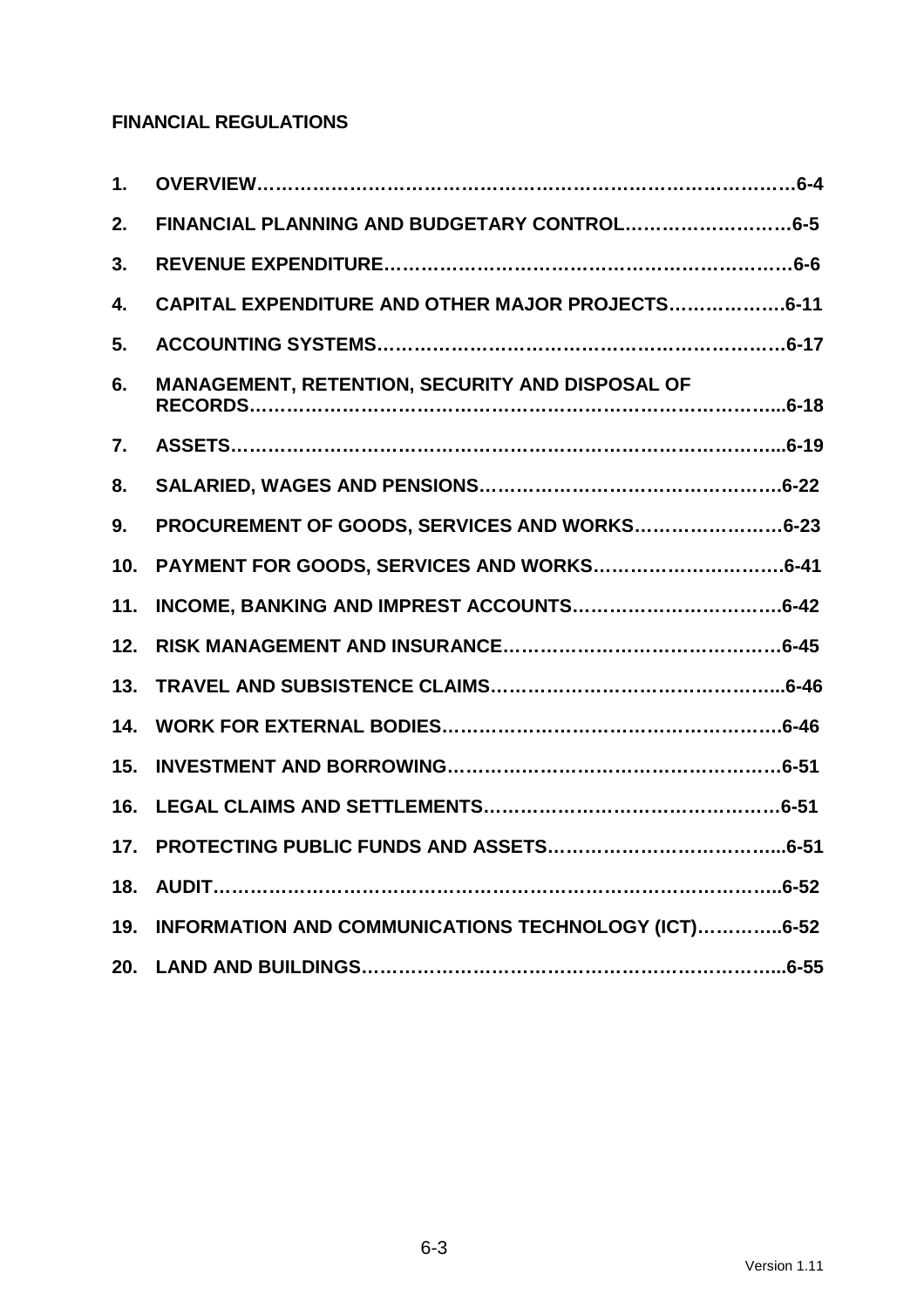**FINANCIAL REGULATIONS**

1. **OVERVIEW……………………………………………………………………….6-4**
2. **FINANCIAL PLANNING AND BUDGETARY CONTROL………………………6-5**
3. **REVENUE EXPENDITURE………………………………………………………6-6**
4. **CAPITAL EXPENDITURE AND OTHER MAJOR PROJECTS……………….6-11**
5. **ACCOUNTING SYSTEMS………………………………………………………6-17**
6. **MANAGEMENT, RETENTION, SECURITY AND DISPOSAL OF RECORDS……………………………………………………………………...6-18**
7. **ASSETS…………………………………………………………………………...6-19**
8. **SALARIED, WAGES AND PENSIONS………………………………………….6-22**
9. **PROCUREMENT OF GOODS, SERVICES AND WORKS……………………6-23**
10. **PAYMENT FOR GOODS, SERVICES AND WORKS………………………….6-41**
11. **INCOME, BANKING AND IMPREST ACCOUNTS…………………………….6-42**
12. **RISK MANAGEMENT AND INSURANCE………………………………………6-45**
13. **TRAVEL AND SUBSISTENCE CLAIMS………………………………………...6-46**
14. **WORK FOR EXTERNAL BODIES……………………………………………….6-46**
15. **INVESTMENT AND BORROWING………………………………………………6-51**
16. **LEGAL CLAIMS AND SETTLEMENTS…………………………………………6-51**
17. **PROTECTING PUBLIC FUNDS AND ASSETS………………………………...6-51**
18. **AUDIT……………………………………………………………………………...6-52**
19. **INFORMATION AND COMMUNICATIONS TECHNOLOGY (ICT)…………..6-52**
20. **LAND AND BUILDINGS…………………………………………………………...6-55**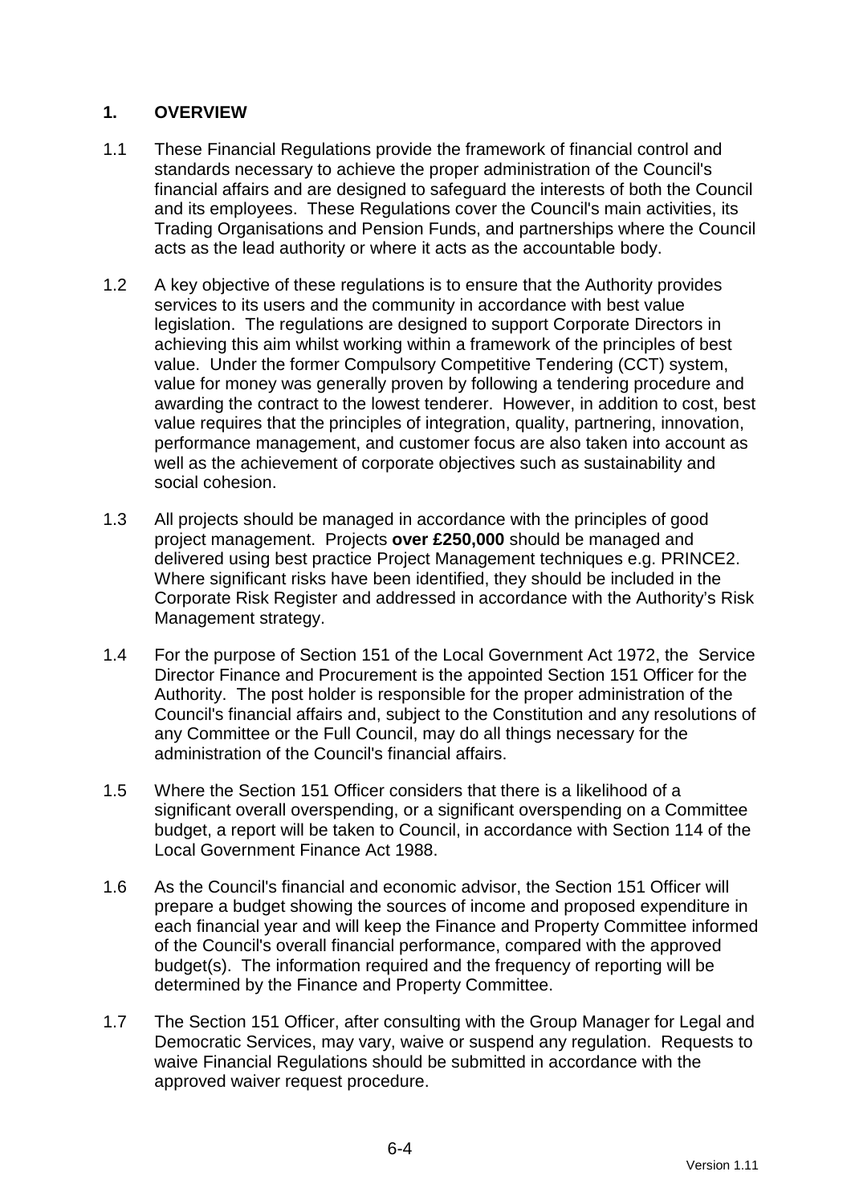## 1. OVERVIEW

1.1 These Financial Regulations provide the framework of financial control and standards necessary to achieve the proper administration of the Council's financial affairs and are designed to safeguard the interests of both the Council and its employees. These Regulations cover the Council's main activities, its Trading Organisations and Pension Funds, and partnerships where the Council acts as the lead authority or where it acts as the accountable body.

1.2 A key objective of these regulations is to ensure that the Authority provides services to its users and the community in accordance with best value legislation. The regulations are designed to support Corporate Directors in achieving this aim whilst working within a framework of the principles of best value. Under the former Compulsory Competitive Tendering (CCT) system, value for money was generally proven by following a tendering procedure and awarding the contract to the lowest tenderer. However, in addition to cost, best value requires that the principles of integration, quality, partnering, innovation, performance management, and customer focus are also taken into account as well as the achievement of corporate objectives such as sustainability and social cohesion.

1.3 All projects should be managed in accordance with the principles of good project management. Projects **over £250,000** should be managed and delivered using best practice Project Management techniques e.g. PRINCE2. Where significant risks have been identified, they should be included in the Corporate Risk Register and addressed in accordance with the Authority's Risk Management strategy.

1.4 For the purpose of Section 151 of the Local Government Act 1972, the Service Director Finance and Procurement is the appointed Section 151 Officer for the Authority. The post holder is responsible for the proper administration of the Council's financial affairs and, subject to the Constitution and any resolutions of any Committee or the Full Council, may do all things necessary for the administration of the Council's financial affairs.

1.5 Where the Section 151 Officer considers that there is a likelihood of a significant overall overspending, or a significant overspending on a Committee budget, a report will be taken to Council, in accordance with Section 114 of the Local Government Finance Act 1988.

1.6 As the Council's financial and economic advisor, the Section 151 Officer will prepare a budget showing the sources of income and proposed expenditure in each financial year and will keep the Finance and Property Committee informed of the Council's overall financial performance, compared with the approved budget(s). The information required and the frequency of reporting will be determined by the Finance and Property Committee.

1.7 The Section 151 Officer, after consulting with the Group Manager for Legal and Democratic Services, may vary, waive or suspend any regulation. Requests to waive Financial Regulations should be submitted in accordance with the approved waiver request procedure.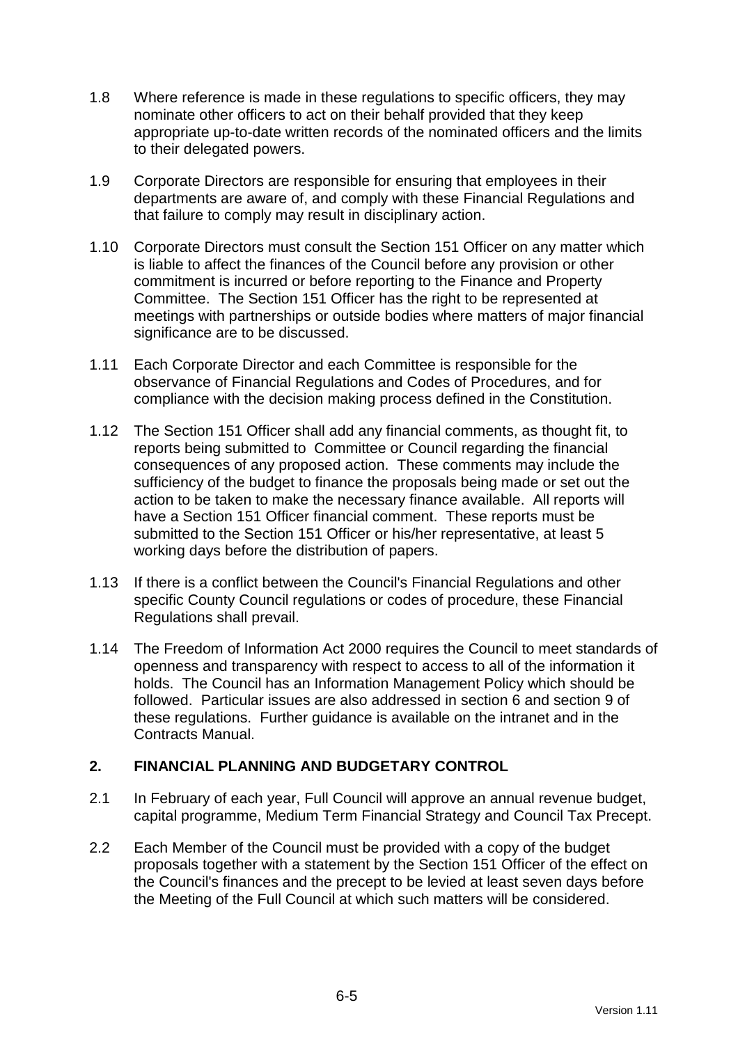1.8 Where reference is made in these regulations to specific officers, they may nominate other officers to act on their behalf provided that they keep appropriate up-to-date written records of the nominated officers and the limits to their delegated powers.

1.9 Corporate Directors are responsible for ensuring that employees in their departments are aware of, and comply with these Financial Regulations and that failure to comply may result in disciplinary action.

1.10 Corporate Directors must consult the Section 151 Officer on any matter which is liable to affect the finances of the Council before any provision or other commitment is incurred or before reporting to the Finance and Property Committee. The Section 151 Officer has the right to be represented at meetings with partnerships or outside bodies where matters of major financial significance are to be discussed.

1.11 Each Corporate Director and each Committee is responsible for the observance of Financial Regulations and Codes of Procedures, and for compliance with the decision making process defined in the Constitution.

1.12 The Section 151 Officer shall add any financial comments, as thought fit, to reports being submitted to Committee or Council regarding the financial consequences of any proposed action. These comments may include the sufficiency of the budget to finance the proposals being made or set out the action to be taken to make the necessary finance available. All reports will have a Section 151 Officer financial comment. These reports must be submitted to the Section 151 Officer or his/her representative, at least 5 working days before the distribution of papers.

1.13 If there is a conflict between the Council's Financial Regulations and other specific County Council regulations or codes of procedure, these Financial Regulations shall prevail.

1.14 The Freedom of Information Act 2000 requires the Council to meet standards of openness and transparency with respect to access to all of the information it holds. The Council has an Information Management Policy which should be followed. Particular issues are also addressed in section 6 and section 9 of these regulations. Further guidance is available on the intranet and in the Contracts Manual.

## 2. FINANCIAL PLANNING AND BUDGETARY CONTROL

2.1 In February of each year, Full Council will approve an annual revenue budget, capital programme, Medium Term Financial Strategy and Council Tax Precept.

2.2 Each Member of the Council must be provided with a copy of the budget proposals together with a statement by the Section 151 Officer of the effect on the Council's finances and the precept to be levied at least seven days before the Meeting of the Full Council at which such matters will be considered.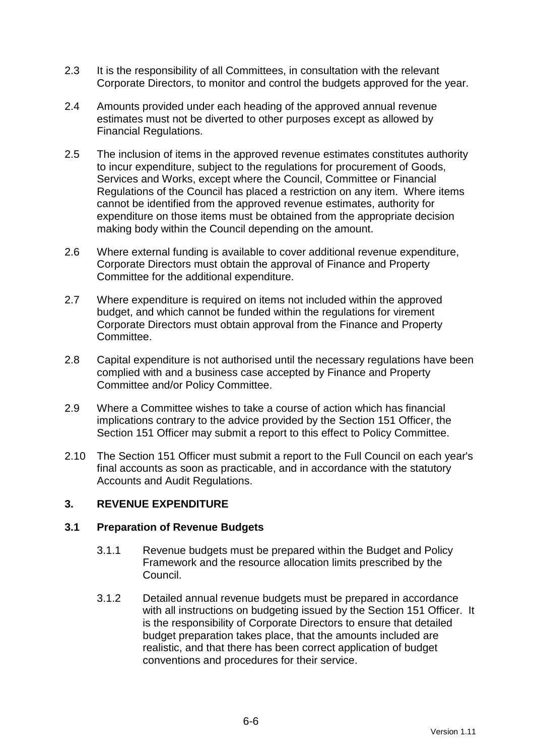2.3 It is the responsibility of all Committees, in consultation with the relevant Corporate Directors, to monitor and control the budgets approved for the year.

2.4 Amounts provided under each heading of the approved annual revenue estimates must not be diverted to other purposes except as allowed by Financial Regulations.

2.5 The inclusion of items in the approved revenue estimates constitutes authority to incur expenditure, subject to the regulations for procurement of Goods, Services and Works, except where the Council, Committee or Financial Regulations of the Council has placed a restriction on any item. Where items cannot be identified from the approved revenue estimates, authority for expenditure on those items must be obtained from the appropriate decision making body within the Council depending on the amount.

2.6 Where external funding is available to cover additional revenue expenditure, Corporate Directors must obtain the approval of Finance and Property Committee for the additional expenditure.

2.7 Where expenditure is required on items not included within the approved budget, and which cannot be funded within the regulations for virement Corporate Directors must obtain approval from the Finance and Property Committee.

2.8 Capital expenditure is not authorised until the necessary regulations have been complied with and a business case accepted by Finance and Property Committee and/or Policy Committee.

2.9 Where a Committee wishes to take a course of action which has financial implications contrary to the advice provided by the Section 151 Officer, the Section 151 Officer may submit a report to this effect to Policy Committee.

2.10 The Section 151 Officer must submit a report to the Full Council on each year's final accounts as soon as practicable, and in accordance with the statutory Accounts and Audit Regulations.

## 3. REVENUE EXPENDITURE

### 3.1 Preparation of Revenue Budgets

3.1.1 Revenue budgets must be prepared within the Budget and Policy Framework and the resource allocation limits prescribed by the Council.

3.1.2 Detailed annual revenue budgets must be prepared in accordance with all instructions on budgeting issued by the Section 151 Officer. It is the responsibility of Corporate Directors to ensure that detailed budget preparation takes place, that the amounts included are realistic, and that there has been correct application of budget conventions and procedures for their service.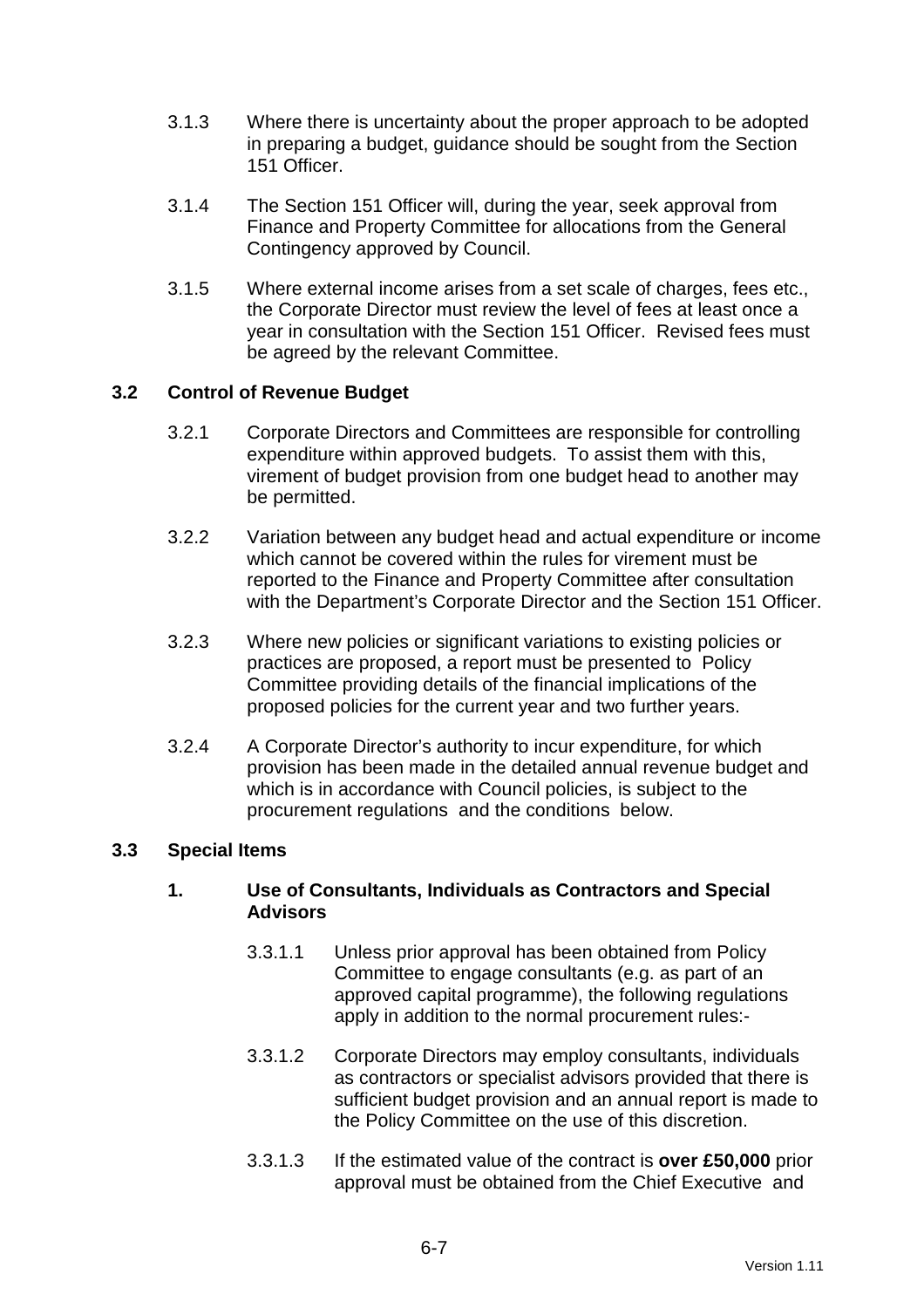3.1.3 Where there is uncertainty about the proper approach to be adopted in preparing a budget, guidance should be sought from the Section 151 Officer.

3.1.4 The Section 151 Officer will, during the year, seek approval from Finance and Property Committee for allocations from the General Contingency approved by Council.

3.1.5 Where external income arises from a set scale of charges, fees etc., the Corporate Director must review the level of fees at least once a year in consultation with the Section 151 Officer. Revised fees must be agreed by the relevant Committee.

### 3.2 Control of Revenue Budget

3.2.1 Corporate Directors and Committees are responsible for controlling expenditure within approved budgets. To assist them with this, virement of budget provision from one budget head to another may be permitted.

3.2.2 Variation between any budget head and actual expenditure or income which cannot be covered within the rules for virement must be reported to the Finance and Property Committee after consultation with the Department's Corporate Director and the Section 151 Officer.

3.2.3 Where new policies or significant variations to existing policies or practices are proposed, a report must be presented to Policy Committee providing details of the financial implications of the proposed policies for the current year and two further years.

3.2.4 A Corporate Director's authority to incur expenditure, for which provision has been made in the detailed annual revenue budget and which is in accordance with Council policies, is subject to the procurement regulations and the conditions below.

### 3.3 Special Items

#### 1. Use of Consultants, Individuals as Contractors and Special Advisors

3.3.1.1 Unless prior approval has been obtained from Policy Committee to engage consultants (e.g. as part of an approved capital programme), the following regulations apply in addition to the normal procurement rules:-

3.3.1.2 Corporate Directors may employ consultants, individuals as contractors or specialist advisors provided that there is sufficient budget provision and an annual report is made to the Policy Committee on the use of this discretion.

3.3.1.3 If the estimated value of the contract is **over £50,000** prior approval must be obtained from the Chief Executive and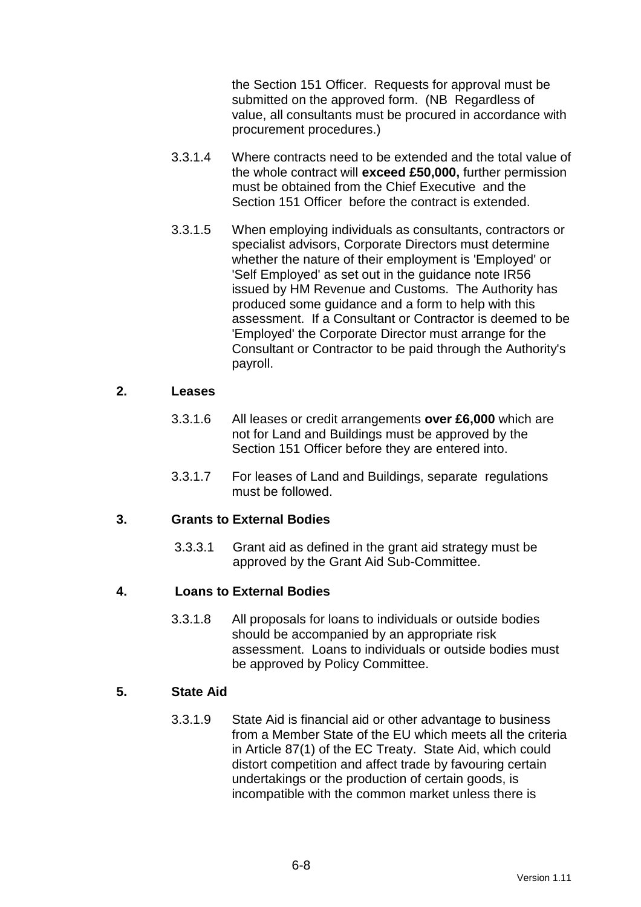the Section 151 Officer. Requests for approval must be submitted on the approved form. (NB Regardless of value, all consultants must be procured in accordance with procurement procedures.)

3.3.1.4 Where contracts need to be extended and the total value of the whole contract will **exceed £50,000,** further permission must be obtained from the Chief Executive and the Section 151 Officer before the contract is extended.

3.3.1.5 When employing individuals as consultants, contractors or specialist advisors, Corporate Directors must determine whether the nature of their employment is 'Employed' or 'Self Employed' as set out in the guidance note IR56 issued by HM Revenue and Customs. The Authority has produced some guidance and a form to help with this assessment. If a Consultant or Contractor is deemed to be 'Employed' the Corporate Director must arrange for the Consultant or Contractor to be paid through the Authority's payroll.

**2. Leases**

3.3.1.6 All leases or credit arrangements **over £6,000** which are not for Land and Buildings must be approved by the Section 151 Officer before they are entered into.

3.3.1.7 For leases of Land and Buildings, separate regulations must be followed.

**3. Grants to External Bodies**

3.3.3.1 Grant aid as defined in the grant aid strategy must be approved by the Grant Aid Sub-Committee.

**4. Loans to External Bodies**

3.3.1.8 All proposals for loans to individuals or outside bodies should be accompanied by an appropriate risk assessment. Loans to individuals or outside bodies must be approved by Policy Committee.

**5. State Aid**

3.3.1.9 State Aid is financial aid or other advantage to business from a Member State of the EU which meets all the criteria in Article 87(1) of the EC Treaty. State Aid, which could distort competition and affect trade by favouring certain undertakings or the production of certain goods, is incompatible with the common market unless there is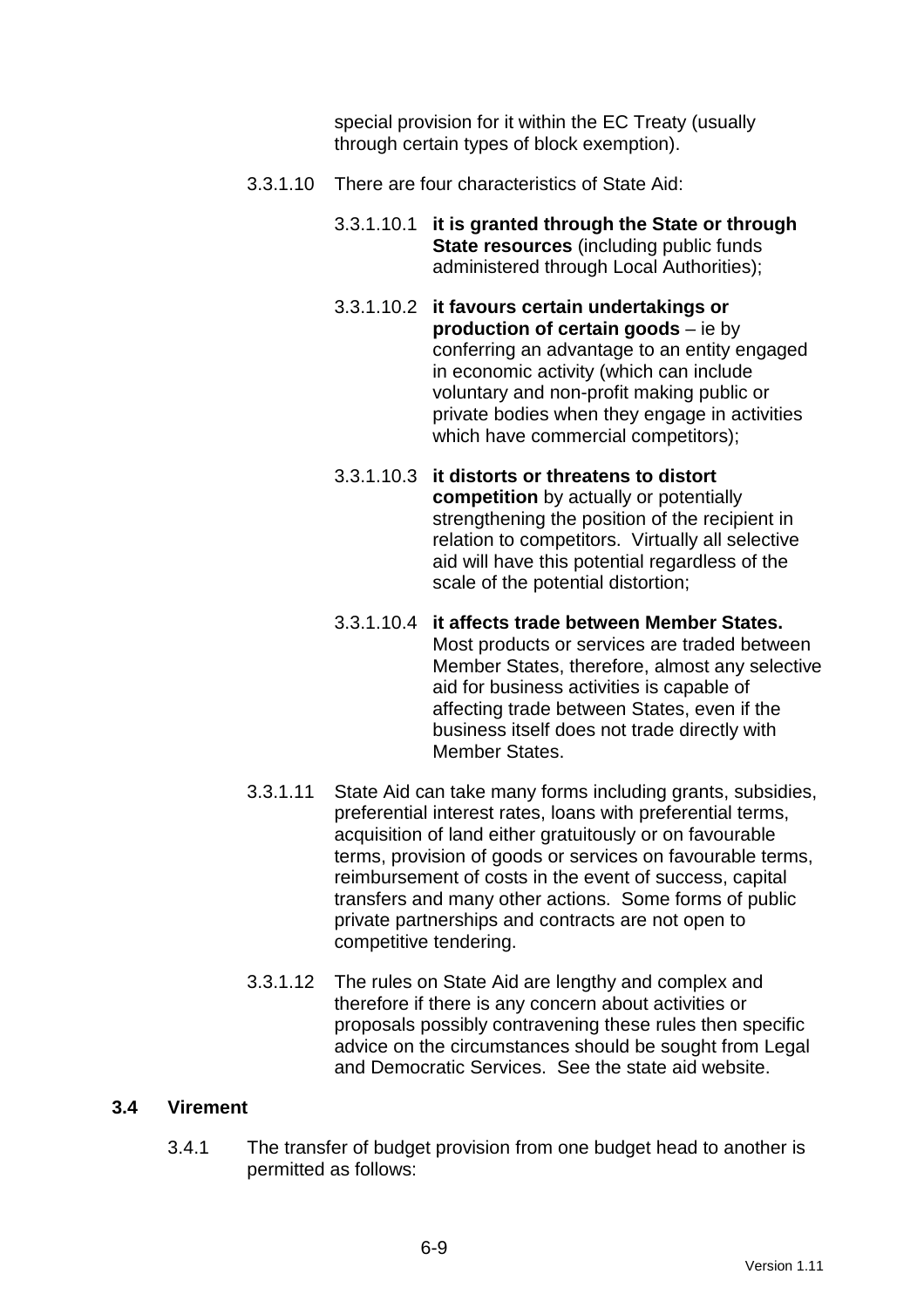special provision for it within the EC Treaty (usually through certain types of block exemption).

3.3.1.10 There are four characteristics of State Aid:

3.3.1.10.1 **it is granted through the State or through State resources** (including public funds administered through Local Authorities);

3.3.1.10.2 **it favours certain undertakings or production of certain goods** – ie by conferring an advantage to an entity engaged in economic activity (which can include voluntary and non-profit making public or private bodies when they engage in activities which have commercial competitors);

3.3.1.10.3 **it distorts or threatens to distort competition** by actually or potentially strengthening the position of the recipient in relation to competitors. Virtually all selective aid will have this potential regardless of the scale of the potential distortion;

3.3.1.10.4 **it affects trade between Member States.** Most products or services are traded between Member States, therefore, almost any selective aid for business activities is capable of affecting trade between States, even if the business itself does not trade directly with Member States.

3.3.1.11 State Aid can take many forms including grants, subsidies, preferential interest rates, loans with preferential terms, acquisition of land either gratuitously or on favourable terms, provision of goods or services on favourable terms, reimbursement of costs in the event of success, capital transfers and many other actions. Some forms of public private partnerships and contracts are not open to competitive tendering.

3.3.1.12 The rules on State Aid are lengthy and complex and therefore if there is any concern about activities or proposals possibly contravening these rules then specific advice on the circumstances should be sought from Legal and Democratic Services. See the state aid website.

### 3.4 Virement

3.4.1 The transfer of budget provision from one budget head to another is permitted as follows: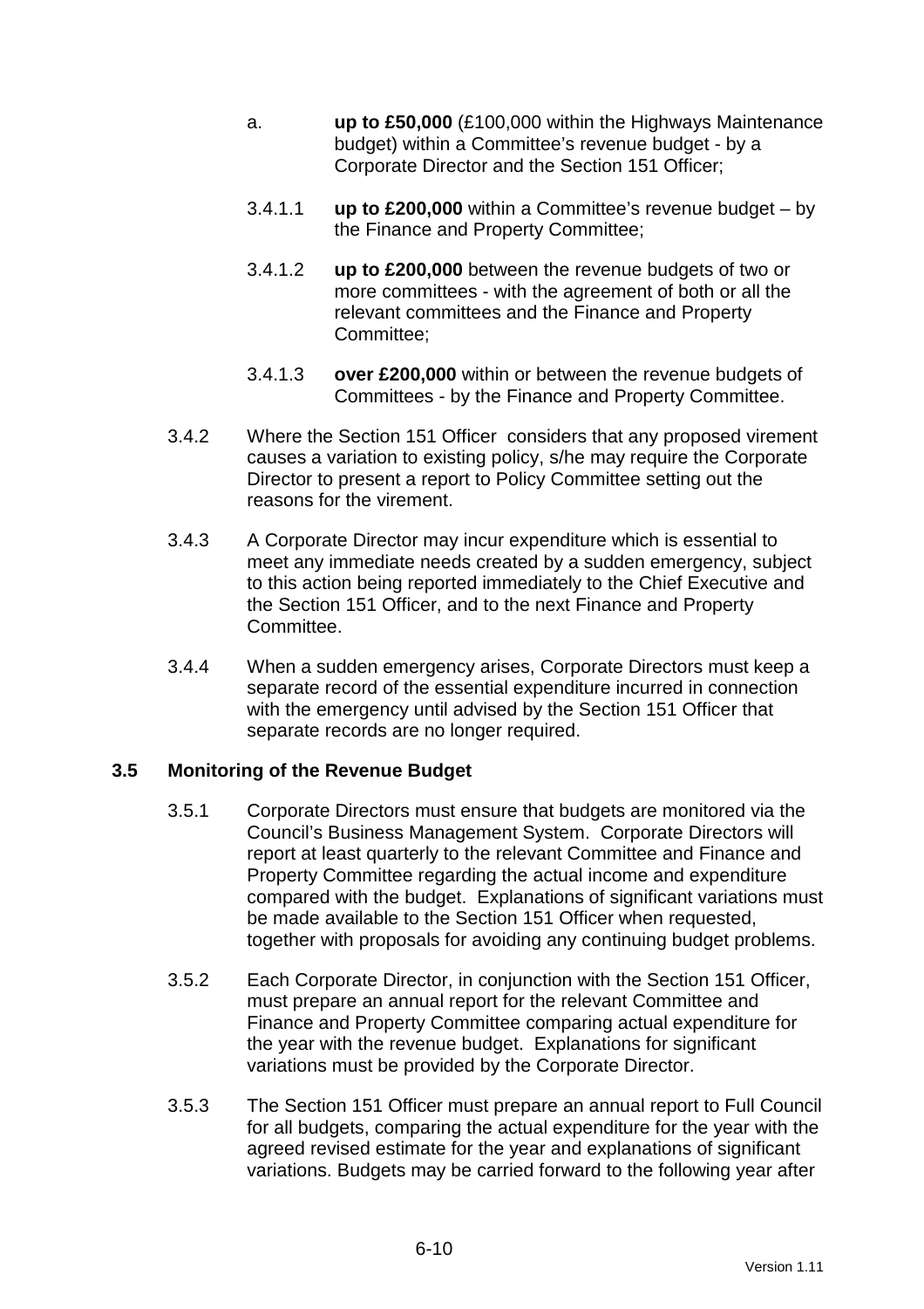a. **up to £50,000** (£100,000 within the Highways Maintenance budget) within a Committee's revenue budget - by a Corporate Director and the Section 151 Officer;

3.4.1.1 **up to £200,000** within a Committee's revenue budget – by the Finance and Property Committee;

3.4.1.2 **up to £200,000** between the revenue budgets of two or more committees - with the agreement of both or all the relevant committees and the Finance and Property Committee;

3.4.1.3 **over £200,000** within or between the revenue budgets of Committees - by the Finance and Property Committee.

3.4.2 Where the Section 151 Officer considers that any proposed virement causes a variation to existing policy, s/he may require the Corporate Director to present a report to Policy Committee setting out the reasons for the virement.

3.4.3 A Corporate Director may incur expenditure which is essential to meet any immediate needs created by a sudden emergency, subject to this action being reported immediately to the Chief Executive and the Section 151 Officer, and to the next Finance and Property Committee.

3.4.4 When a sudden emergency arises, Corporate Directors must keep a separate record of the essential expenditure incurred in connection with the emergency until advised by the Section 151 Officer that separate records are no longer required.

### 3.5 Monitoring of the Revenue Budget

3.5.1 Corporate Directors must ensure that budgets are monitored via the Council's Business Management System. Corporate Directors will report at least quarterly to the relevant Committee and Finance and Property Committee regarding the actual income and expenditure compared with the budget. Explanations of significant variations must be made available to the Section 151 Officer when requested, together with proposals for avoiding any continuing budget problems.

3.5.2 Each Corporate Director, in conjunction with the Section 151 Officer, must prepare an annual report for the relevant Committee and Finance and Property Committee comparing actual expenditure for the year with the revenue budget. Explanations for significant variations must be provided by the Corporate Director.

3.5.3 The Section 151 Officer must prepare an annual report to Full Council for all budgets, comparing the actual expenditure for the year with the agreed revised estimate for the year and explanations of significant variations. Budgets may be carried forward to the following year after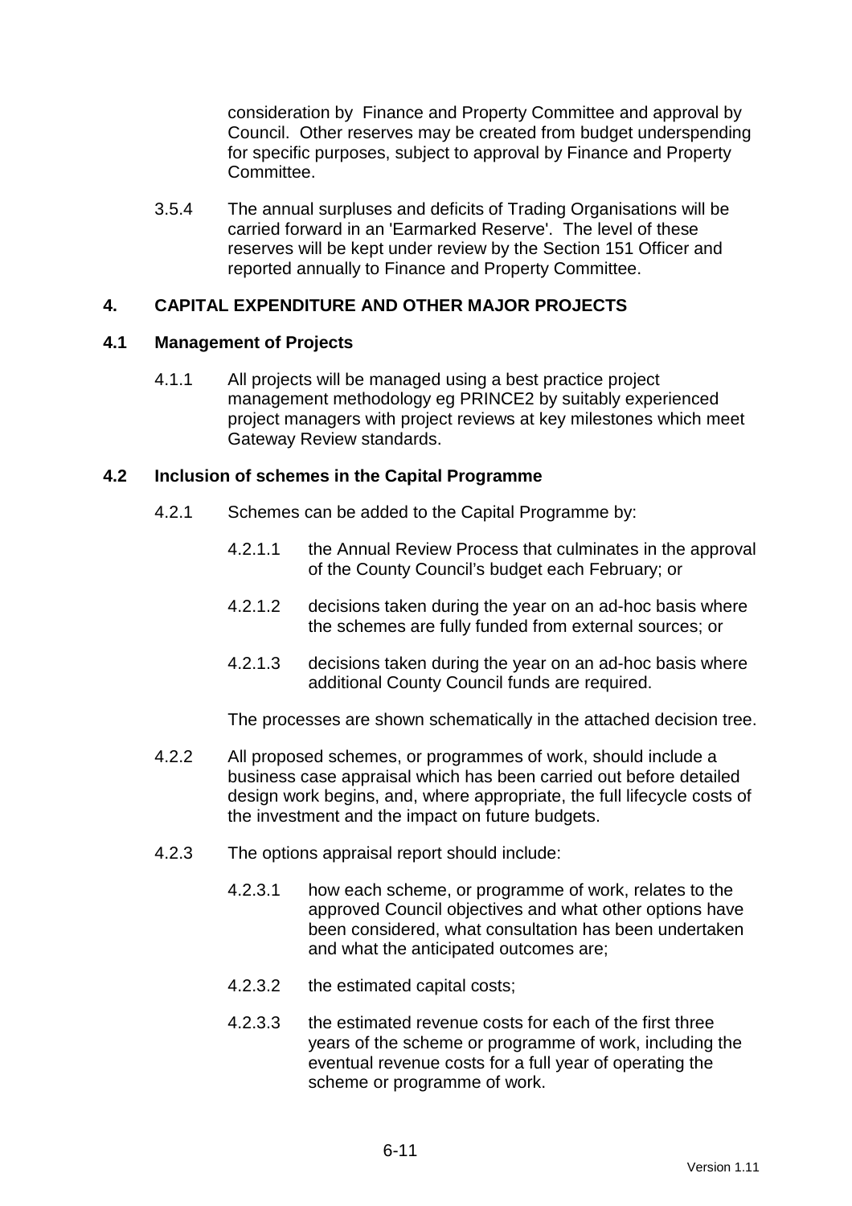consideration by Finance and Property Committee and approval by Council. Other reserves may be created from budget underspending for specific purposes, subject to approval by Finance and Property Committee.

3.5.4 The annual surpluses and deficits of Trading Organisations will be carried forward in an 'Earmarked Reserve'. The level of these reserves will be kept under review by the Section 151 Officer and reported annually to Finance and Property Committee.

## 4. CAPITAL EXPENDITURE AND OTHER MAJOR PROJECTS

### 4.1 Management of Projects

4.1.1 All projects will be managed using a best practice project management methodology eg PRINCE2 by suitably experienced project managers with project reviews at key milestones which meet Gateway Review standards.

### 4.2 Inclusion of schemes in the Capital Programme

4.2.1 Schemes can be added to the Capital Programme by:

4.2.1.1 the Annual Review Process that culminates in the approval of the County Council's budget each February; or

4.2.1.2 decisions taken during the year on an ad-hoc basis where the schemes are fully funded from external sources; or

4.2.1.3 decisions taken during the year on an ad-hoc basis where additional County Council funds are required.

The processes are shown schematically in the attached decision tree.

4.2.2 All proposed schemes, or programmes of work, should include a business case appraisal which has been carried out before detailed design work begins, and, where appropriate, the full lifecycle costs of the investment and the impact on future budgets.

4.2.3 The options appraisal report should include:

4.2.3.1 how each scheme, or programme of work, relates to the approved Council objectives and what other options have been considered, what consultation has been undertaken and what the anticipated outcomes are;

4.2.3.2 the estimated capital costs;

4.2.3.3 the estimated revenue costs for each of the first three years of the scheme or programme of work, including the eventual revenue costs for a full year of operating the scheme or programme of work.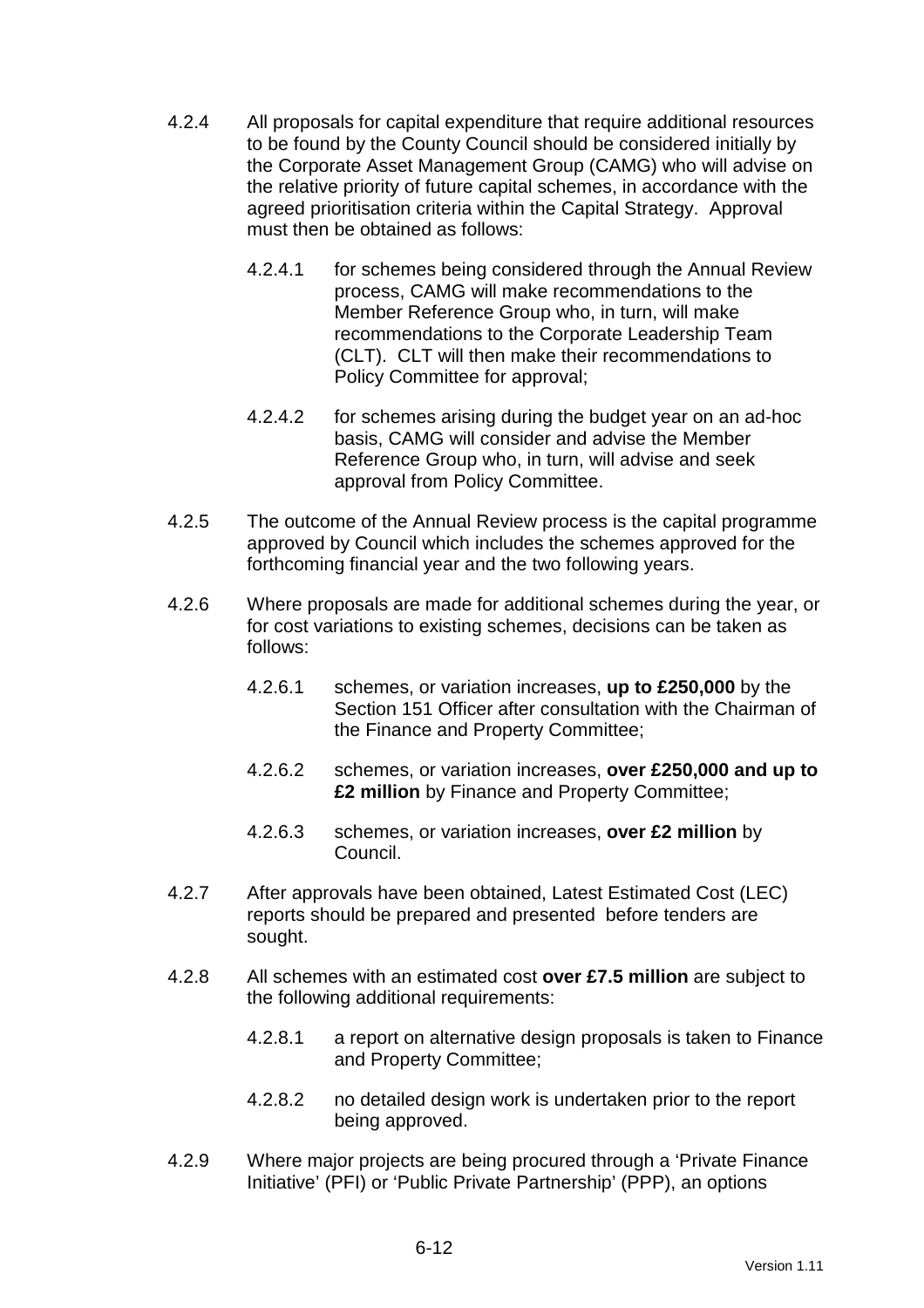4.2.4 All proposals for capital expenditure that require additional resources to be found by the County Council should be considered initially by the Corporate Asset Management Group (CAMG) who will advise on the relative priority of future capital schemes, in accordance with the agreed prioritisation criteria within the Capital Strategy. Approval must then be obtained as follows:

   4.2.4.1 for schemes being considered through the Annual Review process, CAMG will make recommendations to the Member Reference Group who, in turn, will make recommendations to the Corporate Leadership Team (CLT). CLT will then make their recommendations to Policy Committee for approval;

   4.2.4.2 for schemes arising during the budget year on an ad-hoc basis, CAMG will consider and advise the Member Reference Group who, in turn, will advise and seek approval from Policy Committee.

4.2.5 The outcome of the Annual Review process is the capital programme approved by Council which includes the schemes approved for the forthcoming financial year and the two following years.

4.2.6 Where proposals are made for additional schemes during the year, or for cost variations to existing schemes, decisions can be taken as follows:

   4.2.6.1 schemes, or variation increases, **up to £250,000** by the Section 151 Officer after consultation with the Chairman of the Finance and Property Committee;

   4.2.6.2 schemes, or variation increases, **over £250,000 and up to £2 million** by Finance and Property Committee;

   4.2.6.3 schemes, or variation increases, **over £2 million** by Council.

4.2.7 After approvals have been obtained, Latest Estimated Cost (LEC) reports should be prepared and presented before tenders are sought.

4.2.8 All schemes with an estimated cost **over £7.5 million** are subject to the following additional requirements:

   4.2.8.1 a report on alternative design proposals is taken to Finance and Property Committee;

   4.2.8.2 no detailed design work is undertaken prior to the report being approved.

4.2.9 Where major projects are being procured through a 'Private Finance Initiative' (PFI) or 'Public Private Partnership' (PPP), an options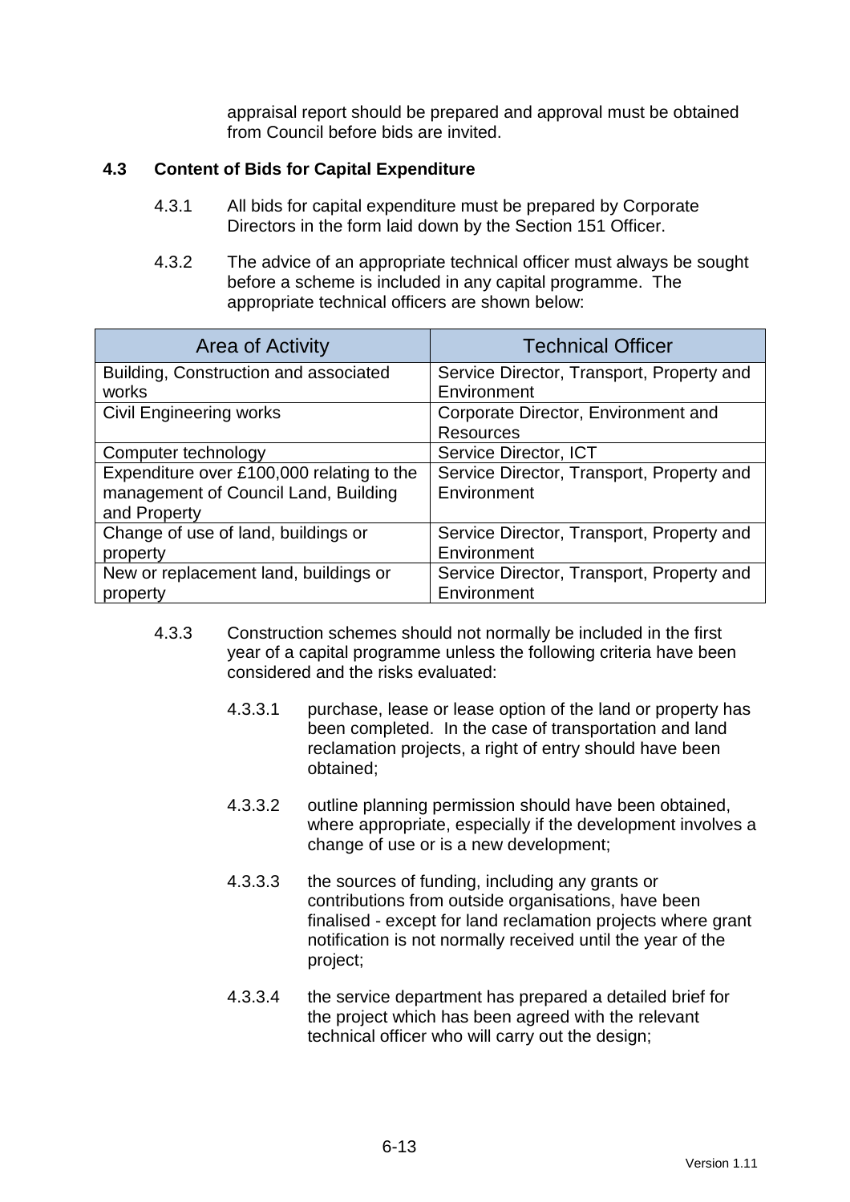appraisal report should be prepared and approval must be obtained from Council before bids are invited.

### 4.3 Content of Bids for Capital Expenditure

4.3.1 All bids for capital expenditure must be prepared by Corporate Directors in the form laid down by the Section 151 Officer.

4.3.2 The advice of an appropriate technical officer must always be sought before a scheme is included in any capital programme. The appropriate technical officers are shown below:

| Area of Activity | Technical Officer |
|---|---|
| Building, Construction and associated works | Service Director, Transport, Property and Environment |
| Civil Engineering works | Corporate Director, Environment and Resources |
| Computer technology | Service Director, ICT |
| Expenditure over £100,000 relating to the management of Council Land, Building and Property | Service Director, Transport, Property and Environment |
| Change of use of land, buildings or property | Service Director, Transport, Property and Environment |
| New or replacement land, buildings or property | Service Director, Transport, Property and Environment |

4.3.3 Construction schemes should not normally be included in the first year of a capital programme unless the following criteria have been considered and the risks evaluated:

4.3.3.1 purchase, lease or lease option of the land or property has been completed. In the case of transportation and land reclamation projects, a right of entry should have been obtained;

4.3.3.2 outline planning permission should have been obtained, where appropriate, especially if the development involves a change of use or is a new development;

4.3.3.3 the sources of funding, including any grants or contributions from outside organisations, have been finalised - except for land reclamation projects where grant notification is not normally received until the year of the project;

4.3.3.4 the service department has prepared a detailed brief for the project which has been agreed with the relevant technical officer who will carry out the design;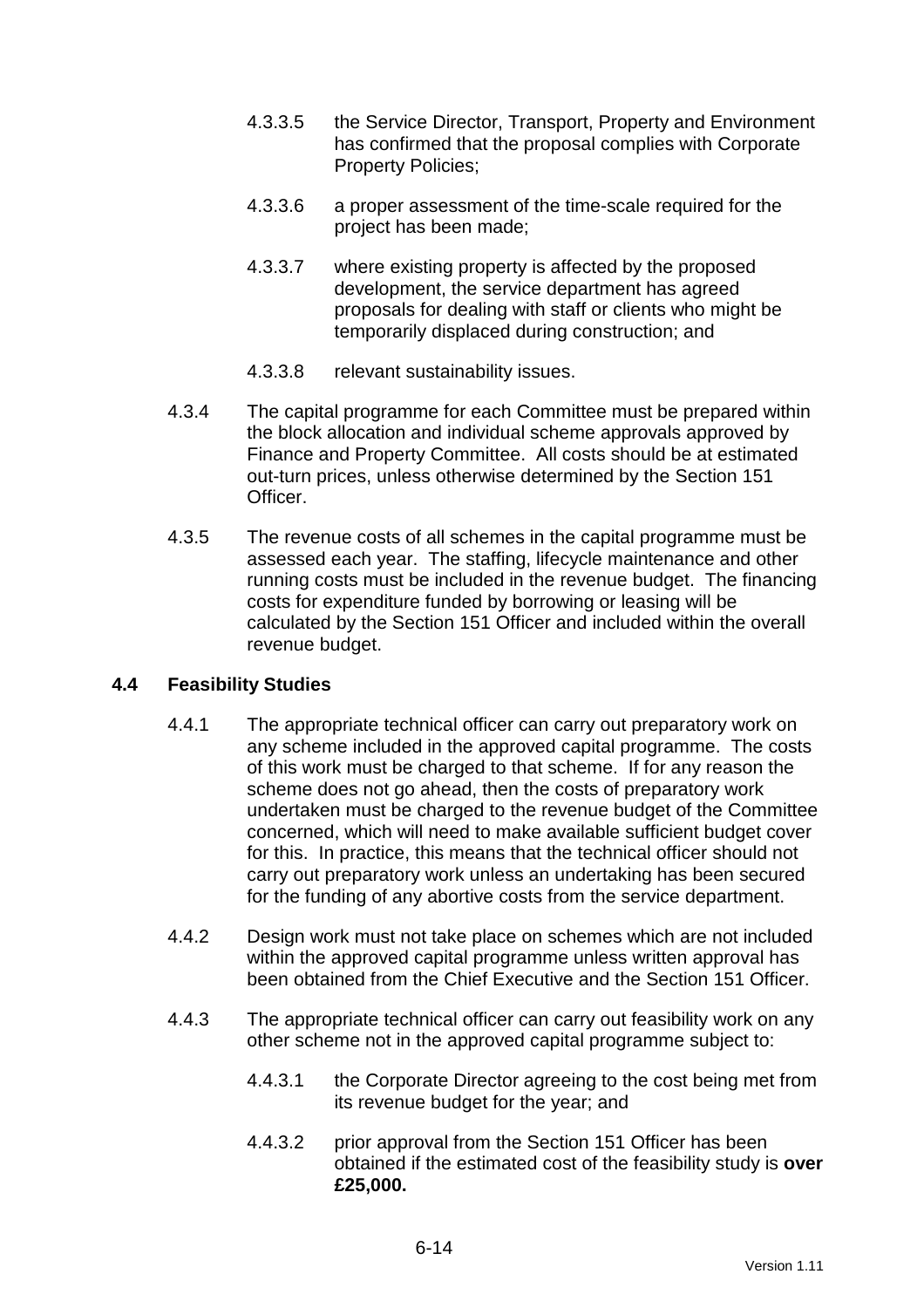4.3.3.5 the Service Director, Transport, Property and Environment has confirmed that the proposal complies with Corporate Property Policies;

4.3.3.6 a proper assessment of the time-scale required for the project has been made;

4.3.3.7 where existing property is affected by the proposed development, the service department has agreed proposals for dealing with staff or clients who might be temporarily displaced during construction; and

4.3.3.8 relevant sustainability issues.

4.3.4 The capital programme for each Committee must be prepared within the block allocation and individual scheme approvals approved by Finance and Property Committee. All costs should be at estimated out-turn prices, unless otherwise determined by the Section 151 Officer.

4.3.5 The revenue costs of all schemes in the capital programme must be assessed each year. The staffing, lifecycle maintenance and other running costs must be included in the revenue budget. The financing costs for expenditure funded by borrowing or leasing will be calculated by the Section 151 Officer and included within the overall revenue budget.

## 4.4 Feasibility Studies

4.4.1 The appropriate technical officer can carry out preparatory work on any scheme included in the approved capital programme. The costs of this work must be charged to that scheme. If for any reason the scheme does not go ahead, then the costs of preparatory work undertaken must be charged to the revenue budget of the Committee concerned, which will need to make available sufficient budget cover for this. In practice, this means that the technical officer should not carry out preparatory work unless an undertaking has been secured for the funding of any abortive costs from the service department.

4.4.2 Design work must not take place on schemes which are not included within the approved capital programme unless written approval has been obtained from the Chief Executive and the Section 151 Officer.

4.4.3 The appropriate technical officer can carry out feasibility work on any other scheme not in the approved capital programme subject to:

4.4.3.1 the Corporate Director agreeing to the cost being met from its revenue budget for the year; and

4.4.3.2 prior approval from the Section 151 Officer has been obtained if the estimated cost of the feasibility study is **over £25,000.**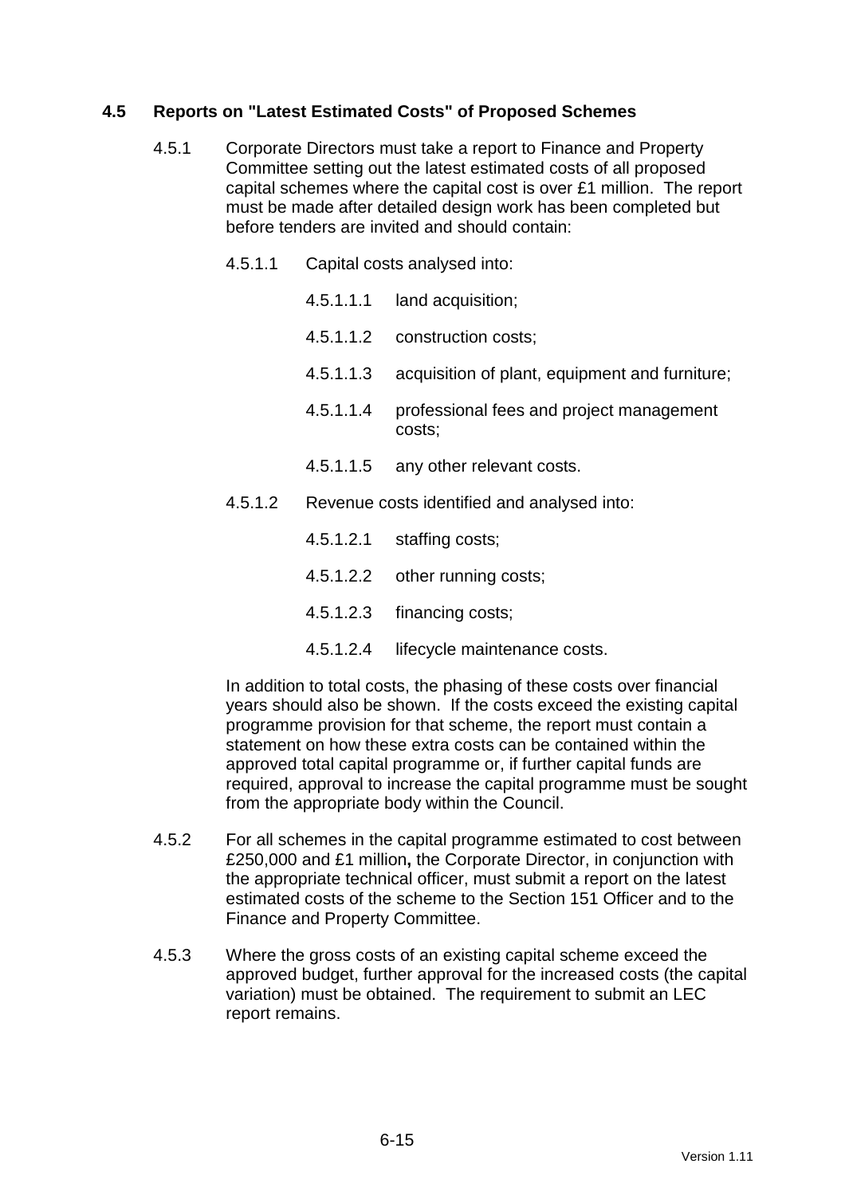## 4.5 Reports on "Latest Estimated Costs" of Proposed Schemes

4.5.1 Corporate Directors must take a report to Finance and Property Committee setting out the latest estimated costs of all proposed capital schemes where the capital cost is over £1 million. The report must be made after detailed design work has been completed but before tenders are invited and should contain:

4.5.1.1 Capital costs analysed into:

4.5.1.1.1 land acquisition;

4.5.1.1.2 construction costs;

4.5.1.1.3 acquisition of plant, equipment and furniture;

4.5.1.1.4 professional fees and project management costs;

4.5.1.1.5 any other relevant costs.

4.5.1.2 Revenue costs identified and analysed into:

4.5.1.2.1 staffing costs;

4.5.1.2.2 other running costs;

4.5.1.2.3 financing costs;

4.5.1.2.4 lifecycle maintenance costs.

In addition to total costs, the phasing of these costs over financial years should also be shown. If the costs exceed the existing capital programme provision for that scheme, the report must contain a statement on how these extra costs can be contained within the approved total capital programme or, if further capital funds are required, approval to increase the capital programme must be sought from the appropriate body within the Council.

4.5.2 For all schemes in the capital programme estimated to cost between £250,000 and £1 million**,** the Corporate Director, in conjunction with the appropriate technical officer, must submit a report on the latest estimated costs of the scheme to the Section 151 Officer and to the Finance and Property Committee.

4.5.3 Where the gross costs of an existing capital scheme exceed the approved budget, further approval for the increased costs (the capital variation) must be obtained. The requirement to submit an LEC report remains.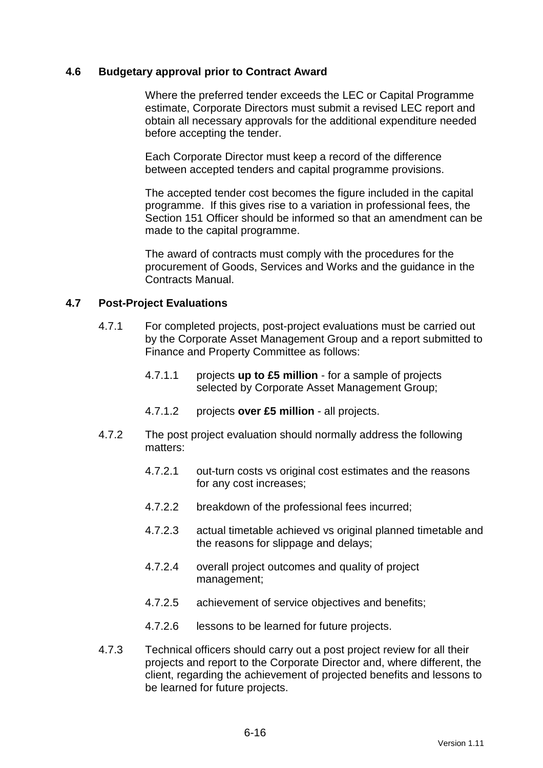## 4.6 Budgetary approval prior to Contract Award

Where the preferred tender exceeds the LEC or Capital Programme estimate, Corporate Directors must submit a revised LEC report and obtain all necessary approvals for the additional expenditure needed before accepting the tender.

Each Corporate Director must keep a record of the difference between accepted tenders and capital programme provisions.

The accepted tender cost becomes the figure included in the capital programme. If this gives rise to a variation in professional fees, the Section 151 Officer should be informed so that an amendment can be made to the capital programme.

The award of contracts must comply with the procedures for the procurement of Goods, Services and Works and the guidance in the Contracts Manual.

## 4.7 Post-Project Evaluations

4.7.1 For completed projects, post-project evaluations must be carried out by the Corporate Asset Management Group and a report submitted to Finance and Property Committee as follows:

- 4.7.1.1 projects **up to £5 million** - for a sample of projects selected by Corporate Asset Management Group;
- 4.7.1.2 projects **over £5 million** - all projects.

4.7.2 The post project evaluation should normally address the following matters:

- 4.7.2.1 out-turn costs vs original cost estimates and the reasons for any cost increases;
- 4.7.2.2 breakdown of the professional fees incurred;
- 4.7.2.3 actual timetable achieved vs original planned timetable and the reasons for slippage and delays;
- 4.7.2.4 overall project outcomes and quality of project management;
- 4.7.2.5 achievement of service objectives and benefits;
- 4.7.2.6 lessons to be learned for future projects.

4.7.3 Technical officers should carry out a post project review for all their projects and report to the Corporate Director and, where different, the client, regarding the achievement of projected benefits and lessons to be learned for future projects.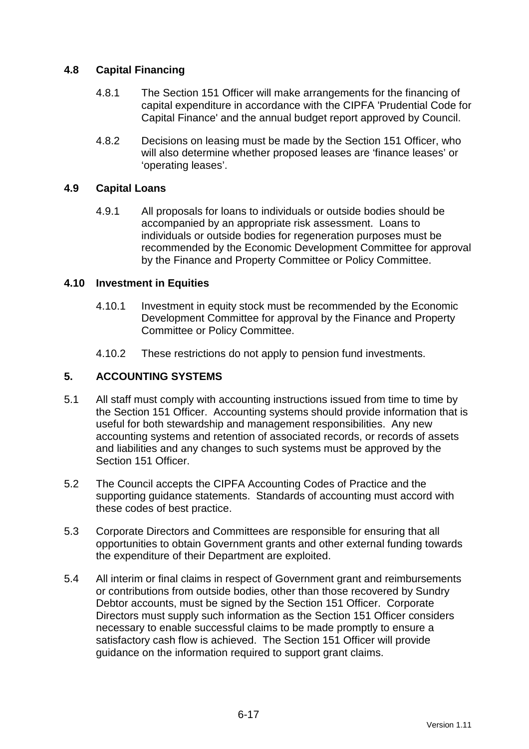### 4.8 Capital Financing

4.8.1 The Section 151 Officer will make arrangements for the financing of capital expenditure in accordance with the CIPFA 'Prudential Code for Capital Finance' and the annual budget report approved by Council.

4.8.2 Decisions on leasing must be made by the Section 151 Officer, who will also determine whether proposed leases are 'finance leases' or 'operating leases'.

### 4.9 Capital Loans

4.9.1 All proposals for loans to individuals or outside bodies should be accompanied by an appropriate risk assessment. Loans to individuals or outside bodies for regeneration purposes must be recommended by the Economic Development Committee for approval by the Finance and Property Committee or Policy Committee.

### 4.10 Investment in Equities

4.10.1 Investment in equity stock must be recommended by the Economic Development Committee for approval by the Finance and Property Committee or Policy Committee.

4.10.2 These restrictions do not apply to pension fund investments.

## 5. ACCOUNTING SYSTEMS

5.1 All staff must comply with accounting instructions issued from time to time by the Section 151 Officer. Accounting systems should provide information that is useful for both stewardship and management responsibilities. Any new accounting systems and retention of associated records, or records of assets and liabilities and any changes to such systems must be approved by the Section 151 Officer.

5.2 The Council accepts the CIPFA Accounting Codes of Practice and the supporting guidance statements. Standards of accounting must accord with these codes of best practice.

5.3 Corporate Directors and Committees are responsible for ensuring that all opportunities to obtain Government grants and other external funding towards the expenditure of their Department are exploited.

5.4 All interim or final claims in respect of Government grant and reimbursements or contributions from outside bodies, other than those recovered by Sundry Debtor accounts, must be signed by the Section 151 Officer. Corporate Directors must supply such information as the Section 151 Officer considers necessary to enable successful claims to be made promptly to ensure a satisfactory cash flow is achieved. The Section 151 Officer will provide guidance on the information required to support grant claims.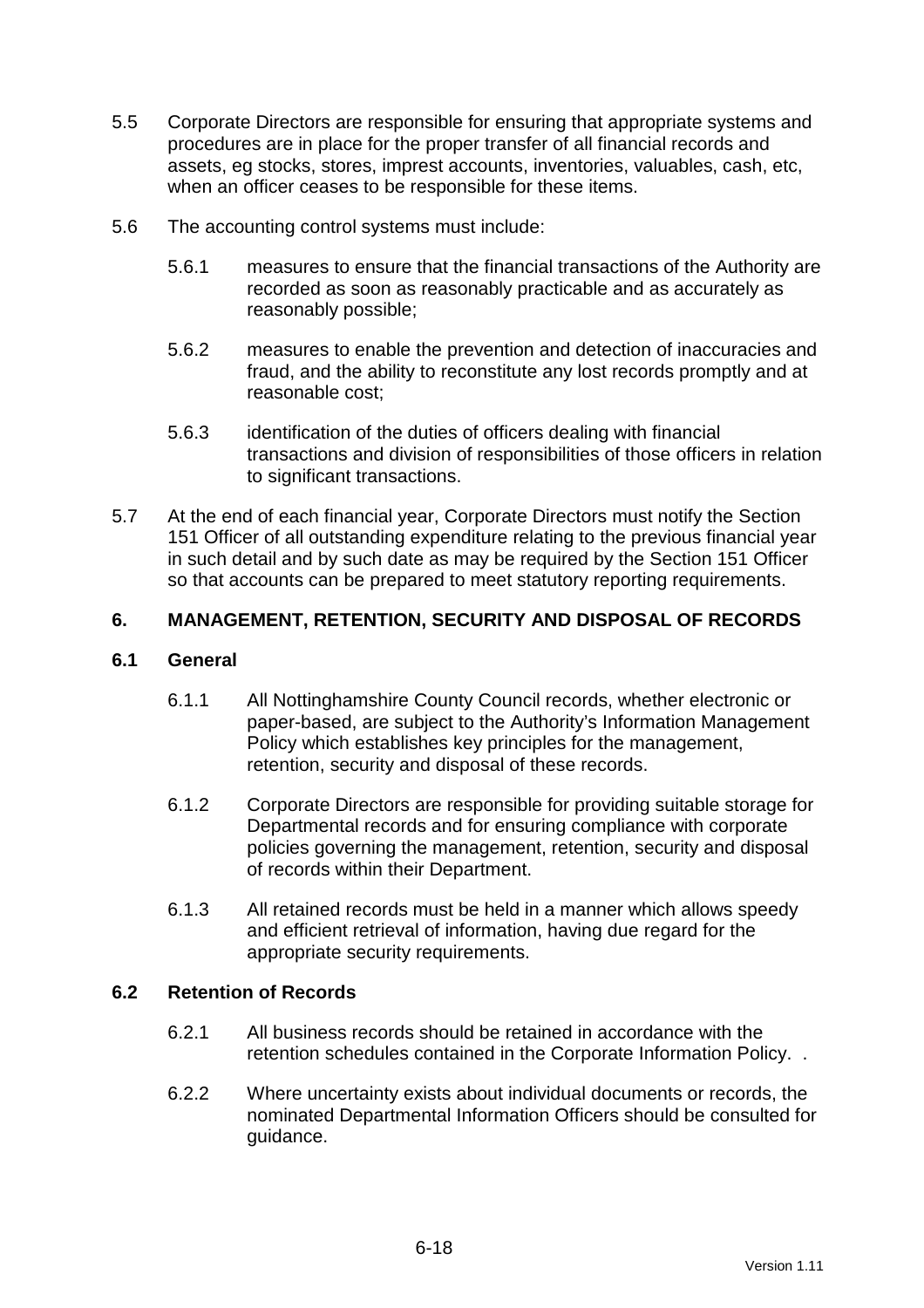5.5 Corporate Directors are responsible for ensuring that appropriate systems and procedures are in place for the proper transfer of all financial records and assets, eg stocks, stores, imprest accounts, inventories, valuables, cash, etc, when an officer ceases to be responsible for these items.

5.6 The accounting control systems must include:

5.6.1 measures to ensure that the financial transactions of the Authority are recorded as soon as reasonably practicable and as accurately as reasonably possible;

5.6.2 measures to enable the prevention and detection of inaccuracies and fraud, and the ability to reconstitute any lost records promptly and at reasonable cost;

5.6.3 identification of the duties of officers dealing with financial transactions and division of responsibilities of those officers in relation to significant transactions.

5.7 At the end of each financial year, Corporate Directors must notify the Section 151 Officer of all outstanding expenditure relating to the previous financial year in such detail and by such date as may be required by the Section 151 Officer so that accounts can be prepared to meet statutory reporting requirements.

## 6. MANAGEMENT, RETENTION, SECURITY AND DISPOSAL OF RECORDS

### 6.1 General

6.1.1 All Nottinghamshire County Council records, whether electronic or paper-based, are subject to the Authority's Information Management Policy which establishes key principles for the management, retention, security and disposal of these records.

6.1.2 Corporate Directors are responsible for providing suitable storage for Departmental records and for ensuring compliance with corporate policies governing the management, retention, security and disposal of records within their Department.

6.1.3 All retained records must be held in a manner which allows speedy and efficient retrieval of information, having due regard for the appropriate security requirements.

### 6.2 Retention of Records

6.2.1 All business records should be retained in accordance with the retention schedules contained in the Corporate Information Policy. .

6.2.2 Where uncertainty exists about individual documents or records, the nominated Departmental Information Officers should be consulted for guidance.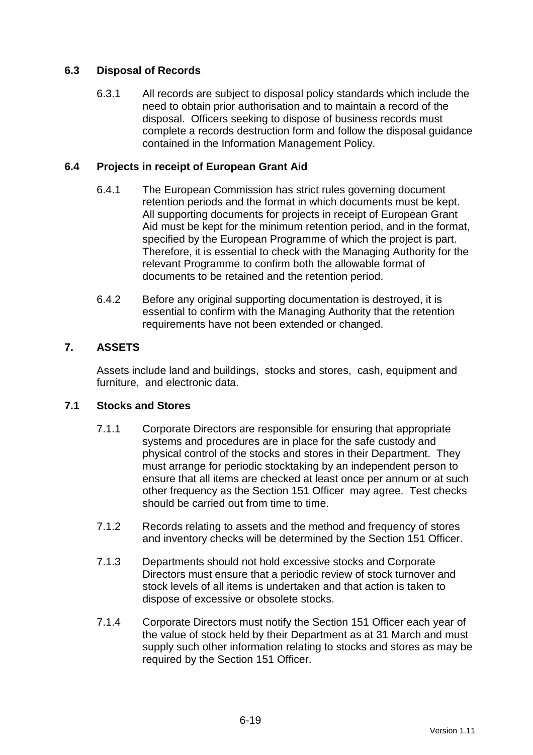## 6.3 Disposal of Records

6.3.1 All records are subject to disposal policy standards which include the need to obtain prior authorisation and to maintain a record of the disposal. Officers seeking to dispose of business records must complete a records destruction form and follow the disposal guidance contained in the Information Management Policy.

## 6.4 Projects in receipt of European Grant Aid

6.4.1 The European Commission has strict rules governing document retention periods and the format in which documents must be kept. All supporting documents for projects in receipt of European Grant Aid must be kept for the minimum retention period, and in the format, specified by the European Programme of which the project is part. Therefore, it is essential to check with the Managing Authority for the relevant Programme to confirm both the allowable format of documents to be retained and the retention period.

6.4.2 Before any original supporting documentation is destroyed, it is essential to confirm with the Managing Authority that the retention requirements have not been extended or changed.

# 7. ASSETS

Assets include land and buildings, stocks and stores, cash, equipment and furniture, and electronic data.

## 7.1 Stocks and Stores

7.1.1 Corporate Directors are responsible for ensuring that appropriate systems and procedures are in place for the safe custody and physical control of the stocks and stores in their Department. They must arrange for periodic stocktaking by an independent person to ensure that all items are checked at least once per annum or at such other frequency as the Section 151 Officer may agree. Test checks should be carried out from time to time.

7.1.2 Records relating to assets and the method and frequency of stores and inventory checks will be determined by the Section 151 Officer.

7.1.3 Departments should not hold excessive stocks and Corporate Directors must ensure that a periodic review of stock turnover and stock levels of all items is undertaken and that action is taken to dispose of excessive or obsolete stocks.

7.1.4 Corporate Directors must notify the Section 151 Officer each year of the value of stock held by their Department as at 31 March and must supply such other information relating to stocks and stores as may be required by the Section 151 Officer.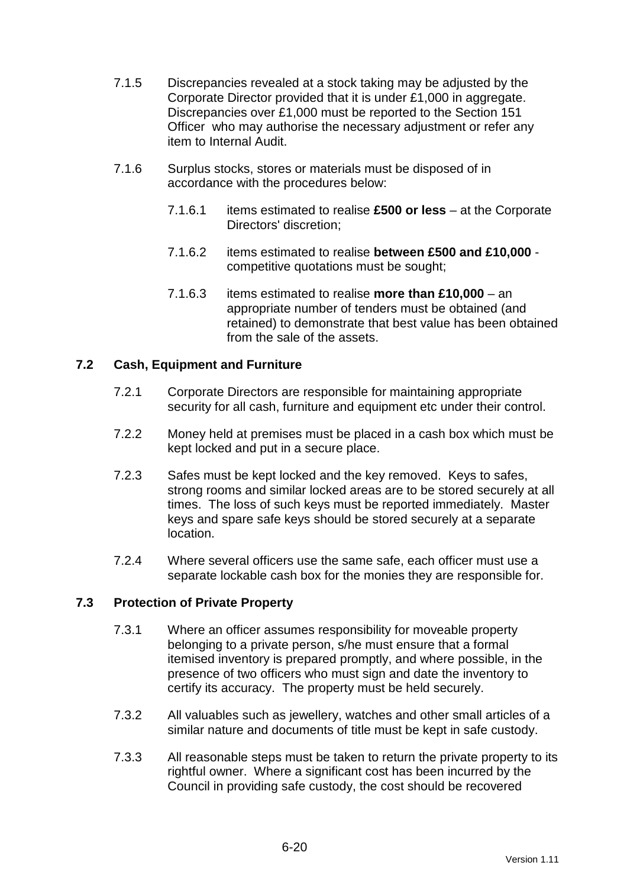7.1.5 Discrepancies revealed at a stock taking may be adjusted by the Corporate Director provided that it is under £1,000 in aggregate. Discrepancies over £1,000 must be reported to the Section 151 Officer who may authorise the necessary adjustment or refer any item to Internal Audit.

7.1.6 Surplus stocks, stores or materials must be disposed of in accordance with the procedures below:

7.1.6.1 items estimated to realise **£500 or less** – at the Corporate Directors' discretion;

7.1.6.2 items estimated to realise **between £500 and £10,000** - competitive quotations must be sought;

7.1.6.3 items estimated to realise **more than £10,000** – an appropriate number of tenders must be obtained (and retained) to demonstrate that best value has been obtained from the sale of the assets.

### 7.2 Cash, Equipment and Furniture

7.2.1 Corporate Directors are responsible for maintaining appropriate security for all cash, furniture and equipment etc under their control.

7.2.2 Money held at premises must be placed in a cash box which must be kept locked and put in a secure place.

7.2.3 Safes must be kept locked and the key removed. Keys to safes, strong rooms and similar locked areas are to be stored securely at all times. The loss of such keys must be reported immediately. Master keys and spare safe keys should be stored securely at a separate location.

7.2.4 Where several officers use the same safe, each officer must use a separate lockable cash box for the monies they are responsible for.

### 7.3 Protection of Private Property

7.3.1 Where an officer assumes responsibility for moveable property belonging to a private person, s/he must ensure that a formal itemised inventory is prepared promptly, and where possible, in the presence of two officers who must sign and date the inventory to certify its accuracy. The property must be held securely.

7.3.2 All valuables such as jewellery, watches and other small articles of a similar nature and documents of title must be kept in safe custody.

7.3.3 All reasonable steps must be taken to return the private property to its rightful owner. Where a significant cost has been incurred by the Council in providing safe custody, the cost should be recovered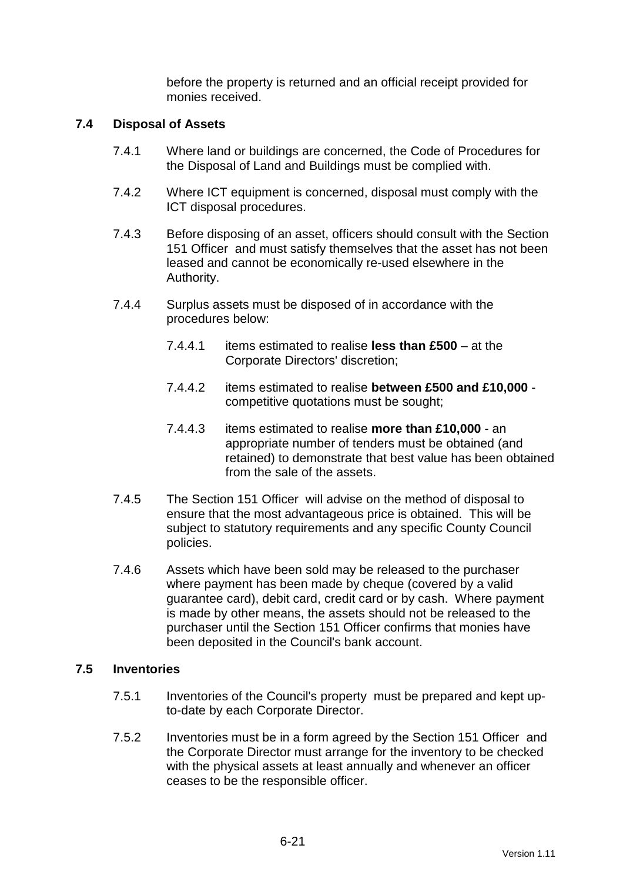before the property is returned and an official receipt provided for monies received.

### 7.4 Disposal of Assets

7.4.1 Where land or buildings are concerned, the Code of Procedures for the Disposal of Land and Buildings must be complied with.

7.4.2 Where ICT equipment is concerned, disposal must comply with the ICT disposal procedures.

7.4.3 Before disposing of an asset, officers should consult with the Section 151 Officer and must satisfy themselves that the asset has not been leased and cannot be economically re-used elsewhere in the Authority.

7.4.4 Surplus assets must be disposed of in accordance with the procedures below:

7.4.4.1 items estimated to realise **less than £500** – at the Corporate Directors' discretion;

7.4.4.2 items estimated to realise **between £500 and £10,000** - competitive quotations must be sought;

7.4.4.3 items estimated to realise **more than £10,000** - an appropriate number of tenders must be obtained (and retained) to demonstrate that best value has been obtained from the sale of the assets.

7.4.5 The Section 151 Officer will advise on the method of disposal to ensure that the most advantageous price is obtained. This will be subject to statutory requirements and any specific County Council policies.

7.4.6 Assets which have been sold may be released to the purchaser where payment has been made by cheque (covered by a valid guarantee card), debit card, credit card or by cash. Where payment is made by other means, the assets should not be released to the purchaser until the Section 151 Officer confirms that monies have been deposited in the Council's bank account.

### 7.5 Inventories

7.5.1 Inventories of the Council's property must be prepared and kept up-to-date by each Corporate Director.

7.5.2 Inventories must be in a form agreed by the Section 151 Officer and the Corporate Director must arrange for the inventory to be checked with the physical assets at least annually and whenever an officer ceases to be the responsible officer.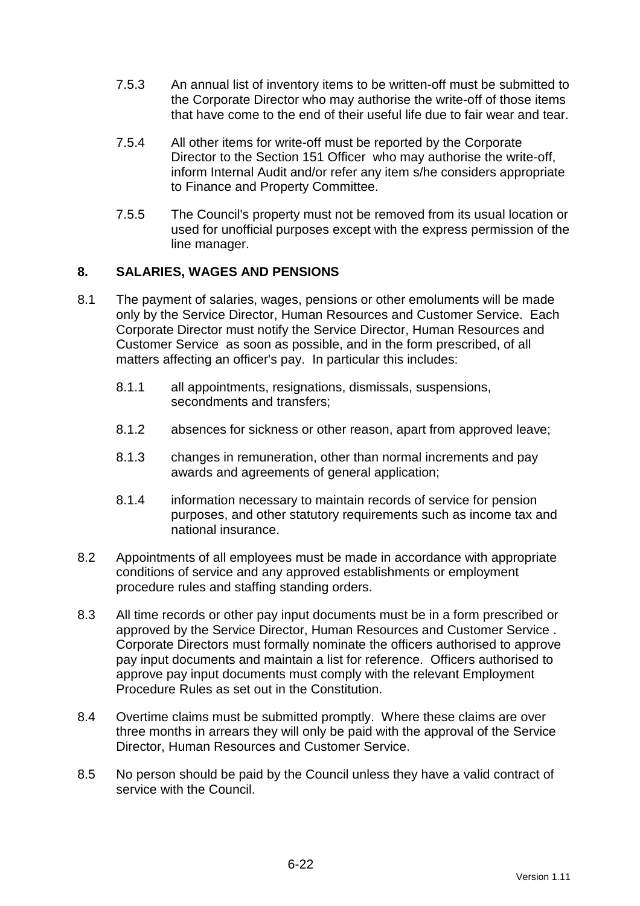7.5.3 An annual list of inventory items to be written-off must be submitted to the Corporate Director who may authorise the write-off of those items that have come to the end of their useful life due to fair wear and tear.

7.5.4 All other items for write-off must be reported by the Corporate Director to the Section 151 Officer who may authorise the write-off, inform Internal Audit and/or refer any item s/he considers appropriate to Finance and Property Committee.

7.5.5 The Council's property must not be removed from its usual location or used for unofficial purposes except with the express permission of the line manager.

## 8. SALARIES, WAGES AND PENSIONS

8.1 The payment of salaries, wages, pensions or other emoluments will be made only by the Service Director, Human Resources and Customer Service. Each Corporate Director must notify the Service Director, Human Resources and Customer Service as soon as possible, and in the form prescribed, of all matters affecting an officer's pay. In particular this includes:

8.1.1 all appointments, resignations, dismissals, suspensions, secondments and transfers;

8.1.2 absences for sickness or other reason, apart from approved leave;

8.1.3 changes in remuneration, other than normal increments and pay awards and agreements of general application;

8.1.4 information necessary to maintain records of service for pension purposes, and other statutory requirements such as income tax and national insurance.

8.2 Appointments of all employees must be made in accordance with appropriate conditions of service and any approved establishments or employment procedure rules and staffing standing orders.

8.3 All time records or other pay input documents must be in a form prescribed or approved by the Service Director, Human Resources and Customer Service . Corporate Directors must formally nominate the officers authorised to approve pay input documents and maintain a list for reference. Officers authorised to approve pay input documents must comply with the relevant Employment Procedure Rules as set out in the Constitution.

8.4 Overtime claims must be submitted promptly. Where these claims are over three months in arrears they will only be paid with the approval of the Service Director, Human Resources and Customer Service.

8.5 No person should be paid by the Council unless they have a valid contract of service with the Council.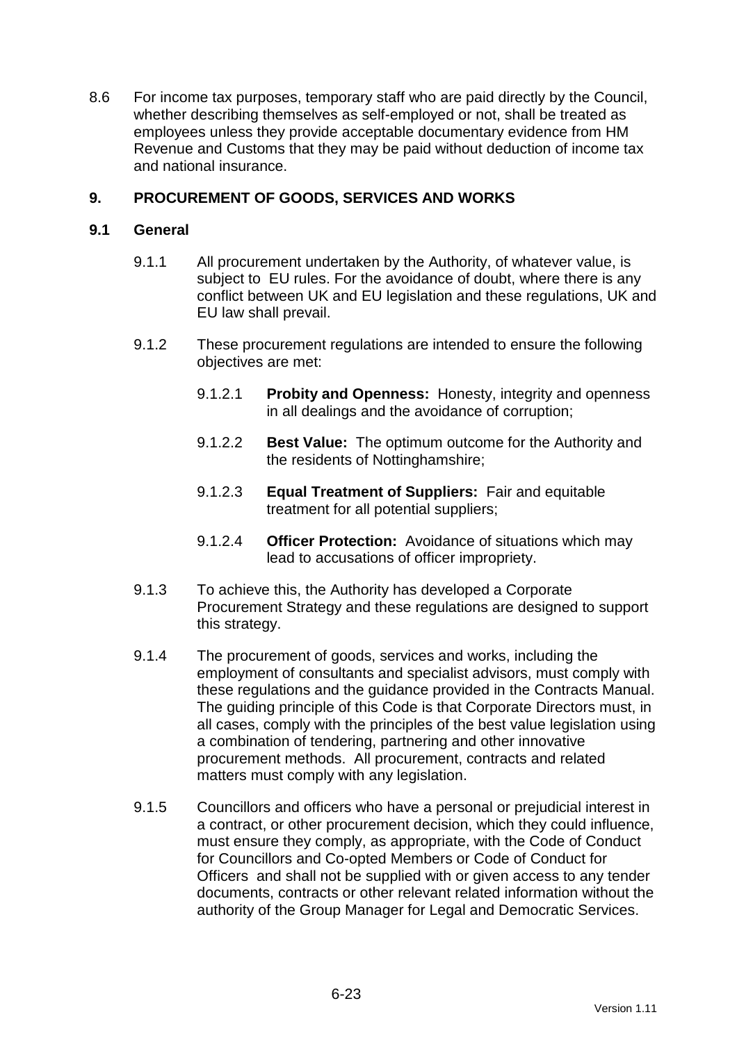8.6 For income tax purposes, temporary staff who are paid directly by the Council, whether describing themselves as self-employed or not, shall be treated as employees unless they provide acceptable documentary evidence from HM Revenue and Customs that they may be paid without deduction of income tax and national insurance.

## 9. PROCUREMENT OF GOODS, SERVICES AND WORKS

### 9.1 General

9.1.1 All procurement undertaken by the Authority, of whatever value, is subject to EU rules. For the avoidance of doubt, where there is any conflict between UK and EU legislation and these regulations, UK and EU law shall prevail.

9.1.2 These procurement regulations are intended to ensure the following objectives are met:

9.1.2.1 **Probity and Openness:** Honesty, integrity and openness in all dealings and the avoidance of corruption;

9.1.2.2 **Best Value:** The optimum outcome for the Authority and the residents of Nottinghamshire;

9.1.2.3 **Equal Treatment of Suppliers:** Fair and equitable treatment for all potential suppliers;

9.1.2.4 **Officer Protection:** Avoidance of situations which may lead to accusations of officer impropriety.

9.1.3 To achieve this, the Authority has developed a Corporate Procurement Strategy and these regulations are designed to support this strategy.

9.1.4 The procurement of goods, services and works, including the employment of consultants and specialist advisors, must comply with these regulations and the guidance provided in the Contracts Manual. The guiding principle of this Code is that Corporate Directors must, in all cases, comply with the principles of the best value legislation using a combination of tendering, partnering and other innovative procurement methods. All procurement, contracts and related matters must comply with any legislation.

9.1.5 Councillors and officers who have a personal or prejudicial interest in a contract, or other procurement decision, which they could influence, must ensure they comply, as appropriate, with the Code of Conduct for Councillors and Co-opted Members or Code of Conduct for Officers and shall not be supplied with or given access to any tender documents, contracts or other relevant related information without the authority of the Group Manager for Legal and Democratic Services.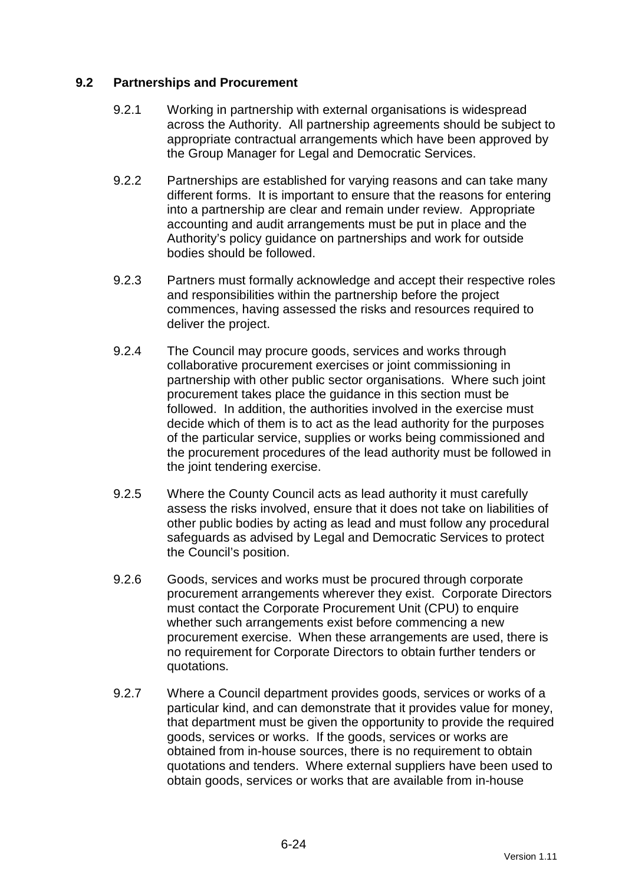### 9.2 Partnerships and Procurement

9.2.1 Working in partnership with external organisations is widespread across the Authority. All partnership agreements should be subject to appropriate contractual arrangements which have been approved by the Group Manager for Legal and Democratic Services.

9.2.2 Partnerships are established for varying reasons and can take many different forms. It is important to ensure that the reasons for entering into a partnership are clear and remain under review. Appropriate accounting and audit arrangements must be put in place and the Authority's policy guidance on partnerships and work for outside bodies should be followed.

9.2.3 Partners must formally acknowledge and accept their respective roles and responsibilities within the partnership before the project commences, having assessed the risks and resources required to deliver the project.

9.2.4 The Council may procure goods, services and works through collaborative procurement exercises or joint commissioning in partnership with other public sector organisations. Where such joint procurement takes place the guidance in this section must be followed. In addition, the authorities involved in the exercise must decide which of them is to act as the lead authority for the purposes of the particular service, supplies or works being commissioned and the procurement procedures of the lead authority must be followed in the joint tendering exercise.

9.2.5 Where the County Council acts as lead authority it must carefully assess the risks involved, ensure that it does not take on liabilities of other public bodies by acting as lead and must follow any procedural safeguards as advised by Legal and Democratic Services to protect the Council's position.

9.2.6 Goods, services and works must be procured through corporate procurement arrangements wherever they exist. Corporate Directors must contact the Corporate Procurement Unit (CPU) to enquire whether such arrangements exist before commencing a new procurement exercise. When these arrangements are used, there is no requirement for Corporate Directors to obtain further tenders or quotations.

9.2.7 Where a Council department provides goods, services or works of a particular kind, and can demonstrate that it provides value for money, that department must be given the opportunity to provide the required goods, services or works. If the goods, services or works are obtained from in-house sources, there is no requirement to obtain quotations and tenders. Where external suppliers have been used to obtain goods, services or works that are available from in-house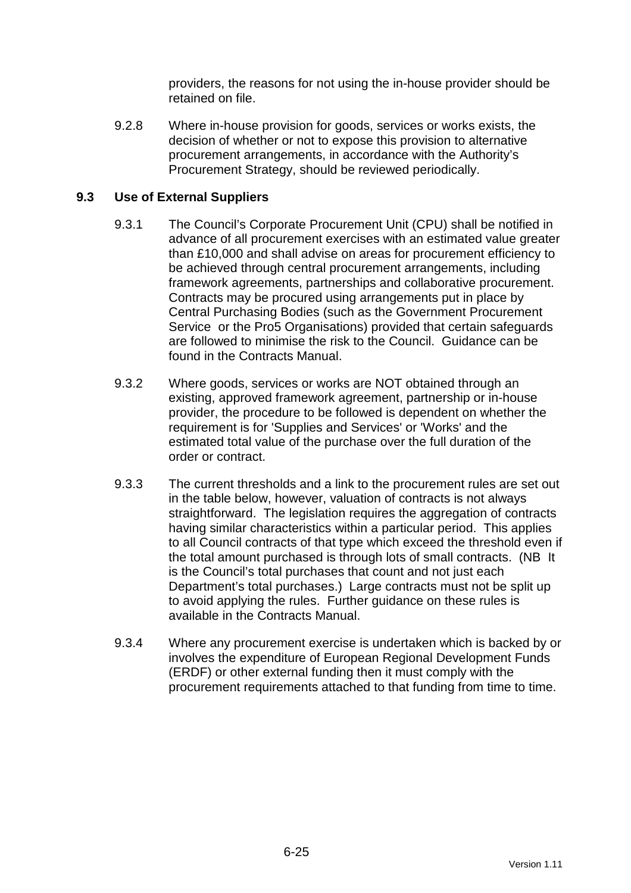providers, the reasons for not using the in-house provider should be retained on file.

9.2.8 Where in-house provision for goods, services or works exists, the decision of whether or not to expose this provision to alternative procurement arrangements, in accordance with the Authority's Procurement Strategy, should be reviewed periodically.

## 9.3 Use of External Suppliers

9.3.1 The Council's Corporate Procurement Unit (CPU) shall be notified in advance of all procurement exercises with an estimated value greater than £10,000 and shall advise on areas for procurement efficiency to be achieved through central procurement arrangements, including framework agreements, partnerships and collaborative procurement. Contracts may be procured using arrangements put in place by Central Purchasing Bodies (such as the Government Procurement Service or the Pro5 Organisations) provided that certain safeguards are followed to minimise the risk to the Council. Guidance can be found in the Contracts Manual.

9.3.2 Where goods, services or works are NOT obtained through an existing, approved framework agreement, partnership or in-house provider, the procedure to be followed is dependent on whether the requirement is for 'Supplies and Services' or 'Works' and the estimated total value of the purchase over the full duration of the order or contract.

9.3.3 The current thresholds and a link to the procurement rules are set out in the table below, however, valuation of contracts is not always straightforward. The legislation requires the aggregation of contracts having similar characteristics within a particular period. This applies to all Council contracts of that type which exceed the threshold even if the total amount purchased is through lots of small contracts. (NB It is the Council's total purchases that count and not just each Department's total purchases.) Large contracts must not be split up to avoid applying the rules. Further guidance on these rules is available in the Contracts Manual.

9.3.4 Where any procurement exercise is undertaken which is backed by or involves the expenditure of European Regional Development Funds (ERDF) or other external funding then it must comply with the procurement requirements attached to that funding from time to time.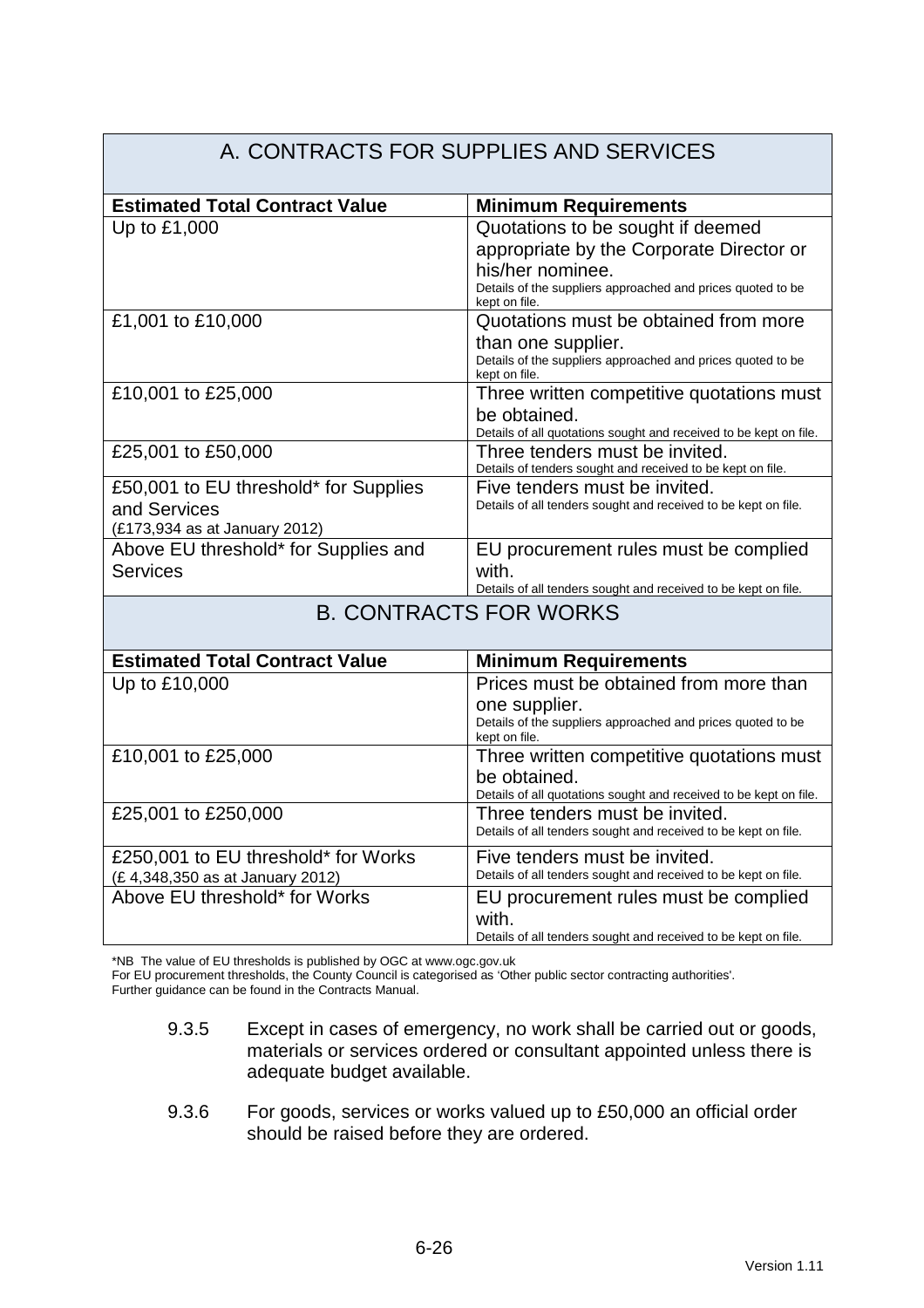## A. CONTRACTS FOR SUPPLIES AND SERVICES

| Estimated Total Contract Value | Minimum Requirements |
|---|---|
| Up to £1,000 | Quotations to be sought if deemed appropriate by the Corporate Director or his/her nominee. Details of the suppliers approached and prices quoted to be kept on file. |
| £1,001 to £10,000 | Quotations must be obtained from more than one supplier. Details of the suppliers approached and prices quoted to be kept on file. |
| £10,001 to £25,000 | Three written competitive quotations must be obtained. Details of all quotations sought and received to be kept on file. |
| £25,001 to £50,000 | Three tenders must be invited. Details of tenders sought and received to be kept on file. |
| £50,001 to EU threshold* for Supplies and Services (£173,934 as at January 2012) | Five tenders must be invited. Details of all tenders sought and received to be kept on file. |
| Above EU threshold* for Supplies and Services | EU procurement rules must be complied with. Details of all tenders sought and received to be kept on file. |

## B. CONTRACTS FOR WORKS

| Estimated Total Contract Value | Minimum Requirements |
|---|---|
| Up to £10,000 | Prices must be obtained from more than one supplier. Details of the suppliers approached and prices quoted to be kept on file. |
| £10,001 to £25,000 | Three written competitive quotations must be obtained. Details of all quotations sought and received to be kept on file. |
| £25,001 to £250,000 | Three tenders must be invited. Details of all tenders sought and received to be kept on file. |
| £250,001 to EU threshold* for Works (£ 4,348,350 as at January 2012) | Five tenders must be invited. Details of all tenders sought and received to be kept on file. |
| Above EU threshold* for Works | EU procurement rules must be complied with. Details of all tenders sought and received to be kept on file. |

*NB The value of EU thresholds is published by OGC at www.ogc.gov.uk
For EU procurement thresholds, the County Council is categorised as 'Other public sector contracting authorities'.
Further guidance can be found in the Contracts Manual.

9.3.5 Except in cases of emergency, no work shall be carried out or goods, materials or services ordered or consultant appointed unless there is adequate budget available.

9.3.6 For goods, services or works valued up to £50,000 an official order should be raised before they are ordered.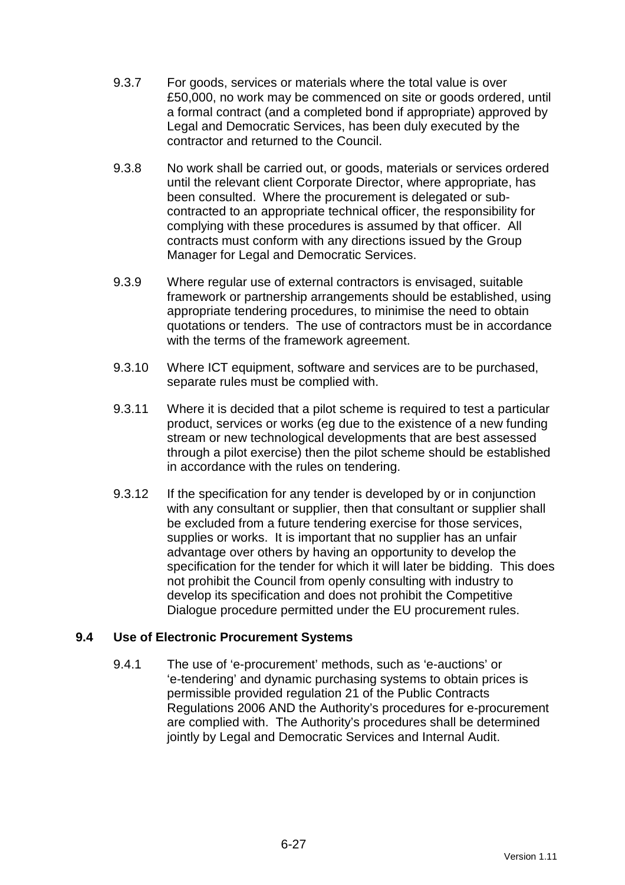9.3.7 For goods, services or materials where the total value is over £50,000, no work may be commenced on site or goods ordered, until a formal contract (and a completed bond if appropriate) approved by Legal and Democratic Services, has been duly executed by the contractor and returned to the Council.

9.3.8 No work shall be carried out, or goods, materials or services ordered until the relevant client Corporate Director, where appropriate, has been consulted. Where the procurement is delegated or sub-contracted to an appropriate technical officer, the responsibility for complying with these procedures is assumed by that officer. All contracts must conform with any directions issued by the Group Manager for Legal and Democratic Services.

9.3.9 Where regular use of external contractors is envisaged, suitable framework or partnership arrangements should be established, using appropriate tendering procedures, to minimise the need to obtain quotations or tenders. The use of contractors must be in accordance with the terms of the framework agreement.

9.3.10 Where ICT equipment, software and services are to be purchased, separate rules must be complied with.

9.3.11 Where it is decided that a pilot scheme is required to test a particular product, services or works (eg due to the existence of a new funding stream or new technological developments that are best assessed through a pilot exercise) then the pilot scheme should be established in accordance with the rules on tendering.

9.3.12 If the specification for any tender is developed by or in conjunction with any consultant or supplier, then that consultant or supplier shall be excluded from a future tendering exercise for those services, supplies or works. It is important that no supplier has an unfair advantage over others by having an opportunity to develop the specification for the tender for which it will later be bidding. This does not prohibit the Council from openly consulting with industry to develop its specification and does not prohibit the Competitive Dialogue procedure permitted under the EU procurement rules.

### 9.4 Use of Electronic Procurement Systems

9.4.1 The use of 'e-procurement' methods, such as 'e-auctions' or 'e-tendering' and dynamic purchasing systems to obtain prices is permissible provided regulation 21 of the Public Contracts Regulations 2006 AND the Authority's procedures for e-procurement are complied with. The Authority's procedures shall be determined jointly by Legal and Democratic Services and Internal Audit.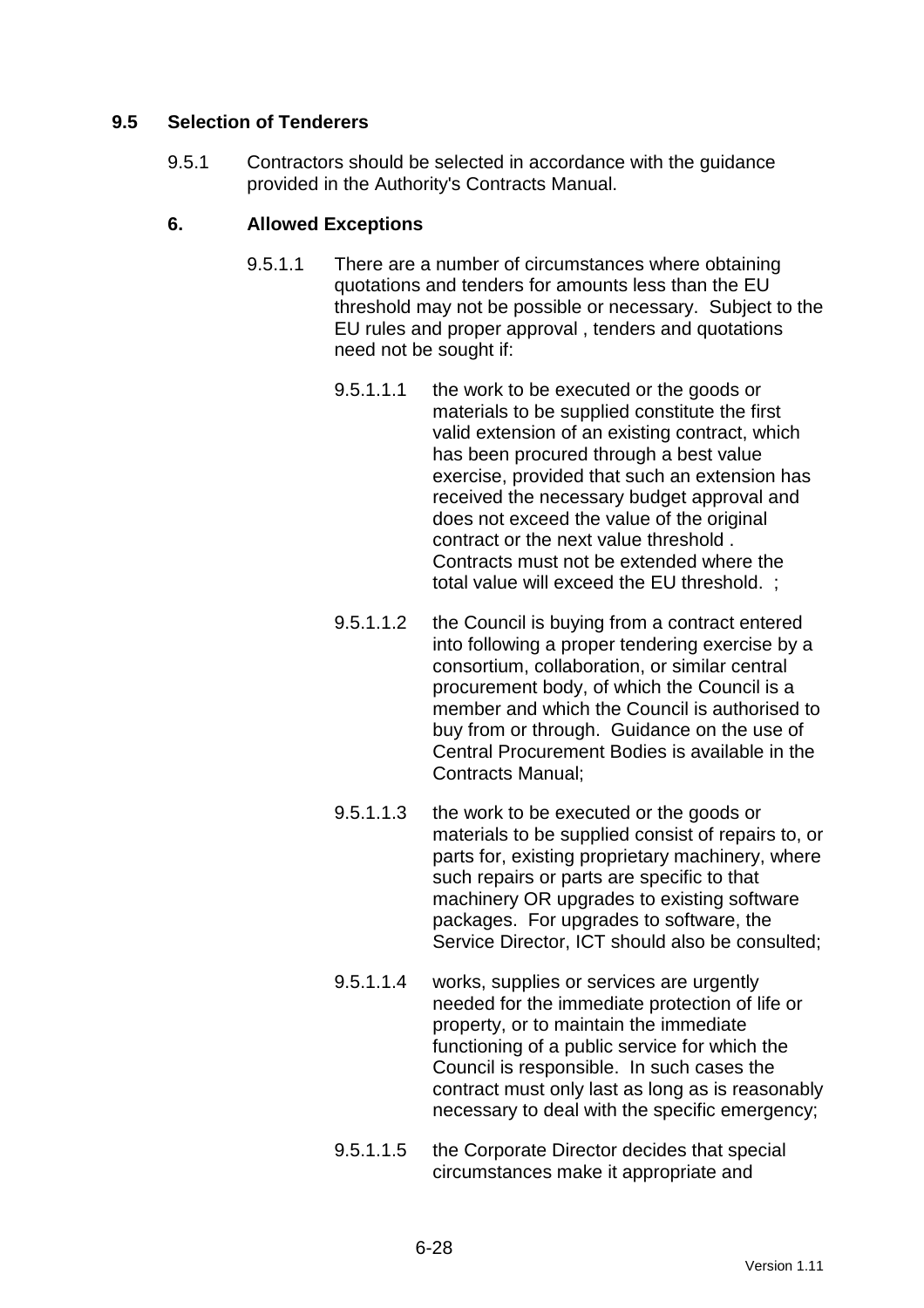## 9.5 Selection of Tenderers

9.5.1 Contractors should be selected in accordance with the guidance provided in the Authority's Contracts Manual.

### 6. Allowed Exceptions

9.5.1.1 There are a number of circumstances where obtaining quotations and tenders for amounts less than the EU threshold may not be possible or necessary. Subject to the EU rules and proper approval , tenders and quotations need not be sought if:

9.5.1.1.1 the work to be executed or the goods or materials to be supplied constitute the first valid extension of an existing contract, which has been procured through a best value exercise, provided that such an extension has received the necessary budget approval and does not exceed the value of the original contract or the next value threshold . Contracts must not be extended where the total value will exceed the EU threshold. ;

9.5.1.1.2 the Council is buying from a contract entered into following a proper tendering exercise by a consortium, collaboration, or similar central procurement body, of which the Council is a member and which the Council is authorised to buy from or through. Guidance on the use of Central Procurement Bodies is available in the Contracts Manual;

9.5.1.1.3 the work to be executed or the goods or materials to be supplied consist of repairs to, or parts for, existing proprietary machinery, where such repairs or parts are specific to that machinery OR upgrades to existing software packages. For upgrades to software, the Service Director, ICT should also be consulted;

9.5.1.1.4 works, supplies or services are urgently needed for the immediate protection of life or property, or to maintain the immediate functioning of a public service for which the Council is responsible. In such cases the contract must only last as long as is reasonably necessary to deal with the specific emergency;

9.5.1.1.5 the Corporate Director decides that special circumstances make it appropriate and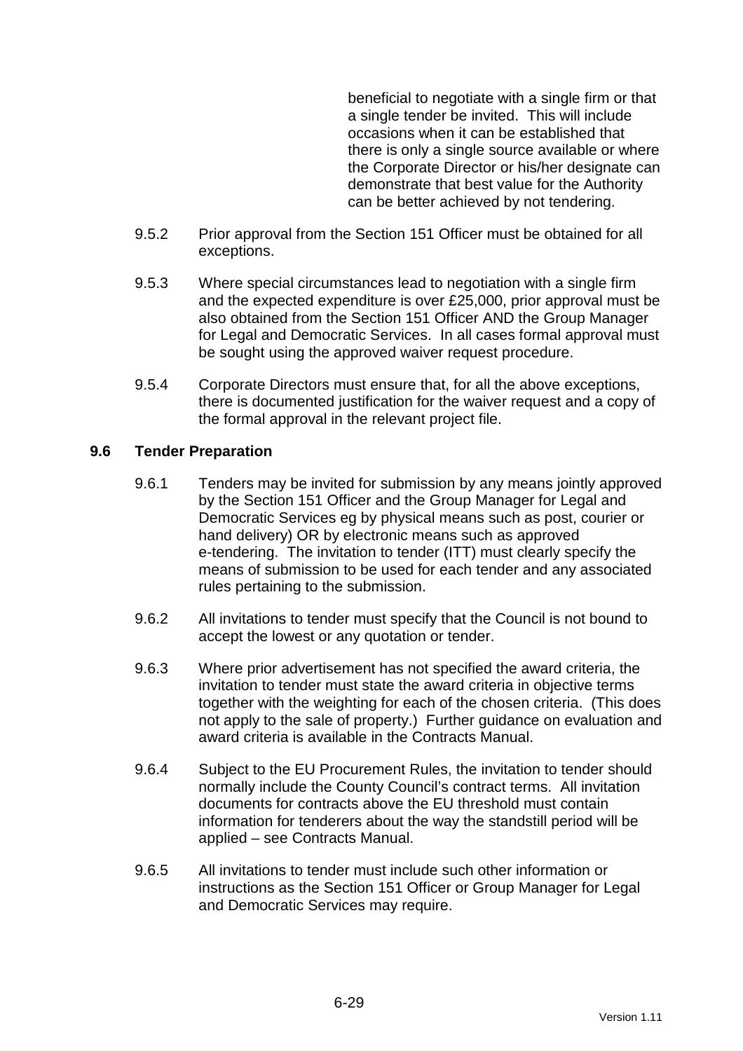beneficial to negotiate with a single firm or that a single tender be invited. This will include occasions when it can be established that there is only a single source available or where the Corporate Director or his/her designate can demonstrate that best value for the Authority can be better achieved by not tendering.

9.5.2 Prior approval from the Section 151 Officer must be obtained for all exceptions.

9.5.3 Where special circumstances lead to negotiation with a single firm and the expected expenditure is over £25,000, prior approval must be also obtained from the Section 151 Officer AND the Group Manager for Legal and Democratic Services. In all cases formal approval must be sought using the approved waiver request procedure.

9.5.4 Corporate Directors must ensure that, for all the above exceptions, there is documented justification for the waiver request and a copy of the formal approval in the relevant project file.

### 9.6 Tender Preparation

9.6.1 Tenders may be invited for submission by any means jointly approved by the Section 151 Officer and the Group Manager for Legal and Democratic Services eg by physical means such as post, courier or hand delivery) OR by electronic means such as approved e-tendering. The invitation to tender (ITT) must clearly specify the means of submission to be used for each tender and any associated rules pertaining to the submission.

9.6.2 All invitations to tender must specify that the Council is not bound to accept the lowest or any quotation or tender.

9.6.3 Where prior advertisement has not specified the award criteria, the invitation to tender must state the award criteria in objective terms together with the weighting for each of the chosen criteria. (This does not apply to the sale of property.) Further guidance on evaluation and award criteria is available in the Contracts Manual.

9.6.4 Subject to the EU Procurement Rules, the invitation to tender should normally include the County Council's contract terms. All invitation documents for contracts above the EU threshold must contain information for tenderers about the way the standstill period will be applied – see Contracts Manual.

9.6.5 All invitations to tender must include such other information or instructions as the Section 151 Officer or Group Manager for Legal and Democratic Services may require.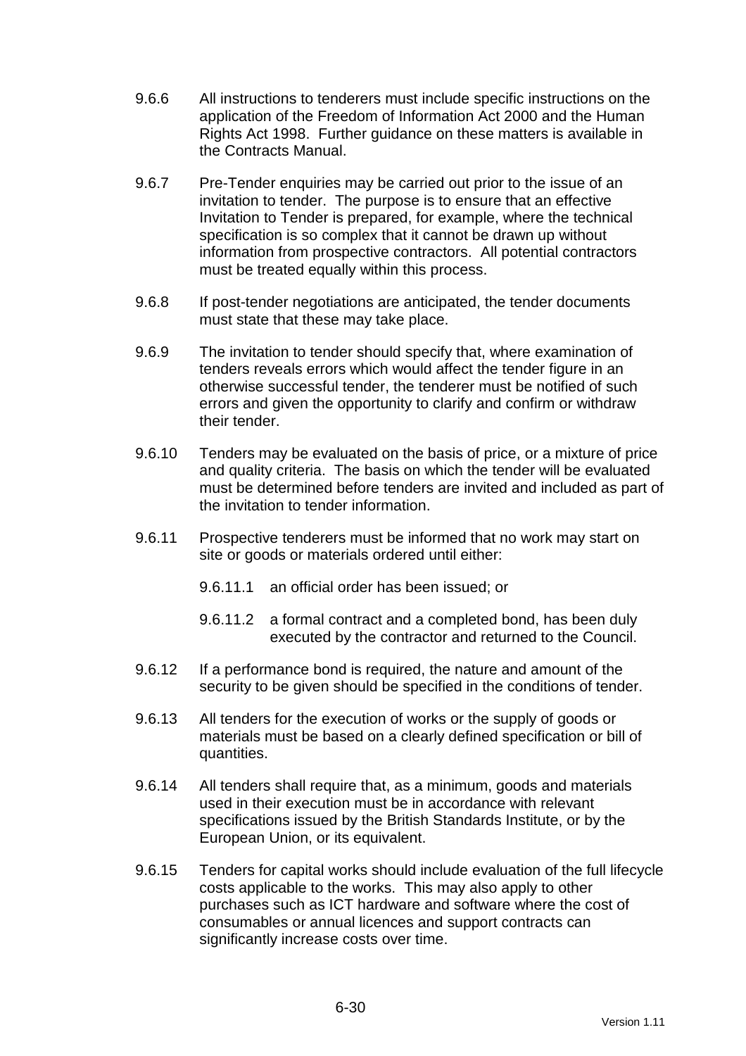9.6.6 All instructions to tenderers must include specific instructions on the application of the Freedom of Information Act 2000 and the Human Rights Act 1998. Further guidance on these matters is available in the Contracts Manual.

9.6.7 Pre-Tender enquiries may be carried out prior to the issue of an invitation to tender. The purpose is to ensure that an effective Invitation to Tender is prepared, for example, where the technical specification is so complex that it cannot be drawn up without information from prospective contractors. All potential contractors must be treated equally within this process.

9.6.8 If post-tender negotiations are anticipated, the tender documents must state that these may take place.

9.6.9 The invitation to tender should specify that, where examination of tenders reveals errors which would affect the tender figure in an otherwise successful tender, the tenderer must be notified of such errors and given the opportunity to clarify and confirm or withdraw their tender.

9.6.10 Tenders may be evaluated on the basis of price, or a mixture of price and quality criteria. The basis on which the tender will be evaluated must be determined before tenders are invited and included as part of the invitation to tender information.

9.6.11 Prospective tenderers must be informed that no work may start on site or goods or materials ordered until either:

- 9.6.11.1 an official order has been issued; or
- 9.6.11.2 a formal contract and a completed bond, has been duly executed by the contractor and returned to the Council.

9.6.12 If a performance bond is required, the nature and amount of the security to be given should be specified in the conditions of tender.

9.6.13 All tenders for the execution of works or the supply of goods or materials must be based on a clearly defined specification or bill of quantities.

9.6.14 All tenders shall require that, as a minimum, goods and materials used in their execution must be in accordance with relevant specifications issued by the British Standards Institute, or by the European Union, or its equivalent.

9.6.15 Tenders for capital works should include evaluation of the full lifecycle costs applicable to the works. This may also apply to other purchases such as ICT hardware and software where the cost of consumables or annual licences and support contracts can significantly increase costs over time.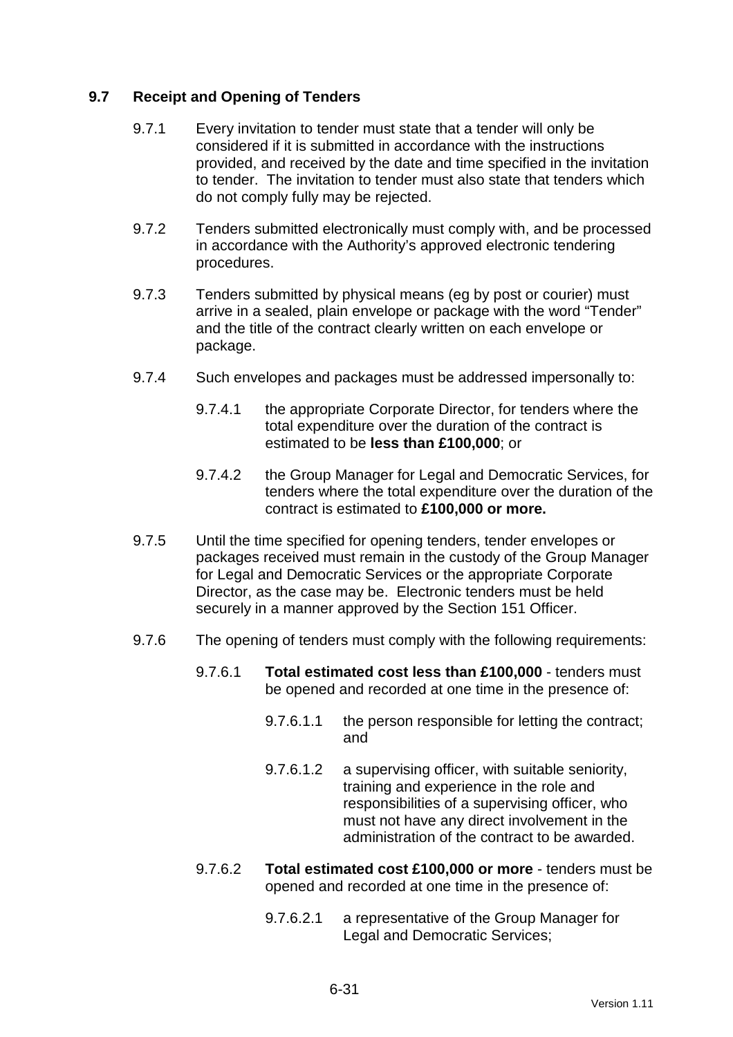## 9.7 Receipt and Opening of Tenders

9.7.1 Every invitation to tender must state that a tender will only be considered if it is submitted in accordance with the instructions provided, and received by the date and time specified in the invitation to tender. The invitation to tender must also state that tenders which do not comply fully may be rejected.

9.7.2 Tenders submitted electronically must comply with, and be processed in accordance with the Authority's approved electronic tendering procedures.

9.7.3 Tenders submitted by physical means (eg by post or courier) must arrive in a sealed, plain envelope or package with the word "Tender" and the title of the contract clearly written on each envelope or package.

9.7.4 Such envelopes and packages must be addressed impersonally to:

9.7.4.1 the appropriate Corporate Director, for tenders where the total expenditure over the duration of the contract is estimated to be **less than £100,000**; or

9.7.4.2 the Group Manager for Legal and Democratic Services, for tenders where the total expenditure over the duration of the contract is estimated to **£100,000 or more.**

9.7.5 Until the time specified for opening tenders, tender envelopes or packages received must remain in the custody of the Group Manager for Legal and Democratic Services or the appropriate Corporate Director, as the case may be. Electronic tenders must be held securely in a manner approved by the Section 151 Officer.

9.7.6 The opening of tenders must comply with the following requirements:

9.7.6.1 **Total estimated cost less than £100,000** - tenders must be opened and recorded at one time in the presence of:

9.7.6.1.1 the person responsible for letting the contract; and

9.7.6.1.2 a supervising officer, with suitable seniority, training and experience in the role and responsibilities of a supervising officer, who must not have any direct involvement in the administration of the contract to be awarded.

9.7.6.2 **Total estimated cost £100,000 or more** - tenders must be opened and recorded at one time in the presence of:

9.7.6.2.1 a representative of the Group Manager for Legal and Democratic Services;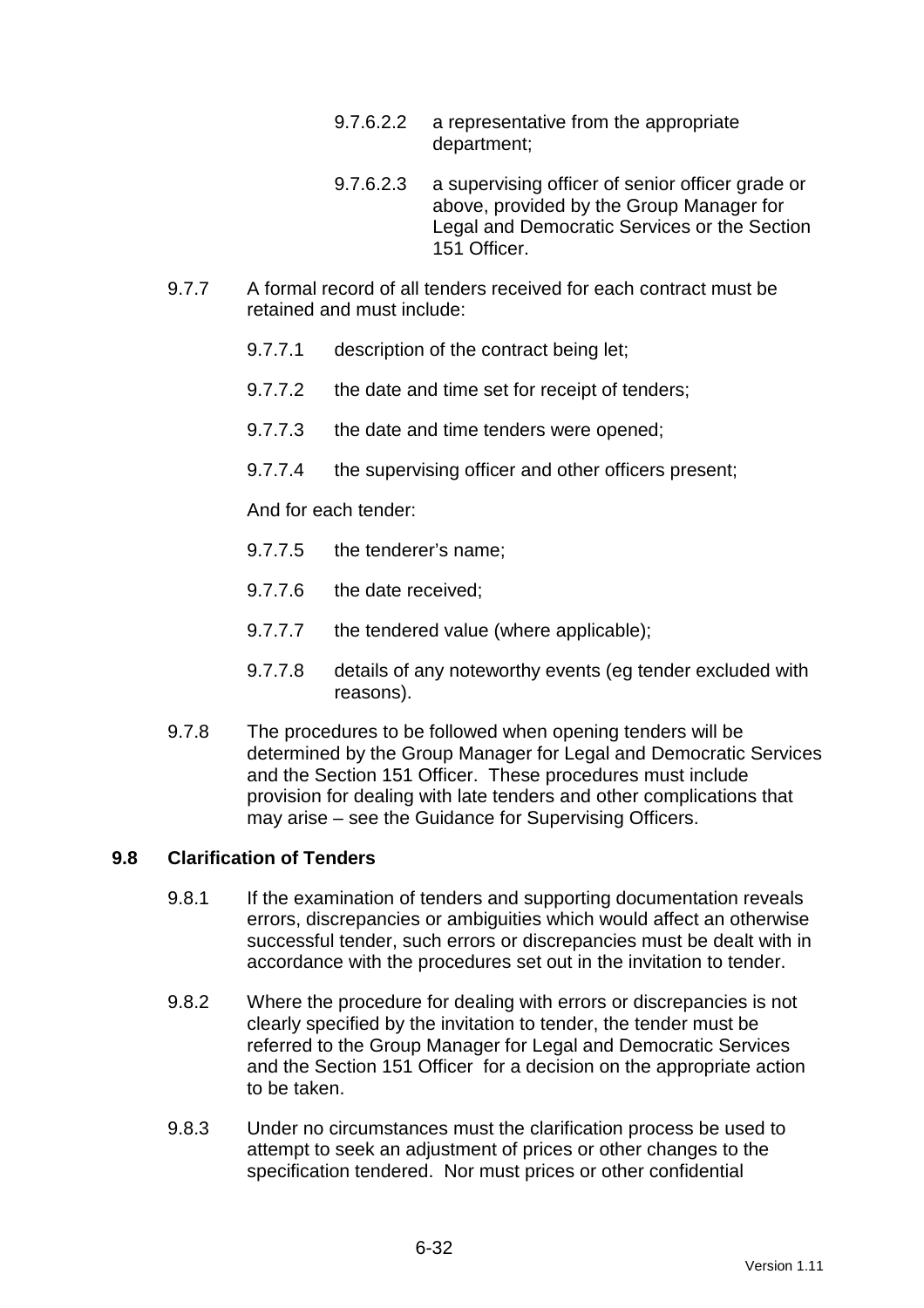9.7.6.2.2 a representative from the appropriate department;

9.7.6.2.3 a supervising officer of senior officer grade or above, provided by the Group Manager for Legal and Democratic Services or the Section 151 Officer.

9.7.7 A formal record of all tenders received for each contract must be retained and must include:

9.7.7.1 description of the contract being let;

9.7.7.2 the date and time set for receipt of tenders;

9.7.7.3 the date and time tenders were opened;

9.7.7.4 the supervising officer and other officers present;

And for each tender:

9.7.7.5 the tenderer's name;

9.7.7.6 the date received;

9.7.7.7 the tendered value (where applicable);

9.7.7.8 details of any noteworthy events (eg tender excluded with reasons).

9.7.8 The procedures to be followed when opening tenders will be determined by the Group Manager for Legal and Democratic Services and the Section 151 Officer. These procedures must include provision for dealing with late tenders and other complications that may arise – see the Guidance for Supervising Officers.

**9.8 Clarification of Tenders**

9.8.1 If the examination of tenders and supporting documentation reveals errors, discrepancies or ambiguities which would affect an otherwise successful tender, such errors or discrepancies must be dealt with in accordance with the procedures set out in the invitation to tender.

9.8.2 Where the procedure for dealing with errors or discrepancies is not clearly specified by the invitation to tender, the tender must be referred to the Group Manager for Legal and Democratic Services and the Section 151 Officer for a decision on the appropriate action to be taken.

9.8.3 Under no circumstances must the clarification process be used to attempt to seek an adjustment of prices or other changes to the specification tendered. Nor must prices or other confidential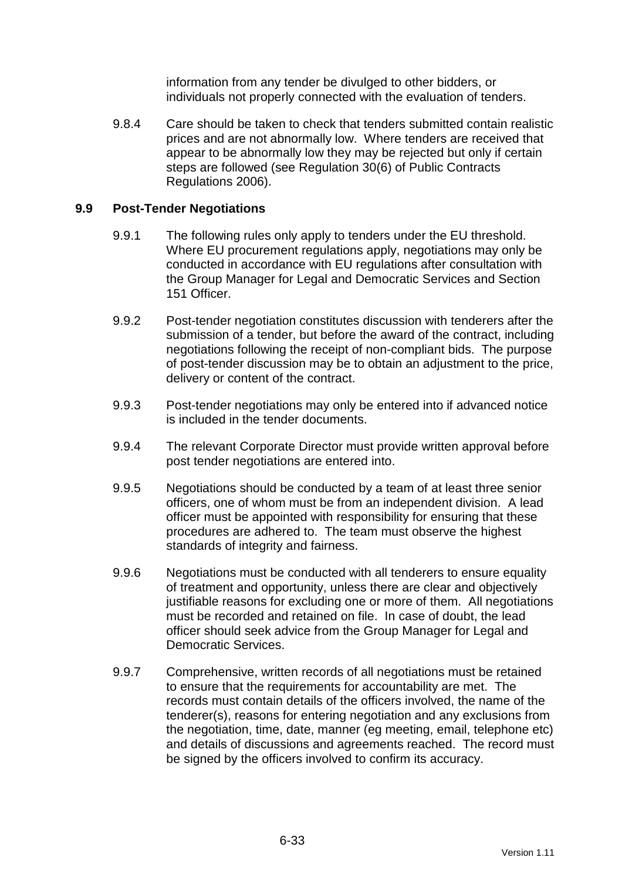information from any tender be divulged to other bidders, or individuals not properly connected with the evaluation of tenders.

9.8.4 Care should be taken to check that tenders submitted contain realistic prices and are not abnormally low. Where tenders are received that appear to be abnormally low they may be rejected but only if certain steps are followed (see Regulation 30(6) of Public Contracts Regulations 2006).

## 9.9 Post-Tender Negotiations

9.9.1 The following rules only apply to tenders under the EU threshold. Where EU procurement regulations apply, negotiations may only be conducted in accordance with EU regulations after consultation with the Group Manager for Legal and Democratic Services and Section 151 Officer.

9.9.2 Post-tender negotiation constitutes discussion with tenderers after the submission of a tender, but before the award of the contract, including negotiations following the receipt of non-compliant bids. The purpose of post-tender discussion may be to obtain an adjustment to the price, delivery or content of the contract.

9.9.3 Post-tender negotiations may only be entered into if advanced notice is included in the tender documents.

9.9.4 The relevant Corporate Director must provide written approval before post tender negotiations are entered into.

9.9.5 Negotiations should be conducted by a team of at least three senior officers, one of whom must be from an independent division. A lead officer must be appointed with responsibility for ensuring that these procedures are adhered to. The team must observe the highest standards of integrity and fairness.

9.9.6 Negotiations must be conducted with all tenderers to ensure equality of treatment and opportunity, unless there are clear and objectively justifiable reasons for excluding one or more of them. All negotiations must be recorded and retained on file. In case of doubt, the lead officer should seek advice from the Group Manager for Legal and Democratic Services.

9.9.7 Comprehensive, written records of all negotiations must be retained to ensure that the requirements for accountability are met. The records must contain details of the officers involved, the name of the tenderer(s), reasons for entering negotiation and any exclusions from the negotiation, time, date, manner (eg meeting, email, telephone etc) and details of discussions and agreements reached. The record must be signed by the officers involved to confirm its accuracy.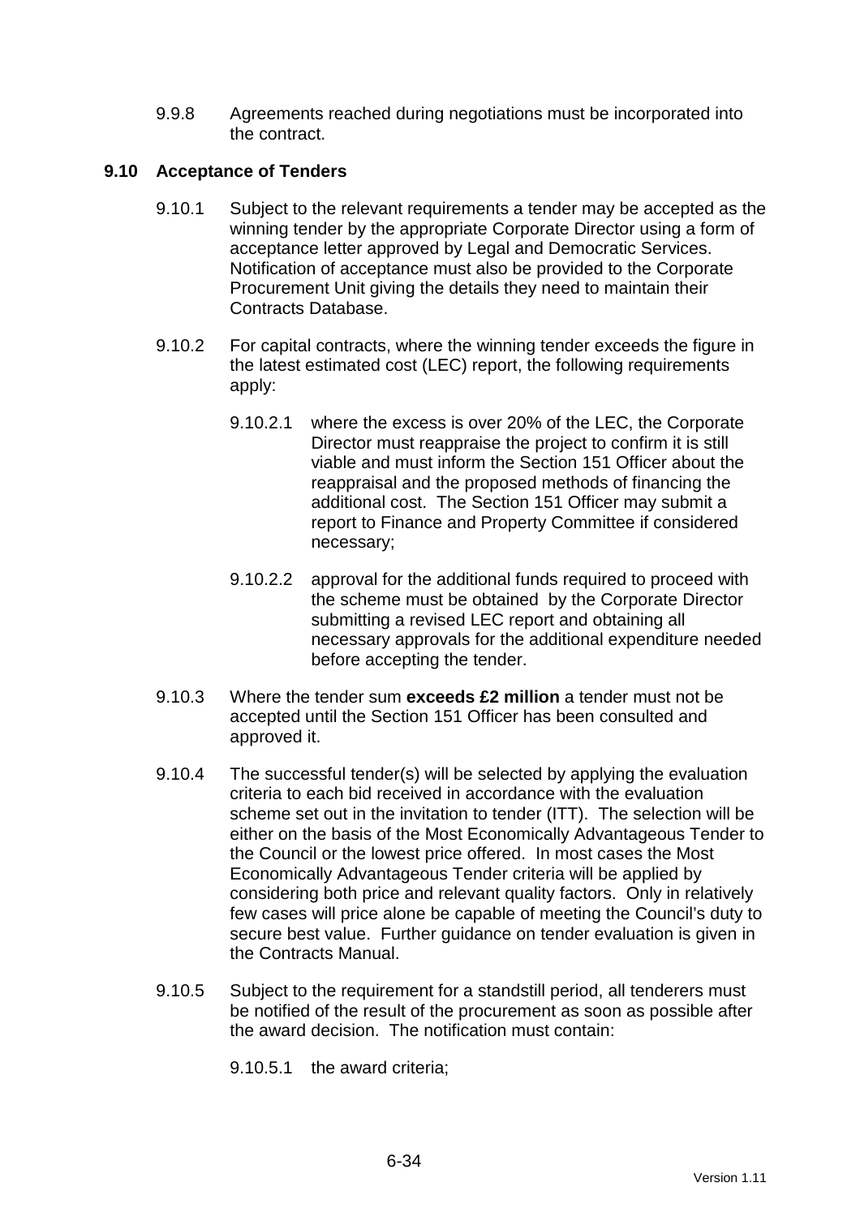9.9.8 Agreements reached during negotiations must be incorporated into the contract.

## 9.10 Acceptance of Tenders

9.10.1 Subject to the relevant requirements a tender may be accepted as the winning tender by the appropriate Corporate Director using a form of acceptance letter approved by Legal and Democratic Services. Notification of acceptance must also be provided to the Corporate Procurement Unit giving the details they need to maintain their Contracts Database.

9.10.2 For capital contracts, where the winning tender exceeds the figure in the latest estimated cost (LEC) report, the following requirements apply:

9.10.2.1 where the excess is over 20% of the LEC, the Corporate Director must reappraise the project to confirm it is still viable and must inform the Section 151 Officer about the reappraisal and the proposed methods of financing the additional cost. The Section 151 Officer may submit a report to Finance and Property Committee if considered necessary;

9.10.2.2 approval for the additional funds required to proceed with the scheme must be obtained by the Corporate Director submitting a revised LEC report and obtaining all necessary approvals for the additional expenditure needed before accepting the tender.

9.10.3 Where the tender sum **exceeds £2 million** a tender must not be accepted until the Section 151 Officer has been consulted and approved it.

9.10.4 The successful tender(s) will be selected by applying the evaluation criteria to each bid received in accordance with the evaluation scheme set out in the invitation to tender (ITT). The selection will be either on the basis of the Most Economically Advantageous Tender to the Council or the lowest price offered. In most cases the Most Economically Advantageous Tender criteria will be applied by considering both price and relevant quality factors. Only in relatively few cases will price alone be capable of meeting the Council's duty to secure best value. Further guidance on tender evaluation is given in the Contracts Manual.

9.10.5 Subject to the requirement for a standstill period, all tenderers must be notified of the result of the procurement as soon as possible after the award decision. The notification must contain:

9.10.5.1 the award criteria;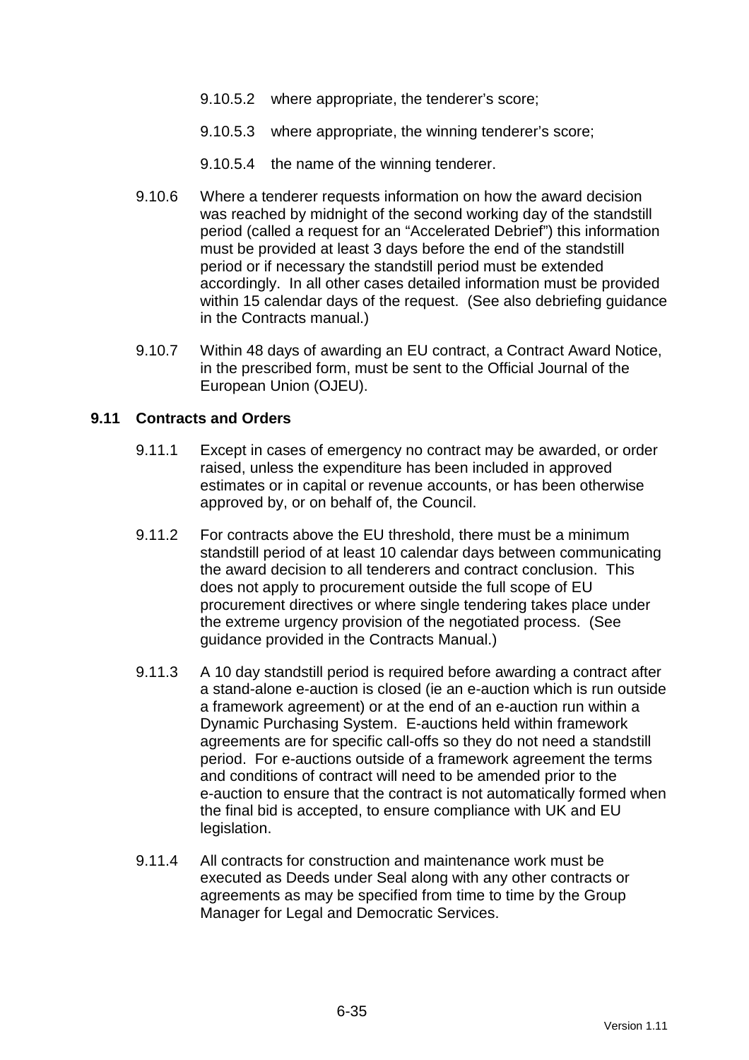9.10.5.2 where appropriate, the tenderer's score;

9.10.5.3 where appropriate, the winning tenderer's score;

9.10.5.4 the name of the winning tenderer.

9.10.6 Where a tenderer requests information on how the award decision was reached by midnight of the second working day of the standstill period (called a request for an "Accelerated Debrief") this information must be provided at least 3 days before the end of the standstill period or if necessary the standstill period must be extended accordingly. In all other cases detailed information must be provided within 15 calendar days of the request. (See also debriefing guidance in the Contracts manual.)

9.10.7 Within 48 days of awarding an EU contract, a Contract Award Notice, in the prescribed form, must be sent to the Official Journal of the European Union (OJEU).

### 9.11 Contracts and Orders

9.11.1 Except in cases of emergency no contract may be awarded, or order raised, unless the expenditure has been included in approved estimates or in capital or revenue accounts, or has been otherwise approved by, or on behalf of, the Council.

9.11.2 For contracts above the EU threshold, there must be a minimum standstill period of at least 10 calendar days between communicating the award decision to all tenderers and contract conclusion. This does not apply to procurement outside the full scope of EU procurement directives or where single tendering takes place under the extreme urgency provision of the negotiated process. (See guidance provided in the Contracts Manual.)

9.11.3 A 10 day standstill period is required before awarding a contract after a stand-alone e-auction is closed (ie an e-auction which is run outside a framework agreement) or at the end of an e-auction run within a Dynamic Purchasing System. E-auctions held within framework agreements are for specific call-offs so they do not need a standstill period. For e-auctions outside of a framework agreement the terms and conditions of contract will need to be amended prior to the e-auction to ensure that the contract is not automatically formed when the final bid is accepted, to ensure compliance with UK and EU legislation.

9.11.4 All contracts for construction and maintenance work must be executed as Deeds under Seal along with any other contracts or agreements as may be specified from time to time by the Group Manager for Legal and Democratic Services.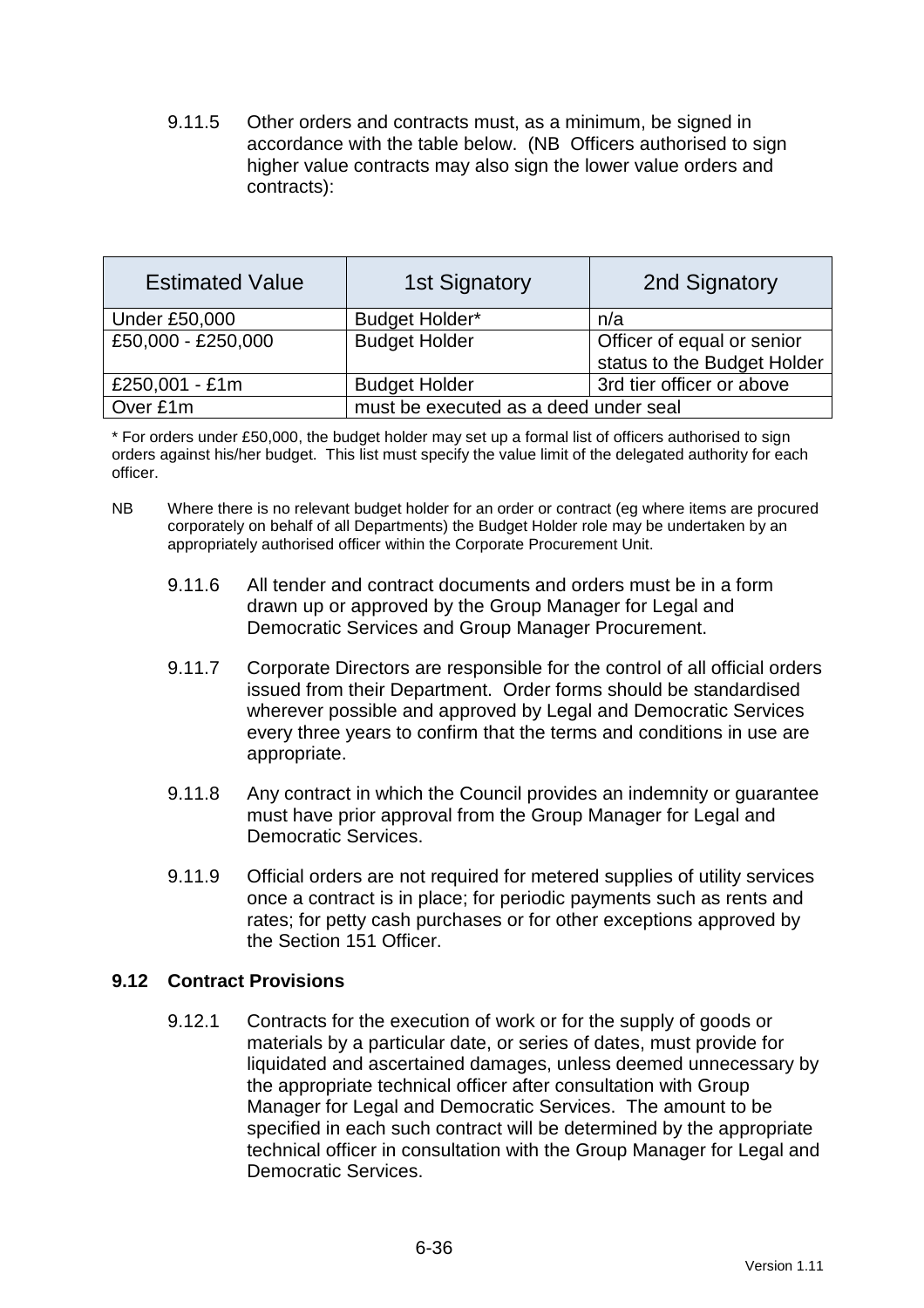9.11.5 Other orders and contracts must, as a minimum, be signed in accordance with the table below. (NB Officers authorised to sign higher value contracts may also sign the lower value orders and contracts):

| Estimated Value | 1st Signatory | 2nd Signatory |
| --- | --- | --- |
| Under £50,000 | Budget Holder* | n/a |
| £50,000 - £250,000 | Budget Holder | Officer of equal or senior status to the Budget Holder |
| £250,001 - £1m | Budget Holder | 3rd tier officer or above |
| Over £1m | must be executed as a deed under seal | |

* For orders under £50,000, the budget holder may set up a formal list of officers authorised to sign orders against his/her budget. This list must specify the value limit of the delegated authority for each officer.

NB Where there is no relevant budget holder for an order or contract (eg where items are procured corporately on behalf of all Departments) the Budget Holder role may be undertaken by an appropriately authorised officer within the Corporate Procurement Unit.

9.11.6 All tender and contract documents and orders must be in a form drawn up or approved by the Group Manager for Legal and Democratic Services and Group Manager Procurement.

9.11.7 Corporate Directors are responsible for the control of all official orders issued from their Department. Order forms should be standardised wherever possible and approved by Legal and Democratic Services every three years to confirm that the terms and conditions in use are appropriate.

9.11.8 Any contract in which the Council provides an indemnity or guarantee must have prior approval from the Group Manager for Legal and Democratic Services.

9.11.9 Official orders are not required for metered supplies of utility services once a contract is in place; for periodic payments such as rents and rates; for petty cash purchases or for other exceptions approved by the Section 151 Officer.

### 9.12 Contract Provisions

9.12.1 Contracts for the execution of work or for the supply of goods or materials by a particular date, or series of dates, must provide for liquidated and ascertained damages, unless deemed unnecessary by the appropriate technical officer after consultation with Group Manager for Legal and Democratic Services. The amount to be specified in each such contract will be determined by the appropriate technical officer in consultation with the Group Manager for Legal and Democratic Services.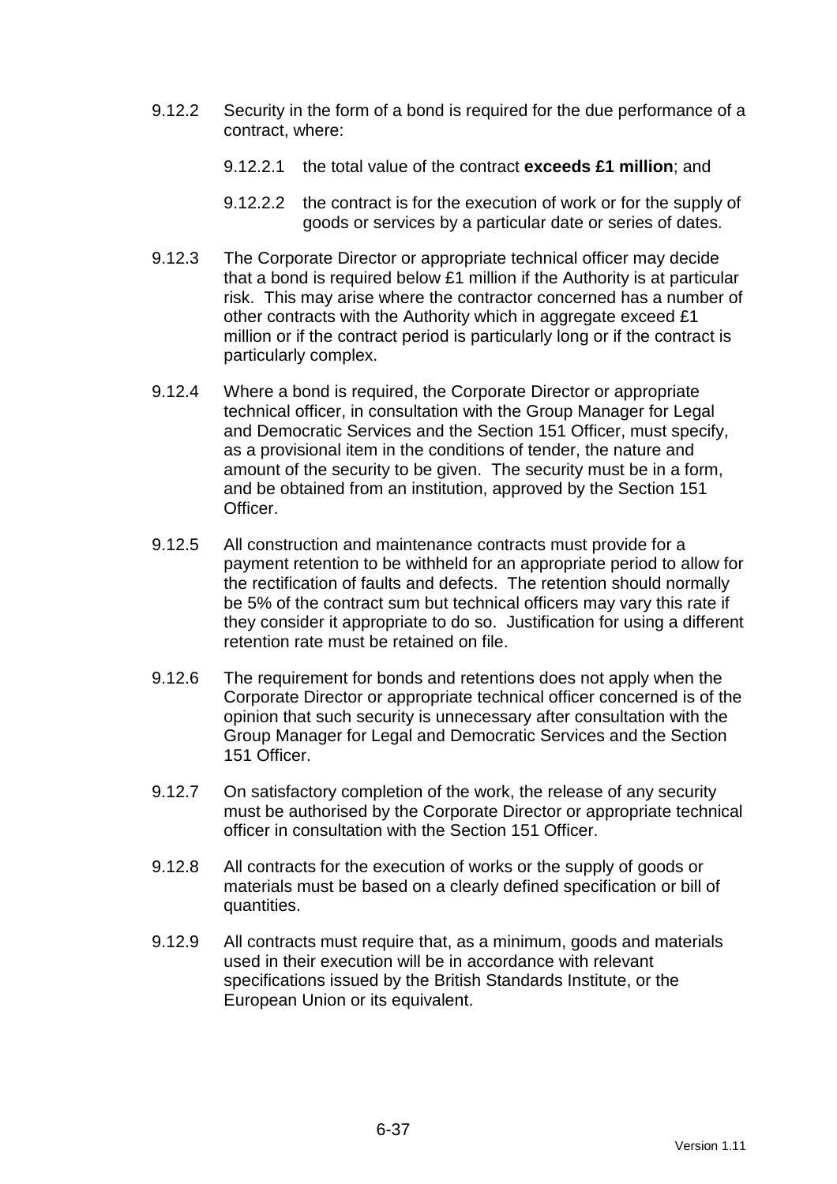9.12.2 Security in the form of a bond is required for the due performance of a contract, where:

9.12.2.1 the total value of the contract **exceeds £1 million**; and

9.12.2.2 the contract is for the execution of work or for the supply of goods or services by a particular date or series of dates.

9.12.3 The Corporate Director or appropriate technical officer may decide that a bond is required below £1 million if the Authority is at particular risk. This may arise where the contractor concerned has a number of other contracts with the Authority which in aggregate exceed £1 million or if the contract period is particularly long or if the contract is particularly complex.

9.12.4 Where a bond is required, the Corporate Director or appropriate technical officer, in consultation with the Group Manager for Legal and Democratic Services and the Section 151 Officer, must specify, as a provisional item in the conditions of tender, the nature and amount of the security to be given. The security must be in a form, and be obtained from an institution, approved by the Section 151 Officer.

9.12.5 All construction and maintenance contracts must provide for a payment retention to be withheld for an appropriate period to allow for the rectification of faults and defects. The retention should normally be 5% of the contract sum but technical officers may vary this rate if they consider it appropriate to do so. Justification for using a different retention rate must be retained on file.

9.12.6 The requirement for bonds and retentions does not apply when the Corporate Director or appropriate technical officer concerned is of the opinion that such security is unnecessary after consultation with the Group Manager for Legal and Democratic Services and the Section 151 Officer.

9.12.7 On satisfactory completion of the work, the release of any security must be authorised by the Corporate Director or appropriate technical officer in consultation with the Section 151 Officer.

9.12.8 All contracts for the execution of works or the supply of goods or materials must be based on a clearly defined specification or bill of quantities.

9.12.9 All contracts must require that, as a minimum, goods and materials used in their execution will be in accordance with relevant specifications issued by the British Standards Institute, or the European Union or its equivalent.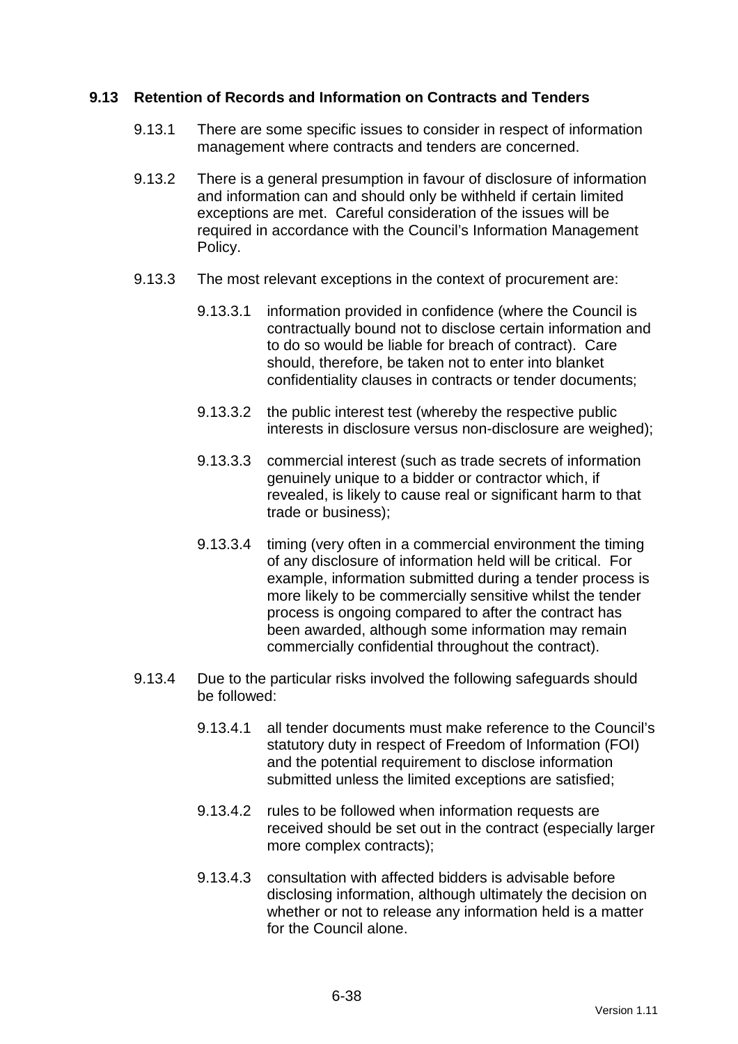### 9.13 Retention of Records and Information on Contracts and Tenders

9.13.1 There are some specific issues to consider in respect of information management where contracts and tenders are concerned.

9.13.2 There is a general presumption in favour of disclosure of information and information can and should only be withheld if certain limited exceptions are met. Careful consideration of the issues will be required in accordance with the Council's Information Management Policy.

9.13.3 The most relevant exceptions in the context of procurement are:

9.13.3.1 information provided in confidence (where the Council is contractually bound not to disclose certain information and to do so would be liable for breach of contract). Care should, therefore, be taken not to enter into blanket confidentiality clauses in contracts or tender documents;

9.13.3.2 the public interest test (whereby the respective public interests in disclosure versus non-disclosure are weighed);

9.13.3.3 commercial interest (such as trade secrets of information genuinely unique to a bidder or contractor which, if revealed, is likely to cause real or significant harm to that trade or business);

9.13.3.4 timing (very often in a commercial environment the timing of any disclosure of information held will be critical. For example, information submitted during a tender process is more likely to be commercially sensitive whilst the tender process is ongoing compared to after the contract has been awarded, although some information may remain commercially confidential throughout the contract).

9.13.4 Due to the particular risks involved the following safeguards should be followed:

9.13.4.1 all tender documents must make reference to the Council's statutory duty in respect of Freedom of Information (FOI) and the potential requirement to disclose information submitted unless the limited exceptions are satisfied;

9.13.4.2 rules to be followed when information requests are received should be set out in the contract (especially larger more complex contracts);

9.13.4.3 consultation with affected bidders is advisable before disclosing information, although ultimately the decision on whether or not to release any information held is a matter for the Council alone.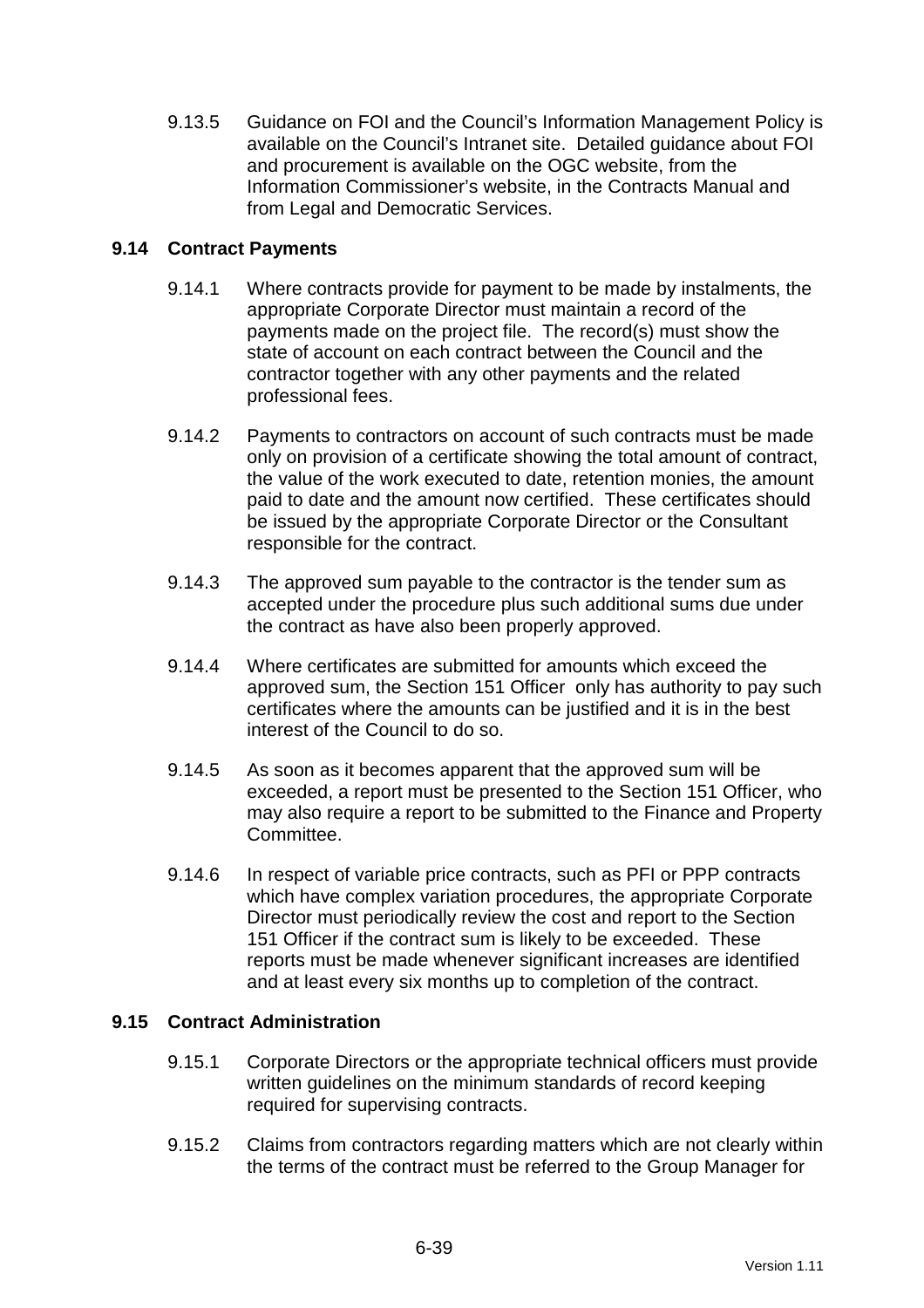9.13.5 Guidance on FOI and the Council's Information Management Policy is available on the Council's Intranet site. Detailed guidance about FOI and procurement is available on the OGC website, from the Information Commissioner's website, in the Contracts Manual and from Legal and Democratic Services.

## 9.14 Contract Payments

9.14.1 Where contracts provide for payment to be made by instalments, the appropriate Corporate Director must maintain a record of the payments made on the project file. The record(s) must show the state of account on each contract between the Council and the contractor together with any other payments and the related professional fees.

9.14.2 Payments to contractors on account of such contracts must be made only on provision of a certificate showing the total amount of contract, the value of the work executed to date, retention monies, the amount paid to date and the amount now certified. These certificates should be issued by the appropriate Corporate Director or the Consultant responsible for the contract.

9.14.3 The approved sum payable to the contractor is the tender sum as accepted under the procedure plus such additional sums due under the contract as have also been properly approved.

9.14.4 Where certificates are submitted for amounts which exceed the approved sum, the Section 151 Officer only has authority to pay such certificates where the amounts can be justified and it is in the best interest of the Council to do so.

9.14.5 As soon as it becomes apparent that the approved sum will be exceeded, a report must be presented to the Section 151 Officer, who may also require a report to be submitted to the Finance and Property Committee.

9.14.6 In respect of variable price contracts, such as PFI or PPP contracts which have complex variation procedures, the appropriate Corporate Director must periodically review the cost and report to the Section 151 Officer if the contract sum is likely to be exceeded. These reports must be made whenever significant increases are identified and at least every six months up to completion of the contract.

## 9.15 Contract Administration

9.15.1 Corporate Directors or the appropriate technical officers must provide written guidelines on the minimum standards of record keeping required for supervising contracts.

9.15.2 Claims from contractors regarding matters which are not clearly within the terms of the contract must be referred to the Group Manager for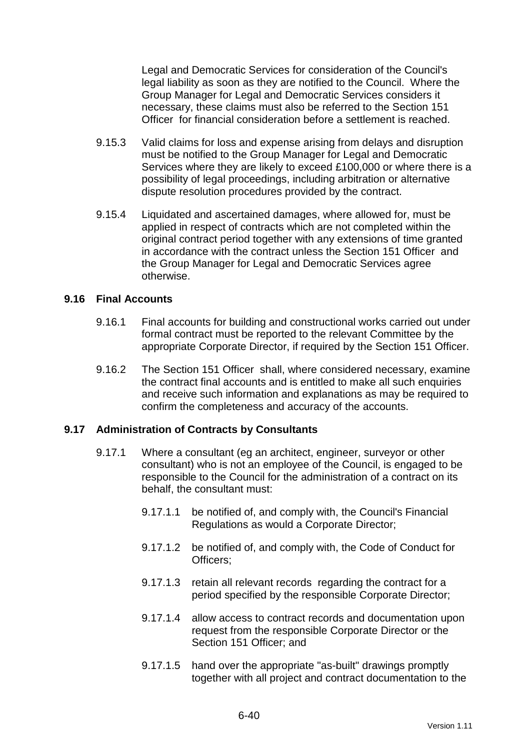Legal and Democratic Services for consideration of the Council's legal liability as soon as they are notified to the Council. Where the Group Manager for Legal and Democratic Services considers it necessary, these claims must also be referred to the Section 151 Officer for financial consideration before a settlement is reached.

9.15.3 Valid claims for loss and expense arising from delays and disruption must be notified to the Group Manager for Legal and Democratic Services where they are likely to exceed £100,000 or where there is a possibility of legal proceedings, including arbitration or alternative dispute resolution procedures provided by the contract.

9.15.4 Liquidated and ascertained damages, where allowed for, must be applied in respect of contracts which are not completed within the original contract period together with any extensions of time granted in accordance with the contract unless the Section 151 Officer and the Group Manager for Legal and Democratic Services agree otherwise.

### 9.16 Final Accounts

9.16.1 Final accounts for building and constructional works carried out under formal contract must be reported to the relevant Committee by the appropriate Corporate Director, if required by the Section 151 Officer.

9.16.2 The Section 151 Officer shall, where considered necessary, examine the contract final accounts and is entitled to make all such enquiries and receive such information and explanations as may be required to confirm the completeness and accuracy of the accounts.

### 9.17 Administration of Contracts by Consultants

9.17.1 Where a consultant (eg an architect, engineer, surveyor or other consultant) who is not an employee of the Council, is engaged to be responsible to the Council for the administration of a contract on its behalf, the consultant must:

9.17.1.1 be notified of, and comply with, the Council's Financial Regulations as would a Corporate Director;

9.17.1.2 be notified of, and comply with, the Code of Conduct for Officers;

9.17.1.3 retain all relevant records regarding the contract for a period specified by the responsible Corporate Director;

9.17.1.4 allow access to contract records and documentation upon request from the responsible Corporate Director or the Section 151 Officer; and

9.17.1.5 hand over the appropriate "as-built" drawings promptly together with all project and contract documentation to the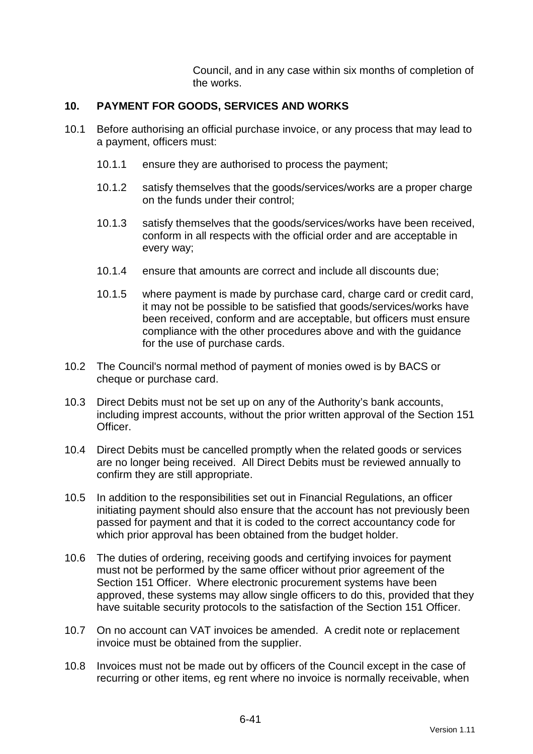Council, and in any case within six months of completion of the works.

## 10. PAYMENT FOR GOODS, SERVICES AND WORKS

10.1 Before authorising an official purchase invoice, or any process that may lead to a payment, officers must:

- 10.1.1 ensure they are authorised to process the payment;
- 10.1.2 satisfy themselves that the goods/services/works are a proper charge on the funds under their control;
- 10.1.3 satisfy themselves that the goods/services/works have been received, conform in all respects with the official order and are acceptable in every way;
- 10.1.4 ensure that amounts are correct and include all discounts due;
- 10.1.5 where payment is made by purchase card, charge card or credit card, it may not be possible to be satisfied that goods/services/works have been received, conform and are acceptable, but officers must ensure compliance with the other procedures above and with the guidance for the use of purchase cards.

10.2 The Council's normal method of payment of monies owed is by BACS or cheque or purchase card.

10.3 Direct Debits must not be set up on any of the Authority's bank accounts, including imprest accounts, without the prior written approval of the Section 151 Officer.

10.4 Direct Debits must be cancelled promptly when the related goods or services are no longer being received. All Direct Debits must be reviewed annually to confirm they are still appropriate.

10.5 In addition to the responsibilities set out in Financial Regulations, an officer initiating payment should also ensure that the account has not previously been passed for payment and that it is coded to the correct accountancy code for which prior approval has been obtained from the budget holder.

10.6 The duties of ordering, receiving goods and certifying invoices for payment must not be performed by the same officer without prior agreement of the Section 151 Officer. Where electronic procurement systems have been approved, these systems may allow single officers to do this, provided that they have suitable security protocols to the satisfaction of the Section 151 Officer.

10.7 On no account can VAT invoices be amended. A credit note or replacement invoice must be obtained from the supplier.

10.8 Invoices must not be made out by officers of the Council except in the case of recurring or other items, eg rent where no invoice is normally receivable, when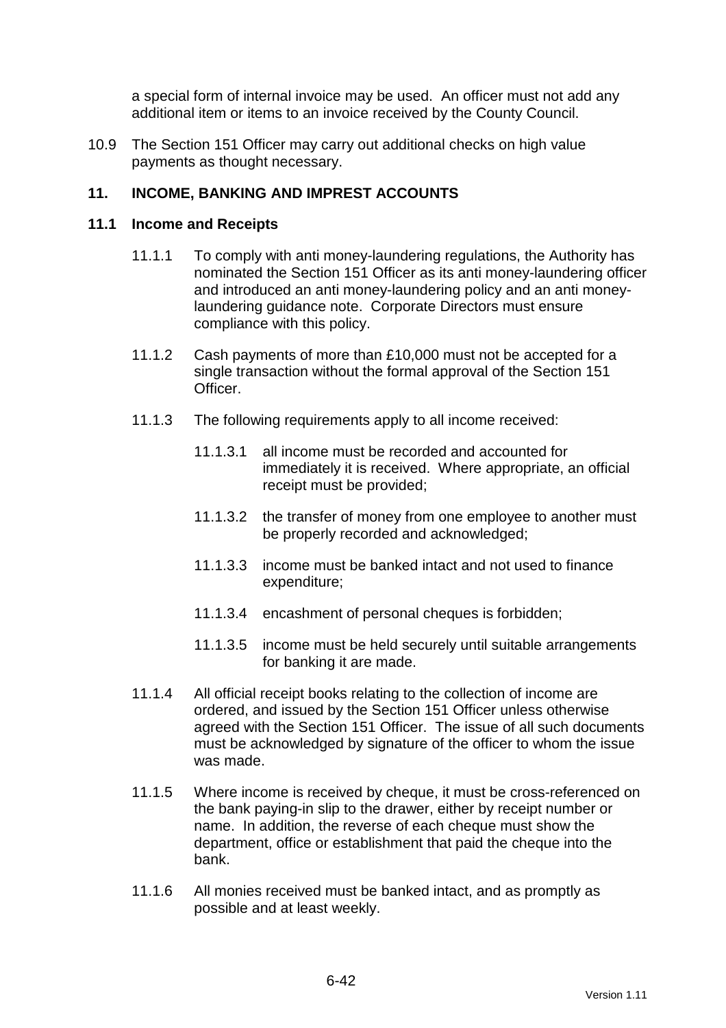a special form of internal invoice may be used. An officer must not add any additional item or items to an invoice received by the County Council.

10.9 The Section 151 Officer may carry out additional checks on high value payments as thought necessary.

## 11. INCOME, BANKING AND IMPREST ACCOUNTS

### 11.1 Income and Receipts

11.1.1 To comply with anti money-laundering regulations, the Authority has nominated the Section 151 Officer as its anti money-laundering officer and introduced an anti money-laundering policy and an anti money-laundering guidance note. Corporate Directors must ensure compliance with this policy.

11.1.2 Cash payments of more than £10,000 must not be accepted for a single transaction without the formal approval of the Section 151 Officer.

11.1.3 The following requirements apply to all income received:

11.1.3.1 all income must be recorded and accounted for immediately it is received. Where appropriate, an official receipt must be provided;

11.1.3.2 the transfer of money from one employee to another must be properly recorded and acknowledged;

11.1.3.3 income must be banked intact and not used to finance expenditure;

11.1.3.4 encashment of personal cheques is forbidden;

11.1.3.5 income must be held securely until suitable arrangements for banking it are made.

11.1.4 All official receipt books relating to the collection of income are ordered, and issued by the Section 151 Officer unless otherwise agreed with the Section 151 Officer. The issue of all such documents must be acknowledged by signature of the officer to whom the issue was made.

11.1.5 Where income is received by cheque, it must be cross-referenced on the bank paying-in slip to the drawer, either by receipt number or name. In addition, the reverse of each cheque must show the department, office or establishment that paid the cheque into the bank.

11.1.6 All monies received must be banked intact, and as promptly as possible and at least weekly.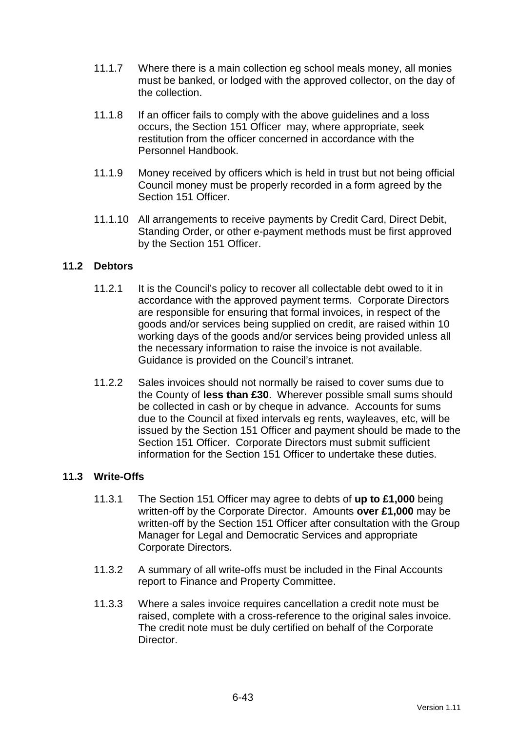11.1.7 Where there is a main collection eg school meals money, all monies must be banked, or lodged with the approved collector, on the day of the collection.

11.1.8 If an officer fails to comply with the above guidelines and a loss occurs, the Section 151 Officer may, where appropriate, seek restitution from the officer concerned in accordance with the Personnel Handbook.

11.1.9 Money received by officers which is held in trust but not being official Council money must be properly recorded in a form agreed by the Section 151 Officer.

11.1.10 All arrangements to receive payments by Credit Card, Direct Debit, Standing Order, or other e-payment methods must be first approved by the Section 151 Officer.

## 11.2 Debtors

11.2.1 It is the Council's policy to recover all collectable debt owed to it in accordance with the approved payment terms. Corporate Directors are responsible for ensuring that formal invoices, in respect of the goods and/or services being supplied on credit, are raised within 10 working days of the goods and/or services being provided unless all the necessary information to raise the invoice is not available. Guidance is provided on the Council's intranet.

11.2.2 Sales invoices should not normally be raised to cover sums due to the County of **less than £30**. Wherever possible small sums should be collected in cash or by cheque in advance. Accounts for sums due to the Council at fixed intervals eg rents, wayleaves, etc, will be issued by the Section 151 Officer and payment should be made to the Section 151 Officer. Corporate Directors must submit sufficient information for the Section 151 Officer to undertake these duties.

## 11.3 Write-Offs

11.3.1 The Section 151 Officer may agree to debts of **up to £1,000** being written-off by the Corporate Director. Amounts **over £1,000** may be written-off by the Section 151 Officer after consultation with the Group Manager for Legal and Democratic Services and appropriate Corporate Directors.

11.3.2 A summary of all write-offs must be included in the Final Accounts report to Finance and Property Committee.

11.3.3 Where a sales invoice requires cancellation a credit note must be raised, complete with a cross-reference to the original sales invoice. The credit note must be duly certified on behalf of the Corporate Director.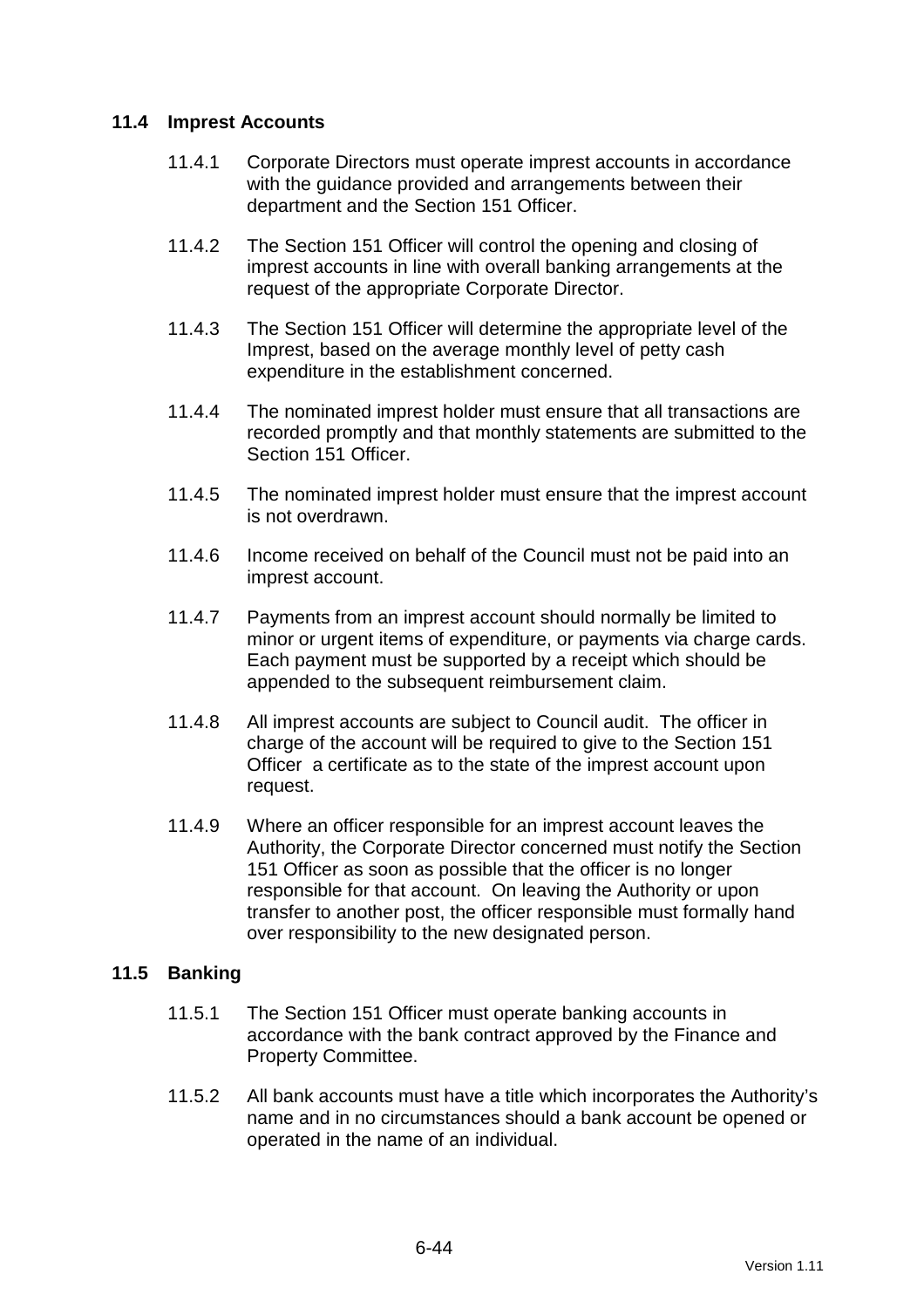### 11.4 Imprest Accounts

11.4.1 Corporate Directors must operate imprest accounts in accordance with the guidance provided and arrangements between their department and the Section 151 Officer.

11.4.2 The Section 151 Officer will control the opening and closing of imprest accounts in line with overall banking arrangements at the request of the appropriate Corporate Director.

11.4.3 The Section 151 Officer will determine the appropriate level of the Imprest, based on the average monthly level of petty cash expenditure in the establishment concerned.

11.4.4 The nominated imprest holder must ensure that all transactions are recorded promptly and that monthly statements are submitted to the Section 151 Officer.

11.4.5 The nominated imprest holder must ensure that the imprest account is not overdrawn.

11.4.6 Income received on behalf of the Council must not be paid into an imprest account.

11.4.7 Payments from an imprest account should normally be limited to minor or urgent items of expenditure, or payments via charge cards. Each payment must be supported by a receipt which should be appended to the subsequent reimbursement claim.

11.4.8 All imprest accounts are subject to Council audit. The officer in charge of the account will be required to give to the Section 151 Officer a certificate as to the state of the imprest account upon request.

11.4.9 Where an officer responsible for an imprest account leaves the Authority, the Corporate Director concerned must notify the Section 151 Officer as soon as possible that the officer is no longer responsible for that account. On leaving the Authority or upon transfer to another post, the officer responsible must formally hand over responsibility to the new designated person.

### 11.5 Banking

11.5.1 The Section 151 Officer must operate banking accounts in accordance with the bank contract approved by the Finance and Property Committee.

11.5.2 All bank accounts must have a title which incorporates the Authority's name and in no circumstances should a bank account be opened or operated in the name of an individual.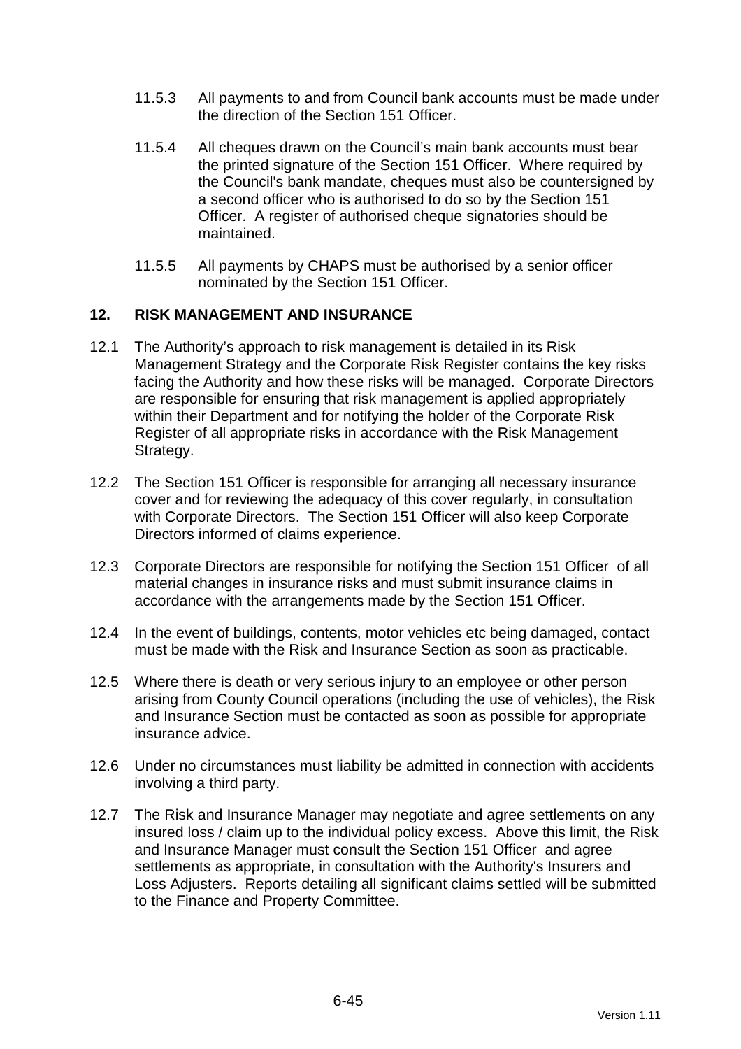11.5.3 All payments to and from Council bank accounts must be made under the direction of the Section 151 Officer.

11.5.4 All cheques drawn on the Council's main bank accounts must bear the printed signature of the Section 151 Officer. Where required by the Council's bank mandate, cheques must also be countersigned by a second officer who is authorised to do so by the Section 151 Officer. A register of authorised cheque signatories should be maintained.

11.5.5 All payments by CHAPS must be authorised by a senior officer nominated by the Section 151 Officer.

## 12. RISK MANAGEMENT AND INSURANCE

12.1 The Authority's approach to risk management is detailed in its Risk Management Strategy and the Corporate Risk Register contains the key risks facing the Authority and how these risks will be managed. Corporate Directors are responsible for ensuring that risk management is applied appropriately within their Department and for notifying the holder of the Corporate Risk Register of all appropriate risks in accordance with the Risk Management Strategy.

12.2 The Section 151 Officer is responsible for arranging all necessary insurance cover and for reviewing the adequacy of this cover regularly, in consultation with Corporate Directors. The Section 151 Officer will also keep Corporate Directors informed of claims experience.

12.3 Corporate Directors are responsible for notifying the Section 151 Officer of all material changes in insurance risks and must submit insurance claims in accordance with the arrangements made by the Section 151 Officer.

12.4 In the event of buildings, contents, motor vehicles etc being damaged, contact must be made with the Risk and Insurance Section as soon as practicable.

12.5 Where there is death or very serious injury to an employee or other person arising from County Council operations (including the use of vehicles), the Risk and Insurance Section must be contacted as soon as possible for appropriate insurance advice.

12.6 Under no circumstances must liability be admitted in connection with accidents involving a third party.

12.7 The Risk and Insurance Manager may negotiate and agree settlements on any insured loss / claim up to the individual policy excess. Above this limit, the Risk and Insurance Manager must consult the Section 151 Officer and agree settlements as appropriate, in consultation with the Authority's Insurers and Loss Adjusters. Reports detailing all significant claims settled will be submitted to the Finance and Property Committee.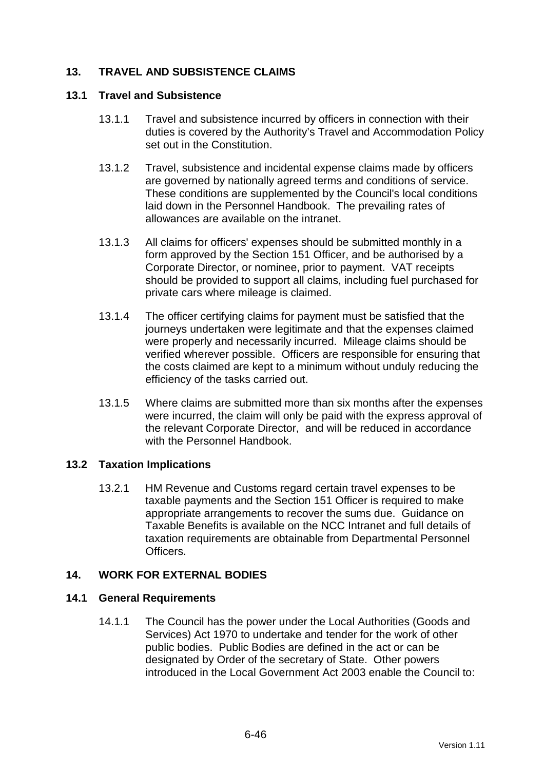## 13. TRAVEL AND SUBSISTENCE CLAIMS

### 13.1 Travel and Subsistence

13.1.1 Travel and subsistence incurred by officers in connection with their duties is covered by the Authority's Travel and Accommodation Policy set out in the Constitution.

13.1.2 Travel, subsistence and incidental expense claims made by officers are governed by nationally agreed terms and conditions of service. These conditions are supplemented by the Council's local conditions laid down in the Personnel Handbook. The prevailing rates of allowances are available on the intranet.

13.1.3 All claims for officers' expenses should be submitted monthly in a form approved by the Section 151 Officer, and be authorised by a Corporate Director, or nominee, prior to payment. VAT receipts should be provided to support all claims, including fuel purchased for private cars where mileage is claimed.

13.1.4 The officer certifying claims for payment must be satisfied that the journeys undertaken were legitimate and that the expenses claimed were properly and necessarily incurred. Mileage claims should be verified wherever possible. Officers are responsible for ensuring that the costs claimed are kept to a minimum without unduly reducing the efficiency of the tasks carried out.

13.1.5 Where claims are submitted more than six months after the expenses were incurred, the claim will only be paid with the express approval of the relevant Corporate Director, and will be reduced in accordance with the Personnel Handbook.

### 13.2 Taxation Implications

13.2.1 HM Revenue and Customs regard certain travel expenses to be taxable payments and the Section 151 Officer is required to make appropriate arrangements to recover the sums due. Guidance on Taxable Benefits is available on the NCC Intranet and full details of taxation requirements are obtainable from Departmental Personnel Officers.

## 14. WORK FOR EXTERNAL BODIES

### 14.1 General Requirements

14.1.1 The Council has the power under the Local Authorities (Goods and Services) Act 1970 to undertake and tender for the work of other public bodies. Public Bodies are defined in the act or can be designated by Order of the secretary of State. Other powers introduced in the Local Government Act 2003 enable the Council to: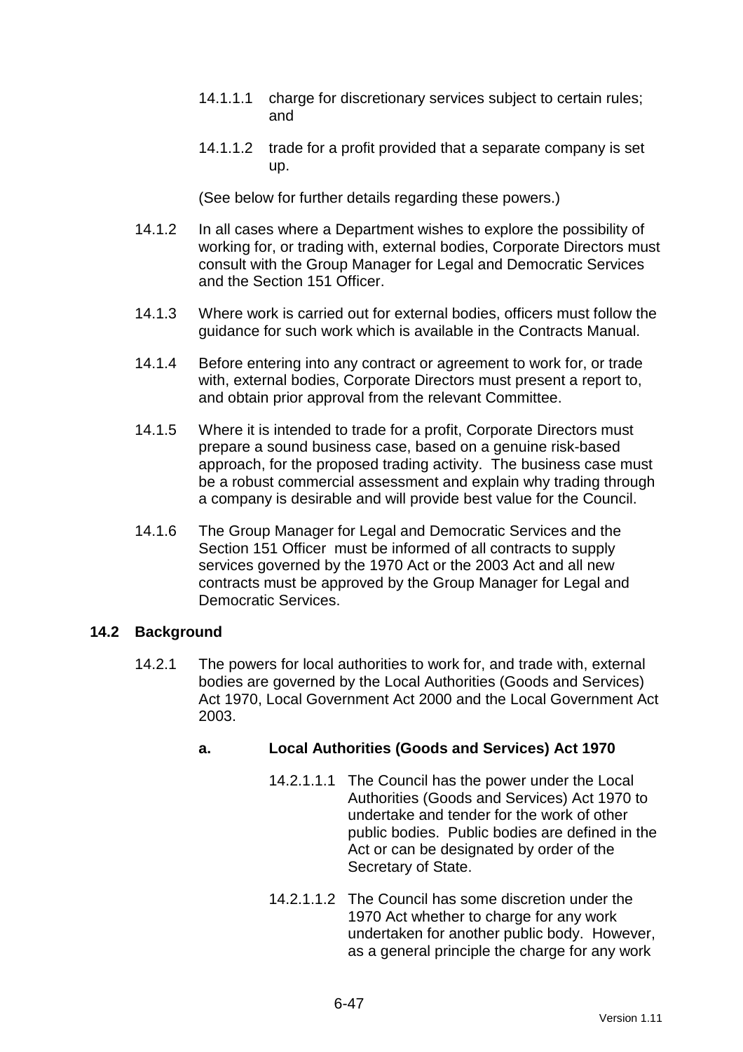14.1.1.1 charge for discretionary services subject to certain rules; and

14.1.1.2 trade for a profit provided that a separate company is set up.

(See below for further details regarding these powers.)

14.1.2 In all cases where a Department wishes to explore the possibility of working for, or trading with, external bodies, Corporate Directors must consult with the Group Manager for Legal and Democratic Services and the Section 151 Officer.

14.1.3 Where work is carried out for external bodies, officers must follow the guidance for such work which is available in the Contracts Manual.

14.1.4 Before entering into any contract or agreement to work for, or trade with, external bodies, Corporate Directors must present a report to, and obtain prior approval from the relevant Committee.

14.1.5 Where it is intended to trade for a profit, Corporate Directors must prepare a sound business case, based on a genuine risk-based approach, for the proposed trading activity. The business case must be a robust commercial assessment and explain why trading through a company is desirable and will provide best value for the Council.

14.1.6 The Group Manager for Legal and Democratic Services and the Section 151 Officer must be informed of all contracts to supply services governed by the 1970 Act or the 2003 Act and all new contracts must be approved by the Group Manager for Legal and Democratic Services.

## 14.2 Background

14.2.1 The powers for local authorities to work for, and trade with, external bodies are governed by the Local Authorities (Goods and Services) Act 1970, Local Government Act 2000 and the Local Government Act 2003.

**a. Local Authorities (Goods and Services) Act 1970**

14.2.1.1.1 The Council has the power under the Local Authorities (Goods and Services) Act 1970 to undertake and tender for the work of other public bodies. Public bodies are defined in the Act or can be designated by order of the Secretary of State.

14.2.1.1.2 The Council has some discretion under the 1970 Act whether to charge for any work undertaken for another public body. However, as a general principle the charge for any work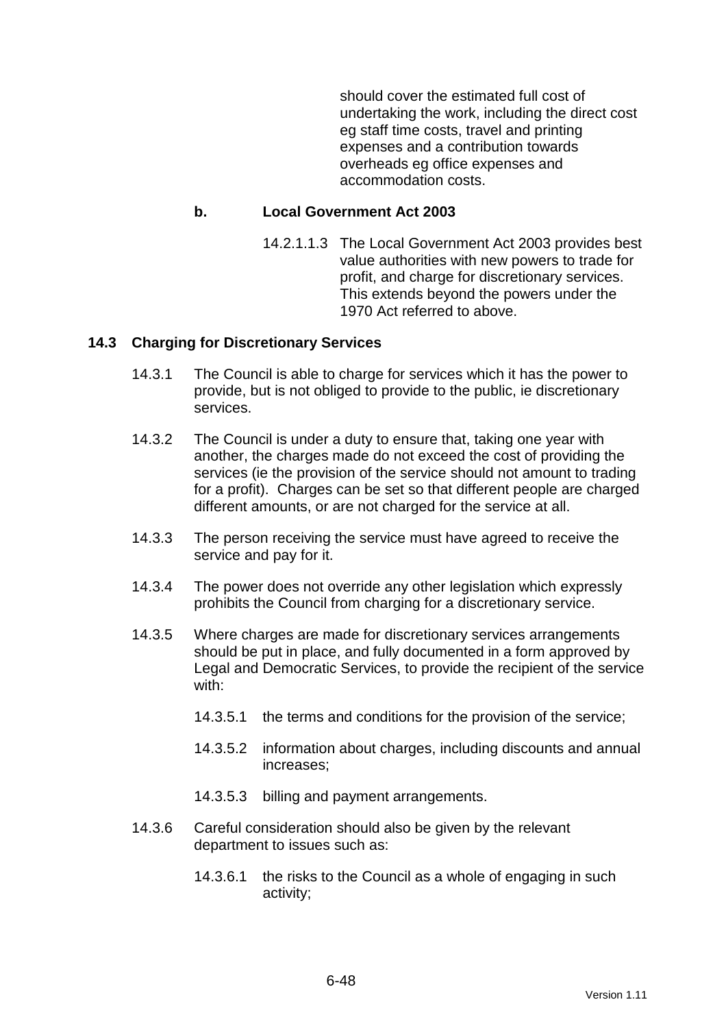should cover the estimated full cost of undertaking the work, including the direct cost eg staff time costs, travel and printing expenses and a contribution towards overheads eg office expenses and accommodation costs.

**b. Local Government Act 2003**

14.2.1.1.3 The Local Government Act 2003 provides best value authorities with new powers to trade for profit, and charge for discretionary services. This extends beyond the powers under the 1970 Act referred to above.

## 14.3 Charging for Discretionary Services

14.3.1 The Council is able to charge for services which it has the power to provide, but is not obliged to provide to the public, ie discretionary services.

14.3.2 The Council is under a duty to ensure that, taking one year with another, the charges made do not exceed the cost of providing the services (ie the provision of the service should not amount to trading for a profit). Charges can be set so that different people are charged different amounts, or are not charged for the service at all.

14.3.3 The person receiving the service must have agreed to receive the service and pay for it.

14.3.4 The power does not override any other legislation which expressly prohibits the Council from charging for a discretionary service.

14.3.5 Where charges are made for discretionary services arrangements should be put in place, and fully documented in a form approved by Legal and Democratic Services, to provide the recipient of the service with:

14.3.5.1 the terms and conditions for the provision of the service;

14.3.5.2 information about charges, including discounts and annual increases;

14.3.5.3 billing and payment arrangements.

14.3.6 Careful consideration should also be given by the relevant department to issues such as:

14.3.6.1 the risks to the Council as a whole of engaging in such activity;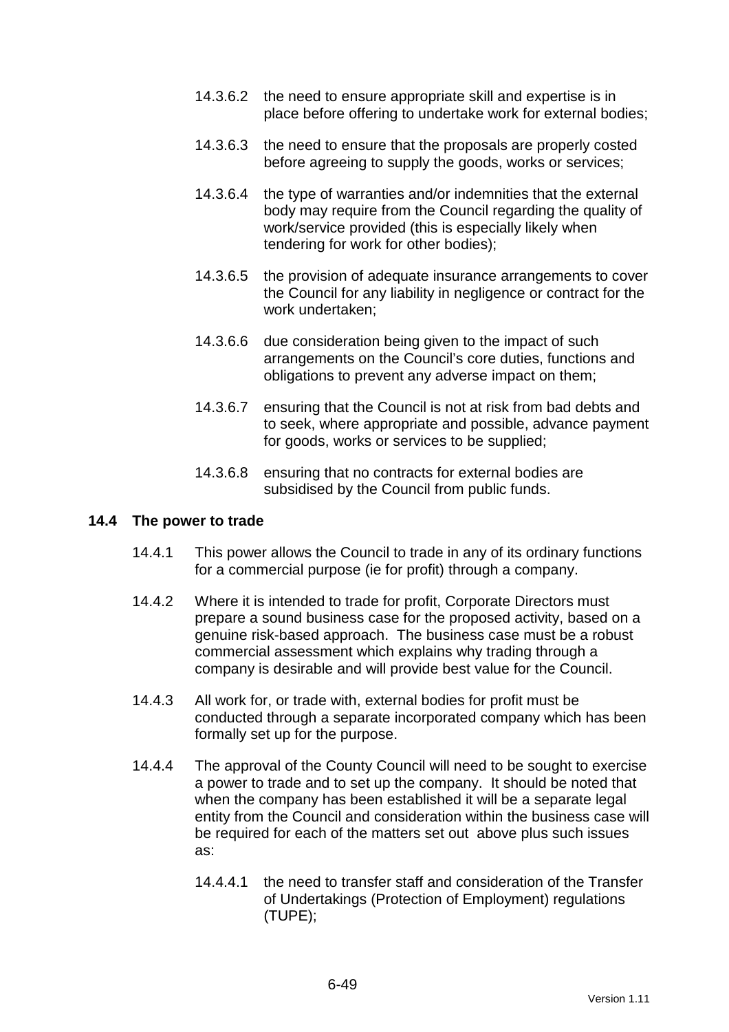14.3.6.2 the need to ensure appropriate skill and expertise is in place before offering to undertake work for external bodies;

14.3.6.3 the need to ensure that the proposals are properly costed before agreeing to supply the goods, works or services;

14.3.6.4 the type of warranties and/or indemnities that the external body may require from the Council regarding the quality of work/service provided (this is especially likely when tendering for work for other bodies);

14.3.6.5 the provision of adequate insurance arrangements to cover the Council for any liability in negligence or contract for the work undertaken;

14.3.6.6 due consideration being given to the impact of such arrangements on the Council's core duties, functions and obligations to prevent any adverse impact on them;

14.3.6.7 ensuring that the Council is not at risk from bad debts and to seek, where appropriate and possible, advance payment for goods, works or services to be supplied;

14.3.6.8 ensuring that no contracts for external bodies are subsidised by the Council from public funds.

### 14.4 The power to trade

14.4.1 This power allows the Council to trade in any of its ordinary functions for a commercial purpose (ie for profit) through a company.

14.4.2 Where it is intended to trade for profit, Corporate Directors must prepare a sound business case for the proposed activity, based on a genuine risk-based approach. The business case must be a robust commercial assessment which explains why trading through a company is desirable and will provide best value for the Council.

14.4.3 All work for, or trade with, external bodies for profit must be conducted through a separate incorporated company which has been formally set up for the purpose.

14.4.4 The approval of the County Council will need to be sought to exercise a power to trade and to set up the company. It should be noted that when the company has been established it will be a separate legal entity from the Council and consideration within the business case will be required for each of the matters set out above plus such issues as:

14.4.4.1 the need to transfer staff and consideration of the Transfer of Undertakings (Protection of Employment) regulations (TUPE);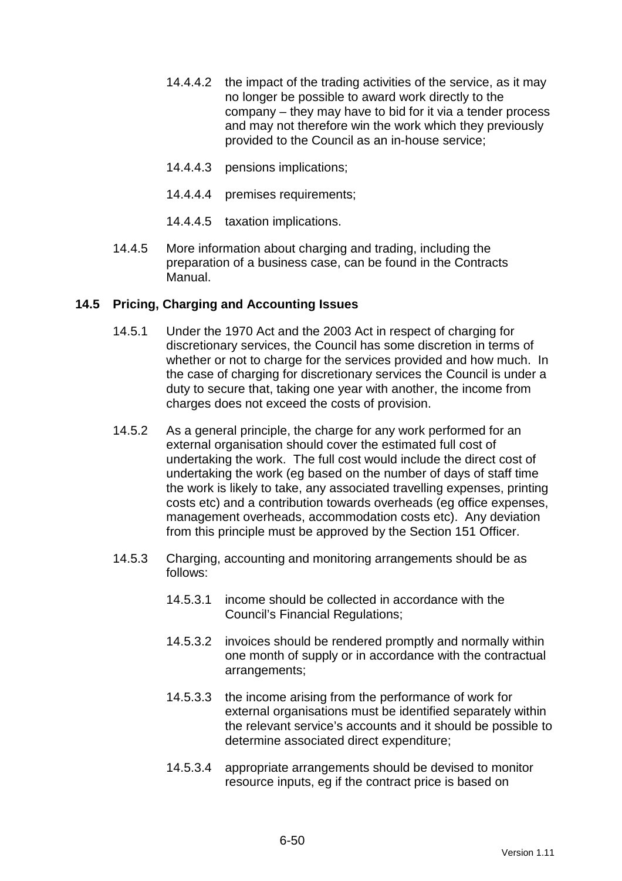14.4.4.2 the impact of the trading activities of the service, as it may no longer be possible to award work directly to the company – they may have to bid for it via a tender process and may not therefore win the work which they previously provided to the Council as an in-house service;

14.4.4.3 pensions implications;

14.4.4.4 premises requirements;

14.4.4.5 taxation implications.

14.4.5 More information about charging and trading, including the preparation of a business case, can be found in the Contracts Manual.

### 14.5 Pricing, Charging and Accounting Issues

14.5.1 Under the 1970 Act and the 2003 Act in respect of charging for discretionary services, the Council has some discretion in terms of whether or not to charge for the services provided and how much. In the case of charging for discretionary services the Council is under a duty to secure that, taking one year with another, the income from charges does not exceed the costs of provision.

14.5.2 As a general principle, the charge for any work performed for an external organisation should cover the estimated full cost of undertaking the work. The full cost would include the direct cost of undertaking the work (eg based on the number of days of staff time the work is likely to take, any associated travelling expenses, printing costs etc) and a contribution towards overheads (eg office expenses, management overheads, accommodation costs etc). Any deviation from this principle must be approved by the Section 151 Officer.

14.5.3 Charging, accounting and monitoring arrangements should be as follows:

14.5.3.1 income should be collected in accordance with the Council's Financial Regulations;

14.5.3.2 invoices should be rendered promptly and normally within one month of supply or in accordance with the contractual arrangements;

14.5.3.3 the income arising from the performance of work for external organisations must be identified separately within the relevant service's accounts and it should be possible to determine associated direct expenditure;

14.5.3.4 appropriate arrangements should be devised to monitor resource inputs, eg if the contract price is based on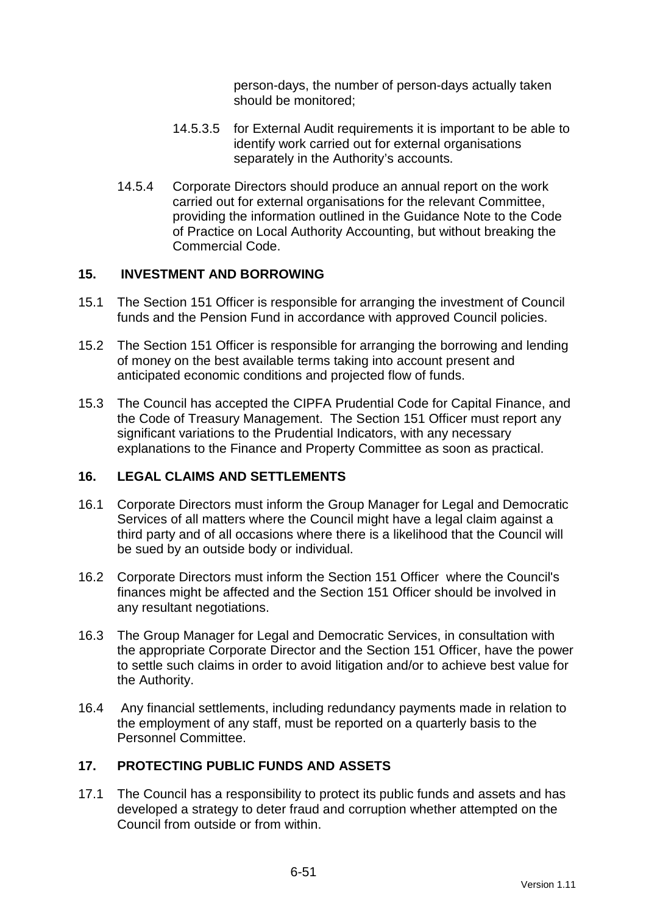person-days, the number of person-days actually taken should be monitored;

14.5.3.5 for External Audit requirements it is important to be able to identify work carried out for external organisations separately in the Authority's accounts.

14.5.4 Corporate Directors should produce an annual report on the work carried out for external organisations for the relevant Committee, providing the information outlined in the Guidance Note to the Code of Practice on Local Authority Accounting, but without breaking the Commercial Code.

## 15. INVESTMENT AND BORROWING

15.1 The Section 151 Officer is responsible for arranging the investment of Council funds and the Pension Fund in accordance with approved Council policies.

15.2 The Section 151 Officer is responsible for arranging the borrowing and lending of money on the best available terms taking into account present and anticipated economic conditions and projected flow of funds.

15.3 The Council has accepted the CIPFA Prudential Code for Capital Finance, and the Code of Treasury Management. The Section 151 Officer must report any significant variations to the Prudential Indicators, with any necessary explanations to the Finance and Property Committee as soon as practical.

## 16. LEGAL CLAIMS AND SETTLEMENTS

16.1 Corporate Directors must inform the Group Manager for Legal and Democratic Services of all matters where the Council might have a legal claim against a third party and of all occasions where there is a likelihood that the Council will be sued by an outside body or individual.

16.2 Corporate Directors must inform the Section 151 Officer where the Council's finances might be affected and the Section 151 Officer should be involved in any resultant negotiations.

16.3 The Group Manager for Legal and Democratic Services, in consultation with the appropriate Corporate Director and the Section 151 Officer, have the power to settle such claims in order to avoid litigation and/or to achieve best value for the Authority.

16.4 Any financial settlements, including redundancy payments made in relation to the employment of any staff, must be reported on a quarterly basis to the Personnel Committee.

## 17. PROTECTING PUBLIC FUNDS AND ASSETS

17.1 The Council has a responsibility to protect its public funds and assets and has developed a strategy to deter fraud and corruption whether attempted on the Council from outside or from within.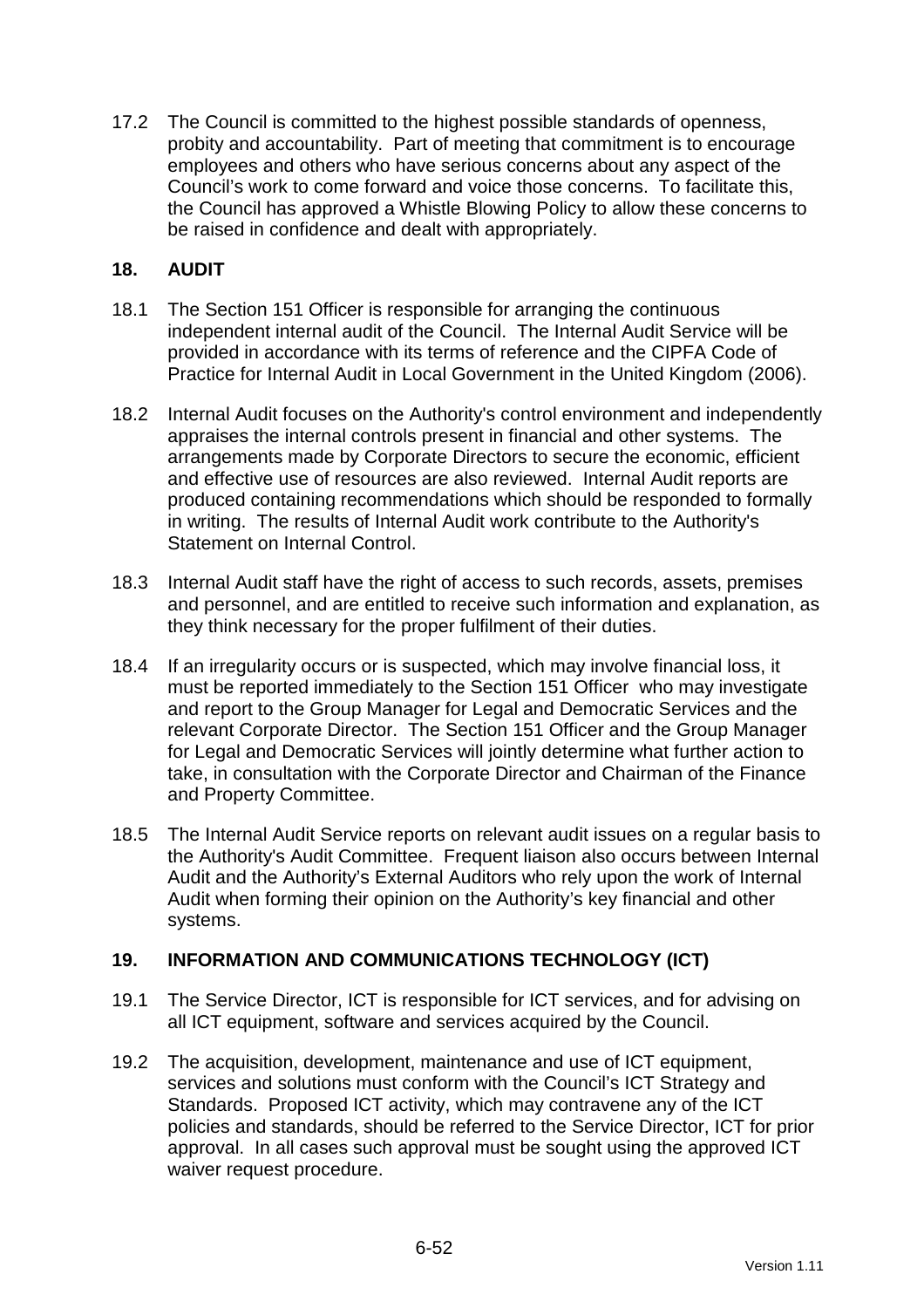17.2 The Council is committed to the highest possible standards of openness, probity and accountability. Part of meeting that commitment is to encourage employees and others who have serious concerns about any aspect of the Council's work to come forward and voice those concerns. To facilitate this, the Council has approved a Whistle Blowing Policy to allow these concerns to be raised in confidence and dealt with appropriately.

## 18. AUDIT

18.1 The Section 151 Officer is responsible for arranging the continuous independent internal audit of the Council. The Internal Audit Service will be provided in accordance with its terms of reference and the CIPFA Code of Practice for Internal Audit in Local Government in the United Kingdom (2006).

18.2 Internal Audit focuses on the Authority's control environment and independently appraises the internal controls present in financial and other systems. The arrangements made by Corporate Directors to secure the economic, efficient and effective use of resources are also reviewed. Internal Audit reports are produced containing recommendations which should be responded to formally in writing. The results of Internal Audit work contribute to the Authority's Statement on Internal Control.

18.3 Internal Audit staff have the right of access to such records, assets, premises and personnel, and are entitled to receive such information and explanation, as they think necessary for the proper fulfilment of their duties.

18.4 If an irregularity occurs or is suspected, which may involve financial loss, it must be reported immediately to the Section 151 Officer who may investigate and report to the Group Manager for Legal and Democratic Services and the relevant Corporate Director. The Section 151 Officer and the Group Manager for Legal and Democratic Services will jointly determine what further action to take, in consultation with the Corporate Director and Chairman of the Finance and Property Committee.

18.5 The Internal Audit Service reports on relevant audit issues on a regular basis to the Authority's Audit Committee. Frequent liaison also occurs between Internal Audit and the Authority's External Auditors who rely upon the work of Internal Audit when forming their opinion on the Authority's key financial and other systems.

## 19. INFORMATION AND COMMUNICATIONS TECHNOLOGY (ICT)

19.1 The Service Director, ICT is responsible for ICT services, and for advising on all ICT equipment, software and services acquired by the Council.

19.2 The acquisition, development, maintenance and use of ICT equipment, services and solutions must conform with the Council's ICT Strategy and Standards. Proposed ICT activity, which may contravene any of the ICT policies and standards, should be referred to the Service Director, ICT for prior approval. In all cases such approval must be sought using the approved ICT waiver request procedure.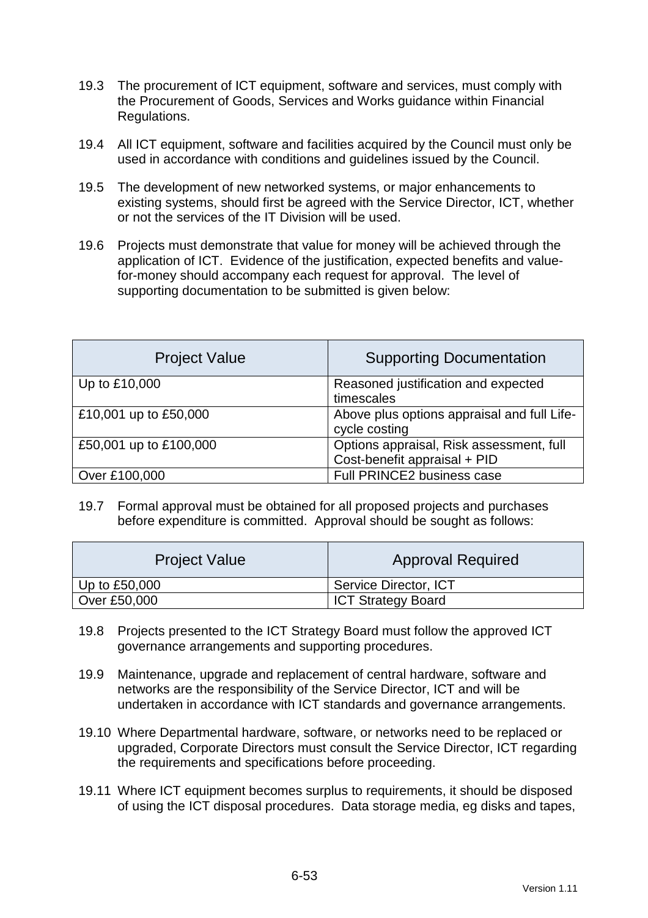19.3 The procurement of ICT equipment, software and services, must comply with the Procurement of Goods, Services and Works guidance within Financial Regulations.

19.4 All ICT equipment, software and facilities acquired by the Council must only be used in accordance with conditions and guidelines issued by the Council.

19.5 The development of new networked systems, or major enhancements to existing systems, should first be agreed with the Service Director, ICT, whether or not the services of the IT Division will be used.

19.6 Projects must demonstrate that value for money will be achieved through the application of ICT. Evidence of the justification, expected benefits and value-for-money should accompany each request for approval. The level of supporting documentation to be submitted is given below:

| Project Value | Supporting Documentation |
|---|---|
| Up to £10,000 | Reasoned justification and expected timescales |
| £10,001 up to £50,000 | Above plus options appraisal and full Life-cycle costing |
| £50,001 up to £100,000 | Options appraisal, Risk assessment, full Cost-benefit appraisal + PID |
| Over £100,000 | Full PRINCE2 business case |

19.7 Formal approval must be obtained for all proposed projects and purchases before expenditure is committed. Approval should be sought as follows:

| Project Value | Approval Required |
|---|---|
| Up to £50,000 | Service Director, ICT |
| Over £50,000 | ICT Strategy Board |

19.8 Projects presented to the ICT Strategy Board must follow the approved ICT governance arrangements and supporting procedures.

19.9 Maintenance, upgrade and replacement of central hardware, software and networks are the responsibility of the Service Director, ICT and will be undertaken in accordance with ICT standards and governance arrangements.

19.10 Where Departmental hardware, software, or networks need to be replaced or upgraded, Corporate Directors must consult the Service Director, ICT regarding the requirements and specifications before proceeding.

19.11 Where ICT equipment becomes surplus to requirements, it should be disposed of using the ICT disposal procedures. Data storage media, eg disks and tapes,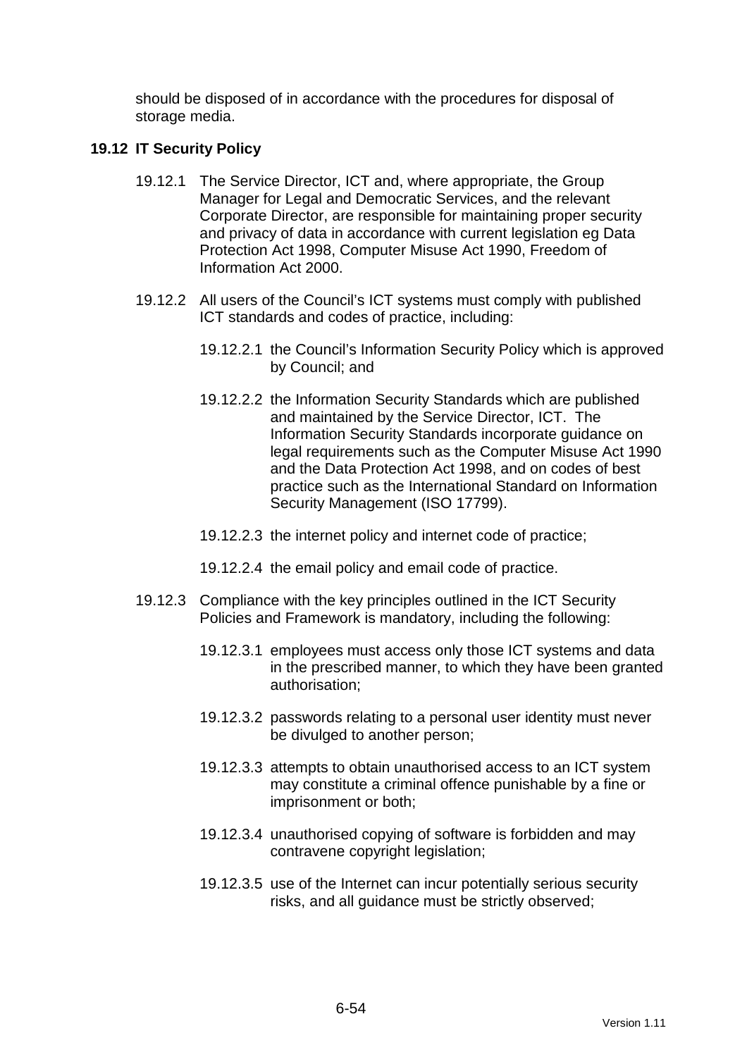should be disposed of in accordance with the procedures for disposal of storage media.

## 19.12 IT Security Policy

19.12.1 The Service Director, ICT and, where appropriate, the Group Manager for Legal and Democratic Services, and the relevant Corporate Director, are responsible for maintaining proper security and privacy of data in accordance with current legislation eg Data Protection Act 1998, Computer Misuse Act 1990, Freedom of Information Act 2000.

19.12.2 All users of the Council's ICT systems must comply with published ICT standards and codes of practice, including:

19.12.2.1 the Council's Information Security Policy which is approved by Council; and

19.12.2.2 the Information Security Standards which are published and maintained by the Service Director, ICT. The Information Security Standards incorporate guidance on legal requirements such as the Computer Misuse Act 1990 and the Data Protection Act 1998, and on codes of best practice such as the International Standard on Information Security Management (ISO 17799).

19.12.2.3 the internet policy and internet code of practice;

19.12.2.4 the email policy and email code of practice.

19.12.3 Compliance with the key principles outlined in the ICT Security Policies and Framework is mandatory, including the following:

19.12.3.1 employees must access only those ICT systems and data in the prescribed manner, to which they have been granted authorisation;

19.12.3.2 passwords relating to a personal user identity must never be divulged to another person;

19.12.3.3 attempts to obtain unauthorised access to an ICT system may constitute a criminal offence punishable by a fine or imprisonment or both;

19.12.3.4 unauthorised copying of software is forbidden and may contravene copyright legislation;

19.12.3.5 use of the Internet can incur potentially serious security risks, and all guidance must be strictly observed;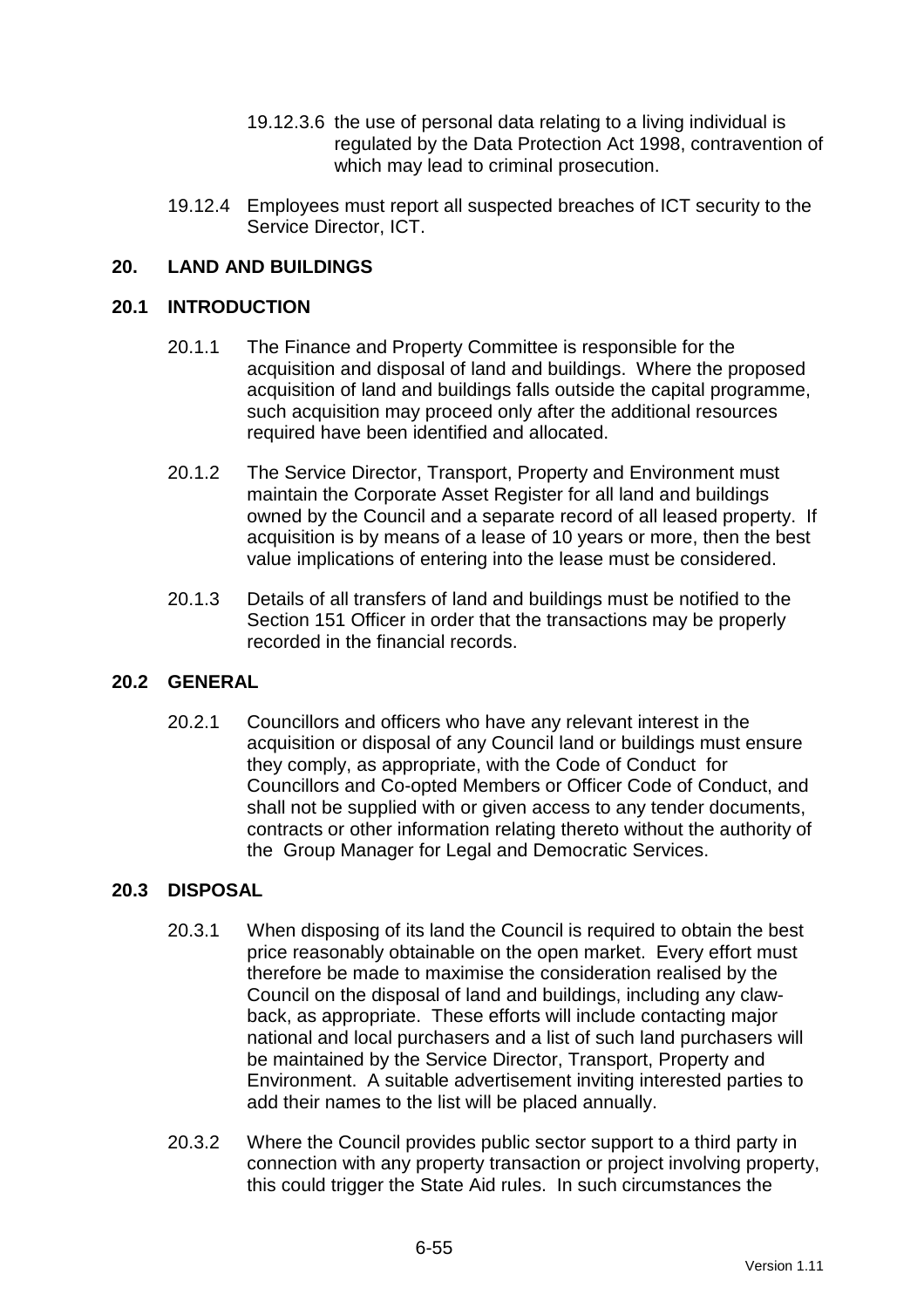19.12.3.6 the use of personal data relating to a living individual is regulated by the Data Protection Act 1998, contravention of which may lead to criminal prosecution.

19.12.4 Employees must report all suspected breaches of ICT security to the Service Director, ICT.

## 20. LAND AND BUILDINGS

### 20.1 INTRODUCTION

20.1.1 The Finance and Property Committee is responsible for the acquisition and disposal of land and buildings. Where the proposed acquisition of land and buildings falls outside the capital programme, such acquisition may proceed only after the additional resources required have been identified and allocated.

20.1.2 The Service Director, Transport, Property and Environment must maintain the Corporate Asset Register for all land and buildings owned by the Council and a separate record of all leased property. If acquisition is by means of a lease of 10 years or more, then the best value implications of entering into the lease must be considered.

20.1.3 Details of all transfers of land and buildings must be notified to the Section 151 Officer in order that the transactions may be properly recorded in the financial records.

### 20.2 GENERAL

20.2.1 Councillors and officers who have any relevant interest in the acquisition or disposal of any Council land or buildings must ensure they comply, as appropriate, with the Code of Conduct for Councillors and Co-opted Members or Officer Code of Conduct, and shall not be supplied with or given access to any tender documents, contracts or other information relating thereto without the authority of the Group Manager for Legal and Democratic Services.

### 20.3 DISPOSAL

20.3.1 When disposing of its land the Council is required to obtain the best price reasonably obtainable on the open market. Every effort must therefore be made to maximise the consideration realised by the Council on the disposal of land and buildings, including any claw-back, as appropriate. These efforts will include contacting major national and local purchasers and a list of such land purchasers will be maintained by the Service Director, Transport, Property and Environment. A suitable advertisement inviting interested parties to add their names to the list will be placed annually.

20.3.2 Where the Council provides public sector support to a third party in connection with any property transaction or project involving property, this could trigger the State Aid rules. In such circumstances the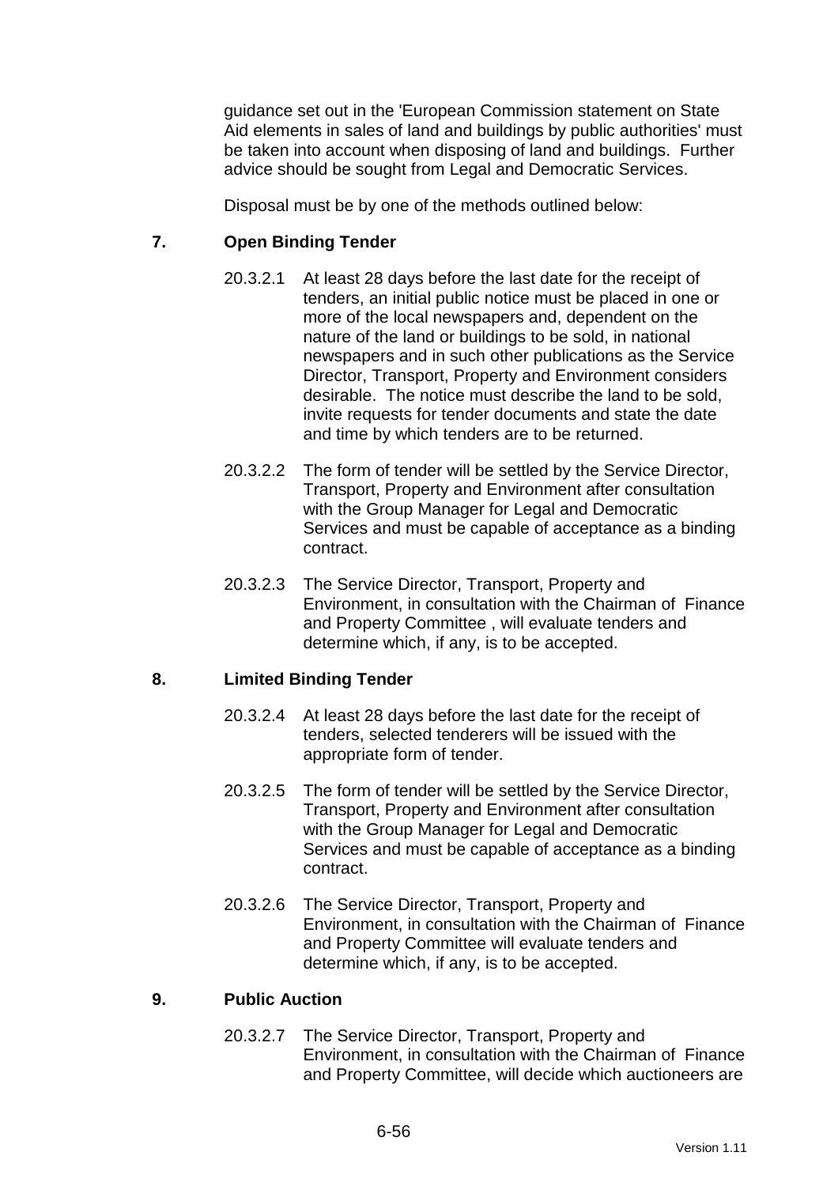guidance set out in the 'European Commission statement on State Aid elements in sales of land and buildings by public authorities' must be taken into account when disposing of land and buildings. Further advice should be sought from Legal and Democratic Services.

Disposal must be by one of the methods outlined below:

**7. Open Binding Tender**

20.3.2.1 At least 28 days before the last date for the receipt of tenders, an initial public notice must be placed in one or more of the local newspapers and, dependent on the nature of the land or buildings to be sold, in national newspapers and in such other publications as the Service Director, Transport, Property and Environment considers desirable. The notice must describe the land to be sold, invite requests for tender documents and state the date and time by which tenders are to be returned.

20.3.2.2 The form of tender will be settled by the Service Director, Transport, Property and Environment after consultation with the Group Manager for Legal and Democratic Services and must be capable of acceptance as a binding contract.

20.3.2.3 The Service Director, Transport, Property and Environment, in consultation with the Chairman of Finance and Property Committee , will evaluate tenders and determine which, if any, is to be accepted.

**8. Limited Binding Tender**

20.3.2.4 At least 28 days before the last date for the receipt of tenders, selected tenderers will be issued with the appropriate form of tender.

20.3.2.5 The form of tender will be settled by the Service Director, Transport, Property and Environment after consultation with the Group Manager for Legal and Democratic Services and must be capable of acceptance as a binding contract.

20.3.2.6 The Service Director, Transport, Property and Environment, in consultation with the Chairman of Finance and Property Committee will evaluate tenders and determine which, if any, is to be accepted.

**9. Public Auction**

20.3.2.7 The Service Director, Transport, Property and Environment, in consultation with the Chairman of Finance and Property Committee, will decide which auctioneers are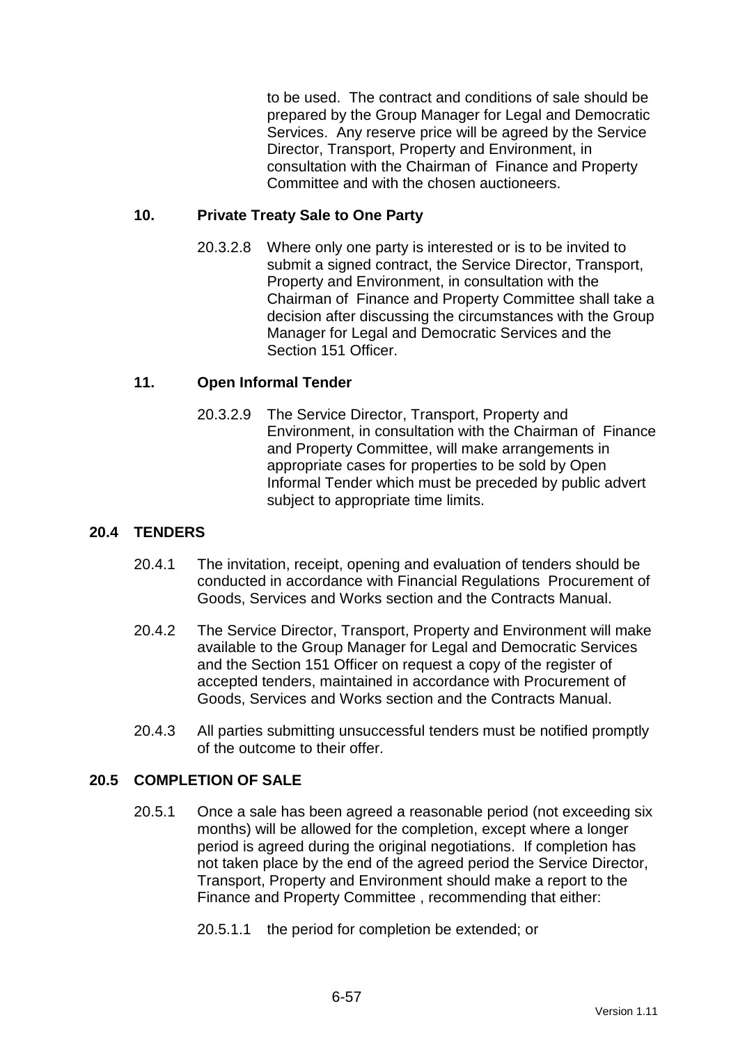to be used. The contract and conditions of sale should be prepared by the Group Manager for Legal and Democratic Services. Any reserve price will be agreed by the Service Director, Transport, Property and Environment, in consultation with the Chairman of Finance and Property Committee and with the chosen auctioneers.

### 10. Private Treaty Sale to One Party

20.3.2.8 Where only one party is interested or is to be invited to submit a signed contract, the Service Director, Transport, Property and Environment, in consultation with the Chairman of Finance and Property Committee shall take a decision after discussing the circumstances with the Group Manager for Legal and Democratic Services and the Section 151 Officer.

### 11. Open Informal Tender

20.3.2.9 The Service Director, Transport, Property and Environment, in consultation with the Chairman of Finance and Property Committee, will make arrangements in appropriate cases for properties to be sold by Open Informal Tender which must be preceded by public advert subject to appropriate time limits.

## 20.4 TENDERS

20.4.1 The invitation, receipt, opening and evaluation of tenders should be conducted in accordance with Financial Regulations Procurement of Goods, Services and Works section and the Contracts Manual.

20.4.2 The Service Director, Transport, Property and Environment will make available to the Group Manager for Legal and Democratic Services and the Section 151 Officer on request a copy of the register of accepted tenders, maintained in accordance with Procurement of Goods, Services and Works section and the Contracts Manual.

20.4.3 All parties submitting unsuccessful tenders must be notified promptly of the outcome to their offer.

## 20.5 COMPLETION OF SALE

20.5.1 Once a sale has been agreed a reasonable period (not exceeding six months) will be allowed for the completion, except where a longer period is agreed during the original negotiations. If completion has not taken place by the end of the agreed period the Service Director, Transport, Property and Environment should make a report to the Finance and Property Committee , recommending that either:

20.5.1.1 the period for completion be extended; or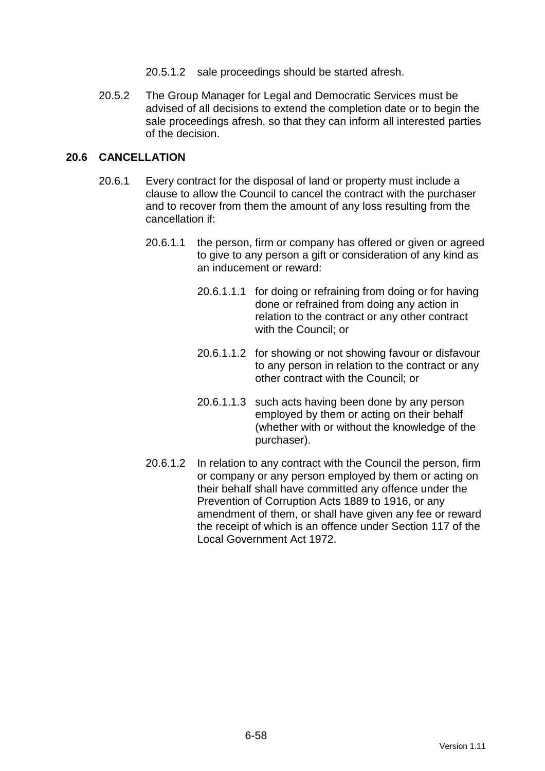20.5.1.2 sale proceedings should be started afresh.

20.5.2 The Group Manager for Legal and Democratic Services must be advised of all decisions to extend the completion date or to begin the sale proceedings afresh, so that they can inform all interested parties of the decision.

## 20.6 CANCELLATION

20.6.1 Every contract for the disposal of land or property must include a clause to allow the Council to cancel the contract with the purchaser and to recover from them the amount of any loss resulting from the cancellation if:

20.6.1.1 the person, firm or company has offered or given or agreed to give to any person a gift or consideration of any kind as an inducement or reward:

20.6.1.1.1 for doing or refraining from doing or for having done or refrained from doing any action in relation to the contract or any other contract with the Council; or

20.6.1.1.2 for showing or not showing favour or disfavour to any person in relation to the contract or any other contract with the Council; or

20.6.1.1.3 such acts having been done by any person employed by them or acting on their behalf (whether with or without the knowledge of the purchaser).

20.6.1.2 In relation to any contract with the Council the person, firm or company or any person employed by them or acting on their behalf shall have committed any offence under the Prevention of Corruption Acts 1889 to 1916, or any amendment of them, or shall have given any fee or reward the receipt of which is an offence under Section 117 of the Local Government Act 1972.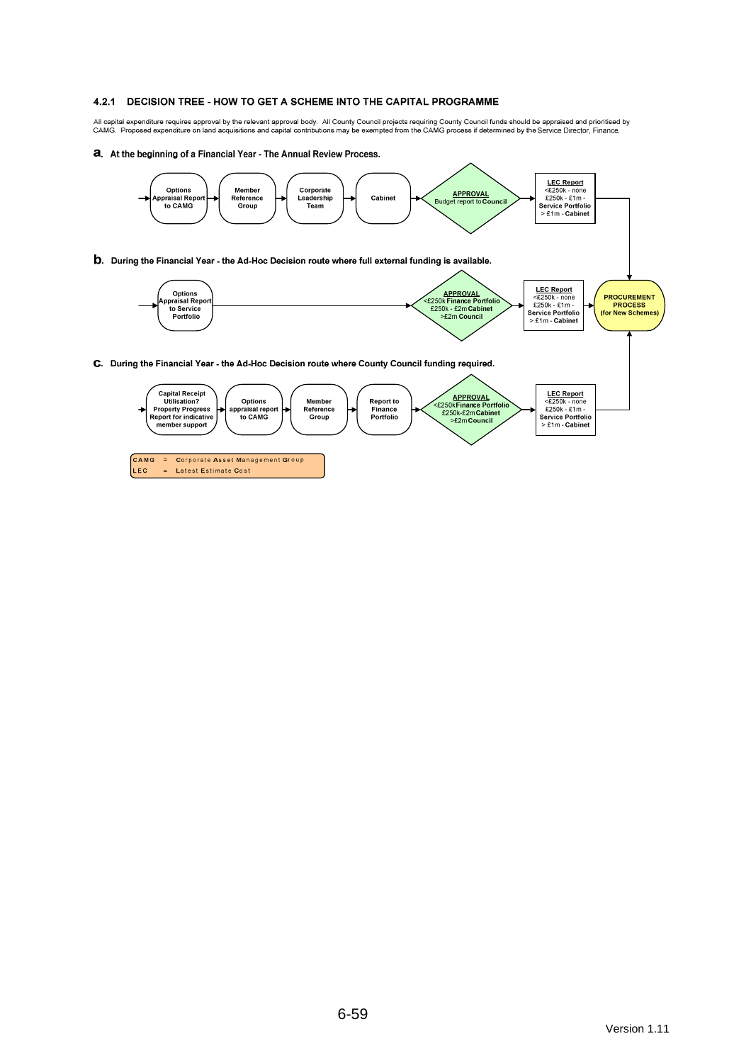### 4.2.1 DECISION TREE - HOW TO GET A SCHEME INTO THE CAPITAL PROGRAMME

All capital expenditure requires approval by the relevant approval body. All County Council projects requiring County Council funds should be appraised and prioritised by CAMG. Proposed expenditure on land acquisitions and capital contributions may be exempted from the CAMG process if determined by the Service Director, Finance.

**a. At the beginning of a Financial Year - The Annual Review Process.**

Options Appraisal Report to CAMG → Member Reference Group → Corporate Leadership Team → Cabinet → **APPROVAL** Budget report to **Council** → **LEC Report** <£250k - none; £250k - £1m - **Service Portfolio**; > £1m - **Cabinet** → **PROCUREMENT PROCESS (for New Schemes)**

**b. During the Financial Year - the Ad-Hoc Decision route where full external funding is available.**

Options Appraisal Report to Service Portfolio → **APPROVAL** <£250k **Finance Portfolio**; £250k - £2m **Cabinet**; >£2m **Council** → **LEC Report** <£250k - none; £250k - £1m - **Service Portfolio**; > £1m - **Cabinet** → **PROCUREMENT PROCESS (for New Schemes)**

**c. During the Financial Year - the Ad-Hoc Decision route where County Council funding required.**

Capital Receipt Utilisation? Property Progress Report for indicative member support → Options appraisal report to CAMG → Member Reference Group → Report to Finance Portfolio → **APPROVAL** <£250k **Finance Portfolio**; £250k-£2m **Cabinet**; >£2m **Council** → **LEC Report** <£250k - none; £250k - £1m - **Service Portfolio**; > £1m - **Cabinet** → **PROCUREMENT PROCESS (for New Schemes)**

| | | |
|---|---|---|
| CAMG | = | **C**orporate **A**sset **M**anagement **G**roup |
| LEC | = | **L**atest **E**stimate **C**ost |

Version 1.11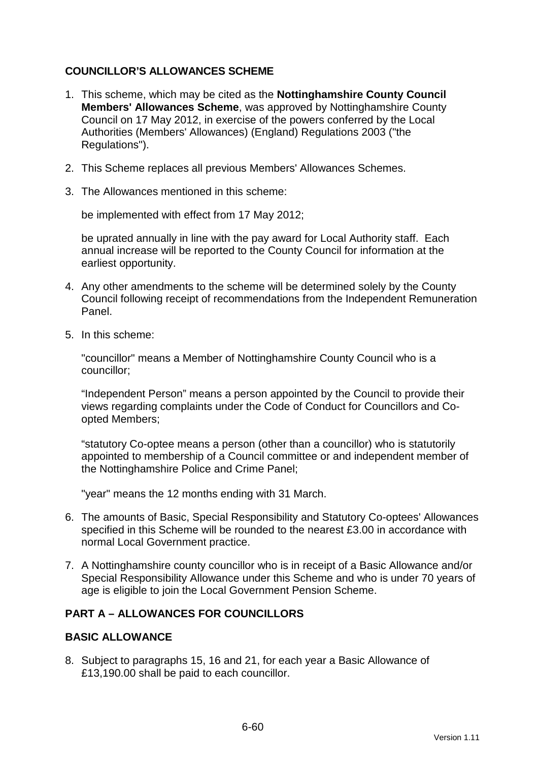## COUNCILLOR'S ALLOWANCES SCHEME

1. This scheme, which may be cited as the **Nottinghamshire County Council Members' Allowances Scheme**, was approved by Nottinghamshire County Council on 17 May 2012, in exercise of the powers conferred by the Local Authorities (Members' Allowances) (England) Regulations 2003 ("the Regulations").

2. This Scheme replaces all previous Members' Allowances Schemes.

3. The Allowances mentioned in this scheme:

   be implemented with effect from 17 May 2012;

   be uprated annually in line with the pay award for Local Authority staff. Each annual increase will be reported to the County Council for information at the earliest opportunity.

4. Any other amendments to the scheme will be determined solely by the County Council following receipt of recommendations from the Independent Remuneration Panel.

5. In this scheme:

   "councillor" means a Member of Nottinghamshire County Council who is a councillor;

   "Independent Person" means a person appointed by the Council to provide their views regarding complaints under the Code of Conduct for Councillors and Co-opted Members;

   "statutory Co-optee means a person (other than a councillor) who is statutorily appointed to membership of a Council committee or and independent member of the Nottinghamshire Police and Crime Panel;

   "year" means the 12 months ending with 31 March.

6. The amounts of Basic, Special Responsibility and Statutory Co-optees' Allowances specified in this Scheme will be rounded to the nearest £3.00 in accordance with normal Local Government practice.

7. A Nottinghamshire county councillor who is in receipt of a Basic Allowance and/or Special Responsibility Allowance under this Scheme and who is under 70 years of age is eligible to join the Local Government Pension Scheme.

## PART A – ALLOWANCES FOR COUNCILLORS

### BASIC ALLOWANCE

8. Subject to paragraphs 15, 16 and 21, for each year a Basic Allowance of £13,190.00 shall be paid to each councillor.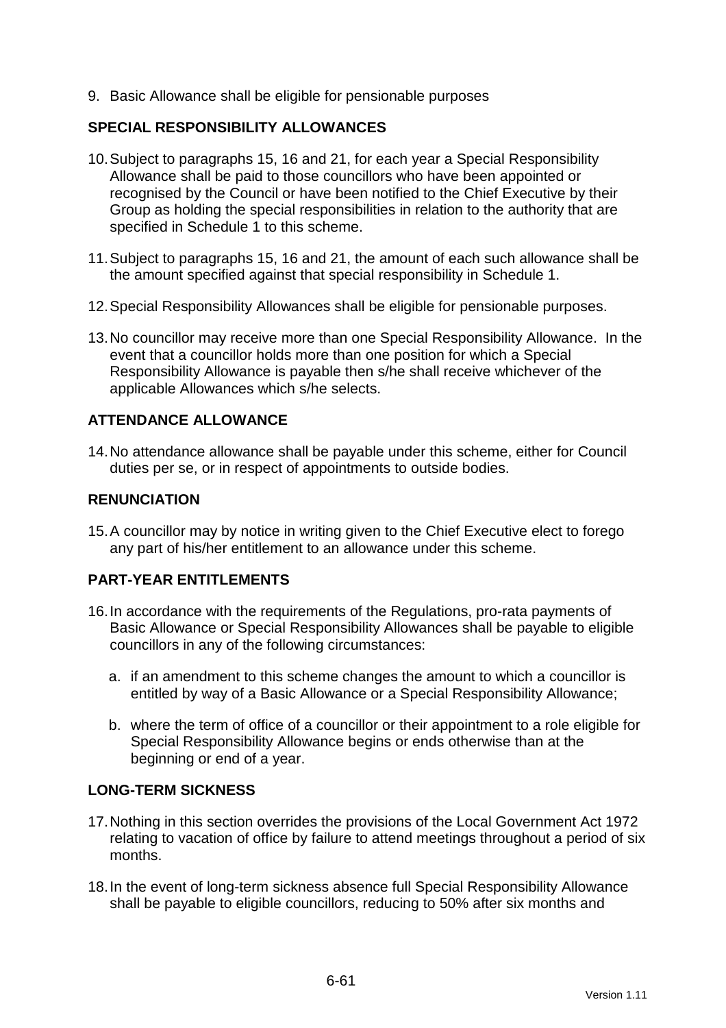9. Basic Allowance shall be eligible for pensionable purposes

## SPECIAL RESPONSIBILITY ALLOWANCES

10. Subject to paragraphs 15, 16 and 21, for each year a Special Responsibility Allowance shall be paid to those councillors who have been appointed or recognised by the Council or have been notified to the Chief Executive by their Group as holding the special responsibilities in relation to the authority that are specified in Schedule 1 to this scheme.

11. Subject to paragraphs 15, 16 and 21, the amount of each such allowance shall be the amount specified against that special responsibility in Schedule 1.

12. Special Responsibility Allowances shall be eligible for pensionable purposes.

13. No councillor may receive more than one Special Responsibility Allowance. In the event that a councillor holds more than one position for which a Special Responsibility Allowance is payable then s/he shall receive whichever of the applicable Allowances which s/he selects.

## ATTENDANCE ALLOWANCE

14. No attendance allowance shall be payable under this scheme, either for Council duties per se, or in respect of appointments to outside bodies.

## RENUNCIATION

15. A councillor may by notice in writing given to the Chief Executive elect to forego any part of his/her entitlement to an allowance under this scheme.

## PART-YEAR ENTITLEMENTS

16. In accordance with the requirements of the Regulations, pro-rata payments of Basic Allowance or Special Responsibility Allowances shall be payable to eligible councillors in any of the following circumstances:

    a. if an amendment to this scheme changes the amount to which a councillor is entitled by way of a Basic Allowance or a Special Responsibility Allowance;

    b. where the term of office of a councillor or their appointment to a role eligible for Special Responsibility Allowance begins or ends otherwise than at the beginning or end of a year.

## LONG-TERM SICKNESS

17. Nothing in this section overrides the provisions of the Local Government Act 1972 relating to vacation of office by failure to attend meetings throughout a period of six months.

18. In the event of long-term sickness absence full Special Responsibility Allowance shall be payable to eligible councillors, reducing to 50% after six months and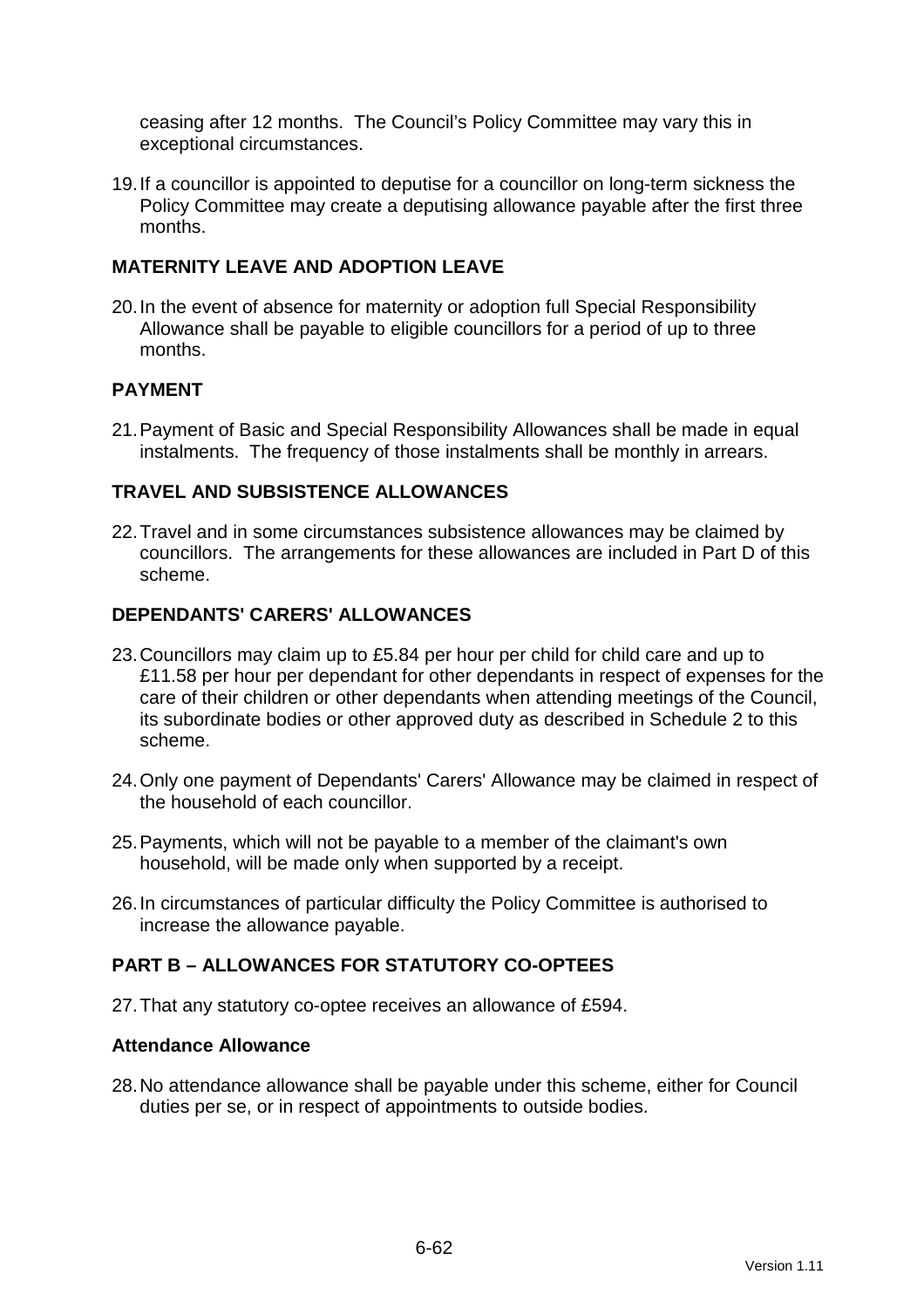ceasing after 12 months. The Council's Policy Committee may vary this in exceptional circumstances.

19. If a councillor is appointed to deputise for a councillor on long-term sickness the Policy Committee may create a deputising allowance payable after the first three months.

## MATERNITY LEAVE AND ADOPTION LEAVE

20. In the event of absence for maternity or adoption full Special Responsibility Allowance shall be payable to eligible councillors for a period of up to three months.

## PAYMENT

21. Payment of Basic and Special Responsibility Allowances shall be made in equal instalments. The frequency of those instalments shall be monthly in arrears.

## TRAVEL AND SUBSISTENCE ALLOWANCES

22. Travel and in some circumstances subsistence allowances may be claimed by councillors. The arrangements for these allowances are included in Part D of this scheme.

## DEPENDANTS' CARERS' ALLOWANCES

23. Councillors may claim up to £5.84 per hour per child for child care and up to £11.58 per hour per dependant for other dependants in respect of expenses for the care of their children or other dependants when attending meetings of the Council, its subordinate bodies or other approved duty as described in Schedule 2 to this scheme.

24. Only one payment of Dependants' Carers' Allowance may be claimed in respect of the household of each councillor.

25. Payments, which will not be payable to a member of the claimant's own household, will be made only when supported by a receipt.

26. In circumstances of particular difficulty the Policy Committee is authorised to increase the allowance payable.

## PART B – ALLOWANCES FOR STATUTORY CO-OPTEES

27. That any statutory co-optee receives an allowance of £594.

### Attendance Allowance

28. No attendance allowance shall be payable under this scheme, either for Council duties per se, or in respect of appointments to outside bodies.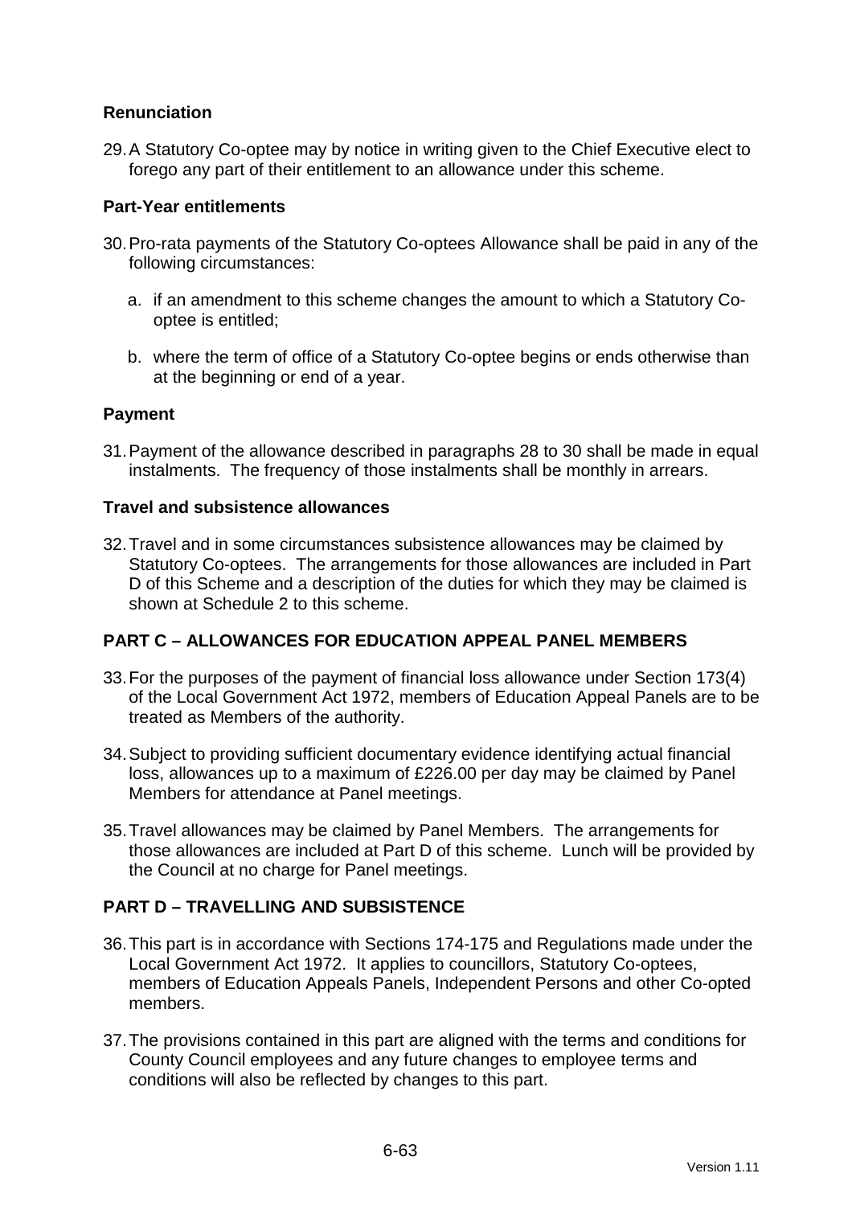**Renunciation**

29. A Statutory Co-optee may by notice in writing given to the Chief Executive elect to forego any part of their entitlement to an allowance under this scheme.

**Part-Year entitlements**

30. Pro-rata payments of the Statutory Co-optees Allowance shall be paid in any of the following circumstances:

    a. if an amendment to this scheme changes the amount to which a Statutory Co-optee is entitled;

    b. where the term of office of a Statutory Co-optee begins or ends otherwise than at the beginning or end of a year.

**Payment**

31. Payment of the allowance described in paragraphs 28 to 30 shall be made in equal instalments. The frequency of those instalments shall be monthly in arrears.

**Travel and subsistence allowances**

32. Travel and in some circumstances subsistence allowances may be claimed by Statutory Co-optees. The arrangements for those allowances are included in Part D of this Scheme and a description of the duties for which they may be claimed is shown at Schedule 2 to this scheme.

## PART C – ALLOWANCES FOR EDUCATION APPEAL PANEL MEMBERS

33. For the purposes of the payment of financial loss allowance under Section 173(4) of the Local Government Act 1972, members of Education Appeal Panels are to be treated as Members of the authority.

34. Subject to providing sufficient documentary evidence identifying actual financial loss, allowances up to a maximum of £226.00 per day may be claimed by Panel Members for attendance at Panel meetings.

35. Travel allowances may be claimed by Panel Members. The arrangements for those allowances are included at Part D of this scheme. Lunch will be provided by the Council at no charge for Panel meetings.

## PART D – TRAVELLING AND SUBSISTENCE

36. This part is in accordance with Sections 174-175 and Regulations made under the Local Government Act 1972. It applies to councillors, Statutory Co-optees, members of Education Appeals Panels, Independent Persons and other Co-opted members.

37. The provisions contained in this part are aligned with the terms and conditions for County Council employees and any future changes to employee terms and conditions will also be reflected by changes to this part.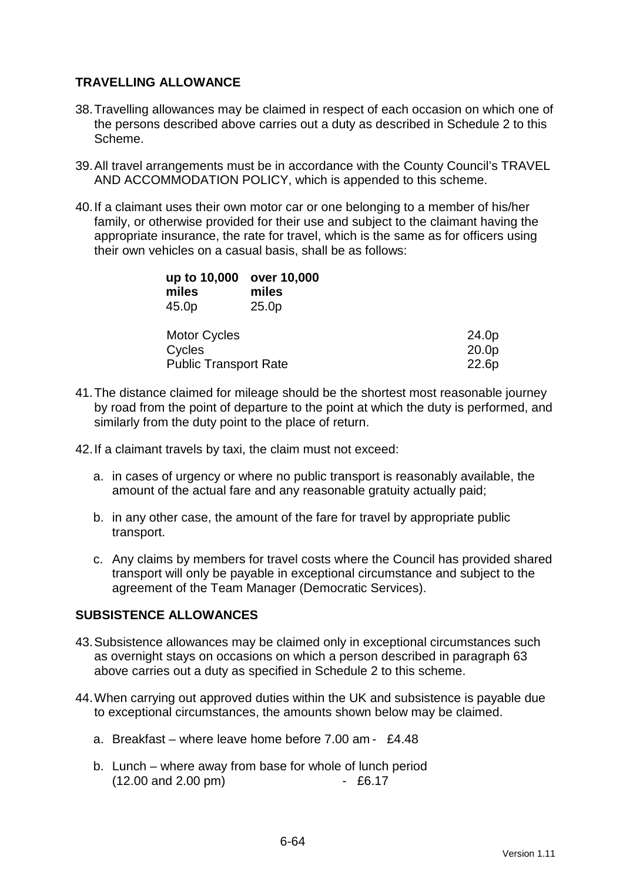## TRAVELLING ALLOWANCE

38. Travelling allowances may be claimed in respect of each occasion on which one of the persons described above carries out a duty as described in Schedule 2 to this Scheme.

39. All travel arrangements must be in accordance with the County Council's TRAVEL AND ACCOMMODATION POLICY, which is appended to this scheme.

40. If a claimant uses their own motor car or one belonging to a member of his/her family, or otherwise provided for their use and subject to the claimant having the appropriate insurance, the rate for travel, which is the same as for officers using their own vehicles on a casual basis, shall be as follows:

| **up to 10,000 miles** | **over 10,000 miles** |
|---|---|
| 45.0p | 25.0p |

| | |
|---|---|
| Motor Cycles | 24.0p |
| Cycles | 20.0p |
| Public Transport Rate | 22.6p |

41. The distance claimed for mileage should be the shortest most reasonable journey by road from the point of departure to the point at which the duty is performed, and similarly from the duty point to the place of return.

42. If a claimant travels by taxi, the claim must not exceed:

    a. in cases of urgency or where no public transport is reasonably available, the amount of the actual fare and any reasonable gratuity actually paid;

    b. in any other case, the amount of the fare for travel by appropriate public transport.

    c. Any claims by members for travel costs where the Council has provided shared transport will only be payable in exceptional circumstance and subject to the agreement of the Team Manager (Democratic Services).

## SUBSISTENCE ALLOWANCES

43. Subsistence allowances may be claimed only in exceptional circumstances such as overnight stays on occasions on which a person described in paragraph 63 above carries out a duty as specified in Schedule 2 to this scheme.

44. When carrying out approved duties within the UK and subsistence is payable due to exceptional circumstances, the amounts shown below may be claimed.

    a. Breakfast – where leave home before 7.00 am - £4.48

    b. Lunch – where away from base for whole of lunch period (12.00 and 2.00 pm) - £6.17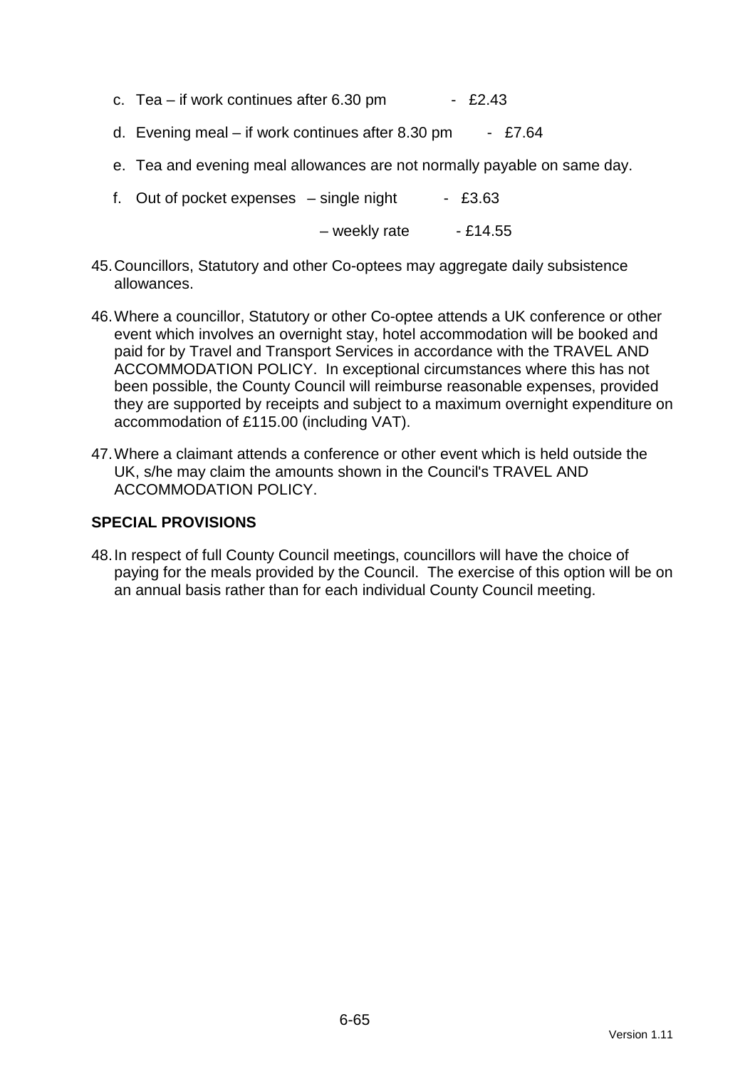c. Tea – if work continues after 6.30 pm - £2.43

d. Evening meal – if work continues after 8.30 pm - £7.64

e. Tea and evening meal allowances are not normally payable on same day.

f. Out of pocket expenses – single night - £3.63

– weekly rate - £14.55

45. Councillors, Statutory and other Co-optees may aggregate daily subsistence allowances.

46. Where a councillor, Statutory or other Co-optee attends a UK conference or other event which involves an overnight stay, hotel accommodation will be booked and paid for by Travel and Transport Services in accordance with the TRAVEL AND ACCOMMODATION POLICY. In exceptional circumstances where this has not been possible, the County Council will reimburse reasonable expenses, provided they are supported by receipts and subject to a maximum overnight expenditure on accommodation of £115.00 (including VAT).

47. Where a claimant attends a conference or other event which is held outside the UK, s/he may claim the amounts shown in the Council's TRAVEL AND ACCOMMODATION POLICY.

## SPECIAL PROVISIONS

48. In respect of full County Council meetings, councillors will have the choice of paying for the meals provided by the Council. The exercise of this option will be on an annual basis rather than for each individual County Council meeting.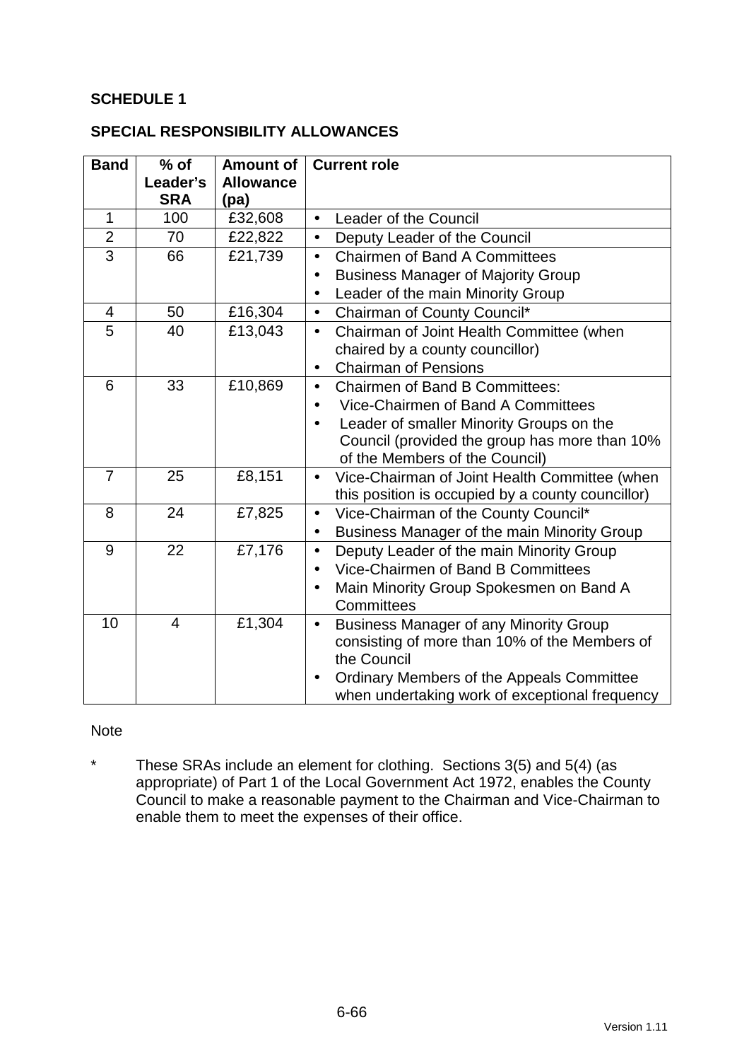**SCHEDULE 1**

**SPECIAL RESPONSIBILITY ALLOWANCES**

| Band | % of Leader's SRA | Amount of Allowance (pa) | Current role |
|---|---|---|---|
| 1 | 100 | £32,608 | • Leader of the Council |
| 2 | 70 | £22,822 | • Deputy Leader of the Council |
| 3 | 66 | £21,739 | • Chairmen of Band A Committees<br>• Business Manager of Majority Group<br>• Leader of the main Minority Group |
| 4 | 50 | £16,304 | • Chairman of County Council* |
| 5 | 40 | £13,043 | • Chairman of Joint Health Committee (when chaired by a county councillor)<br>• Chairman of Pensions |
| 6 | 33 | £10,869 | • Chairmen of Band B Committees:<br>• Vice-Chairmen of Band A Committees<br>• Leader of smaller Minority Groups on the Council (provided the group has more than 10% of the Members of the Council) |
| 7 | 25 | £8,151 | • Vice-Chairman of Joint Health Committee (when this position is occupied by a county councillor) |
| 8 | 24 | £7,825 | • Vice-Chairman of the County Council*<br>• Business Manager of the main Minority Group |
| 9 | 22 | £7,176 | • Deputy Leader of the main Minority Group<br>• Vice-Chairmen of Band B Committees<br>• Main Minority Group Spokesmen on Band A Committees |
| 10 | 4 | £1,304 | • Business Manager of any Minority Group consisting of more than 10% of the Members of the Council<br>• Ordinary Members of the Appeals Committee when undertaking work of exceptional frequency |

Note

\* These SRAs include an element for clothing. Sections 3(5) and 5(4) (as appropriate) of Part 1 of the Local Government Act 1972, enables the County Council to make a reasonable payment to the Chairman and Vice-Chairman to enable them to meet the expenses of their office.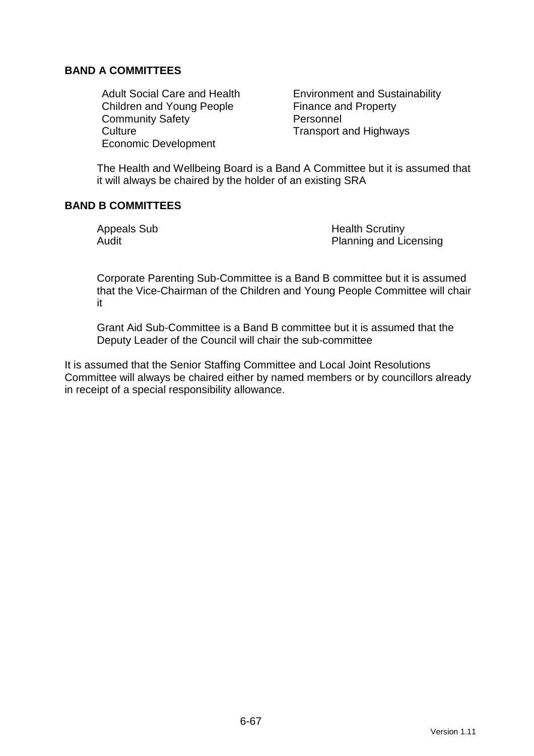**BAND A COMMITTEES**

- Adult Social Care and Health
- Children and Young People
- Community Safety
- Culture
- Economic Development
- Environment and Sustainability
- Finance and Property
- Personnel
- Transport and Highways

The Health and Wellbeing Board is a Band A Committee but it is assumed that it will always be chaired by the holder of an existing SRA

**BAND B COMMITTEES**

- Appeals Sub
- Audit
- Health Scrutiny
- Planning and Licensing

Corporate Parenting Sub-Committee is a Band B committee but it is assumed that the Vice-Chairman of the Children and Young People Committee will chair it

Grant Aid Sub-Committee is a Band B committee but it is assumed that the Deputy Leader of the Council will chair the sub-committee

It is assumed that the Senior Staffing Committee and Local Joint Resolutions Committee will always be chaired either by named members or by councillors already in receipt of a special responsibility allowance.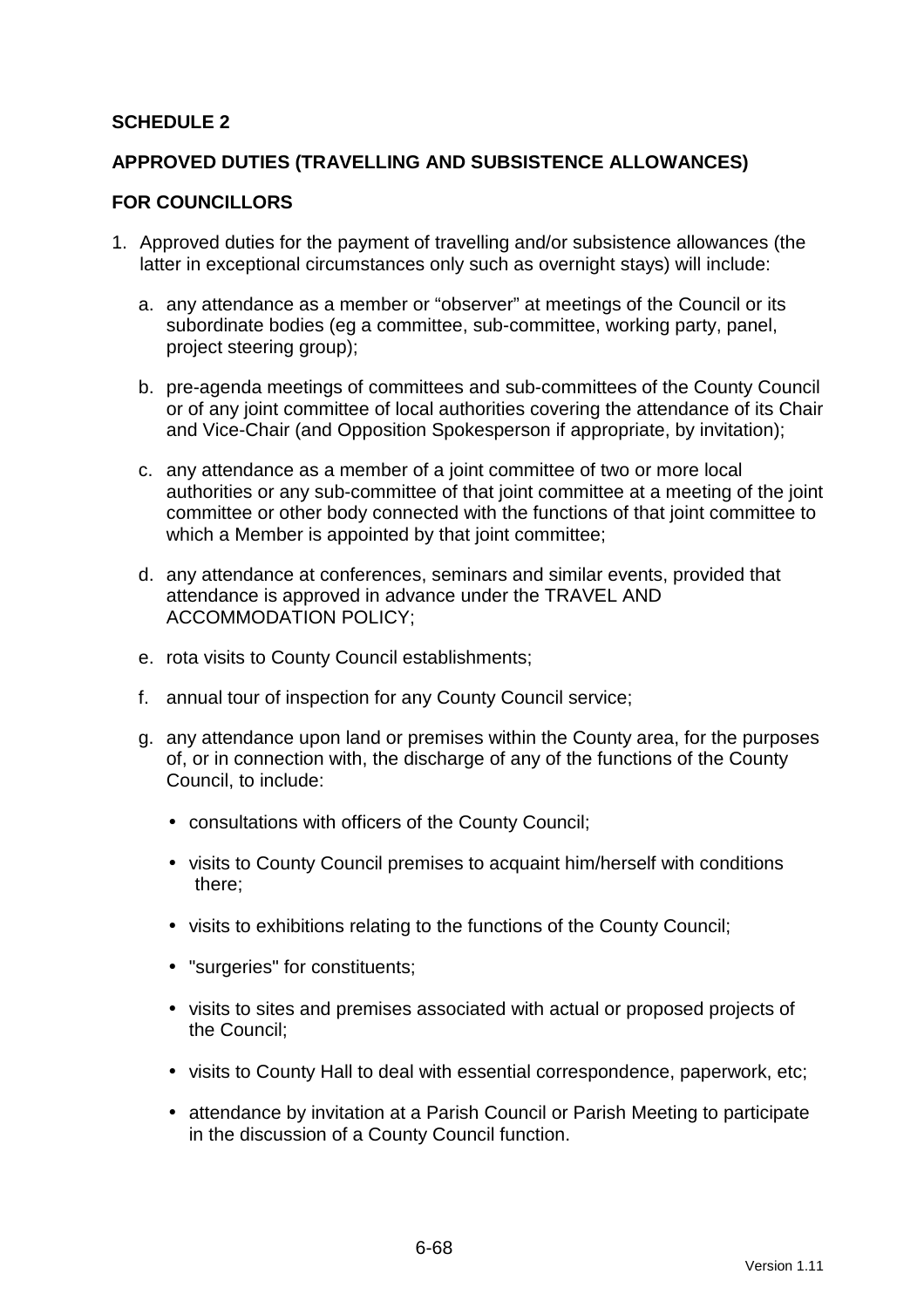**SCHEDULE 2**

**APPROVED DUTIES (TRAVELLING AND SUBSISTENCE ALLOWANCES)**

**FOR COUNCILLORS**

1. Approved duties for the payment of travelling and/or subsistence allowances (the latter in exceptional circumstances only such as overnight stays) will include:

   a. any attendance as a member or "observer" at meetings of the Council or its subordinate bodies (eg a committee, sub-committee, working party, panel, project steering group);

   b. pre-agenda meetings of committees and sub-committees of the County Council or of any joint committee of local authorities covering the attendance of its Chair and Vice-Chair (and Opposition Spokesperson if appropriate, by invitation);

   c. any attendance as a member of a joint committee of two or more local authorities or any sub-committee of that joint committee at a meeting of the joint committee or other body connected with the functions of that joint committee to which a Member is appointed by that joint committee;

   d. any attendance at conferences, seminars and similar events, provided that attendance is approved in advance under the TRAVEL AND ACCOMMODATION POLICY;

   e. rota visits to County Council establishments;

   f. annual tour of inspection for any County Council service;

   g. any attendance upon land or premises within the County area, for the purposes of, or in connection with, the discharge of any of the functions of the County Council, to include:

      - consultations with officers of the County Council;
      - visits to County Council premises to acquaint him/herself with conditions there;
      - visits to exhibitions relating to the functions of the County Council;
      - "surgeries" for constituents;
      - visits to sites and premises associated with actual or proposed projects of the Council;
      - visits to County Hall to deal with essential correspondence, paperwork, etc;
      - attendance by invitation at a Parish Council or Parish Meeting to participate in the discussion of a County Council function.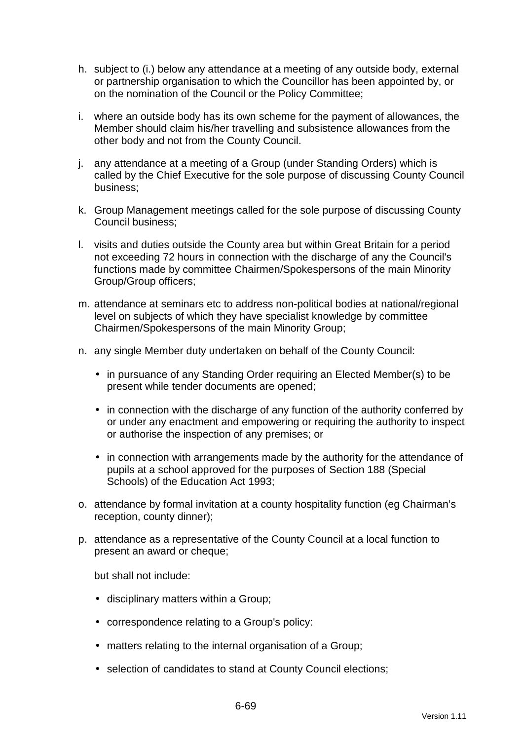h. subject to (i.) below any attendance at a meeting of any outside body, external or partnership organisation to which the Councillor has been appointed by, or on the nomination of the Council or the Policy Committee;

i. where an outside body has its own scheme for the payment of allowances, the Member should claim his/her travelling and subsistence allowances from the other body and not from the County Council.

j. any attendance at a meeting of a Group (under Standing Orders) which is called by the Chief Executive for the sole purpose of discussing County Council business;

k. Group Management meetings called for the sole purpose of discussing County Council business;

l. visits and duties outside the County area but within Great Britain for a period not exceeding 72 hours in connection with the discharge of any the Council's functions made by committee Chairmen/Spokespersons of the main Minority Group/Group officers;

m. attendance at seminars etc to address non-political bodies at national/regional level on subjects of which they have specialist knowledge by committee Chairmen/Spokespersons of the main Minority Group;

n. any single Member duty undertaken on behalf of the County Council:

   - in pursuance of any Standing Order requiring an Elected Member(s) to be present while tender documents are opened;
   - in connection with the discharge of any function of the authority conferred by or under any enactment and empowering or requiring the authority to inspect or authorise the inspection of any premises; or
   - in connection with arrangements made by the authority for the attendance of pupils at a school approved for the purposes of Section 188 (Special Schools) of the Education Act 1993;

o. attendance by formal invitation at a county hospitality function (eg Chairman's reception, county dinner);

p. attendance as a representative of the County Council at a local function to present an award or cheque;

   but shall not include:

   - disciplinary matters within a Group;
   - correspondence relating to a Group's policy:
   - matters relating to the internal organisation of a Group;
   - selection of candidates to stand at County Council elections;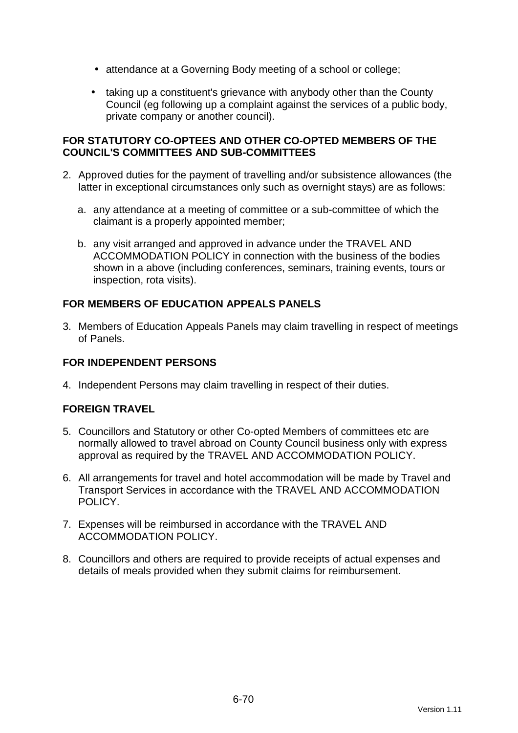- attendance at a Governing Body meeting of a school or college;
- taking up a constituent's grievance with anybody other than the County Council (eg following up a complaint against the services of a public body, private company or another council).

**FOR STATUTORY CO-OPTEES AND OTHER CO-OPTED MEMBERS OF THE COUNCIL'S COMMITTEES AND SUB-COMMITTEES**

2. Approved duties for the payment of travelling and/or subsistence allowances (the latter in exceptional circumstances only such as overnight stays) are as follows:

   a. any attendance at a meeting of committee or a sub-committee of which the claimant is a properly appointed member;

   b. any visit arranged and approved in advance under the TRAVEL AND ACCOMMODATION POLICY in connection with the business of the bodies shown in a above (including conferences, seminars, training events, tours or inspection, rota visits).

**FOR MEMBERS OF EDUCATION APPEALS PANELS**

3. Members of Education Appeals Panels may claim travelling in respect of meetings of Panels.

**FOR INDEPENDENT PERSONS**

4. Independent Persons may claim travelling in respect of their duties.

**FOREIGN TRAVEL**

5. Councillors and Statutory or other Co-opted Members of committees etc are normally allowed to travel abroad on County Council business only with express approval as required by the TRAVEL AND ACCOMMODATION POLICY.

6. All arrangements for travel and hotel accommodation will be made by Travel and Transport Services in accordance with the TRAVEL AND ACCOMMODATION POLICY.

7. Expenses will be reimbursed in accordance with the TRAVEL AND ACCOMMODATION POLICY.

8. Councillors and others are required to provide receipts of actual expenses and details of meals provided when they submit claims for reimbursement.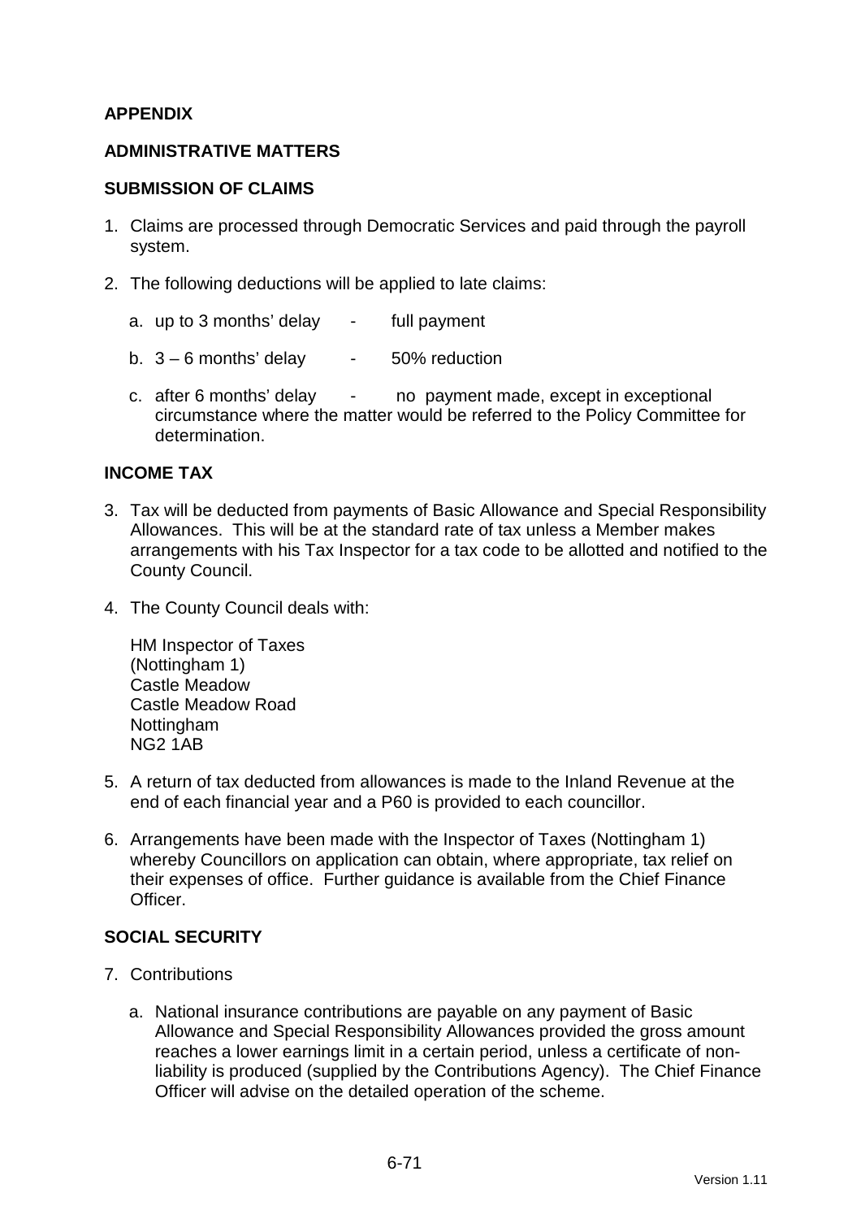## APPENDIX

## ADMINISTRATIVE MATTERS

### SUBMISSION OF CLAIMS

1. Claims are processed through Democratic Services and paid through the payroll system.

2. The following deductions will be applied to late claims:

   a. up to 3 months' delay - full payment

   b. 3 – 6 months' delay - 50% reduction

   c. after 6 months' delay - no payment made, except in exceptional circumstance where the matter would be referred to the Policy Committee for determination.

### INCOME TAX

3. Tax will be deducted from payments of Basic Allowance and Special Responsibility Allowances. This will be at the standard rate of tax unless a Member makes arrangements with his Tax Inspector for a tax code to be allotted and notified to the County Council.

4. The County Council deals with:

   HM Inspector of Taxes
   (Nottingham 1)
   Castle Meadow
   Castle Meadow Road
   Nottingham
   NG2 1AB

5. A return of tax deducted from allowances is made to the Inland Revenue at the end of each financial year and a P60 is provided to each councillor.

6. Arrangements have been made with the Inspector of Taxes (Nottingham 1) whereby Councillors on application can obtain, where appropriate, tax relief on their expenses of office. Further guidance is available from the Chief Finance Officer.

### SOCIAL SECURITY

7. Contributions

   a. National insurance contributions are payable on any payment of Basic Allowance and Special Responsibility Allowances provided the gross amount reaches a lower earnings limit in a certain period, unless a certificate of non-liability is produced (supplied by the Contributions Agency). The Chief Finance Officer will advise on the detailed operation of the scheme.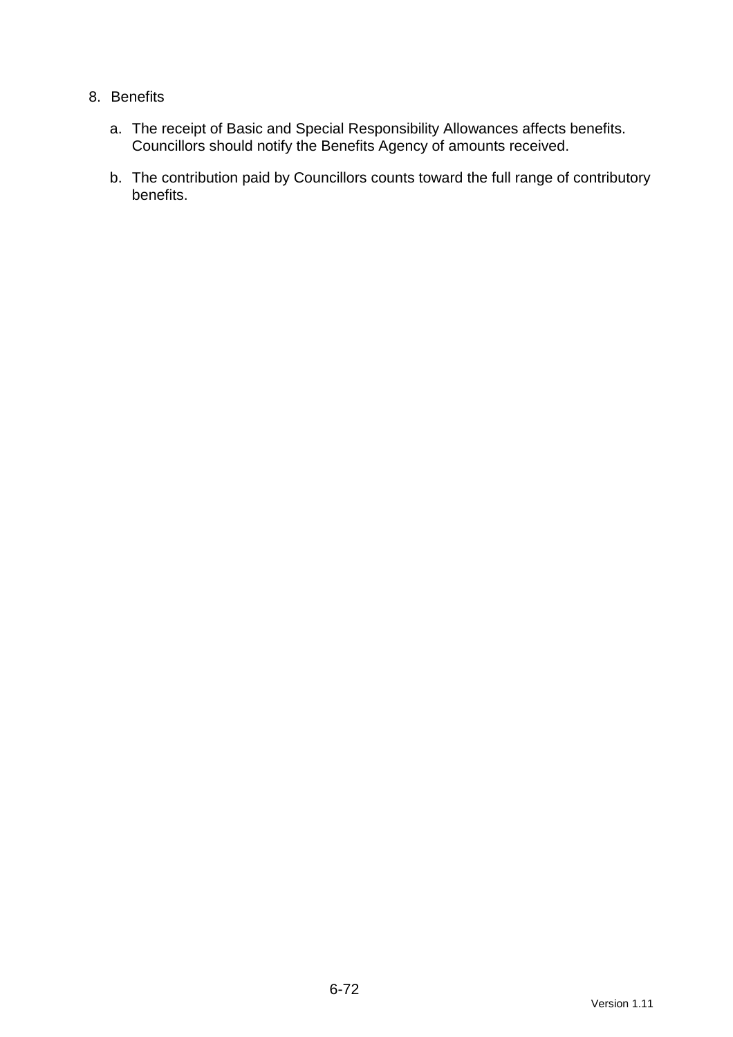8. Benefits

   a. The receipt of Basic and Special Responsibility Allowances affects benefits. Councillors should notify the Benefits Agency of amounts received.

   b. The contribution paid by Councillors counts toward the full range of contributory benefits.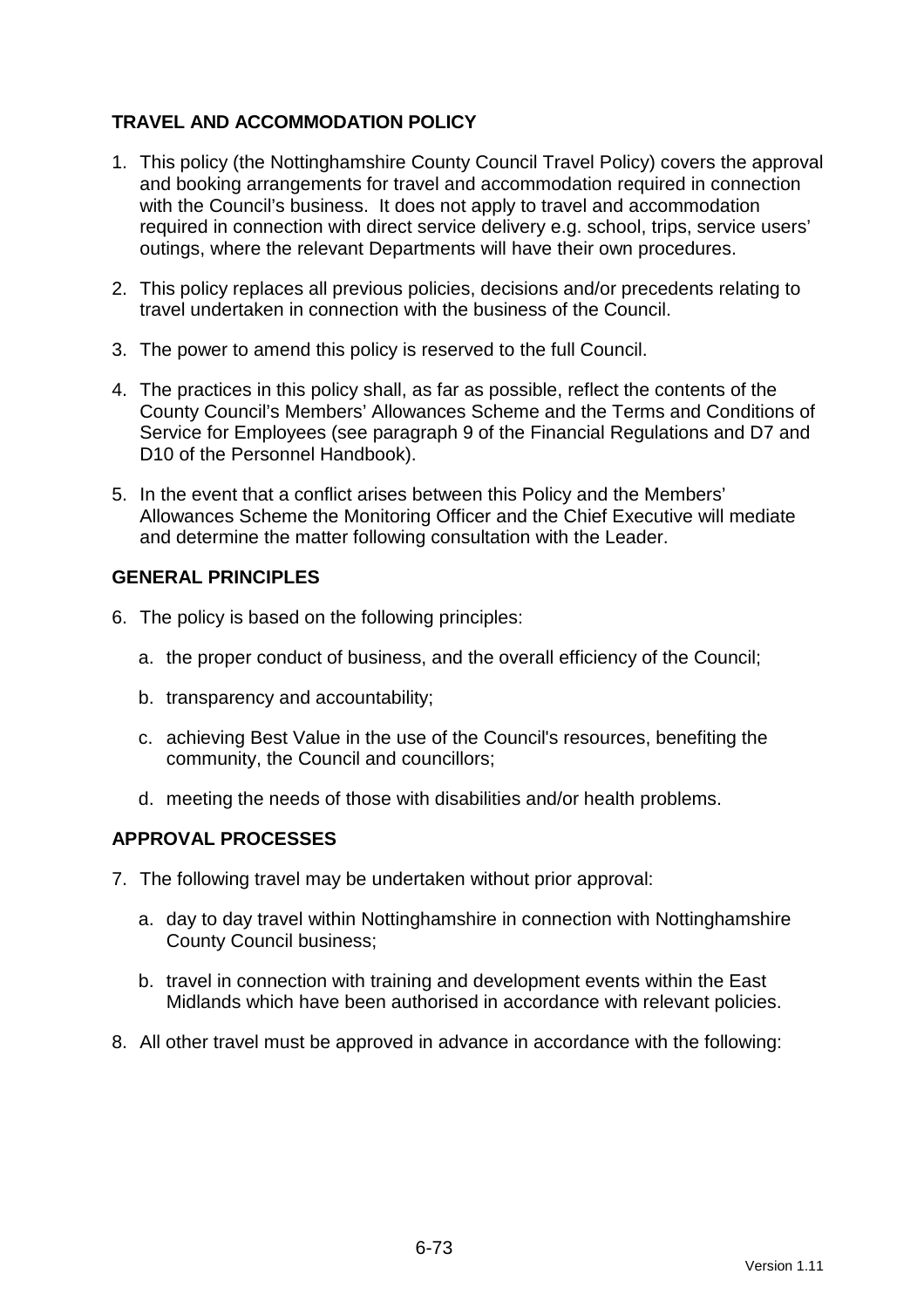## TRAVEL AND ACCOMMODATION POLICY

1. This policy (the Nottinghamshire County Council Travel Policy) covers the approval and booking arrangements for travel and accommodation required in connection with the Council's business. It does not apply to travel and accommodation required in connection with direct service delivery e.g. school, trips, service users' outings, where the relevant Departments will have their own procedures.

2. This policy replaces all previous policies, decisions and/or precedents relating to travel undertaken in connection with the business of the Council.

3. The power to amend this policy is reserved to the full Council.

4. The practices in this policy shall, as far as possible, reflect the contents of the County Council's Members' Allowances Scheme and the Terms and Conditions of Service for Employees (see paragraph 9 of the Financial Regulations and D7 and D10 of the Personnel Handbook).

5. In the event that a conflict arises between this Policy and the Members' Allowances Scheme the Monitoring Officer and the Chief Executive will mediate and determine the matter following consultation with the Leader.

## GENERAL PRINCIPLES

6. The policy is based on the following principles:

   a. the proper conduct of business, and the overall efficiency of the Council;

   b. transparency and accountability;

   c. achieving Best Value in the use of the Council's resources, benefiting the community, the Council and councillors;

   d. meeting the needs of those with disabilities and/or health problems.

## APPROVAL PROCESSES

7. The following travel may be undertaken without prior approval:

   a. day to day travel within Nottinghamshire in connection with Nottinghamshire County Council business;

   b. travel in connection with training and development events within the East Midlands which have been authorised in accordance with relevant policies.

8. All other travel must be approved in advance in accordance with the following: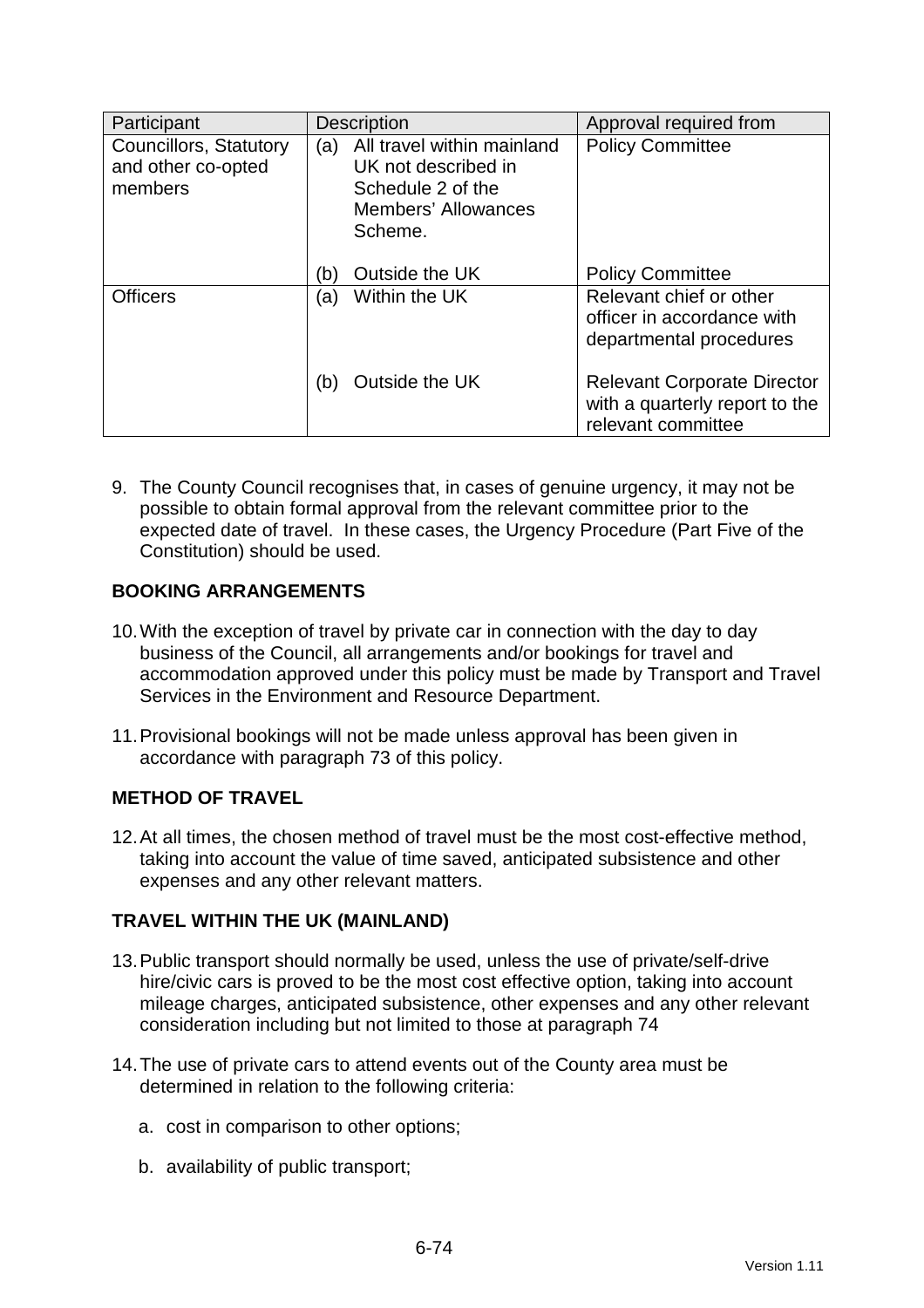| Participant | Description | Approval required from |
|---|---|---|
| Councillors, Statutory and other co-opted members | (a) All travel within mainland UK not described in Schedule 2 of the Members' Allowances Scheme. | Policy Committee |
| | (b) Outside the UK | Policy Committee |
| Officers | (a) Within the UK | Relevant chief or other officer in accordance with departmental procedures |
| | (b) Outside the UK | Relevant Corporate Director with a quarterly report to the relevant committee |

9. The County Council recognises that, in cases of genuine urgency, it may not be possible to obtain formal approval from the relevant committee prior to the expected date of travel. In these cases, the Urgency Procedure (Part Five of the Constitution) should be used.

**BOOKING ARRANGEMENTS**

10. With the exception of travel by private car in connection with the day to day business of the Council, all arrangements and/or bookings for travel and accommodation approved under this policy must be made by Transport and Travel Services in the Environment and Resource Department.

11. Provisional bookings will not be made unless approval has been given in accordance with paragraph 73 of this policy.

**METHOD OF TRAVEL**

12. At all times, the chosen method of travel must be the most cost-effective method, taking into account the value of time saved, anticipated subsistence and other expenses and any other relevant matters.

**TRAVEL WITHIN THE UK (MAINLAND)**

13. Public transport should normally be used, unless the use of private/self-drive hire/civic cars is proved to be the most cost effective option, taking into account mileage charges, anticipated subsistence, other expenses and any other relevant consideration including but not limited to those at paragraph 74

14. The use of private cars to attend events out of the County area must be determined in relation to the following criteria:

    a. cost in comparison to other options;

    b. availability of public transport;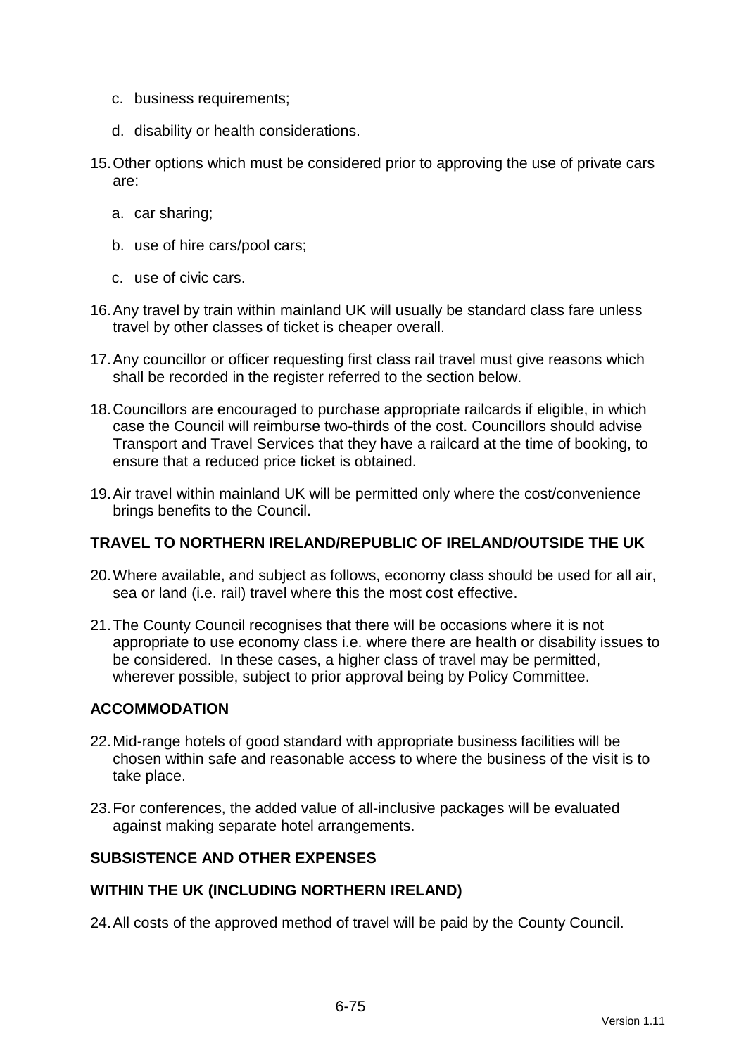c. business requirements;

d. disability or health considerations.

15. Other options which must be considered prior to approving the use of private cars are:

    a. car sharing;

    b. use of hire cars/pool cars;

    c. use of civic cars.

16. Any travel by train within mainland UK will usually be standard class fare unless travel by other classes of ticket is cheaper overall.

17. Any councillor or officer requesting first class rail travel must give reasons which shall be recorded in the register referred to the section below.

18. Councillors are encouraged to purchase appropriate railcards if eligible, in which case the Council will reimburse two-thirds of the cost. Councillors should advise Transport and Travel Services that they have a railcard at the time of booking, to ensure that a reduced price ticket is obtained.

19. Air travel within mainland UK will be permitted only where the cost/convenience brings benefits to the Council.

**TRAVEL TO NORTHERN IRELAND/REPUBLIC OF IRELAND/OUTSIDE THE UK**

20. Where available, and subject as follows, economy class should be used for all air, sea or land (i.e. rail) travel where this the most cost effective.

21. The County Council recognises that there will be occasions where it is not appropriate to use economy class i.e. where there are health or disability issues to be considered. In these cases, a higher class of travel may be permitted, wherever possible, subject to prior approval being by Policy Committee.

**ACCOMMODATION**

22. Mid-range hotels of good standard with appropriate business facilities will be chosen within safe and reasonable access to where the business of the visit is to take place.

23. For conferences, the added value of all-inclusive packages will be evaluated against making separate hotel arrangements.

**SUBSISTENCE AND OTHER EXPENSES**

**WITHIN THE UK (INCLUDING NORTHERN IRELAND)**

24. All costs of the approved method of travel will be paid by the County Council.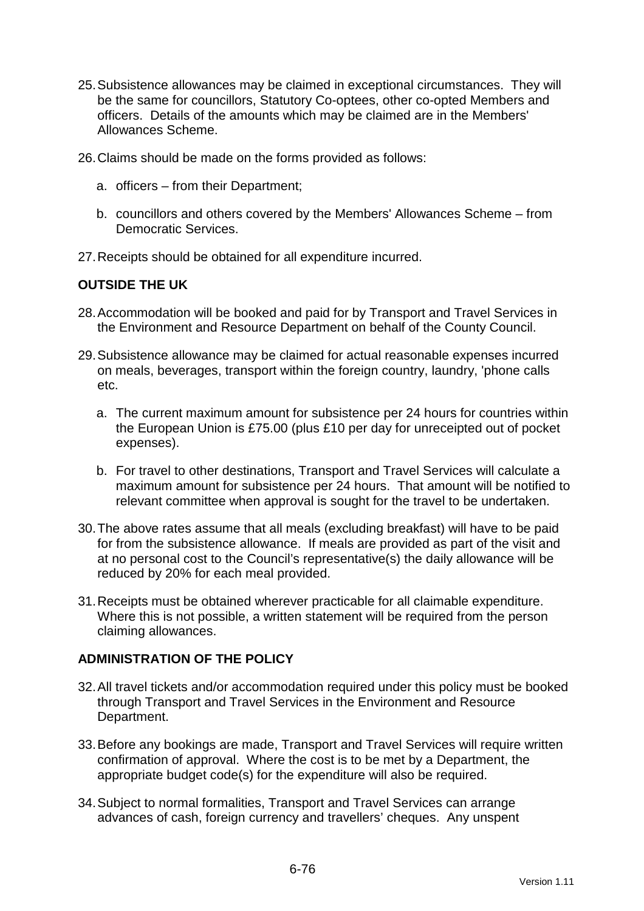25. Subsistence allowances may be claimed in exceptional circumstances. They will be the same for councillors, Statutory Co-optees, other co-opted Members and officers. Details of the amounts which may be claimed are in the Members' Allowances Scheme.

26. Claims should be made on the forms provided as follows:

    a. officers – from their Department;

    b. councillors and others covered by the Members' Allowances Scheme – from Democratic Services.

27. Receipts should be obtained for all expenditure incurred.

**OUTSIDE THE UK**

28. Accommodation will be booked and paid for by Transport and Travel Services in the Environment and Resource Department on behalf of the County Council.

29. Subsistence allowance may be claimed for actual reasonable expenses incurred on meals, beverages, transport within the foreign country, laundry, 'phone calls etc.

    a. The current maximum amount for subsistence per 24 hours for countries within the European Union is £75.00 (plus £10 per day for unreceipted out of pocket expenses).

    b. For travel to other destinations, Transport and Travel Services will calculate a maximum amount for subsistence per 24 hours. That amount will be notified to relevant committee when approval is sought for the travel to be undertaken.

30. The above rates assume that all meals (excluding breakfast) will have to be paid for from the subsistence allowance. If meals are provided as part of the visit and at no personal cost to the Council's representative(s) the daily allowance will be reduced by 20% for each meal provided.

31. Receipts must be obtained wherever practicable for all claimable expenditure. Where this is not possible, a written statement will be required from the person claiming allowances.

**ADMINISTRATION OF THE POLICY**

32. All travel tickets and/or accommodation required under this policy must be booked through Transport and Travel Services in the Environment and Resource Department.

33. Before any bookings are made, Transport and Travel Services will require written confirmation of approval. Where the cost is to be met by a Department, the appropriate budget code(s) for the expenditure will also be required.

34. Subject to normal formalities, Transport and Travel Services can arrange advances of cash, foreign currency and travellers' cheques. Any unspent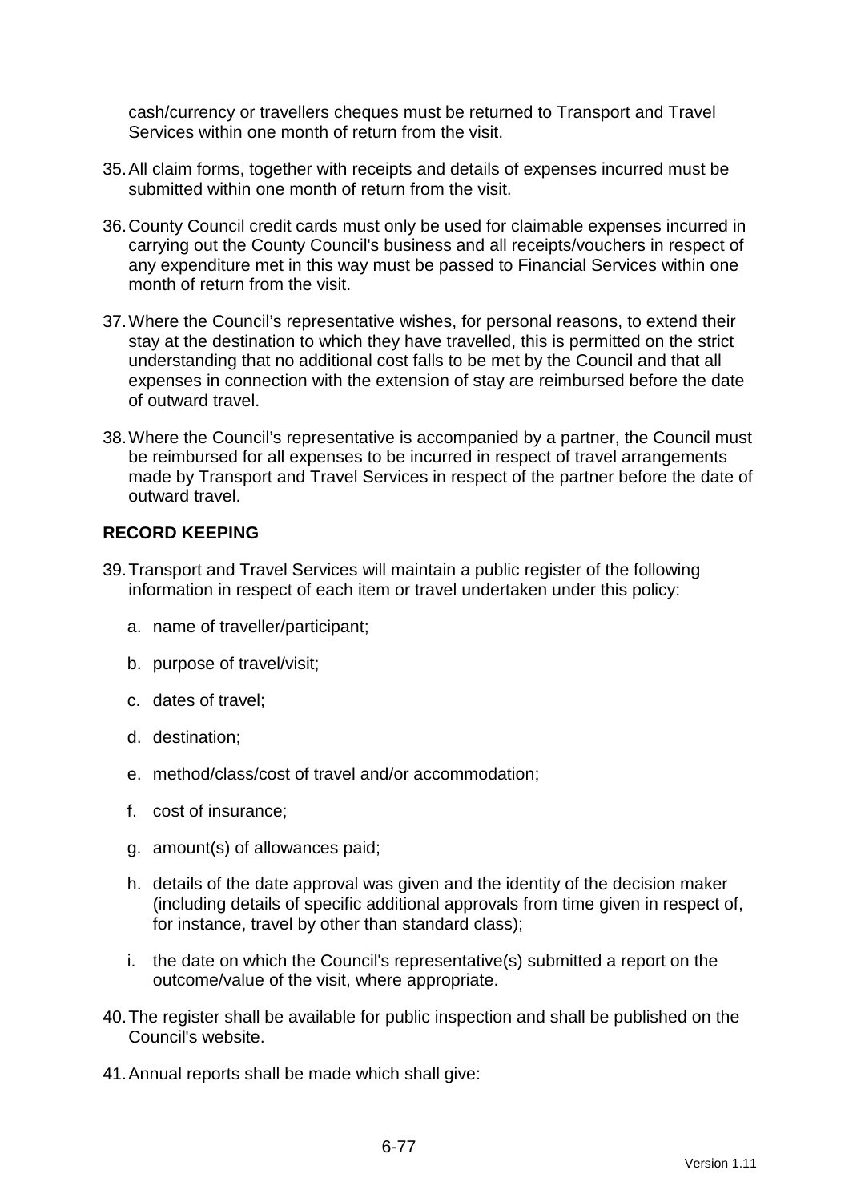cash/currency or travellers cheques must be returned to Transport and Travel Services within one month of return from the visit.

35. All claim forms, together with receipts and details of expenses incurred must be submitted within one month of return from the visit.

36. County Council credit cards must only be used for claimable expenses incurred in carrying out the County Council's business and all receipts/vouchers in respect of any expenditure met in this way must be passed to Financial Services within one month of return from the visit.

37. Where the Council's representative wishes, for personal reasons, to extend their stay at the destination to which they have travelled, this is permitted on the strict understanding that no additional cost falls to be met by the Council and that all expenses in connection with the extension of stay are reimbursed before the date of outward travel.

38. Where the Council's representative is accompanied by a partner, the Council must be reimbursed for all expenses to be incurred in respect of travel arrangements made by Transport and Travel Services in respect of the partner before the date of outward travel.

**RECORD KEEPING**

39. Transport and Travel Services will maintain a public register of the following information in respect of each item or travel undertaken under this policy:

    a. name of traveller/participant;

    b. purpose of travel/visit;

    c. dates of travel;

    d. destination;

    e. method/class/cost of travel and/or accommodation;

    f. cost of insurance;

    g. amount(s) of allowances paid;

    h. details of the date approval was given and the identity of the decision maker (including details of specific additional approvals from time given in respect of, for instance, travel by other than standard class);

    i. the date on which the Council's representative(s) submitted a report on the outcome/value of the visit, where appropriate.

40. The register shall be available for public inspection and shall be published on the Council's website.

41. Annual reports shall be made which shall give: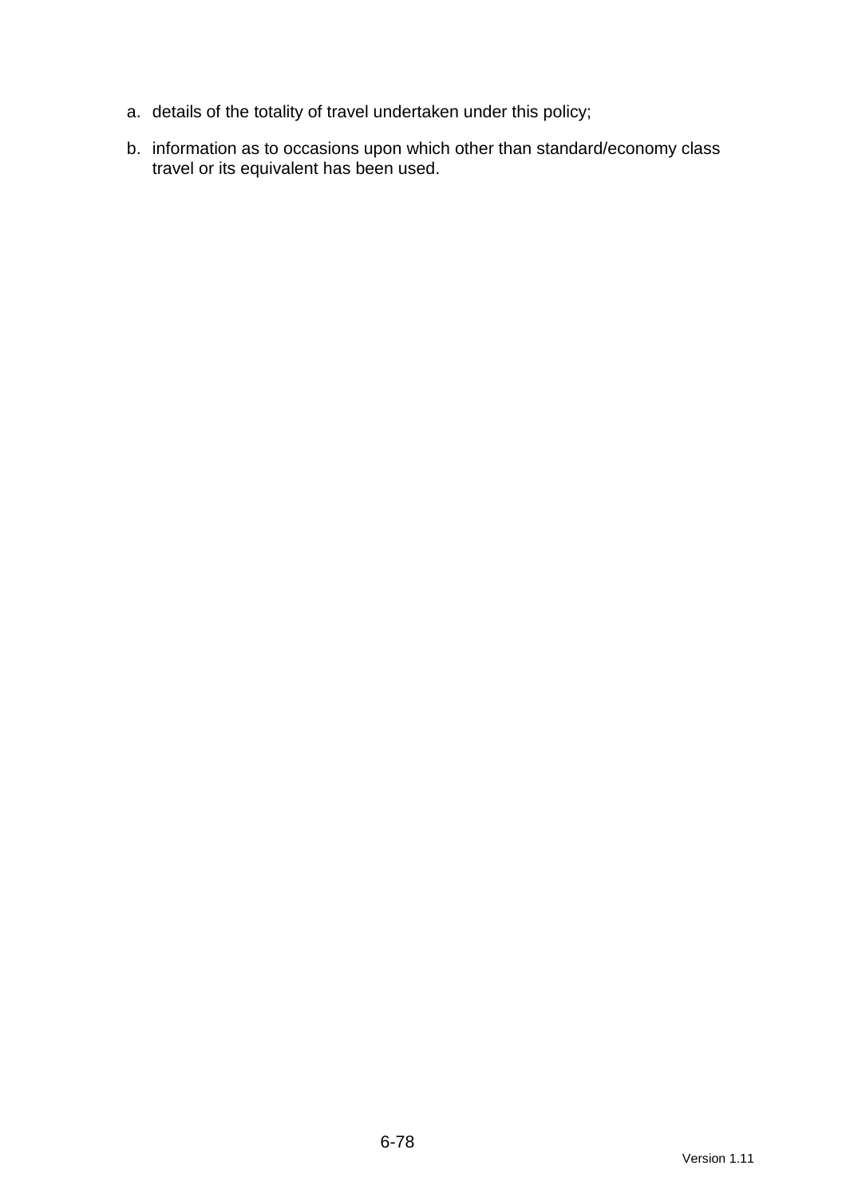a. details of the totality of travel undertaken under this policy;

b. information as to occasions upon which other than standard/economy class travel or its equivalent has been used.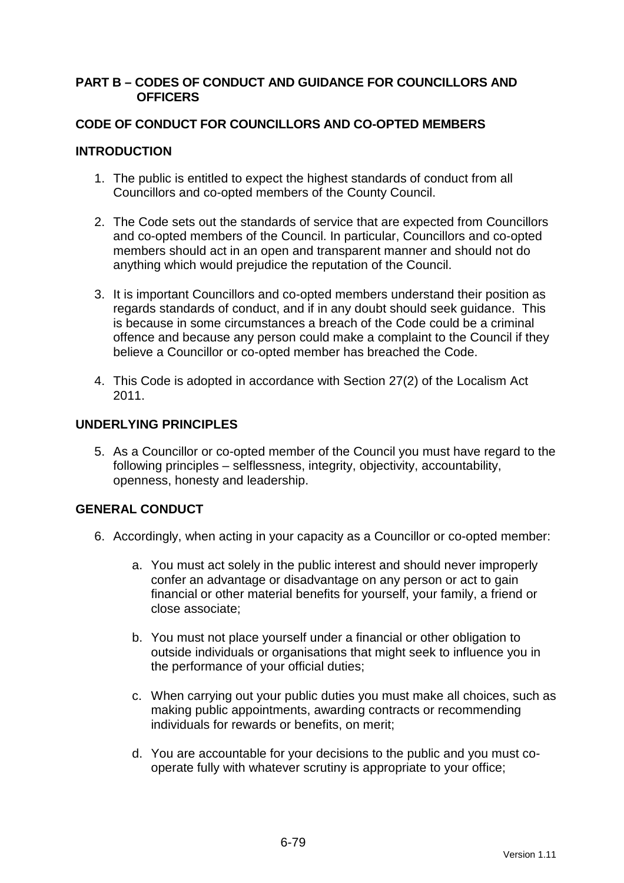## PART B – CODES OF CONDUCT AND GUIDANCE FOR COUNCILLORS AND OFFICERS

## CODE OF CONDUCT FOR COUNCILLORS AND CO-OPTED MEMBERS

### INTRODUCTION

1. The public is entitled to expect the highest standards of conduct from all Councillors and co-opted members of the County Council.

2. The Code sets out the standards of service that are expected from Councillors and co-opted members of the Council. In particular, Councillors and co-opted members should act in an open and transparent manner and should not do anything which would prejudice the reputation of the Council.

3. It is important Councillors and co-opted members understand their position as regards standards of conduct, and if in any doubt should seek guidance. This is because in some circumstances a breach of the Code could be a criminal offence and because any person could make a complaint to the Council if they believe a Councillor or co-opted member has breached the Code.

4. This Code is adopted in accordance with Section 27(2) of the Localism Act 2011.

### UNDERLYING PRINCIPLES

5. As a Councillor or co-opted member of the Council you must have regard to the following principles – selflessness, integrity, objectivity, accountability, openness, honesty and leadership.

### GENERAL CONDUCT

6. Accordingly, when acting in your capacity as a Councillor or co-opted member:

   a. You must act solely in the public interest and should never improperly confer an advantage or disadvantage on any person or act to gain financial or other material benefits for yourself, your family, a friend or close associate;

   b. You must not place yourself under a financial or other obligation to outside individuals or organisations that might seek to influence you in the performance of your official duties;

   c. When carrying out your public duties you must make all choices, such as making public appointments, awarding contracts or recommending individuals for rewards or benefits, on merit;

   d. You are accountable for your decisions to the public and you must co-operate fully with whatever scrutiny is appropriate to your office;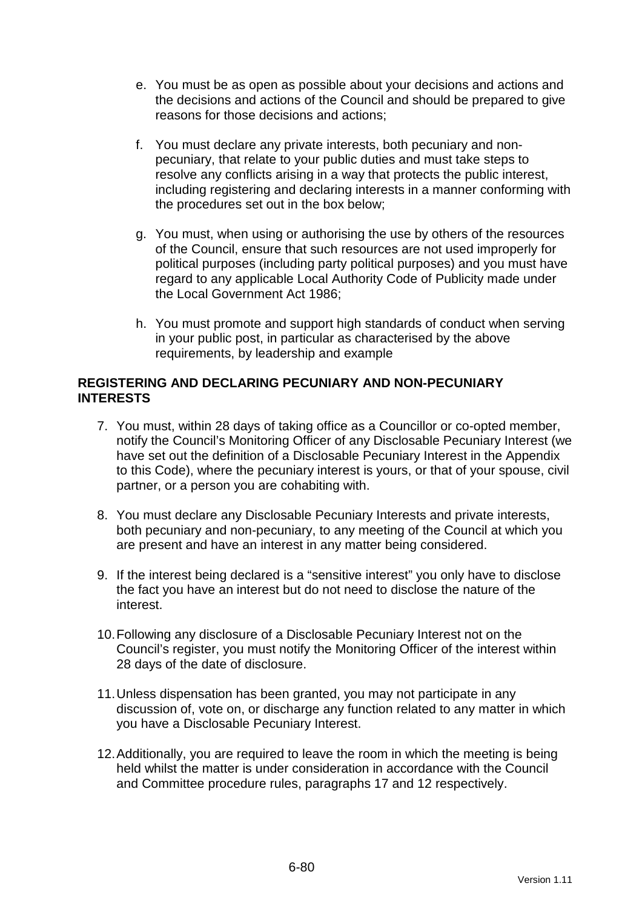e. You must be as open as possible about your decisions and actions and the decisions and actions of the Council and should be prepared to give reasons for those decisions and actions;

f. You must declare any private interests, both pecuniary and non-pecuniary, that relate to your public duties and must take steps to resolve any conflicts arising in a way that protects the public interest, including registering and declaring interests in a manner conforming with the procedures set out in the box below;

g. You must, when using or authorising the use by others of the resources of the Council, ensure that such resources are not used improperly for political purposes (including party political purposes) and you must have regard to any applicable Local Authority Code of Publicity made under the Local Government Act 1986;

h. You must promote and support high standards of conduct when serving in your public post, in particular as characterised by the above requirements, by leadership and example

**REGISTERING AND DECLARING PECUNIARY AND NON-PECUNIARY INTERESTS**

7. You must, within 28 days of taking office as a Councillor or co-opted member, notify the Council's Monitoring Officer of any Disclosable Pecuniary Interest (we have set out the definition of a Disclosable Pecuniary Interest in the Appendix to this Code), where the pecuniary interest is yours, or that of your spouse, civil partner, or a person you are cohabiting with.

8. You must declare any Disclosable Pecuniary Interests and private interests, both pecuniary and non-pecuniary, to any meeting of the Council at which you are present and have an interest in any matter being considered.

9. If the interest being declared is a "sensitive interest" you only have to disclose the fact you have an interest but do not need to disclose the nature of the interest.

10. Following any disclosure of a Disclosable Pecuniary Interest not on the Council's register, you must notify the Monitoring Officer of the interest within 28 days of the date of disclosure.

11. Unless dispensation has been granted, you may not participate in any discussion of, vote on, or discharge any function related to any matter in which you have a Disclosable Pecuniary Interest.

12. Additionally, you are required to leave the room in which the meeting is being held whilst the matter is under consideration in accordance with the Council and Committee procedure rules, paragraphs 17 and 12 respectively.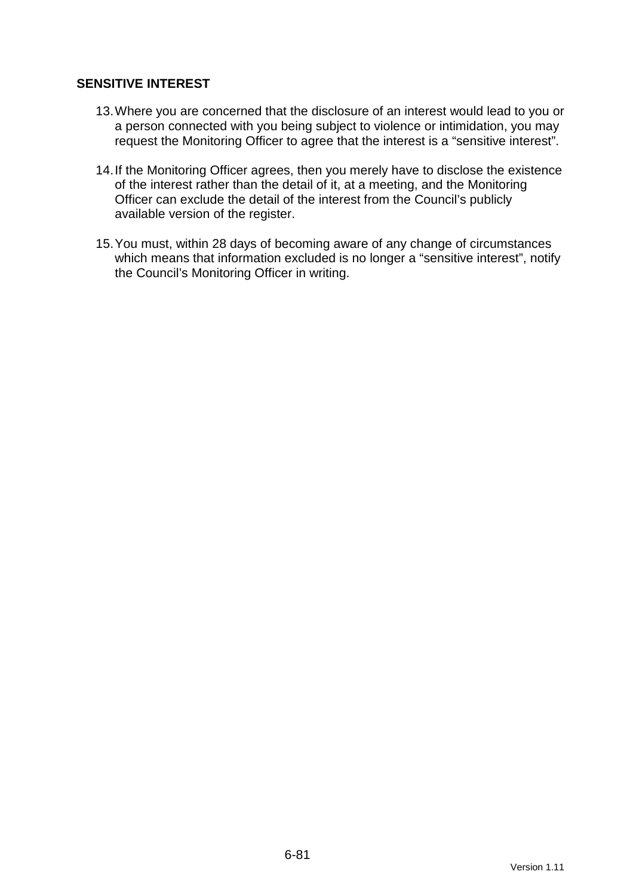**SENSITIVE INTEREST**

13. Where you are concerned that the disclosure of an interest would lead to you or a person connected with you being subject to violence or intimidation, you may request the Monitoring Officer to agree that the interest is a "sensitive interest".

14. If the Monitoring Officer agrees, then you merely have to disclose the existence of the interest rather than the detail of it, at a meeting, and the Monitoring Officer can exclude the detail of the interest from the Council's publicly available version of the register.

15. You must, within 28 days of becoming aware of any change of circumstances which means that information excluded is no longer a "sensitive interest", notify the Council's Monitoring Officer in writing.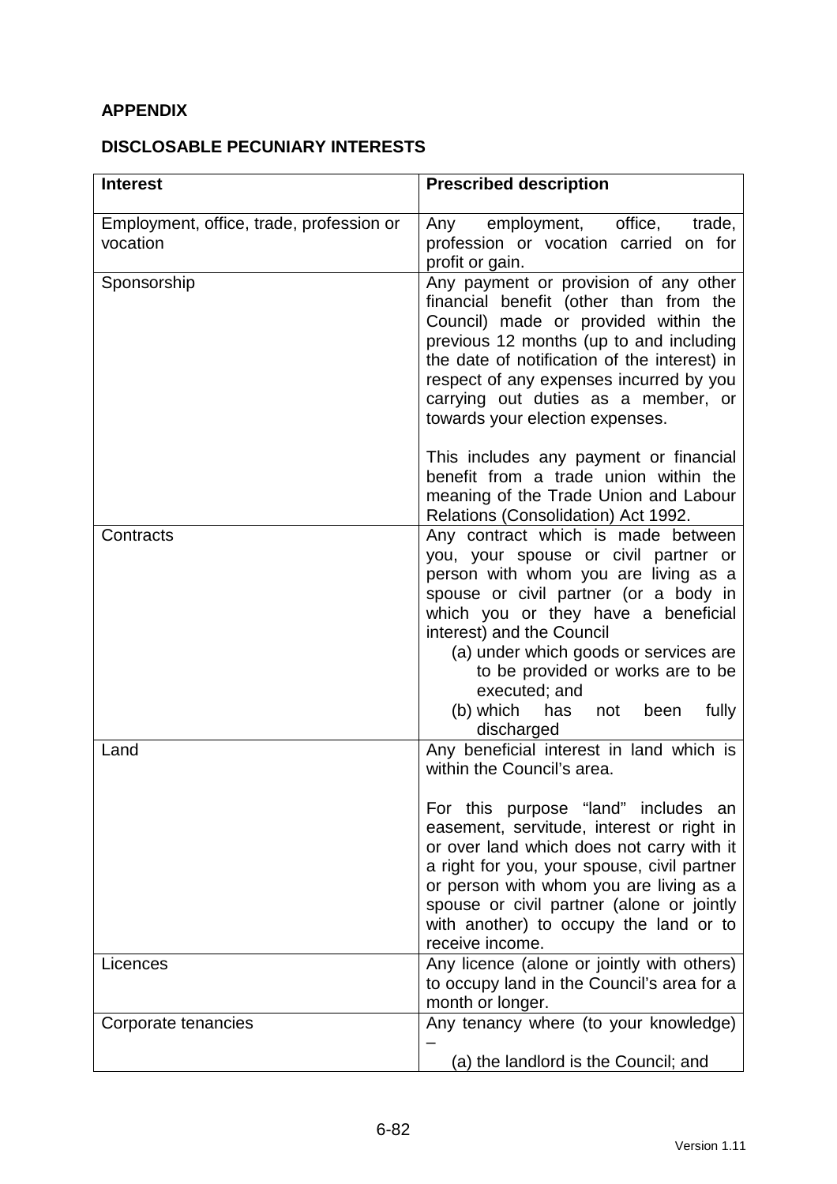**APPENDIX**

**DISCLOSABLE PECUNIARY INTERESTS**

| **Interest** | **Prescribed description** |
|---|---|
| Employment, office, trade, profession or vocation | Any employment, office, trade, profession or vocation carried on for profit or gain. |
| Sponsorship | Any payment or provision of any other financial benefit (other than from the Council) made or provided within the previous 12 months (up to and including the date of notification of the interest) in respect of any expenses incurred by you carrying out duties as a member, or towards your election expenses.<br><br>This includes any payment or financial benefit from a trade union within the meaning of the Trade Union and Labour Relations (Consolidation) Act 1992. |
| Contracts | Any contract which is made between you, your spouse or civil partner or person with whom you are living as a spouse or civil partner (or a body in which you or they have a beneficial interest) and the Council<br>(a) under which goods or services are to be provided or works are to be executed; and<br>(b) which has not been fully discharged |
| Land | Any beneficial interest in land which is within the Council's area.<br><br>For this purpose "land" includes an easement, servitude, interest or right in or over land which does not carry with it a right for you, your spouse, civil partner or person with whom you are living as a spouse or civil partner (alone or jointly with another) to occupy the land or to receive income. |
| Licences | Any licence (alone or jointly with others) to occupy land in the Council's area for a month or longer. |
| Corporate tenancies | Any tenancy where (to your knowledge) –<br>(a) the landlord is the Council; and |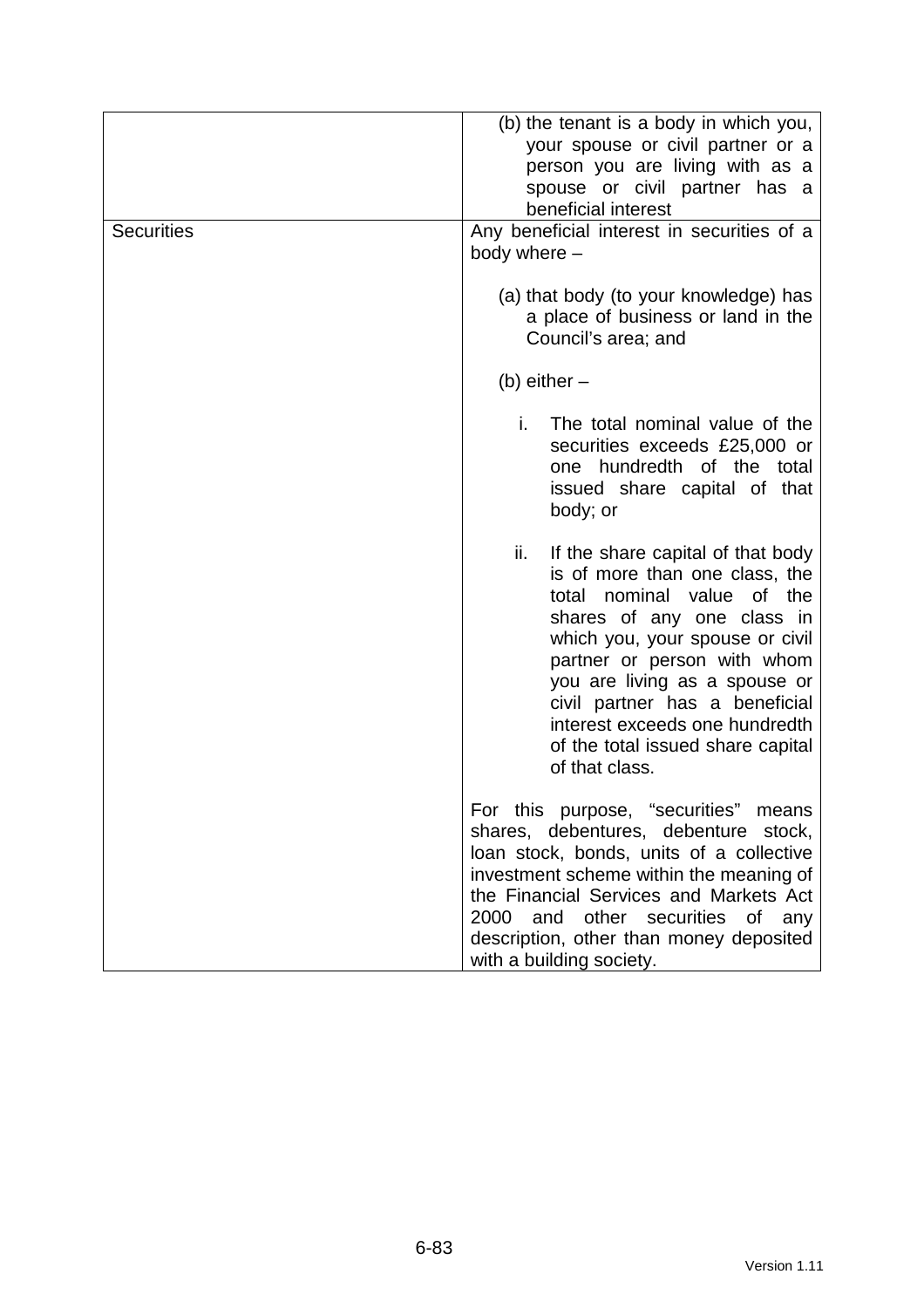| | |
|---|---|
| | (b) the tenant is a body in which you, your spouse or civil partner or a person you are living with as a spouse or civil partner has a beneficial interest |
| Securities | Any beneficial interest in securities of a body where –<br><br>(a) that body (to your knowledge) has a place of business or land in the Council's area; and<br><br>(b) either –<br><br>i. The total nominal value of the securities exceeds £25,000 or one hundredth of the total issued share capital of that body; or<br><br>ii. If the share capital of that body is of more than one class, the total nominal value of the shares of any one class in which you, your spouse or civil partner or person with whom you are living as a spouse or civil partner has a beneficial interest exceeds one hundredth of the total issued share capital of that class.<br><br>For this purpose, "securities" means shares, debentures, debenture stock, loan stock, bonds, units of a collective investment scheme within the meaning of the Financial Services and Markets Act 2000 and other securities of any description, other than money deposited with a building society. |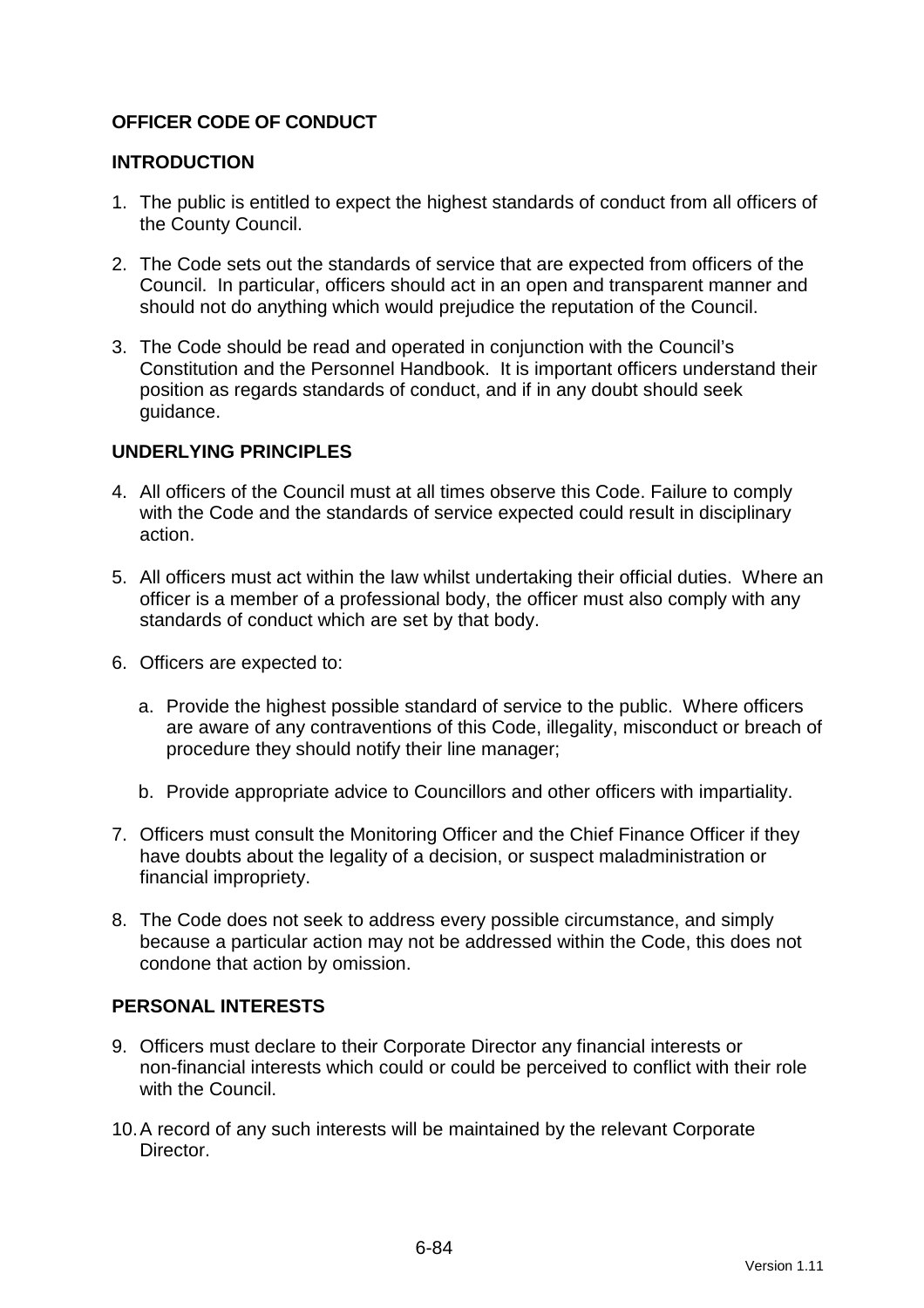## OFFICER CODE OF CONDUCT

## INTRODUCTION

1. The public is entitled to expect the highest standards of conduct from all officers of the County Council.

2. The Code sets out the standards of service that are expected from officers of the Council. In particular, officers should act in an open and transparent manner and should not do anything which would prejudice the reputation of the Council.

3. The Code should be read and operated in conjunction with the Council's Constitution and the Personnel Handbook. It is important officers understand their position as regards standards of conduct, and if in any doubt should seek guidance.

## UNDERLYING PRINCIPLES

4. All officers of the Council must at all times observe this Code. Failure to comply with the Code and the standards of service expected could result in disciplinary action.

5. All officers must act within the law whilst undertaking their official duties. Where an officer is a member of a professional body, the officer must also comply with any standards of conduct which are set by that body.

6. Officers are expected to:

   a. Provide the highest possible standard of service to the public. Where officers are aware of any contraventions of this Code, illegality, misconduct or breach of procedure they should notify their line manager;

   b. Provide appropriate advice to Councillors and other officers with impartiality.

7. Officers must consult the Monitoring Officer and the Chief Finance Officer if they have doubts about the legality of a decision, or suspect maladministration or financial impropriety.

8. The Code does not seek to address every possible circumstance, and simply because a particular action may not be addressed within the Code, this does not condone that action by omission.

## PERSONAL INTERESTS

9. Officers must declare to their Corporate Director any financial interests or non-financial interests which could or could be perceived to conflict with their role with the Council.

10. A record of any such interests will be maintained by the relevant Corporate Director.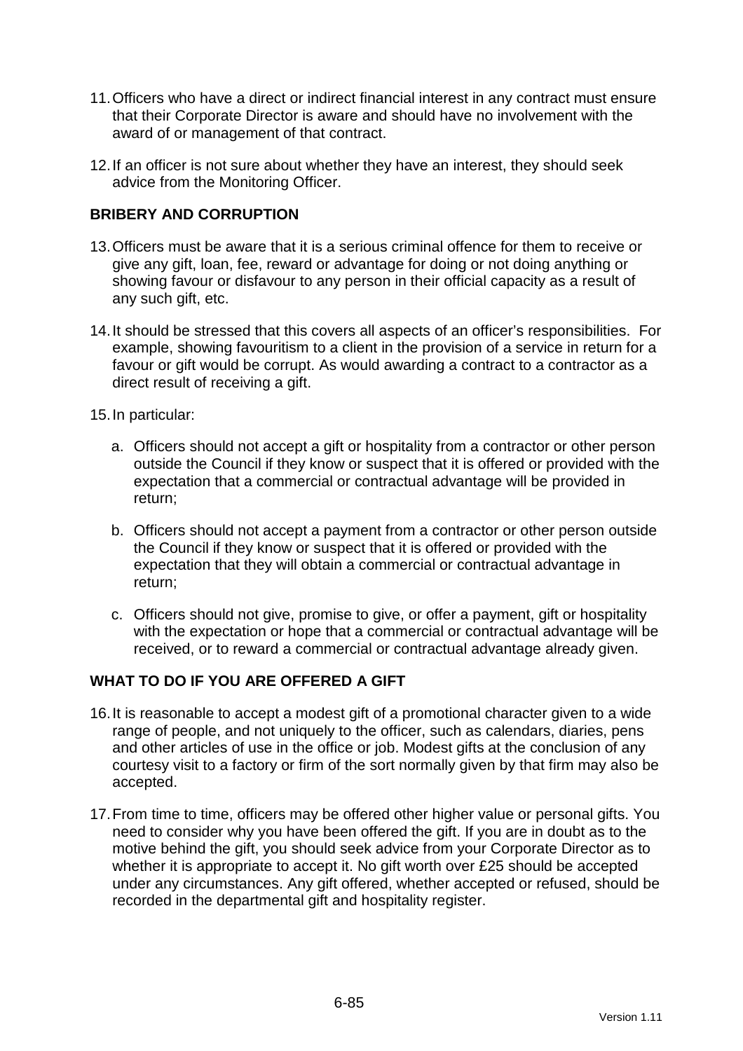11. Officers who have a direct or indirect financial interest in any contract must ensure that their Corporate Director is aware and should have no involvement with the award of or management of that contract.

12. If an officer is not sure about whether they have an interest, they should seek advice from the Monitoring Officer.

**BRIBERY AND CORRUPTION**

13. Officers must be aware that it is a serious criminal offence for them to receive or give any gift, loan, fee, reward or advantage for doing or not doing anything or showing favour or disfavour to any person in their official capacity as a result of any such gift, etc.

14. It should be stressed that this covers all aspects of an officer's responsibilities. For example, showing favouritism to a client in the provision of a service in return for a favour or gift would be corrupt. As would awarding a contract to a contractor as a direct result of receiving a gift.

15. In particular:

    a. Officers should not accept a gift or hospitality from a contractor or other person outside the Council if they know or suspect that it is offered or provided with the expectation that a commercial or contractual advantage will be provided in return;

    b. Officers should not accept a payment from a contractor or other person outside the Council if they know or suspect that it is offered or provided with the expectation that they will obtain a commercial or contractual advantage in return;

    c. Officers should not give, promise to give, or offer a payment, gift or hospitality with the expectation or hope that a commercial or contractual advantage will be received, or to reward a commercial or contractual advantage already given.

**WHAT TO DO IF YOU ARE OFFERED A GIFT**

16. It is reasonable to accept a modest gift of a promotional character given to a wide range of people, and not uniquely to the officer, such as calendars, diaries, pens and other articles of use in the office or job. Modest gifts at the conclusion of any courtesy visit to a factory or firm of the sort normally given by that firm may also be accepted.

17. From time to time, officers may be offered other higher value or personal gifts. You need to consider why you have been offered the gift. If you are in doubt as to the motive behind the gift, you should seek advice from your Corporate Director as to whether it is appropriate to accept it. No gift worth over £25 should be accepted under any circumstances. Any gift offered, whether accepted or refused, should be recorded in the departmental gift and hospitality register.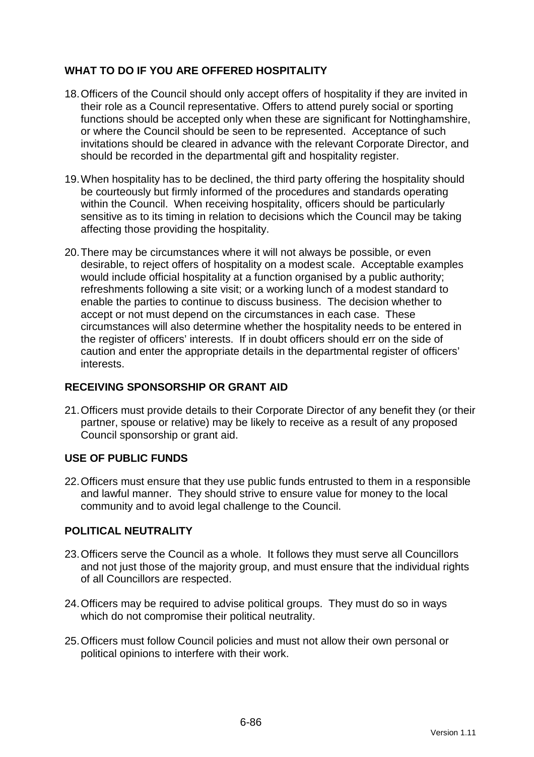## WHAT TO DO IF YOU ARE OFFERED HOSPITALITY

18. Officers of the Council should only accept offers of hospitality if they are invited in their role as a Council representative. Offers to attend purely social or sporting functions should be accepted only when these are significant for Nottinghamshire, or where the Council should be seen to be represented. Acceptance of such invitations should be cleared in advance with the relevant Corporate Director, and should be recorded in the departmental gift and hospitality register.

19. When hospitality has to be declined, the third party offering the hospitality should be courteously but firmly informed of the procedures and standards operating within the Council. When receiving hospitality, officers should be particularly sensitive as to its timing in relation to decisions which the Council may be taking affecting those providing the hospitality.

20. There may be circumstances where it will not always be possible, or even desirable, to reject offers of hospitality on a modest scale. Acceptable examples would include official hospitality at a function organised by a public authority; refreshments following a site visit; or a working lunch of a modest standard to enable the parties to continue to discuss business. The decision whether to accept or not must depend on the circumstances in each case. These circumstances will also determine whether the hospitality needs to be entered in the register of officers' interests. If in doubt officers should err on the side of caution and enter the appropriate details in the departmental register of officers' interests.

## RECEIVING SPONSORSHIP OR GRANT AID

21. Officers must provide details to their Corporate Director of any benefit they (or their partner, spouse or relative) may be likely to receive as a result of any proposed Council sponsorship or grant aid.

## USE OF PUBLIC FUNDS

22. Officers must ensure that they use public funds entrusted to them in a responsible and lawful manner. They should strive to ensure value for money to the local community and to avoid legal challenge to the Council.

## POLITICAL NEUTRALITY

23. Officers serve the Council as a whole. It follows they must serve all Councillors and not just those of the majority group, and must ensure that the individual rights of all Councillors are respected.

24. Officers may be required to advise political groups. They must do so in ways which do not compromise their political neutrality.

25. Officers must follow Council policies and must not allow their own personal or political opinions to interfere with their work.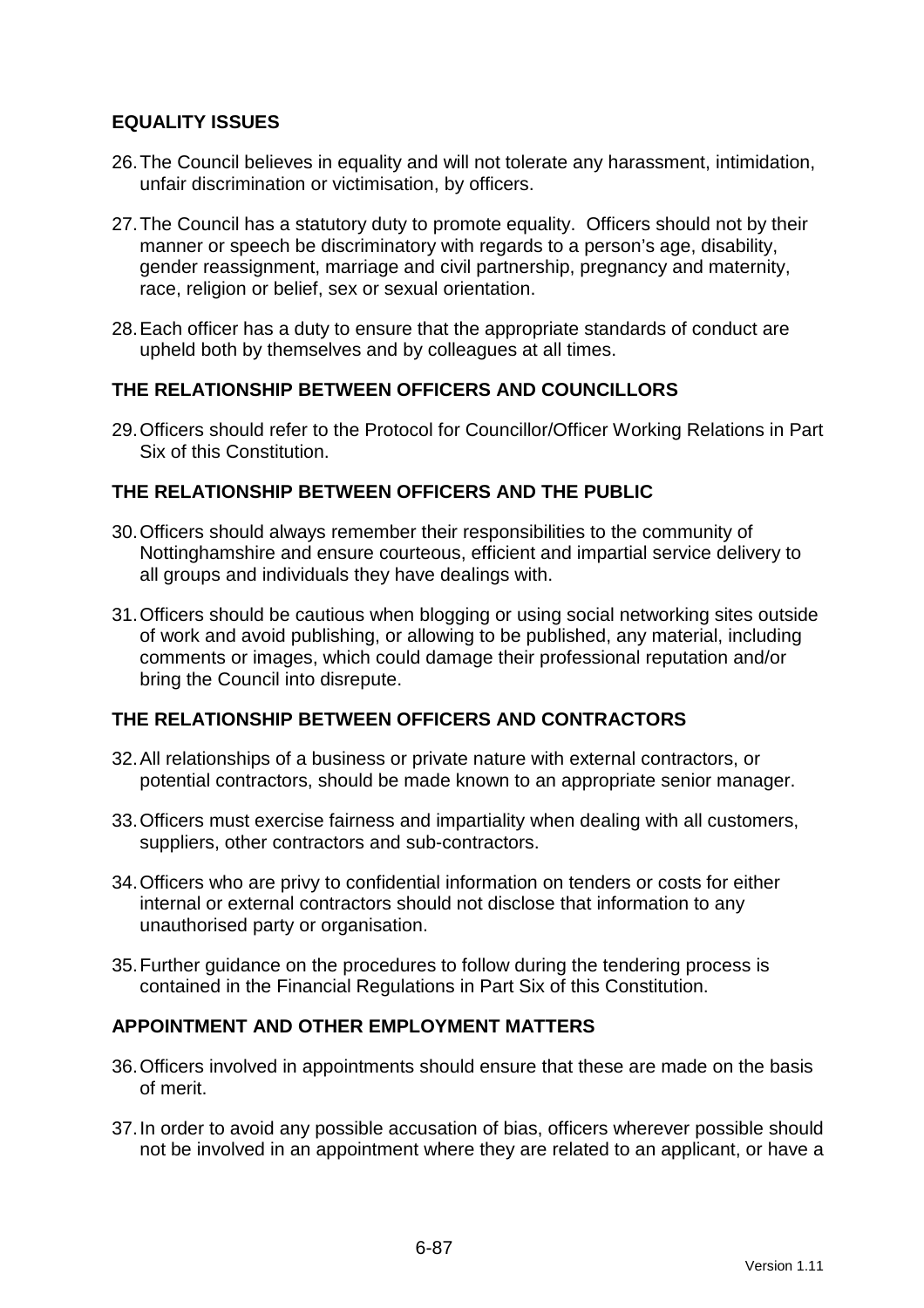## EQUALITY ISSUES

26. The Council believes in equality and will not tolerate any harassment, intimidation, unfair discrimination or victimisation, by officers.

27. The Council has a statutory duty to promote equality. Officers should not by their manner or speech be discriminatory with regards to a person's age, disability, gender reassignment, marriage and civil partnership, pregnancy and maternity, race, religion or belief, sex or sexual orientation.

28. Each officer has a duty to ensure that the appropriate standards of conduct are upheld both by themselves and by colleagues at all times.

## THE RELATIONSHIP BETWEEN OFFICERS AND COUNCILLORS

29. Officers should refer to the Protocol for Councillor/Officer Working Relations in Part Six of this Constitution.

## THE RELATIONSHIP BETWEEN OFFICERS AND THE PUBLIC

30. Officers should always remember their responsibilities to the community of Nottinghamshire and ensure courteous, efficient and impartial service delivery to all groups and individuals they have dealings with.

31. Officers should be cautious when blogging or using social networking sites outside of work and avoid publishing, or allowing to be published, any material, including comments or images, which could damage their professional reputation and/or bring the Council into disrepute.

## THE RELATIONSHIP BETWEEN OFFICERS AND CONTRACTORS

32. All relationships of a business or private nature with external contractors, or potential contractors, should be made known to an appropriate senior manager.

33. Officers must exercise fairness and impartiality when dealing with all customers, suppliers, other contractors and sub-contractors.

34. Officers who are privy to confidential information on tenders or costs for either internal or external contractors should not disclose that information to any unauthorised party or organisation.

35. Further guidance on the procedures to follow during the tendering process is contained in the Financial Regulations in Part Six of this Constitution.

## APPOINTMENT AND OTHER EMPLOYMENT MATTERS

36. Officers involved in appointments should ensure that these are made on the basis of merit.

37. In order to avoid any possible accusation of bias, officers wherever possible should not be involved in an appointment where they are related to an applicant, or have a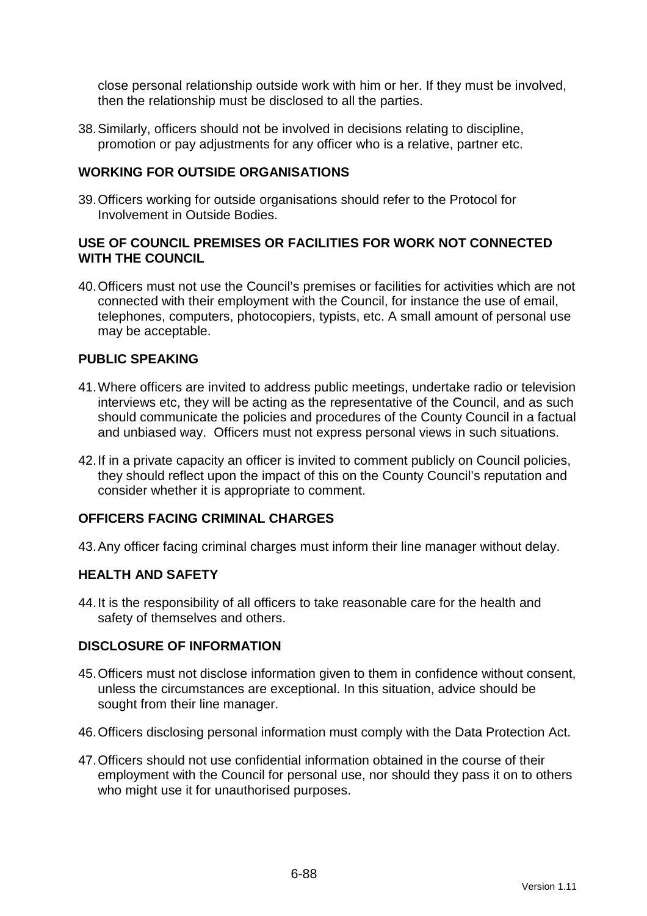close personal relationship outside work with him or her. If they must be involved, then the relationship must be disclosed to all the parties.

38. Similarly, officers should not be involved in decisions relating to discipline, promotion or pay adjustments for any officer who is a relative, partner etc.

## WORKING FOR OUTSIDE ORGANISATIONS

39. Officers working for outside organisations should refer to the Protocol for Involvement in Outside Bodies.

## USE OF COUNCIL PREMISES OR FACILITIES FOR WORK NOT CONNECTED WITH THE COUNCIL

40. Officers must not use the Council's premises or facilities for activities which are not connected with their employment with the Council, for instance the use of email, telephones, computers, photocopiers, typists, etc. A small amount of personal use may be acceptable.

## PUBLIC SPEAKING

41. Where officers are invited to address public meetings, undertake radio or television interviews etc, they will be acting as the representative of the Council, and as such should communicate the policies and procedures of the County Council in a factual and unbiased way. Officers must not express personal views in such situations.

42. If in a private capacity an officer is invited to comment publicly on Council policies, they should reflect upon the impact of this on the County Council's reputation and consider whether it is appropriate to comment.

## OFFICERS FACING CRIMINAL CHARGES

43. Any officer facing criminal charges must inform their line manager without delay.

## HEALTH AND SAFETY

44. It is the responsibility of all officers to take reasonable care for the health and safety of themselves and others.

## DISCLOSURE OF INFORMATION

45. Officers must not disclose information given to them in confidence without consent, unless the circumstances are exceptional. In this situation, advice should be sought from their line manager.

46. Officers disclosing personal information must comply with the Data Protection Act.

47. Officers should not use confidential information obtained in the course of their employment with the Council for personal use, nor should they pass it on to others who might use it for unauthorised purposes.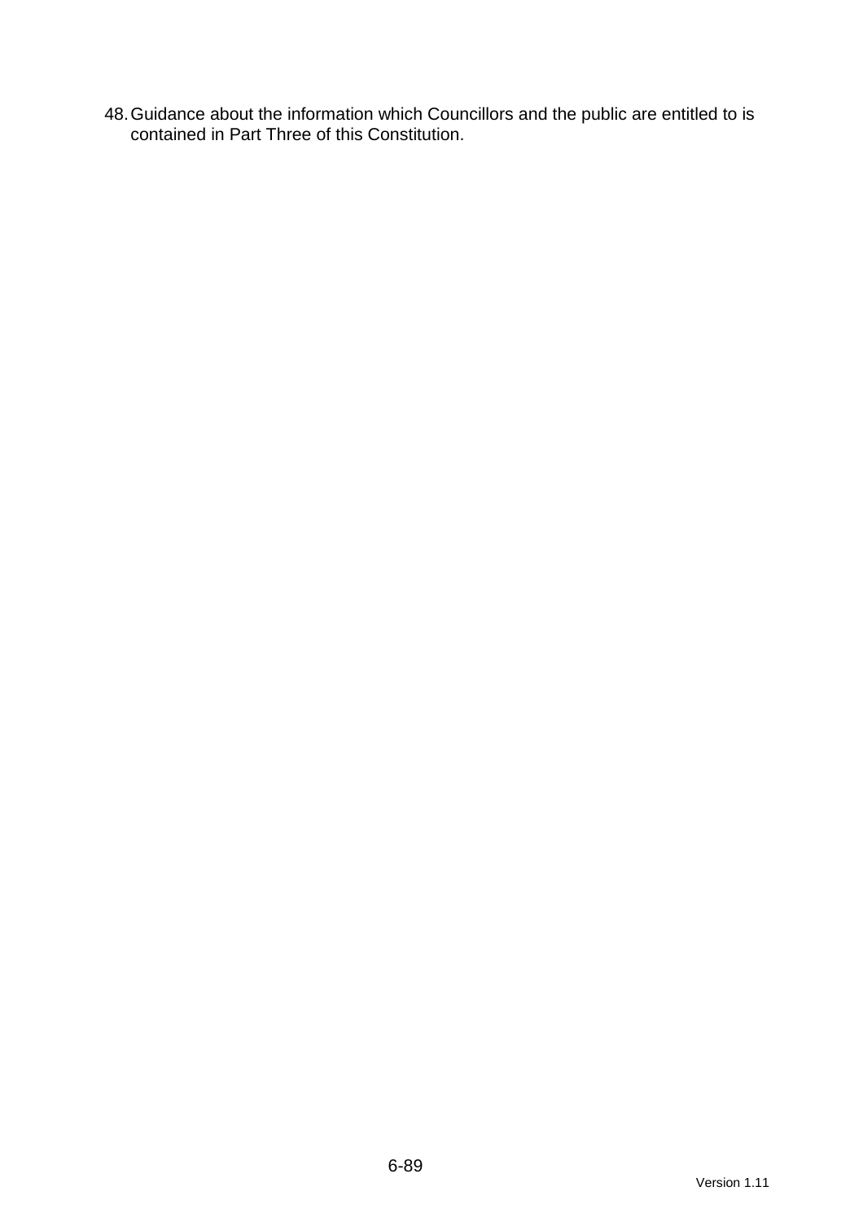48. Guidance about the information which Councillors and the public are entitled to is contained in Part Three of this Constitution.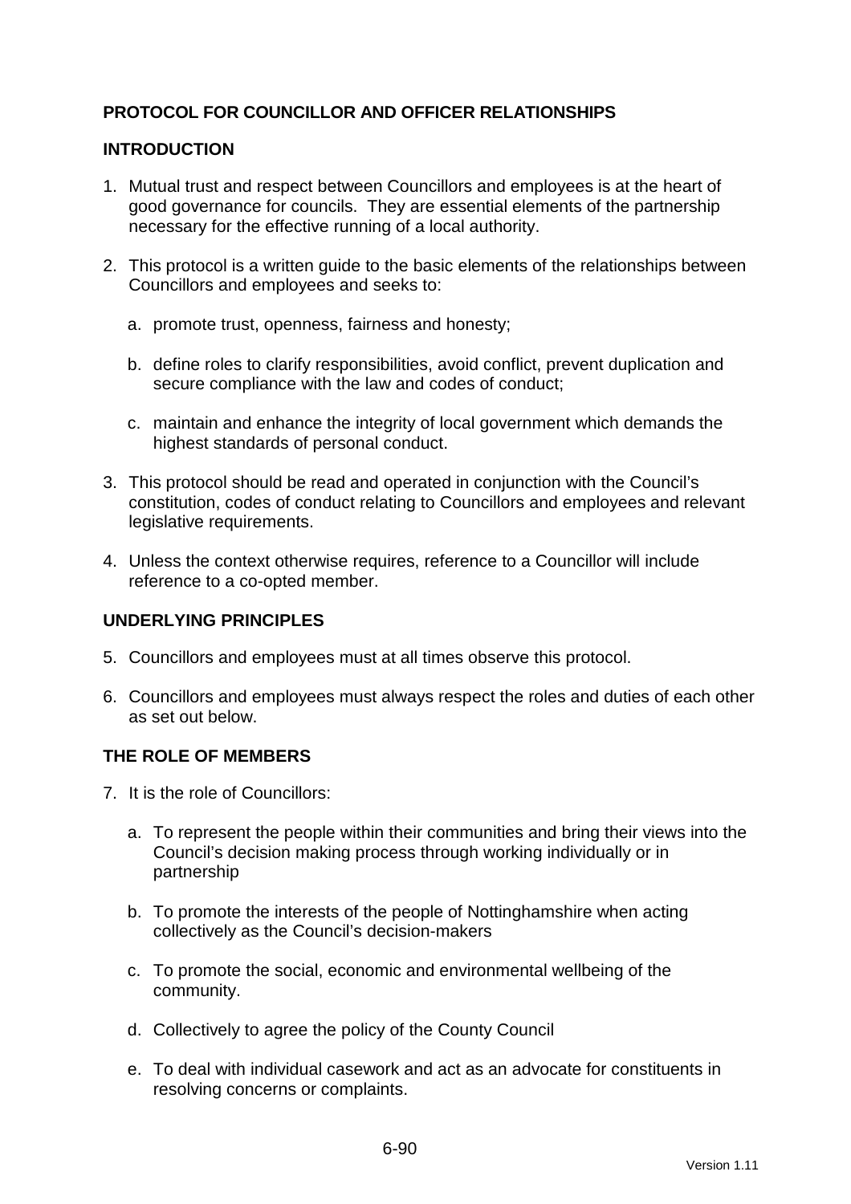**PROTOCOL FOR COUNCILLOR AND OFFICER RELATIONSHIPS**

**INTRODUCTION**

1. Mutual trust and respect between Councillors and employees is at the heart of good governance for councils. They are essential elements of the partnership necessary for the effective running of a local authority.

2. This protocol is a written guide to the basic elements of the relationships between Councillors and employees and seeks to:

   a. promote trust, openness, fairness and honesty;

   b. define roles to clarify responsibilities, avoid conflict, prevent duplication and secure compliance with the law and codes of conduct;

   c. maintain and enhance the integrity of local government which demands the highest standards of personal conduct.

3. This protocol should be read and operated in conjunction with the Council's constitution, codes of conduct relating to Councillors and employees and relevant legislative requirements.

4. Unless the context otherwise requires, reference to a Councillor will include reference to a co-opted member.

**UNDERLYING PRINCIPLES**

5. Councillors and employees must at all times observe this protocol.

6. Councillors and employees must always respect the roles and duties of each other as set out below.

**THE ROLE OF MEMBERS**

7. It is the role of Councillors:

   a. To represent the people within their communities and bring their views into the Council's decision making process through working individually or in partnership

   b. To promote the interests of the people of Nottinghamshire when acting collectively as the Council's decision-makers

   c. To promote the social, economic and environmental wellbeing of the community.

   d. Collectively to agree the policy of the County Council

   e. To deal with individual casework and act as an advocate for constituents in resolving concerns or complaints.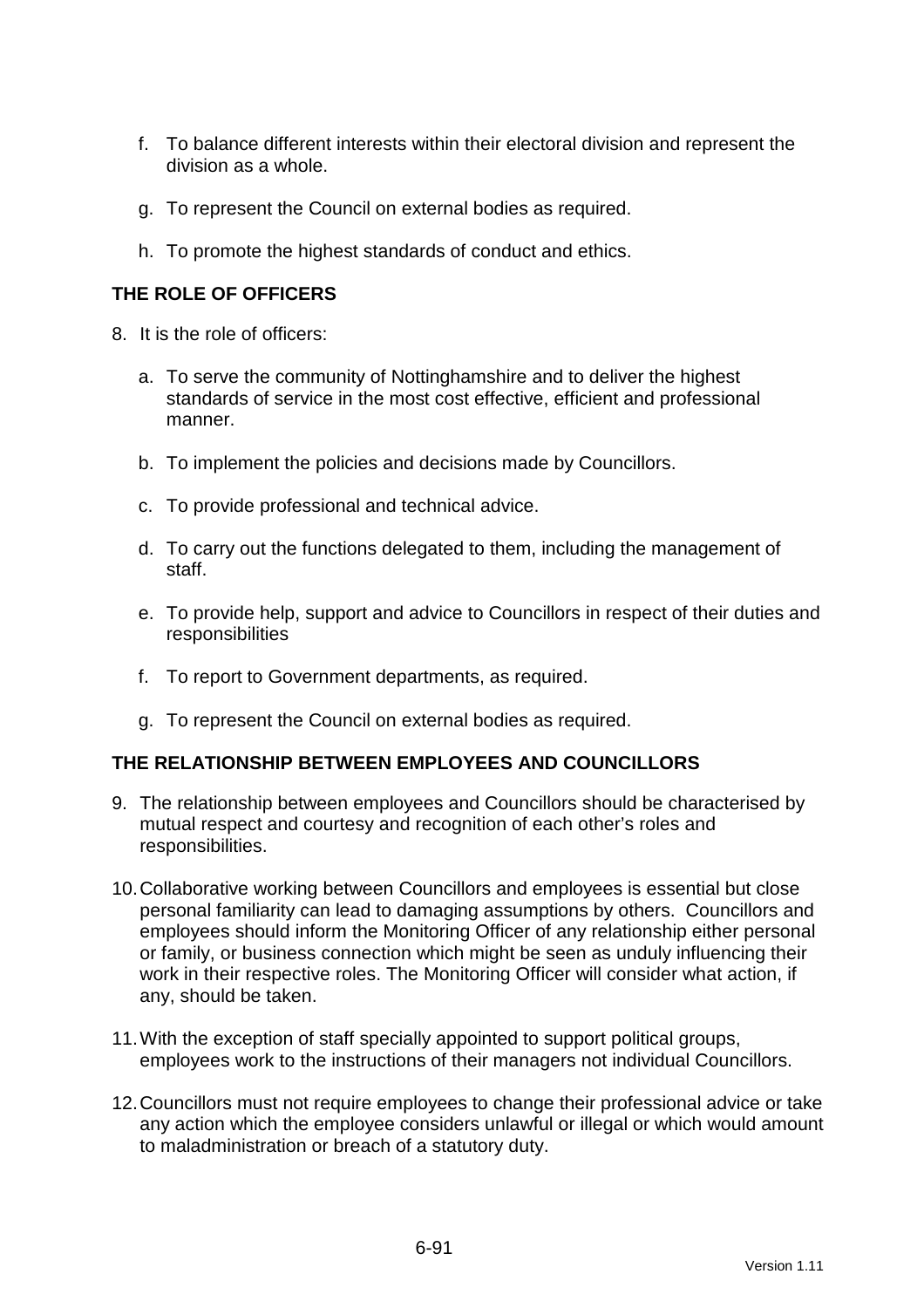f. To balance different interests within their electoral division and represent the division as a whole.

g. To represent the Council on external bodies as required.

h. To promote the highest standards of conduct and ethics.

**THE ROLE OF OFFICERS**

8. It is the role of officers:

   a. To serve the community of Nottinghamshire and to deliver the highest standards of service in the most cost effective, efficient and professional manner.

   b. To implement the policies and decisions made by Councillors.

   c. To provide professional and technical advice.

   d. To carry out the functions delegated to them, including the management of staff.

   e. To provide help, support and advice to Councillors in respect of their duties and responsibilities

   f. To report to Government departments, as required.

   g. To represent the Council on external bodies as required.

**THE RELATIONSHIP BETWEEN EMPLOYEES AND COUNCILLORS**

9. The relationship between employees and Councillors should be characterised by mutual respect and courtesy and recognition of each other's roles and responsibilities.

10. Collaborative working between Councillors and employees is essential but close personal familiarity can lead to damaging assumptions by others. Councillors and employees should inform the Monitoring Officer of any relationship either personal or family, or business connection which might be seen as unduly influencing their work in their respective roles. The Monitoring Officer will consider what action, if any, should be taken.

11. With the exception of staff specially appointed to support political groups, employees work to the instructions of their managers not individual Councillors.

12. Councillors must not require employees to change their professional advice or take any action which the employee considers unlawful or illegal or which would amount to maladministration or breach of a statutory duty.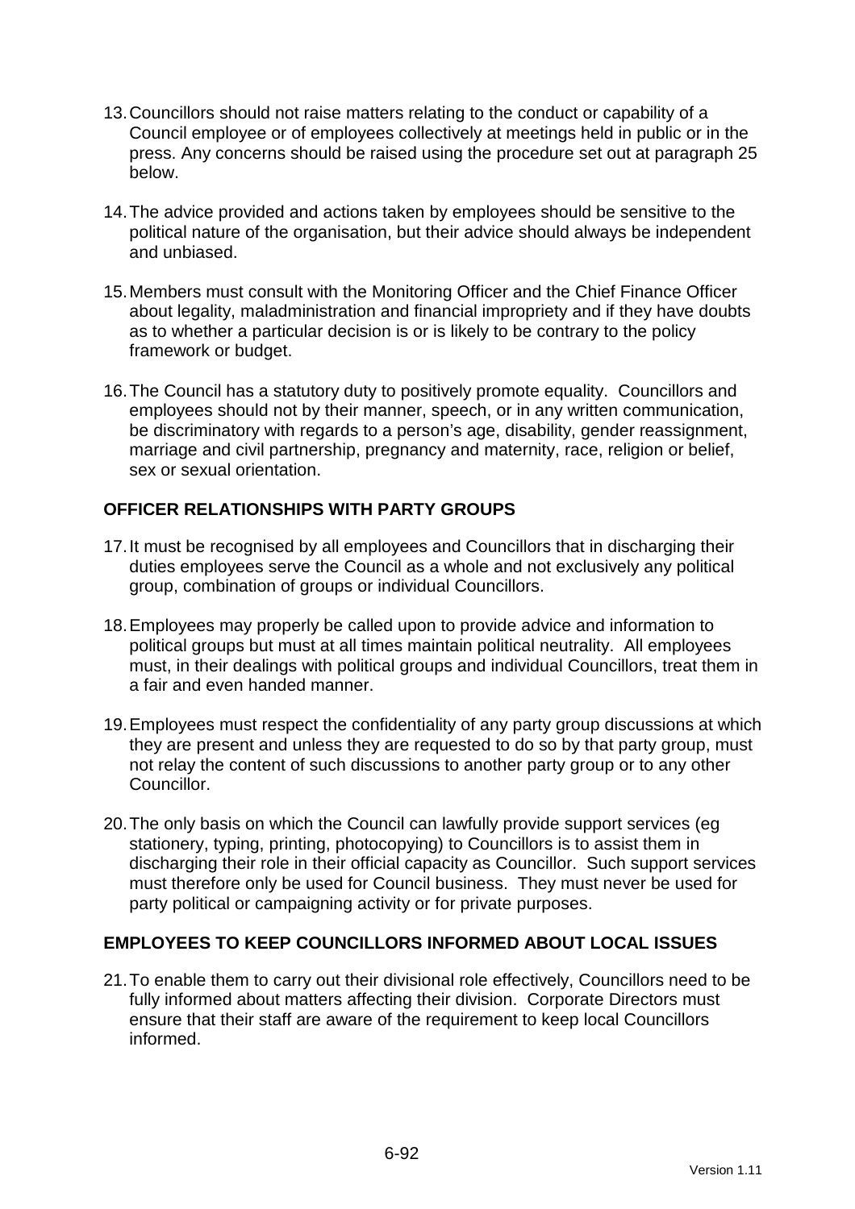13. Councillors should not raise matters relating to the conduct or capability of a Council employee or of employees collectively at meetings held in public or in the press. Any concerns should be raised using the procedure set out at paragraph 25 below.

14. The advice provided and actions taken by employees should be sensitive to the political nature of the organisation, but their advice should always be independent and unbiased.

15. Members must consult with the Monitoring Officer and the Chief Finance Officer about legality, maladministration and financial impropriety and if they have doubts as to whether a particular decision is or is likely to be contrary to the policy framework or budget.

16. The Council has a statutory duty to positively promote equality. Councillors and employees should not by their manner, speech, or in any written communication, be discriminatory with regards to a person's age, disability, gender reassignment, marriage and civil partnership, pregnancy and maternity, race, religion or belief, sex or sexual orientation.

## OFFICER RELATIONSHIPS WITH PARTY GROUPS

17. It must be recognised by all employees and Councillors that in discharging their duties employees serve the Council as a whole and not exclusively any political group, combination of groups or individual Councillors.

18. Employees may properly be called upon to provide advice and information to political groups but must at all times maintain political neutrality. All employees must, in their dealings with political groups and individual Councillors, treat them in a fair and even handed manner.

19. Employees must respect the confidentiality of any party group discussions at which they are present and unless they are requested to do so by that party group, must not relay the content of such discussions to another party group or to any other Councillor.

20. The only basis on which the Council can lawfully provide support services (eg stationery, typing, printing, photocopying) to Councillors is to assist them in discharging their role in their official capacity as Councillor. Such support services must therefore only be used for Council business. They must never be used for party political or campaigning activity or for private purposes.

## EMPLOYEES TO KEEP COUNCILLORS INFORMED ABOUT LOCAL ISSUES

21. To enable them to carry out their divisional role effectively, Councillors need to be fully informed about matters affecting their division. Corporate Directors must ensure that their staff are aware of the requirement to keep local Councillors informed.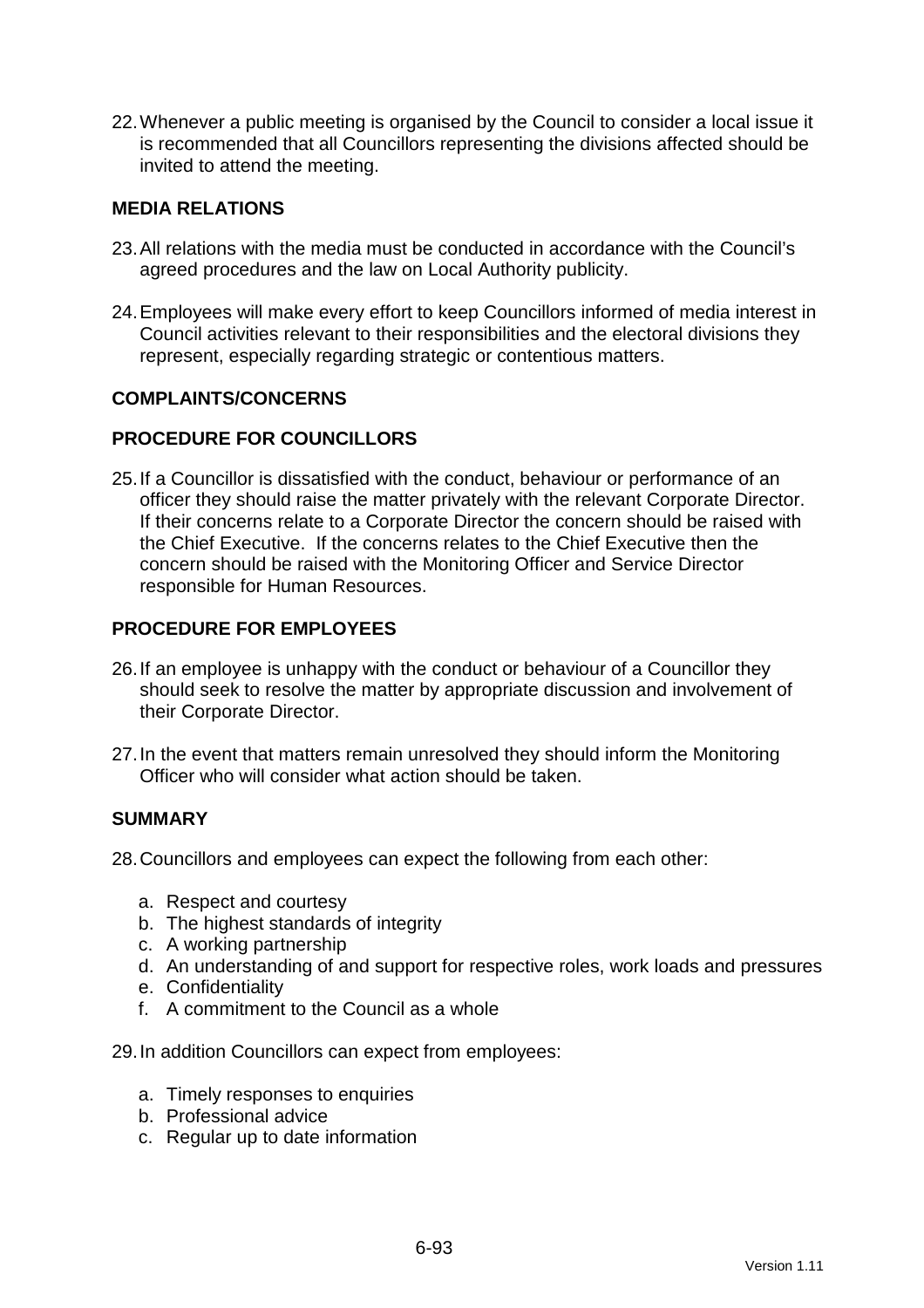22. Whenever a public meeting is organised by the Council to consider a local issue it is recommended that all Councillors representing the divisions affected should be invited to attend the meeting.

## MEDIA RELATIONS

23. All relations with the media must be conducted in accordance with the Council's agreed procedures and the law on Local Authority publicity.

24. Employees will make every effort to keep Councillors informed of media interest in Council activities relevant to their responsibilities and the electoral divisions they represent, especially regarding strategic or contentious matters.

## COMPLAINTS/CONCERNS

## PROCEDURE FOR COUNCILLORS

25. If a Councillor is dissatisfied with the conduct, behaviour or performance of an officer they should raise the matter privately with the relevant Corporate Director. If their concerns relate to a Corporate Director the concern should be raised with the Chief Executive. If the concerns relates to the Chief Executive then the concern should be raised with the Monitoring Officer and Service Director responsible for Human Resources.

## PROCEDURE FOR EMPLOYEES

26. If an employee is unhappy with the conduct or behaviour of a Councillor they should seek to resolve the matter by appropriate discussion and involvement of their Corporate Director.

27. In the event that matters remain unresolved they should inform the Monitoring Officer who will consider what action should be taken.

## SUMMARY

28. Councillors and employees can expect the following from each other:

    a. Respect and courtesy
    b. The highest standards of integrity
    c. A working partnership
    d. An understanding of and support for respective roles, work loads and pressures
    e. Confidentiality
    f. A commitment to the Council as a whole

29. In addition Councillors can expect from employees:

    a. Timely responses to enquiries
    b. Professional advice
    c. Regular up to date information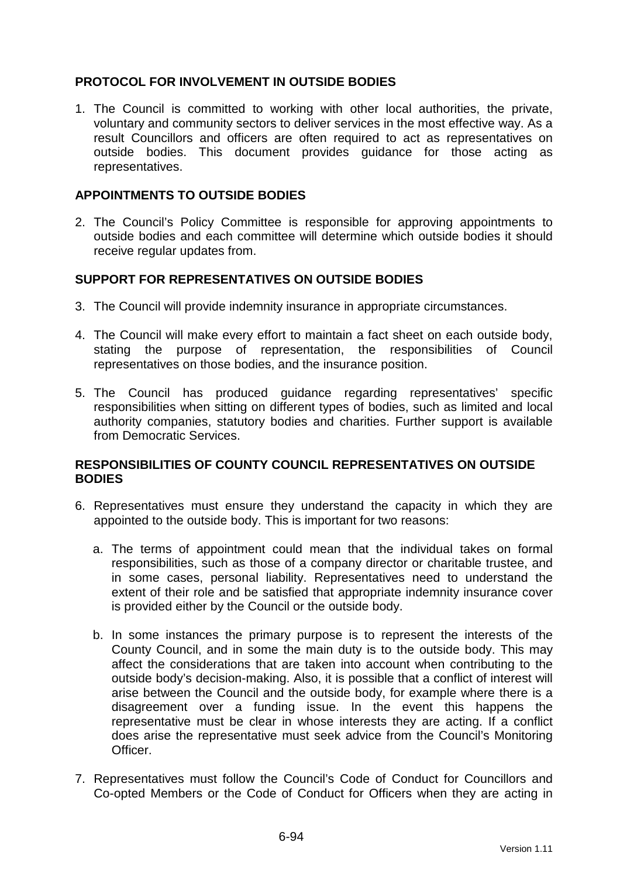## PROTOCOL FOR INVOLVEMENT IN OUTSIDE BODIES

1. The Council is committed to working with other local authorities, the private, voluntary and community sectors to deliver services in the most effective way. As a result Councillors and officers are often required to act as representatives on outside bodies. This document provides guidance for those acting as representatives.

## APPOINTMENTS TO OUTSIDE BODIES

2. The Council's Policy Committee is responsible for approving appointments to outside bodies and each committee will determine which outside bodies it should receive regular updates from.

## SUPPORT FOR REPRESENTATIVES ON OUTSIDE BODIES

3. The Council will provide indemnity insurance in appropriate circumstances.

4. The Council will make every effort to maintain a fact sheet on each outside body, stating the purpose of representation, the responsibilities of Council representatives on those bodies, and the insurance position.

5. The Council has produced guidance regarding representatives' specific responsibilities when sitting on different types of bodies, such as limited and local authority companies, statutory bodies and charities. Further support is available from Democratic Services.

## RESPONSIBILITIES OF COUNTY COUNCIL REPRESENTATIVES ON OUTSIDE BODIES

6. Representatives must ensure they understand the capacity in which they are appointed to the outside body. This is important for two reasons:

   a. The terms of appointment could mean that the individual takes on formal responsibilities, such as those of a company director or charitable trustee, and in some cases, personal liability. Representatives need to understand the extent of their role and be satisfied that appropriate indemnity insurance cover is provided either by the Council or the outside body.

   b. In some instances the primary purpose is to represent the interests of the County Council, and in some the main duty is to the outside body. This may affect the considerations that are taken into account when contributing to the outside body's decision-making. Also, it is possible that a conflict of interest will arise between the Council and the outside body, for example where there is a disagreement over a funding issue. In the event this happens the representative must be clear in whose interests they are acting. If a conflict does arise the representative must seek advice from the Council's Monitoring Officer.

7. Representatives must follow the Council's Code of Conduct for Councillors and Co-opted Members or the Code of Conduct for Officers when they are acting in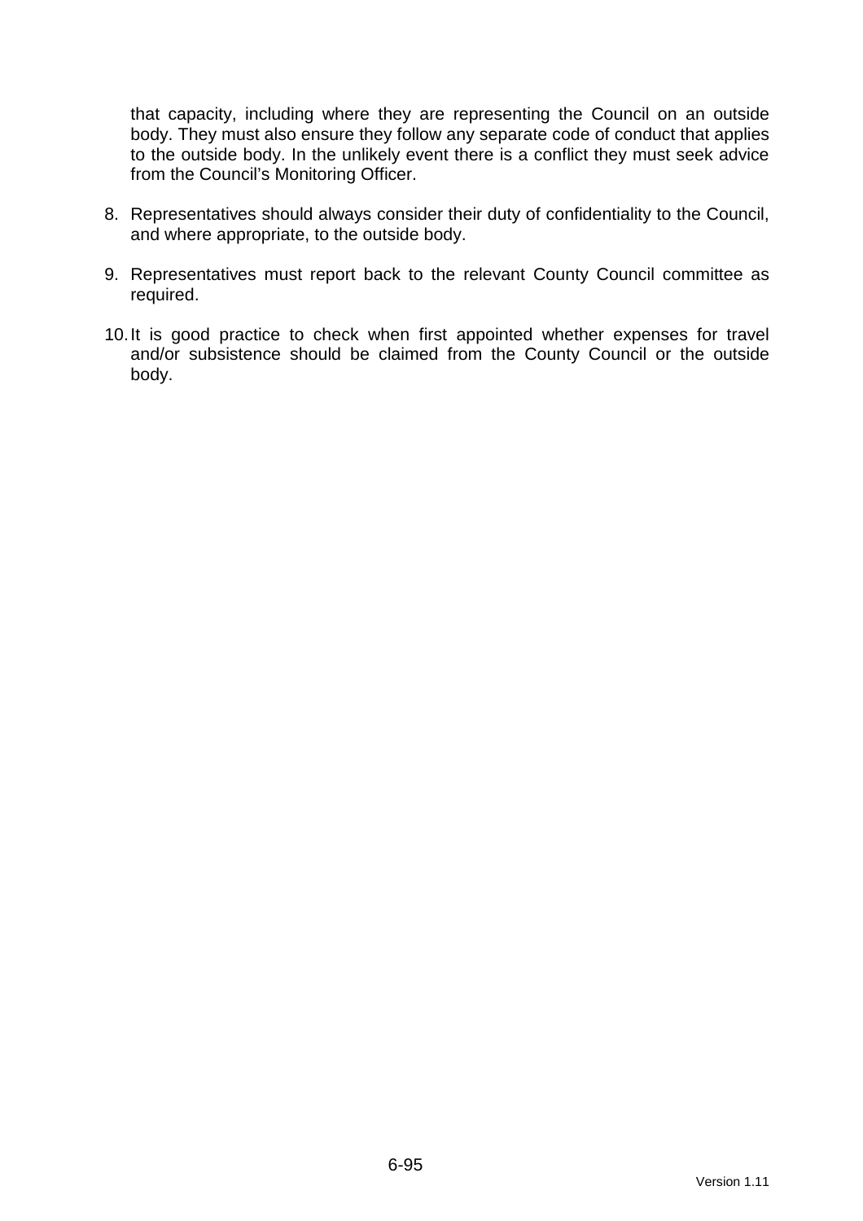that capacity, including where they are representing the Council on an outside body. They must also ensure they follow any separate code of conduct that applies to the outside body. In the unlikely event there is a conflict they must seek advice from the Council's Monitoring Officer.

8. Representatives should always consider their duty of confidentiality to the Council, and where appropriate, to the outside body.

9. Representatives must report back to the relevant County Council committee as required.

10. It is good practice to check when first appointed whether expenses for travel and/or subsistence should be claimed from the County Council or the outside body.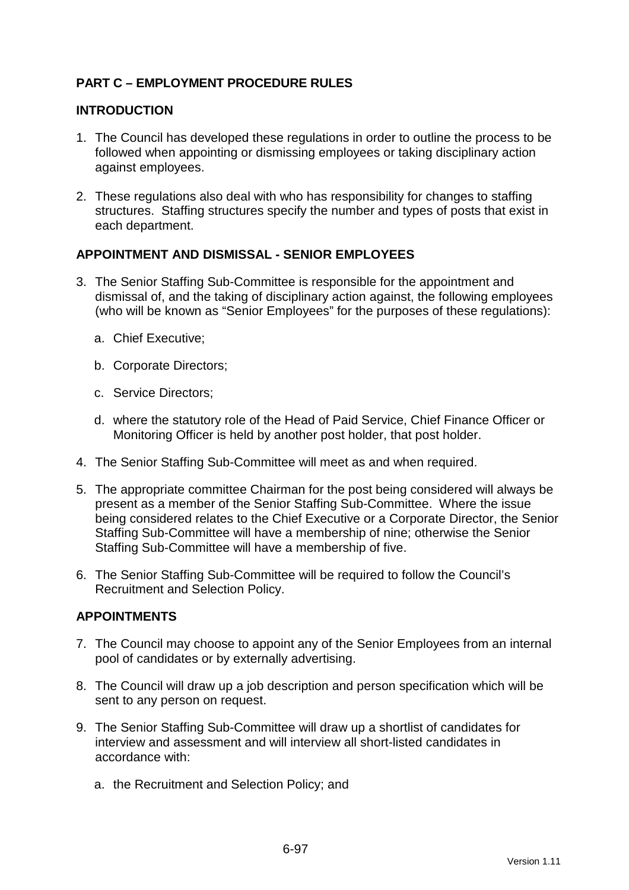## PART C – EMPLOYMENT PROCEDURE RULES

### INTRODUCTION

1. The Council has developed these regulations in order to outline the process to be followed when appointing or dismissing employees or taking disciplinary action against employees.

2. These regulations also deal with who has responsibility for changes to staffing structures. Staffing structures specify the number and types of posts that exist in each department.

### APPOINTMENT AND DISMISSAL - SENIOR EMPLOYEES

3. The Senior Staffing Sub-Committee is responsible for the appointment and dismissal of, and the taking of disciplinary action against, the following employees (who will be known as "Senior Employees" for the purposes of these regulations):

   a. Chief Executive;

   b. Corporate Directors;

   c. Service Directors;

   d. where the statutory role of the Head of Paid Service, Chief Finance Officer or Monitoring Officer is held by another post holder, that post holder.

4. The Senior Staffing Sub-Committee will meet as and when required.

5. The appropriate committee Chairman for the post being considered will always be present as a member of the Senior Staffing Sub-Committee. Where the issue being considered relates to the Chief Executive or a Corporate Director, the Senior Staffing Sub-Committee will have a membership of nine; otherwise the Senior Staffing Sub-Committee will have a membership of five.

6. The Senior Staffing Sub-Committee will be required to follow the Council's Recruitment and Selection Policy.

### APPOINTMENTS

7. The Council may choose to appoint any of the Senior Employees from an internal pool of candidates or by externally advertising.

8. The Council will draw up a job description and person specification which will be sent to any person on request.

9. The Senior Staffing Sub-Committee will draw up a shortlist of candidates for interview and assessment and will interview all short-listed candidates in accordance with:

   a. the Recruitment and Selection Policy; and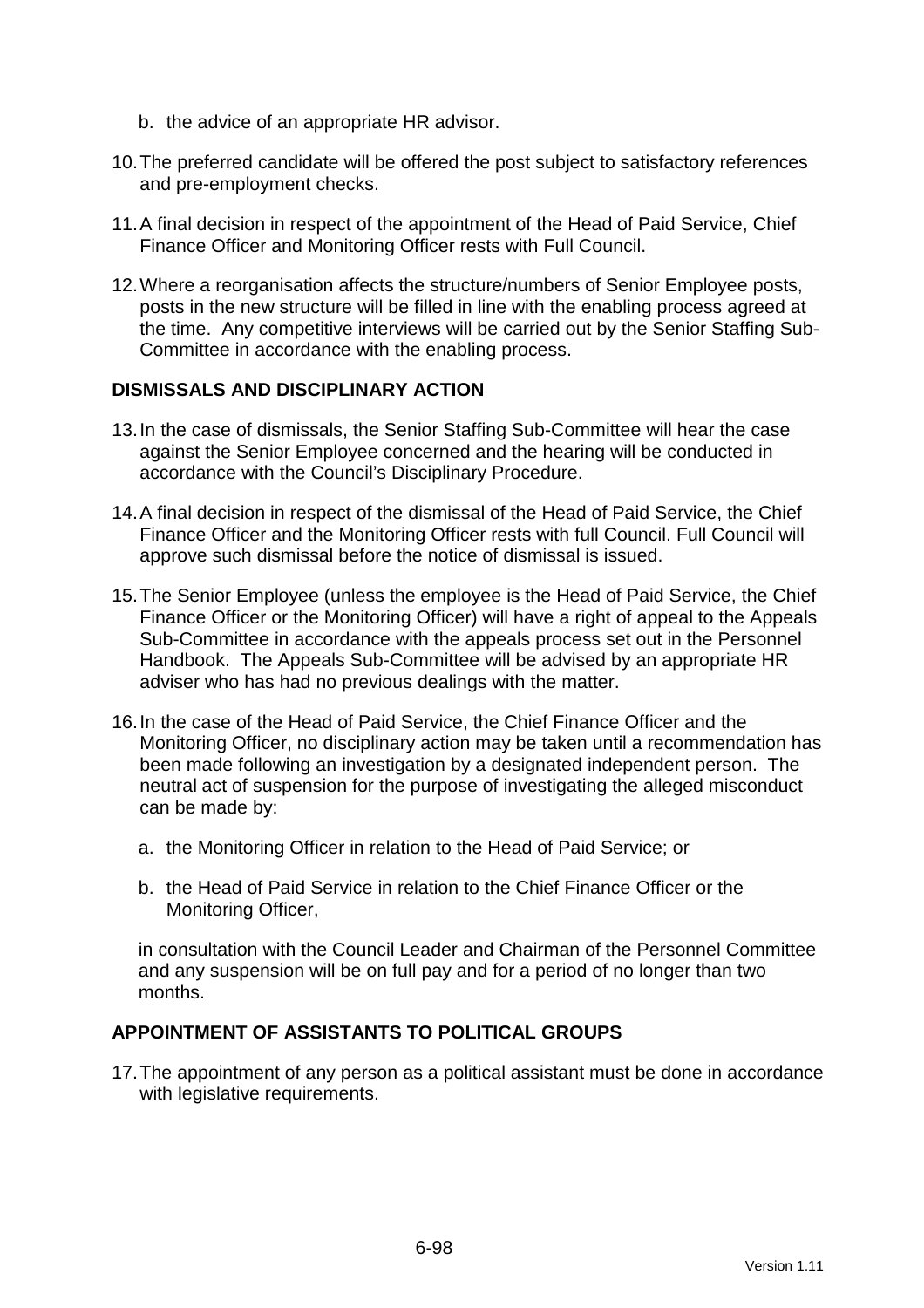b. the advice of an appropriate HR advisor.

10. The preferred candidate will be offered the post subject to satisfactory references and pre-employment checks.

11. A final decision in respect of the appointment of the Head of Paid Service, Chief Finance Officer and Monitoring Officer rests with Full Council.

12. Where a reorganisation affects the structure/numbers of Senior Employee posts, posts in the new structure will be filled in line with the enabling process agreed at the time. Any competitive interviews will be carried out by the Senior Staffing Sub-Committee in accordance with the enabling process.

## DISMISSALS AND DISCIPLINARY ACTION

13. In the case of dismissals, the Senior Staffing Sub-Committee will hear the case against the Senior Employee concerned and the hearing will be conducted in accordance with the Council's Disciplinary Procedure.

14. A final decision in respect of the dismissal of the Head of Paid Service, the Chief Finance Officer and the Monitoring Officer rests with full Council. Full Council will approve such dismissal before the notice of dismissal is issued.

15. The Senior Employee (unless the employee is the Head of Paid Service, the Chief Finance Officer or the Monitoring Officer) will have a right of appeal to the Appeals Sub-Committee in accordance with the appeals process set out in the Personnel Handbook. The Appeals Sub-Committee will be advised by an appropriate HR adviser who has had no previous dealings with the matter.

16. In the case of the Head of Paid Service, the Chief Finance Officer and the Monitoring Officer, no disciplinary action may be taken until a recommendation has been made following an investigation by a designated independent person. The neutral act of suspension for the purpose of investigating the alleged misconduct can be made by:

    a. the Monitoring Officer in relation to the Head of Paid Service; or

    b. the Head of Paid Service in relation to the Chief Finance Officer or the Monitoring Officer,

    in consultation with the Council Leader and Chairman of the Personnel Committee and any suspension will be on full pay and for a period of no longer than two months.

## APPOINTMENT OF ASSISTANTS TO POLITICAL GROUPS

17. The appointment of any person as a political assistant must be done in accordance with legislative requirements.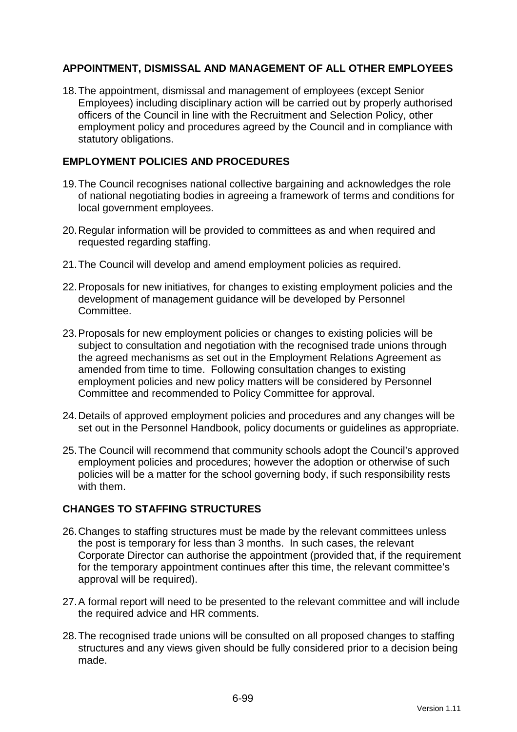## APPOINTMENT, DISMISSAL AND MANAGEMENT OF ALL OTHER EMPLOYEES

18. The appointment, dismissal and management of employees (except Senior Employees) including disciplinary action will be carried out by properly authorised officers of the Council in line with the Recruitment and Selection Policy, other employment policy and procedures agreed by the Council and in compliance with statutory obligations.

## EMPLOYMENT POLICIES AND PROCEDURES

19. The Council recognises national collective bargaining and acknowledges the role of national negotiating bodies in agreeing a framework of terms and conditions for local government employees.

20. Regular information will be provided to committees as and when required and requested regarding staffing.

21. The Council will develop and amend employment policies as required.

22. Proposals for new initiatives, for changes to existing employment policies and the development of management guidance will be developed by Personnel Committee.

23. Proposals for new employment policies or changes to existing policies will be subject to consultation and negotiation with the recognised trade unions through the agreed mechanisms as set out in the Employment Relations Agreement as amended from time to time. Following consultation changes to existing employment policies and new policy matters will be considered by Personnel Committee and recommended to Policy Committee for approval.

24. Details of approved employment policies and procedures and any changes will be set out in the Personnel Handbook, policy documents or guidelines as appropriate.

25. The Council will recommend that community schools adopt the Council's approved employment policies and procedures; however the adoption or otherwise of such policies will be a matter for the school governing body, if such responsibility rests with them.

## CHANGES TO STAFFING STRUCTURES

26. Changes to staffing structures must be made by the relevant committees unless the post is temporary for less than 3 months. In such cases, the relevant Corporate Director can authorise the appointment (provided that, if the requirement for the temporary appointment continues after this time, the relevant committee's approval will be required).

27. A formal report will need to be presented to the relevant committee and will include the required advice and HR comments.

28. The recognised trade unions will be consulted on all proposed changes to staffing structures and any views given should be fully considered prior to a decision being made.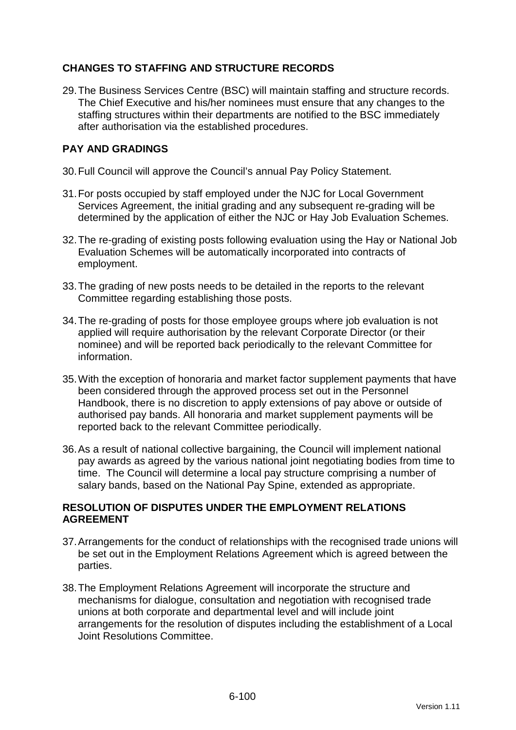## CHANGES TO STAFFING AND STRUCTURE RECORDS

29. The Business Services Centre (BSC) will maintain staffing and structure records. The Chief Executive and his/her nominees must ensure that any changes to the staffing structures within their departments are notified to the BSC immediately after authorisation via the established procedures.

## PAY AND GRADINGS

30. Full Council will approve the Council's annual Pay Policy Statement.

31. For posts occupied by staff employed under the NJC for Local Government Services Agreement, the initial grading and any subsequent re-grading will be determined by the application of either the NJC or Hay Job Evaluation Schemes.

32. The re-grading of existing posts following evaluation using the Hay or National Job Evaluation Schemes will be automatically incorporated into contracts of employment.

33. The grading of new posts needs to be detailed in the reports to the relevant Committee regarding establishing those posts.

34. The re-grading of posts for those employee groups where job evaluation is not applied will require authorisation by the relevant Corporate Director (or their nominee) and will be reported back periodically to the relevant Committee for information.

35. With the exception of honoraria and market factor supplement payments that have been considered through the approved process set out in the Personnel Handbook, there is no discretion to apply extensions of pay above or outside of authorised pay bands. All honoraria and market supplement payments will be reported back to the relevant Committee periodically.

36. As a result of national collective bargaining, the Council will implement national pay awards as agreed by the various national joint negotiating bodies from time to time. The Council will determine a local pay structure comprising a number of salary bands, based on the National Pay Spine, extended as appropriate.

## RESOLUTION OF DISPUTES UNDER THE EMPLOYMENT RELATIONS AGREEMENT

37. Arrangements for the conduct of relationships with the recognised trade unions will be set out in the Employment Relations Agreement which is agreed between the parties.

38. The Employment Relations Agreement will incorporate the structure and mechanisms for dialogue, consultation and negotiation with recognised trade unions at both corporate and departmental level and will include joint arrangements for the resolution of disputes including the establishment of a Local Joint Resolutions Committee.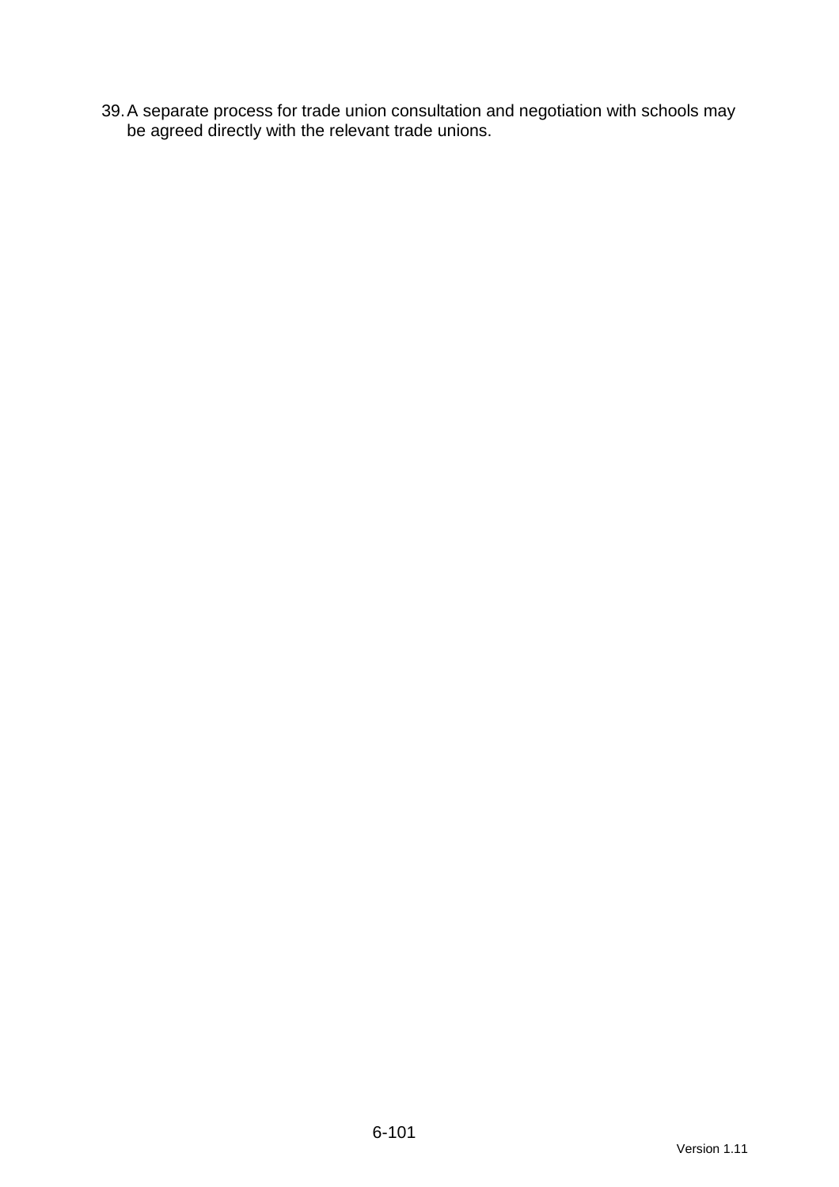39. A separate process for trade union consultation and negotiation with schools may be agreed directly with the relevant trade unions.